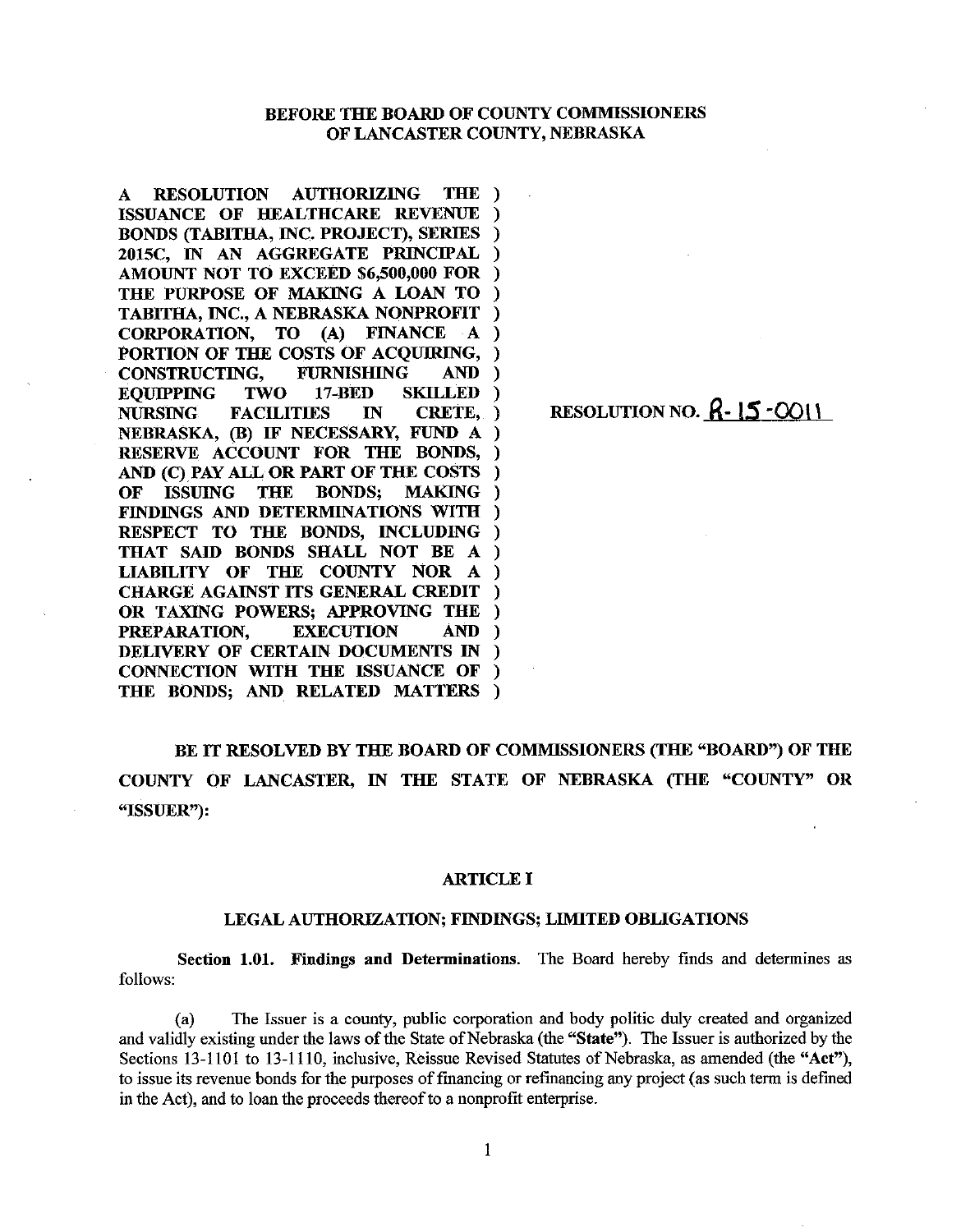**BEFORE THE BOARD OF COUNTY COMMISSIONERS OF LANCASTER COUNTY, NEBRASKA**

A RESOLUTION AUTHORIZING THE ISSUANCE OF HEALTHCARE REVENUE BONDS (TABITHA, INC. PROJECT), SERIES 2015C, IN AN AGGREGATE PRINCIPAL AMOUNT NOT TO EXCEED $6,500,000 FOR THE PURPOSE OF MAKING A LOAN TO TABITHA, INC., A NEBRASKA NONPROFIT CORPORATION, TO (A) FINANCE A PORTION OF THE COSTS OF ACQUIRING, CONSTRUCTING, FURNISHING AND EQUIPPING TWO 17-BED SKILLED NURSING FACILITIES IN CRETE, NEBRASKA, (B) IF NECESSARY, FUND A RESERVE ACCOUNT FOR THE BONDS, AND (C) PAY ALL OR PART OF THE COSTS OF ISSUING THE BONDS; MAKING FINDINGS AND DETERMINATIONS WITH RESPECT TO THE BONDS, INCLUDING THAT SAID BONDS SHALL NOT BE A LIABILITY OF THE COUNTY NOR A CHARGE AGAINST ITS GENERAL CREDIT OR TAXING POWERS; APPROVING THE PREPARATION, EXECUTION AND DELIVERY OF CERTAIN DOCUMENTS IN CONNECTION WITH THE ISSUANCE OF THE BONDS; AND RELATED MATTERS

RESOLUTION NO. R-15-0011

**BE IT RESOLVED BY THE BOARD OF COMMISSIONERS (THE "BOARD") OF THE COUNTY OF LANCASTER, IN THE STATE OF NEBRASKA (THE "COUNTY" OR "ISSUER"):**

## ARTICLE I

### LEGAL AUTHORIZATION; FINDINGS; LIMITED OBLIGATIONS

**Section 1.01. Findings and Determinations.** The Board hereby finds and determines as follows:

(a) The Issuer is a county, public corporation and body politic duly created and organized and validly existing under the laws of the State of Nebraska (the **"State"**). The Issuer is authorized by the Sections 13-1101 to 13-1110, inclusive, Reissue Revised Statutes of Nebraska, as amended (the **"Act"**), to issue its revenue bonds for the purposes of financing or refinancing any project (as such term is defined in the Act), and to loan the proceeds thereof to a nonprofit enterprise.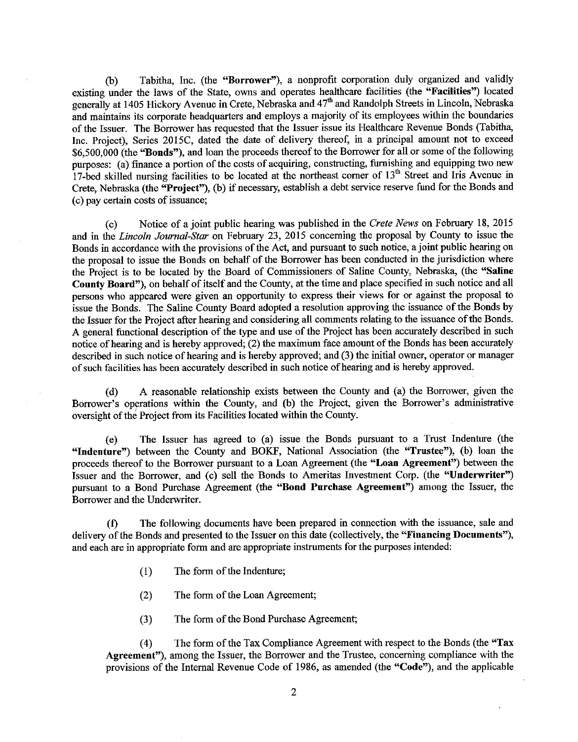(b) Tabitha, Inc. (the **"Borrower"**), a nonprofit corporation duly organized and validly existing under the laws of the State, owns and operates healthcare facilities (the **"Facilities"**) located generally at 1405 Hickory Avenue in Crete, Nebraska and 47th and Randolph Streets in Lincoln, Nebraska and maintains its corporate headquarters and employs a majority of its employees within the boundaries of the Issuer. The Borrower has requested that the Issuer issue its Healthcare Revenue Bonds (Tabitha, Inc. Project), Series 2015C, dated the date of delivery thereof, in a principal amount not to exceed $6,500,000 (the **"Bonds"**), and loan the proceeds thereof to the Borrower for all or some of the following purposes: (a) finance a portion of the costs of acquiring, constructing, furnishing and equipping two new 17-bed skilled nursing facilities to be located at the northeast corner of 13th Street and Iris Avenue in Crete, Nebraska (the **"Project"**), (b) if necessary, establish a debt service reserve fund for the Bonds and (c) pay certain costs of issuance;

(c) Notice of a joint public hearing was published in the *Crete News* on February 18, 2015 and in the *Lincoln Journal-Star* on February 23, 2015 concerning the proposal by County to issue the Bonds in accordance with the provisions of the Act, and pursuant to such notice, a joint public hearing on the proposal to issue the Bonds on behalf of the Borrower has been conducted in the jurisdiction where the Project is to be located by the Board of Commissioners of Saline County, Nebraska, (the **"Saline County Board"**), on behalf of itself and the County, at the time and place specified in such notice and all persons who appeared were given an opportunity to express their views for or against the proposal to issue the Bonds. The Saline County Board adopted a resolution approving the issuance of the Bonds by the Issuer for the Project after hearing and considering all comments relating to the issuance of the Bonds. A general functional description of the type and use of the Project has been accurately described in such notice of hearing and is hereby approved; (2) the maximum face amount of the Bonds has been accurately described in such notice of hearing and is hereby approved; and (3) the initial owner, operator or manager of such facilities has been accurately described in such notice of hearing and is hereby approved.

(d) A reasonable relationship exists between the County and (a) the Borrower, given the Borrower's operations within the County, and (b) the Project, given the Borrower's administrative oversight of the Project from its Facilities located within the County.

(e) The Issuer has agreed to (a) issue the Bonds pursuant to a Trust Indenture (the **"Indenture"**) between the County and BOKF, National Association (the **"Trustee"**), (b) loan the proceeds thereof to the Borrower pursuant to a Loan Agreement (the **"Loan Agreement"**) between the Issuer and the Borrower, and (c) sell the Bonds to Ameritas Investment Corp. (the **"Underwriter"**) pursuant to a Bond Purchase Agreement (the **"Bond Purchase Agreement"**) among the Issuer, the Borrower and the Underwriter.

(f) The following documents have been prepared in connection with the issuance, sale and delivery of the Bonds and presented to the Issuer on this date (collectively, the **"Financing Documents"**), and each are in appropriate form and are appropriate instruments for the purposes intended:

(1) The form of the Indenture;

(2) The form of the Loan Agreement;

(3) The form of the Bond Purchase Agreement;

(4) The form of the Tax Compliance Agreement with respect to the Bonds (the **"Tax Agreement"**), among the Issuer, the Borrower and the Trustee, concerning compliance with the provisions of the Internal Revenue Code of 1986, as amended (the **"Code"**), and the applicable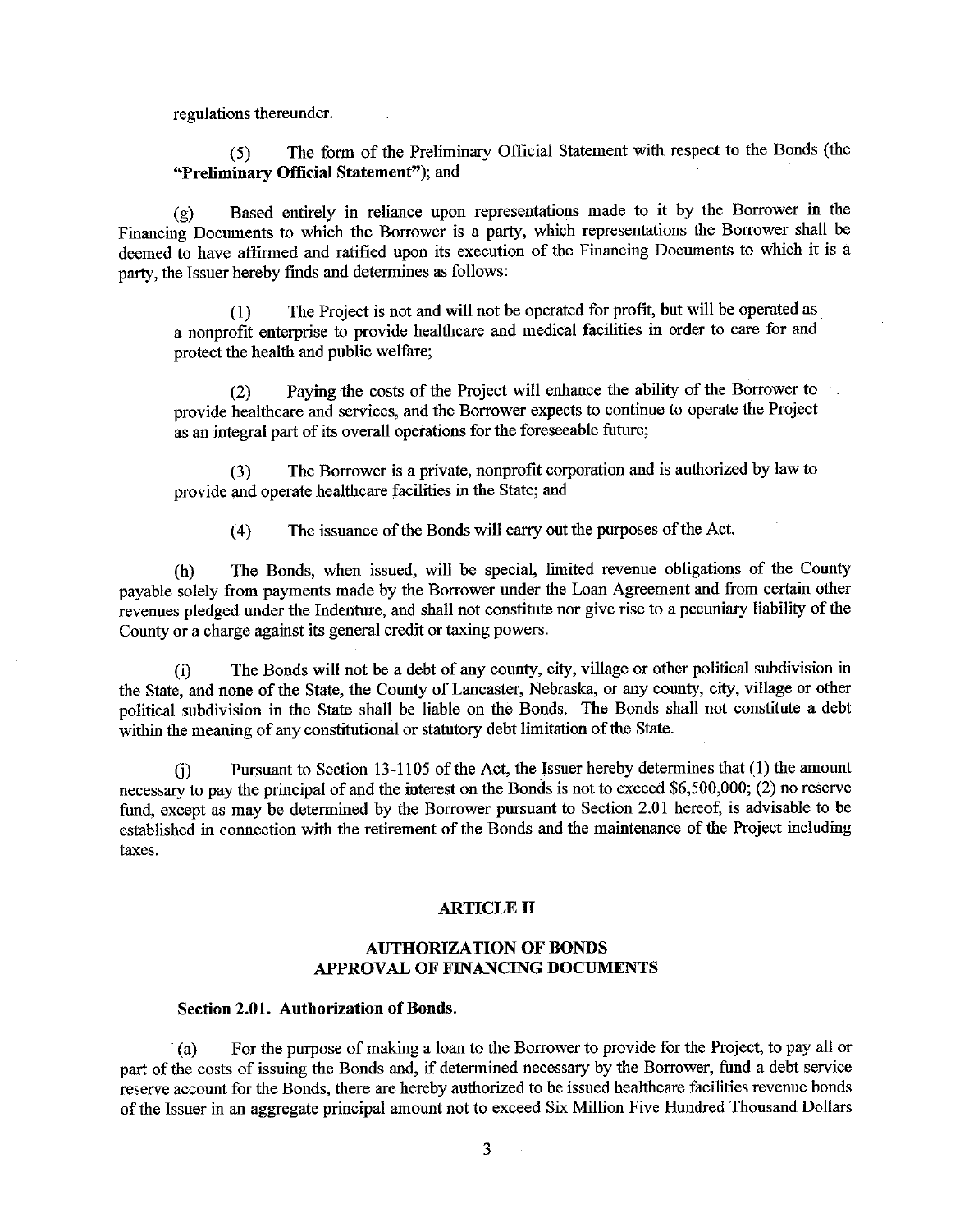regulations thereunder.

(5) The form of the Preliminary Official Statement with respect to the Bonds (the **"Preliminary Official Statement"**); and

(g) Based entirely in reliance upon representations made to it by the Borrower in the Financing Documents to which the Borrower is a party, which representations the Borrower shall be deemed to have affirmed and ratified upon its execution of the Financing Documents to which it is a party, the Issuer hereby finds and determines as follows:

(1) The Project is not and will not be operated for profit, but will be operated as a nonprofit enterprise to provide healthcare and medical facilities in order to care for and protect the health and public welfare;

(2) Paying the costs of the Project will enhance the ability of the Borrower to provide healthcare and services, and the Borrower expects to continue to operate the Project as an integral part of its overall operations for the foreseeable future;

(3) The Borrower is a private, nonprofit corporation and is authorized by law to provide and operate healthcare facilities in the State; and

(4) The issuance of the Bonds will carry out the purposes of the Act.

(h) The Bonds, when issued, will be special, limited revenue obligations of the County payable solely from payments made by the Borrower under the Loan Agreement and from certain other revenues pledged under the Indenture, and shall not constitute nor give rise to a pecuniary liability of the County or a charge against its general credit or taxing powers.

(i) The Bonds will not be a debt of any county, city, village or other political subdivision in the State, and none of the State, the County of Lancaster, Nebraska, or any county, city, village or other political subdivision in the State shall be liable on the Bonds. The Bonds shall not constitute a debt within the meaning of any constitutional or statutory debt limitation of the State.

(j) Pursuant to Section 13-1105 of the Act, the Issuer hereby determines that (1) the amount necessary to pay the principal of and the interest on the Bonds is not to exceed $6,500,000; (2) no reserve fund, except as may be determined by the Borrower pursuant to Section 2.01 hereof, is advisable to be established in connection with the retirement of the Bonds and the maintenance of the Project including taxes.

## ARTICLE II

## AUTHORIZATION OF BONDS
## APPROVAL OF FINANCING DOCUMENTS

### Section 2.01. Authorization of Bonds.

(a) For the purpose of making a loan to the Borrower to provide for the Project, to pay all or part of the costs of issuing the Bonds and, if determined necessary by the Borrower, fund a debt service reserve account for the Bonds, there are hereby authorized to be issued healthcare facilities revenue bonds of the Issuer in an aggregate principal amount not to exceed Six Million Five Hundred Thousand Dollars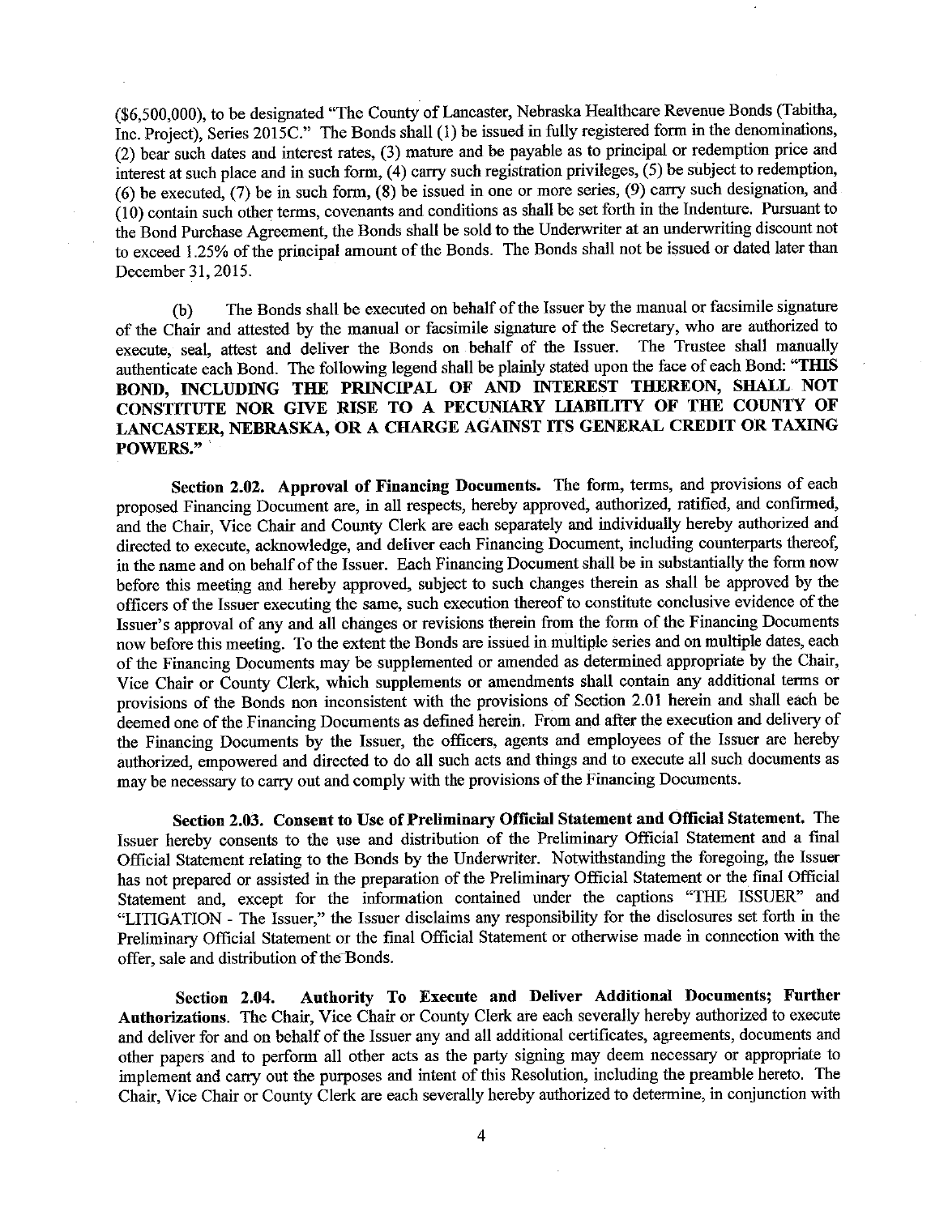($6,500,000), to be designated "The County of Lancaster, Nebraska Healthcare Revenue Bonds (Tabitha, Inc. Project), Series 2015C." The Bonds shall (1) be issued in fully registered form in the denominations, (2) bear such dates and interest rates, (3) mature and be payable as to principal or redemption price and interest at such place and in such form, (4) carry such registration privileges, (5) be subject to redemption, (6) be executed, (7) be in such form, (8) be issued in one or more series, (9) carry such designation, and (10) contain such other terms, covenants and conditions as shall be set forth in the Indenture. Pursuant to the Bond Purchase Agreement, the Bonds shall be sold to the Underwriter at an underwriting discount not to exceed 1.25% of the principal amount of the Bonds. The Bonds shall not be issued or dated later than December 31, 2015.

(b) The Bonds shall be executed on behalf of the Issuer by the manual or facsimile signature of the Chair and attested by the manual or facsimile signature of the Secretary, who are authorized to execute, seal, attest and deliver the Bonds on behalf of the Issuer. The Trustee shall manually authenticate each Bond. The following legend shall be plainly stated upon the face of each Bond: **"THIS BOND, INCLUDING THE PRINCIPAL OF AND INTEREST THEREON, SHALL NOT CONSTITUTE NOR GIVE RISE TO A PECUNIARY LIABILITY OF THE COUNTY OF LANCASTER, NEBRASKA, OR A CHARGE AGAINST ITS GENERAL CREDIT OR TAXING POWERS."**

**Section 2.02. Approval of Financing Documents.** The form, terms, and provisions of each proposed Financing Document are, in all respects, hereby approved, authorized, ratified, and confirmed, and the Chair, Vice Chair and County Clerk are each separately and individually hereby authorized and directed to execute, acknowledge, and deliver each Financing Document, including counterparts thereof, in the name and on behalf of the Issuer. Each Financing Document shall be in substantially the form now before this meeting and hereby approved, subject to such changes therein as shall be approved by the officers of the Issuer executing the same, such execution thereof to constitute conclusive evidence of the Issuer's approval of any and all changes or revisions therein from the form of the Financing Documents now before this meeting. To the extent the Bonds are issued in multiple series and on multiple dates, each of the Financing Documents may be supplemented or amended as determined appropriate by the Chair, Vice Chair or County Clerk, which supplements or amendments shall contain any additional terms or provisions of the Bonds non inconsistent with the provisions of Section 2.01 herein and shall each be deemed one of the Financing Documents as defined herein. From and after the execution and delivery of the Financing Documents by the Issuer, the officers, agents and employees of the Issuer are hereby authorized, empowered and directed to do all such acts and things and to execute all such documents as may be necessary to carry out and comply with the provisions of the Financing Documents.

**Section 2.03. Consent to Use of Preliminary Official Statement and Official Statement.** The Issuer hereby consents to the use and distribution of the Preliminary Official Statement and a final Official Statement relating to the Bonds by the Underwriter. Notwithstanding the foregoing, the Issuer has not prepared or assisted in the preparation of the Preliminary Official Statement or the final Official Statement and, except for the information contained under the captions "THE ISSUER" and "LITIGATION - The Issuer," the Issuer disclaims any responsibility for the disclosures set forth in the Preliminary Official Statement or the final Official Statement or otherwise made in connection with the offer, sale and distribution of the Bonds.

**Section 2.04. Authority To Execute and Deliver Additional Documents; Further Authorizations.** The Chair, Vice Chair or County Clerk are each severally hereby authorized to execute and deliver for and on behalf of the Issuer any and all additional certificates, agreements, documents and other papers and to perform all other acts as the party signing may deem necessary or appropriate to implement and carry out the purposes and intent of this Resolution, including the preamble hereto. The Chair, Vice Chair or County Clerk are each severally hereby authorized to determine, in conjunction with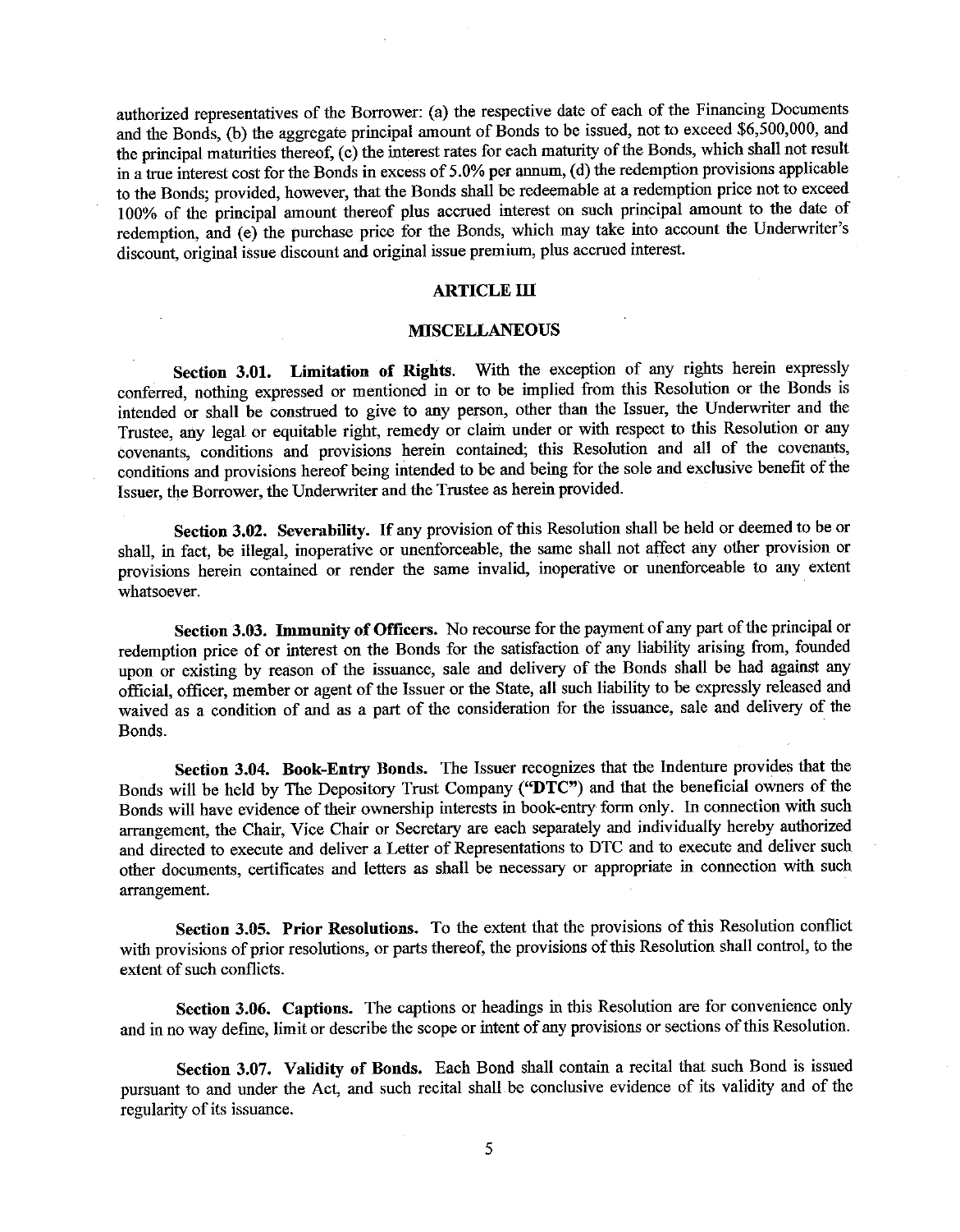authorized representatives of the Borrower: (a) the respective date of each of the Financing Documents and the Bonds, (b) the aggregate principal amount of Bonds to be issued, not to exceed $6,500,000, and the principal maturities thereof, (c) the interest rates for each maturity of the Bonds, which shall not result in a true interest cost for the Bonds in excess of 5.0% per annum, (d) the redemption provisions applicable to the Bonds; provided, however, that the Bonds shall be redeemable at a redemption price not to exceed 100% of the principal amount thereof plus accrued interest on such principal amount to the date of redemption, and (e) the purchase price for the Bonds, which may take into account the Underwriter's discount, original issue discount and original issue premium, plus accrued interest.

## ARTICLE III

## MISCELLANEOUS

**Section 3.01. Limitation of Rights.** With the exception of any rights herein expressly conferred, nothing expressed or mentioned in or to be implied from this Resolution or the Bonds is intended or shall be construed to give to any person, other than the Issuer, the Underwriter and the Trustee, any legal or equitable right, remedy or claim under or with respect to this Resolution or any covenants, conditions and provisions herein contained; this Resolution and all of the covenants, conditions and provisions hereof being intended to be and being for the sole and exclusive benefit of the Issuer, the Borrower, the Underwriter and the Trustee as herein provided.

**Section 3.02. Severability.** If any provision of this Resolution shall be held or deemed to be or shall, in fact, be illegal, inoperative or unenforceable, the same shall not affect any other provision or provisions herein contained or render the same invalid, inoperative or unenforceable to any extent whatsoever.

**Section 3.03. Immunity of Officers.** No recourse for the payment of any part of the principal or redemption price of or interest on the Bonds for the satisfaction of any liability arising from, founded upon or existing by reason of the issuance, sale and delivery of the Bonds shall be had against any official, officer, member or agent of the Issuer or the State, all such liability to be expressly released and waived as a condition of and as a part of the consideration for the issuance, sale and delivery of the Bonds.

**Section 3.04. Book-Entry Bonds.** The Issuer recognizes that the Indenture provides that the Bonds will be held by The Depository Trust Company (**"DTC"**) and that the beneficial owners of the Bonds will have evidence of their ownership interests in book-entry form only. In connection with such arrangement, the Chair, Vice Chair or Secretary are each separately and individually hereby authorized and directed to execute and deliver a Letter of Representations to DTC and to execute and deliver such other documents, certificates and letters as shall be necessary or appropriate in connection with such arrangement.

**Section 3.05. Prior Resolutions.** To the extent that the provisions of this Resolution conflict with provisions of prior resolutions, or parts thereof, the provisions of this Resolution shall control, to the extent of such conflicts.

**Section 3.06. Captions.** The captions or headings in this Resolution are for convenience only and in no way define, limit or describe the scope or intent of any provisions or sections of this Resolution.

**Section 3.07. Validity of Bonds.** Each Bond shall contain a recital that such Bond is issued pursuant to and under the Act, and such recital shall be conclusive evidence of its validity and of the regularity of its issuance.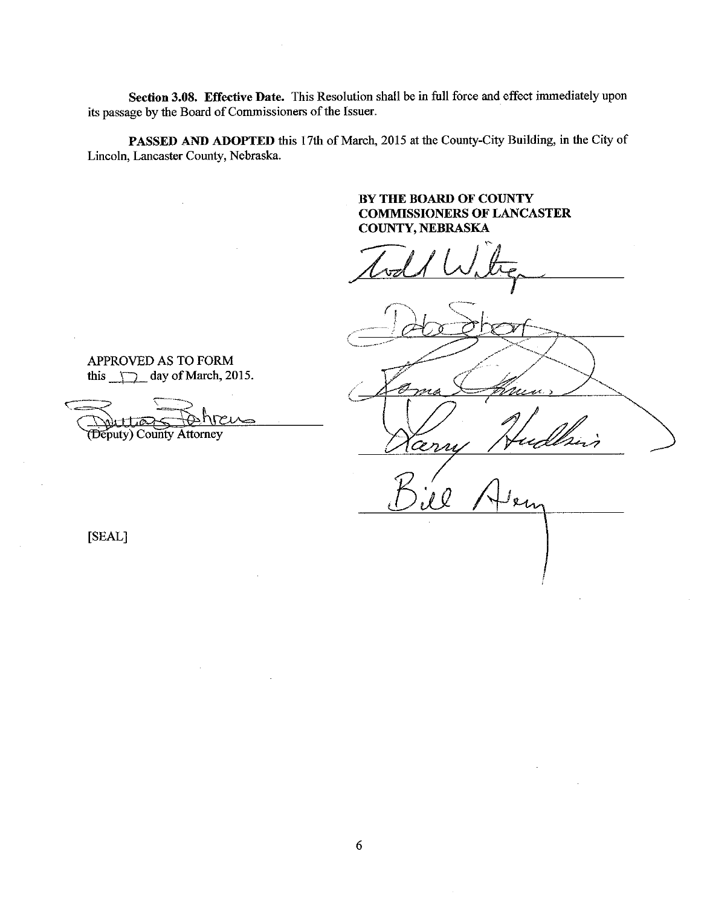**Section 3.08. Effective Date.** This Resolution shall be in full force and effect immediately upon its passage by the Board of Commissioners of the Issuer.

**PASSED AND ADOPTED** this 17th of March, 2015 at the County-City Building, in the City of Lincoln, Lancaster County, Nebraska.

**BY THE BOARD OF COUNTY COMMISSIONERS OF LANCASTER COUNTY, NEBRASKA**

Todd Wiltgen

Deb Schorr

Roma Amundson

Larry Hudkins

Bill Avery

APPROVED AS TO FORM
this 17 day of March, 2015.

(Deputy) County Attorney

[SEAL]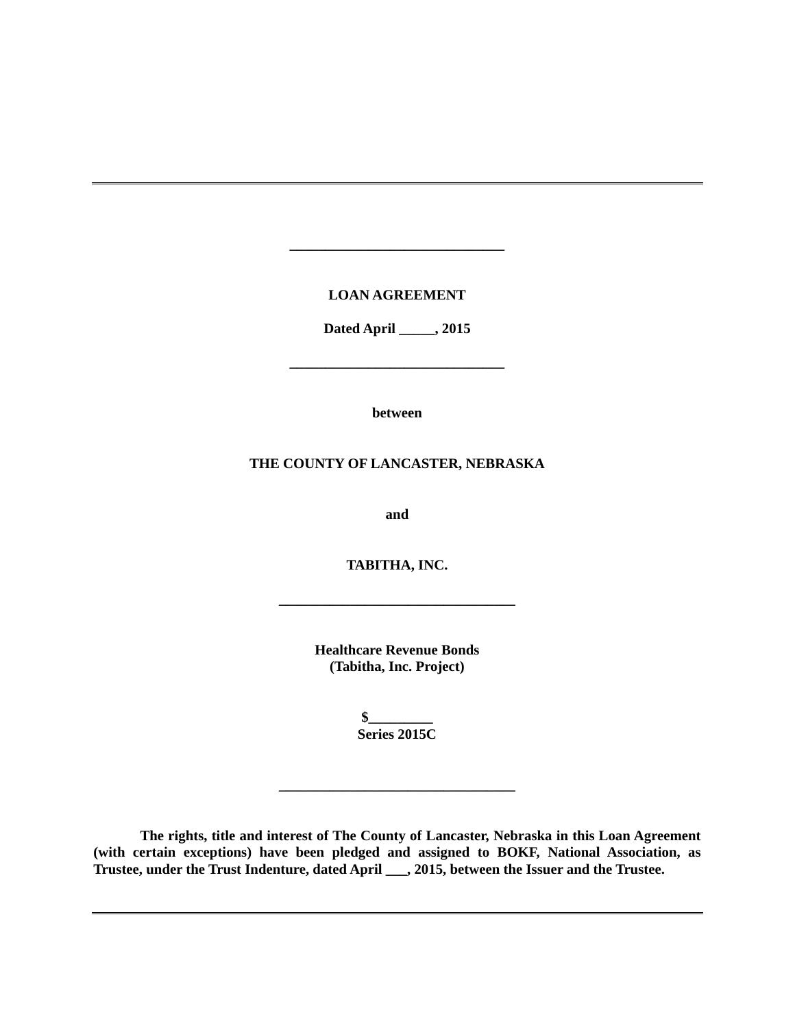---

\_\_\_\_\_\_\_\_\_\_\_\_\_\_\_\_\_\_\_\_\_\_\_\_\_\_\_\_\_\_

**LOAN AGREEMENT**

**Dated April \_\_\_\_\_, 2015**

\_\_\_\_\_\_\_\_\_\_\_\_\_\_\_\_\_\_\_\_\_\_\_\_\_\_\_\_\_\_

**between**

**THE COUNTY OF LANCASTER, NEBRASKA**

**and**

**TABITHA, INC.**

\_\_\_\_\_\_\_\_\_\_\_\_\_\_\_\_\_\_\_\_\_\_\_\_\_\_\_\_\_\_\_\_\_

**Healthcare Revenue Bonds**
**(Tabitha, Inc. Project)**

**$\_\_\_\_\_\_\_\_\_**
**Series 2015C**

\_\_\_\_\_\_\_\_\_\_\_\_\_\_\_\_\_\_\_\_\_\_\_\_\_\_\_\_\_\_\_\_\_

**The rights, title and interest of The County of Lancaster, Nebraska in this Loan Agreement (with certain exceptions) have been pledged and assigned to BOKF, National Association, as Trustee, under the Trust Indenture, dated April \_\_\_, 2015, between the Issuer and the Trustee.**

---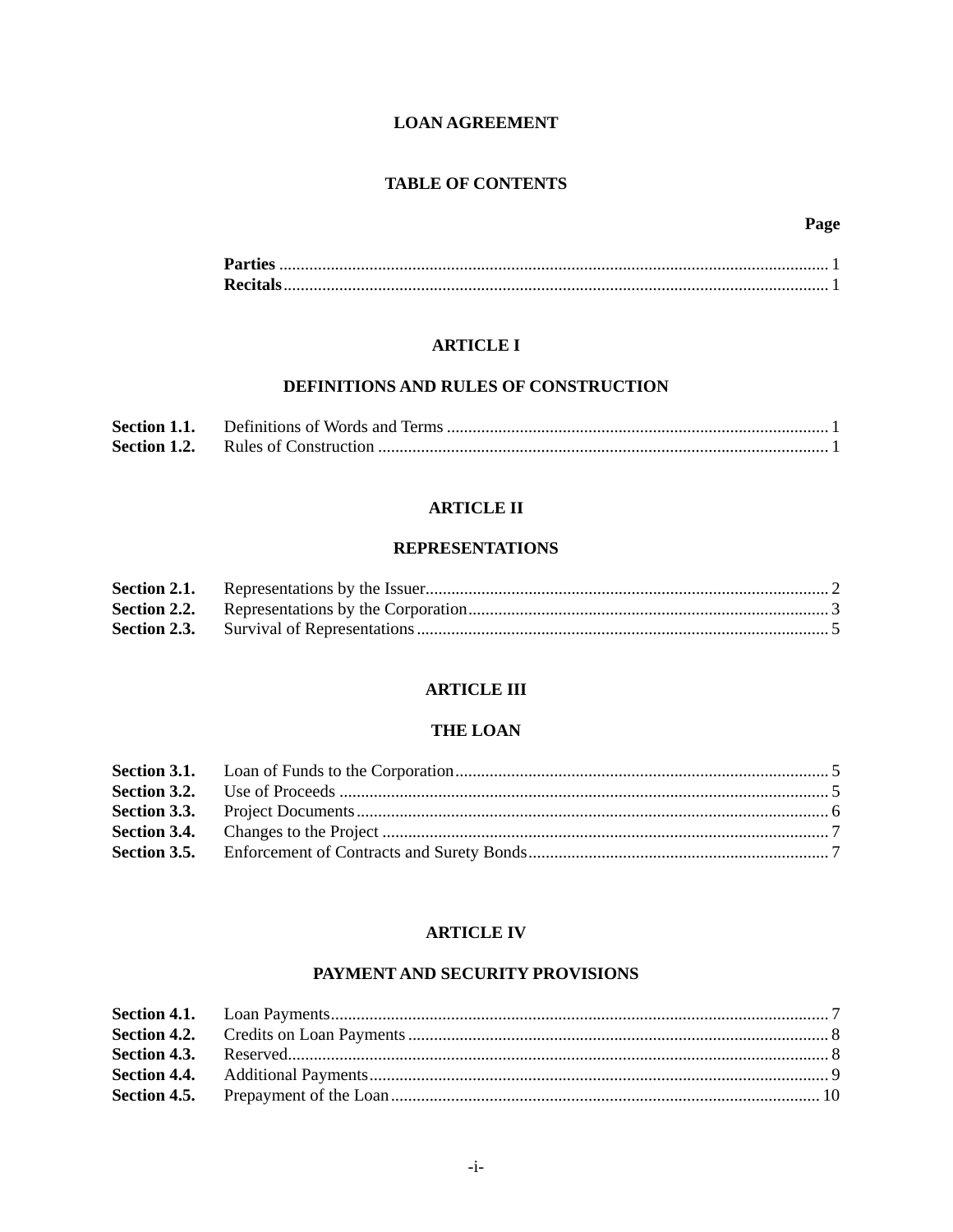# LOAN AGREEMENT

## TABLE OF CONTENTS

| | | Page |
|---|---|---|
| **Parties** | | 1 |
| **Recitals** | | 1 |

### ARTICLE I

### DEFINITIONS AND RULES OF CONSTRUCTION

| | | |
|---|---|---|
| **Section 1.1.** | Definitions of Words and Terms | 1 |
| **Section 1.2.** | Rules of Construction | 1 |

### ARTICLE II

### REPRESENTATIONS

| | | |
|---|---|---|
| **Section 2.1.** | Representations by the Issuer | 2 |
| **Section 2.2.** | Representations by the Corporation | 3 |
| **Section 2.3.** | Survival of Representations | 5 |

### ARTICLE III

### THE LOAN

| | | |
|---|---|---|
| **Section 3.1.** | Loan of Funds to the Corporation | 5 |
| **Section 3.2.** | Use of Proceeds | 5 |
| **Section 3.3.** | Project Documents | 6 |
| **Section 3.4.** | Changes to the Project | 7 |
| **Section 3.5.** | Enforcement of Contracts and Surety Bonds | 7 |

### ARTICLE IV

### PAYMENT AND SECURITY PROVISIONS

| | | |
|---|---|---|
| **Section 4.1.** | Loan Payments | 7 |
| **Section 4.2.** | Credits on Loan Payments | 8 |
| **Section 4.3.** | Reserved | 8 |
| **Section 4.4.** | Additional Payments | 9 |
| **Section 4.5.** | Prepayment of the Loan | 10 |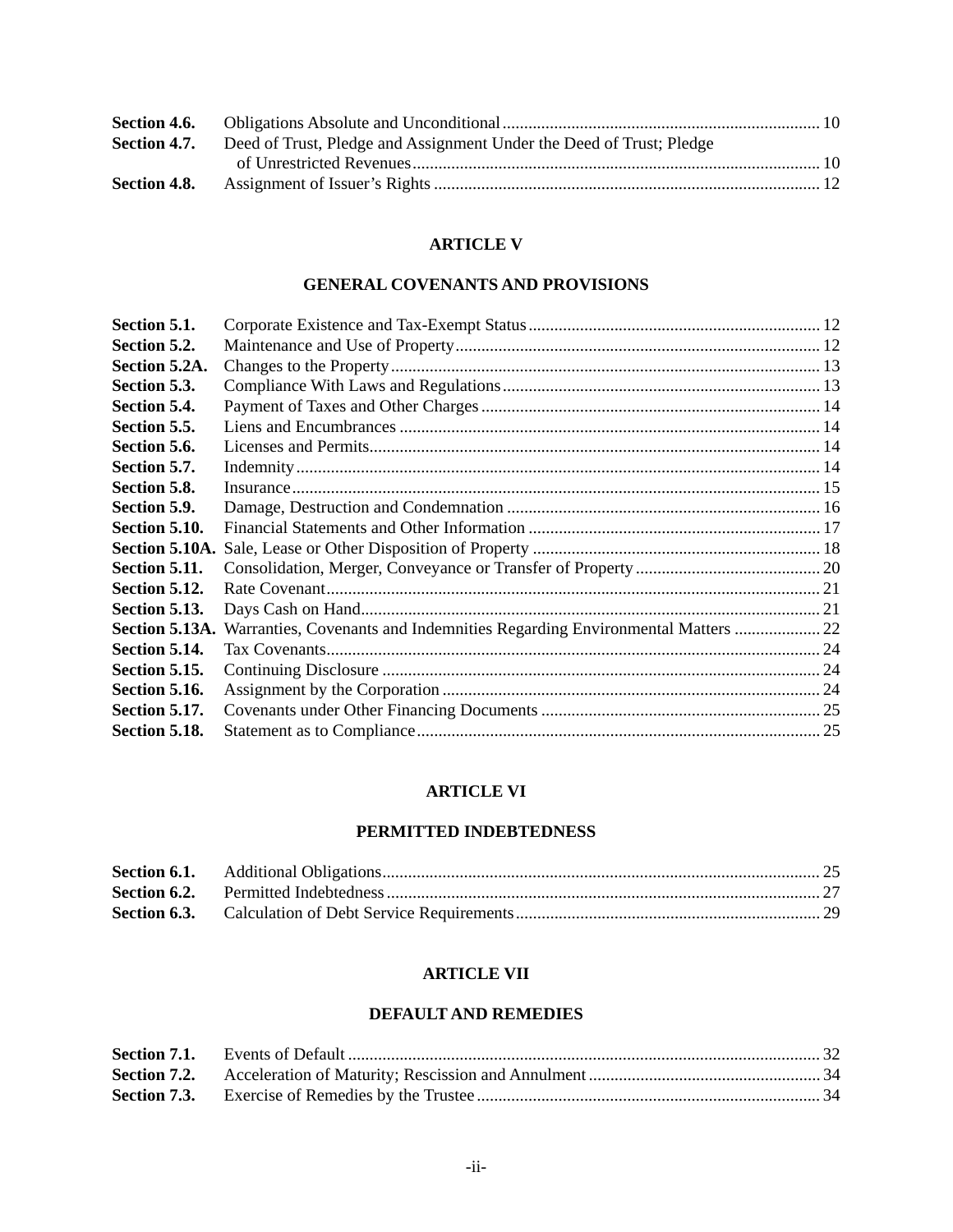| | | |
|---|---|---|
| **Section 4.6.** | Obligations Absolute and Unconditional | 10 |
| **Section 4.7.** | Deed of Trust, Pledge and Assignment Under the Deed of Trust; Pledge of Unrestricted Revenues | 10 |
| **Section 4.8.** | Assignment of Issuer's Rights | 12 |

## ARTICLE V

## GENERAL COVENANTS AND PROVISIONS

| | | |
|---|---|---|
| **Section 5.1.** | Corporate Existence and Tax-Exempt Status | 12 |
| **Section 5.2.** | Maintenance and Use of Property | 12 |
| **Section 5.2A.** | Changes to the Property | 13 |
| **Section 5.3.** | Compliance With Laws and Regulations | 13 |
| **Section 5.4.** | Payment of Taxes and Other Charges | 14 |
| **Section 5.5.** | Liens and Encumbrances | 14 |
| **Section 5.6.** | Licenses and Permits | 14 |
| **Section 5.7.** | Indemnity | 14 |
| **Section 5.8.** | Insurance | 15 |
| **Section 5.9.** | Damage, Destruction and Condemnation | 16 |
| **Section 5.10.** | Financial Statements and Other Information | 17 |
| **Section 5.10A.** | Sale, Lease or Other Disposition of Property | 18 |
| **Section 5.11.** | Consolidation, Merger, Conveyance or Transfer of Property | 20 |
| **Section 5.12.** | Rate Covenant | 21 |
| **Section 5.13.** | Days Cash on Hand | 21 |
| **Section 5.13A.** | Warranties, Covenants and Indemnities Regarding Environmental Matters | 22 |
| **Section 5.14.** | Tax Covenants | 24 |
| **Section 5.15.** | Continuing Disclosure | 24 |
| **Section 5.16.** | Assignment by the Corporation | 24 |
| **Section 5.17.** | Covenants under Other Financing Documents | 25 |
| **Section 5.18.** | Statement as to Compliance | 25 |

## ARTICLE VI

## PERMITTED INDEBTEDNESS

| | | |
|---|---|---|
| **Section 6.1.** | Additional Obligations | 25 |
| **Section 6.2.** | Permitted Indebtedness | 27 |
| **Section 6.3.** | Calculation of Debt Service Requirements | 29 |

## ARTICLE VII

## DEFAULT AND REMEDIES

| | | |
|---|---|---|
| **Section 7.1.** | Events of Default | 32 |
| **Section 7.2.** | Acceleration of Maturity; Rescission and Annulment | 34 |
| **Section 7.3.** | Exercise of Remedies by the Trustee | 34 |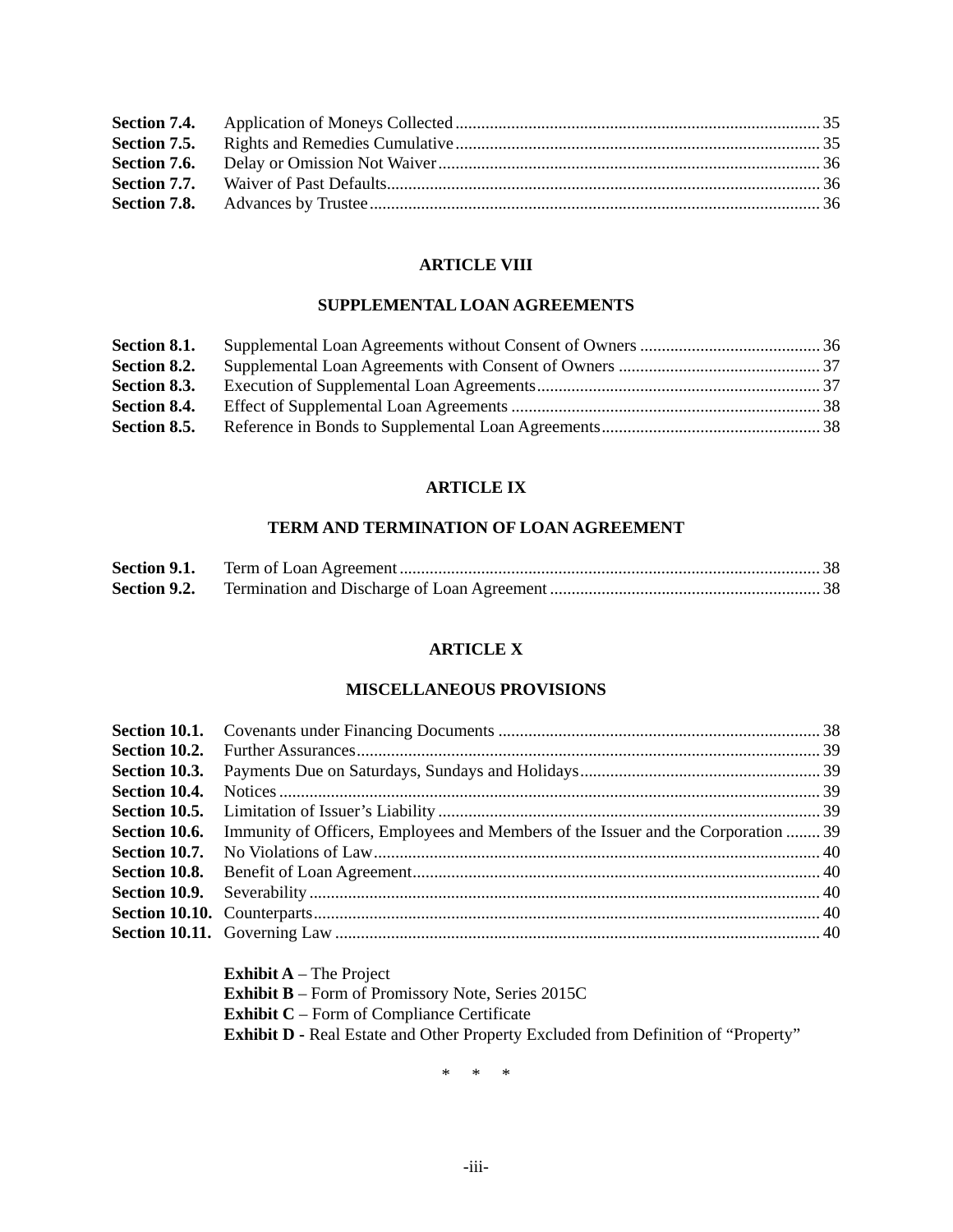| | | |
|---|---|---|
| **Section 7.4.** | Application of Moneys Collected | 35 |
| **Section 7.5.** | Rights and Remedies Cumulative | 35 |
| **Section 7.6.** | Delay or Omission Not Waiver | 36 |
| **Section 7.7.** | Waiver of Past Defaults | 36 |
| **Section 7.8.** | Advances by Trustee | 36 |

**ARTICLE VIII**

**SUPPLEMENTAL LOAN AGREEMENTS**

| | | |
|---|---|---|
| **Section 8.1.** | Supplemental Loan Agreements without Consent of Owners | 36 |
| **Section 8.2.** | Supplemental Loan Agreements with Consent of Owners | 37 |
| **Section 8.3.** | Execution of Supplemental Loan Agreements | 37 |
| **Section 8.4.** | Effect of Supplemental Loan Agreements | 38 |
| **Section 8.5.** | Reference in Bonds to Supplemental Loan Agreements | 38 |

**ARTICLE IX**

**TERM AND TERMINATION OF LOAN AGREEMENT**

| | | |
|---|---|---|
| **Section 9.1.** | Term of Loan Agreement | 38 |
| **Section 9.2.** | Termination and Discharge of Loan Agreement | 38 |

**ARTICLE X**

**MISCELLANEOUS PROVISIONS**

| | | |
|---|---|---|
| **Section 10.1.** | Covenants under Financing Documents | 38 |
| **Section 10.2.** | Further Assurances | 39 |
| **Section 10.3.** | Payments Due on Saturdays, Sundays and Holidays | 39 |
| **Section 10.4.** | Notices | 39 |
| **Section 10.5.** | Limitation of Issuer's Liability | 39 |
| **Section 10.6.** | Immunity of Officers, Employees and Members of the Issuer and the Corporation | 39 |
| **Section 10.7.** | No Violations of Law | 40 |
| **Section 10.8.** | Benefit of Loan Agreement | 40 |
| **Section 10.9.** | Severability | 40 |
| **Section 10.10.** | Counterparts | 40 |
| **Section 10.11.** | Governing Law | 40 |

**Exhibit A** – The Project
**Exhibit B** – Form of Promissory Note, Series 2015C
**Exhibit C** – Form of Compliance Certificate
**Exhibit D -** Real Estate and Other Property Excluded from Definition of "Property"

\* \* \*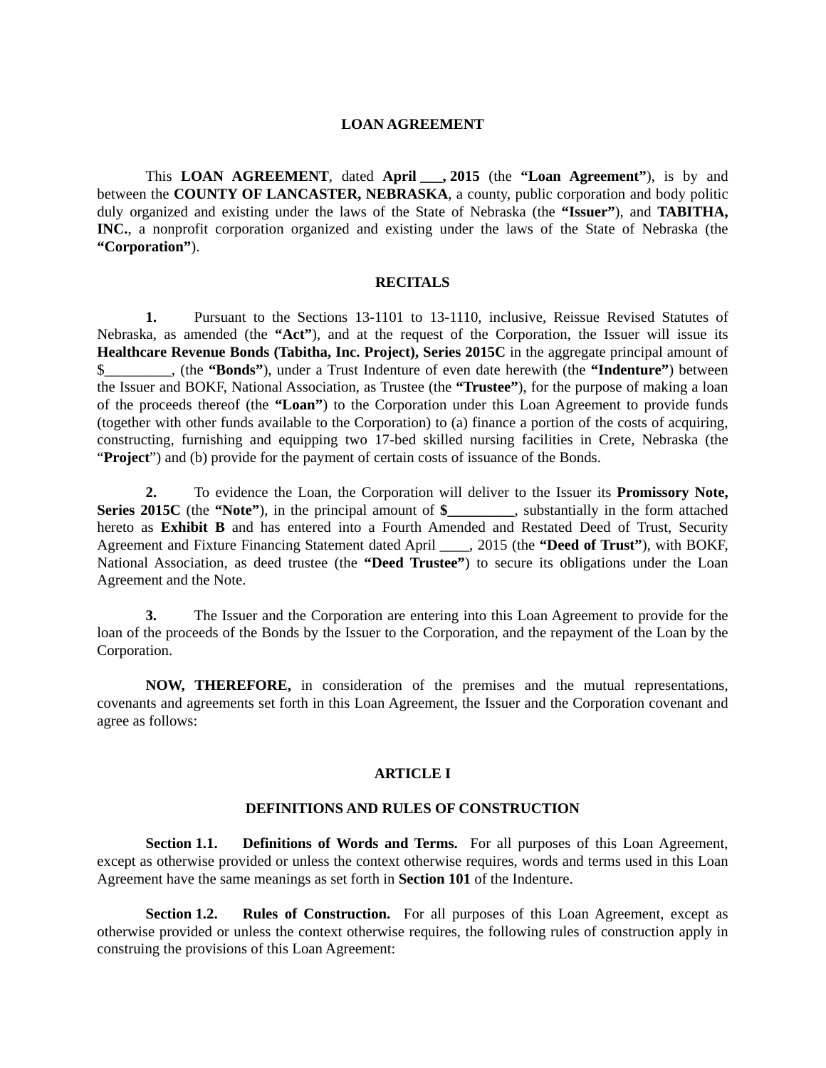# LOAN AGREEMENT

This **LOAN AGREEMENT**, dated **April ___, 2015** (the **"Loan Agreement"**), is by and between the **COUNTY OF LANCASTER, NEBRASKA**, a county, public corporation and body politic duly organized and existing under the laws of the State of Nebraska (the **"Issuer"**), and **TABITHA, INC.**, a nonprofit corporation organized and existing under the laws of the State of Nebraska (the **"Corporation"**).

## RECITALS

**1.** Pursuant to the Sections 13-1101 to 13-1110, inclusive, Reissue Revised Statutes of Nebraska, as amended (the **"Act"**), and at the request of the Corporation, the Issuer will issue its **Healthcare Revenue Bonds (Tabitha, Inc. Project), Series 2015C** in the aggregate principal amount of $_________, (the **"Bonds"**), under a Trust Indenture of even date herewith (the **"Indenture"**) between the Issuer and BOKF, National Association, as Trustee (the **"Trustee"**), for the purpose of making a loan of the proceeds thereof (the **"Loan"**) to the Corporation under this Loan Agreement to provide funds (together with other funds available to the Corporation) to (a) finance a portion of the costs of acquiring, constructing, furnishing and equipping two 17-bed skilled nursing facilities in Crete, Nebraska (the "**Project**") and (b) provide for the payment of certain costs of issuance of the Bonds.

**2.** To evidence the Loan, the Corporation will deliver to the Issuer its **Promissory Note, Series 2015C** (the **"Note"**), in the principal amount of **$_________**, substantially in the form attached hereto as **Exhibit B** and has entered into a Fourth Amended and Restated Deed of Trust, Security Agreement and Fixture Financing Statement dated April ____, 2015 (the **"Deed of Trust"**), with BOKF, National Association, as deed trustee (the **"Deed Trustee"**) to secure its obligations under the Loan Agreement and the Note.

**3.** The Issuer and the Corporation are entering into this Loan Agreement to provide for the loan of the proceeds of the Bonds by the Issuer to the Corporation, and the repayment of the Loan by the Corporation.

**NOW, THEREFORE,** in consideration of the premises and the mutual representations, covenants and agreements set forth in this Loan Agreement, the Issuer and the Corporation covenant and agree as follows:

## ARTICLE I

## DEFINITIONS AND RULES OF CONSTRUCTION

**Section 1.1. Definitions of Words and Terms.** For all purposes of this Loan Agreement, except as otherwise provided or unless the context otherwise requires, words and terms used in this Loan Agreement have the same meanings as set forth in **Section 101** of the Indenture.

**Section 1.2. Rules of Construction.** For all purposes of this Loan Agreement, except as otherwise provided or unless the context otherwise requires, the following rules of construction apply in construing the provisions of this Loan Agreement: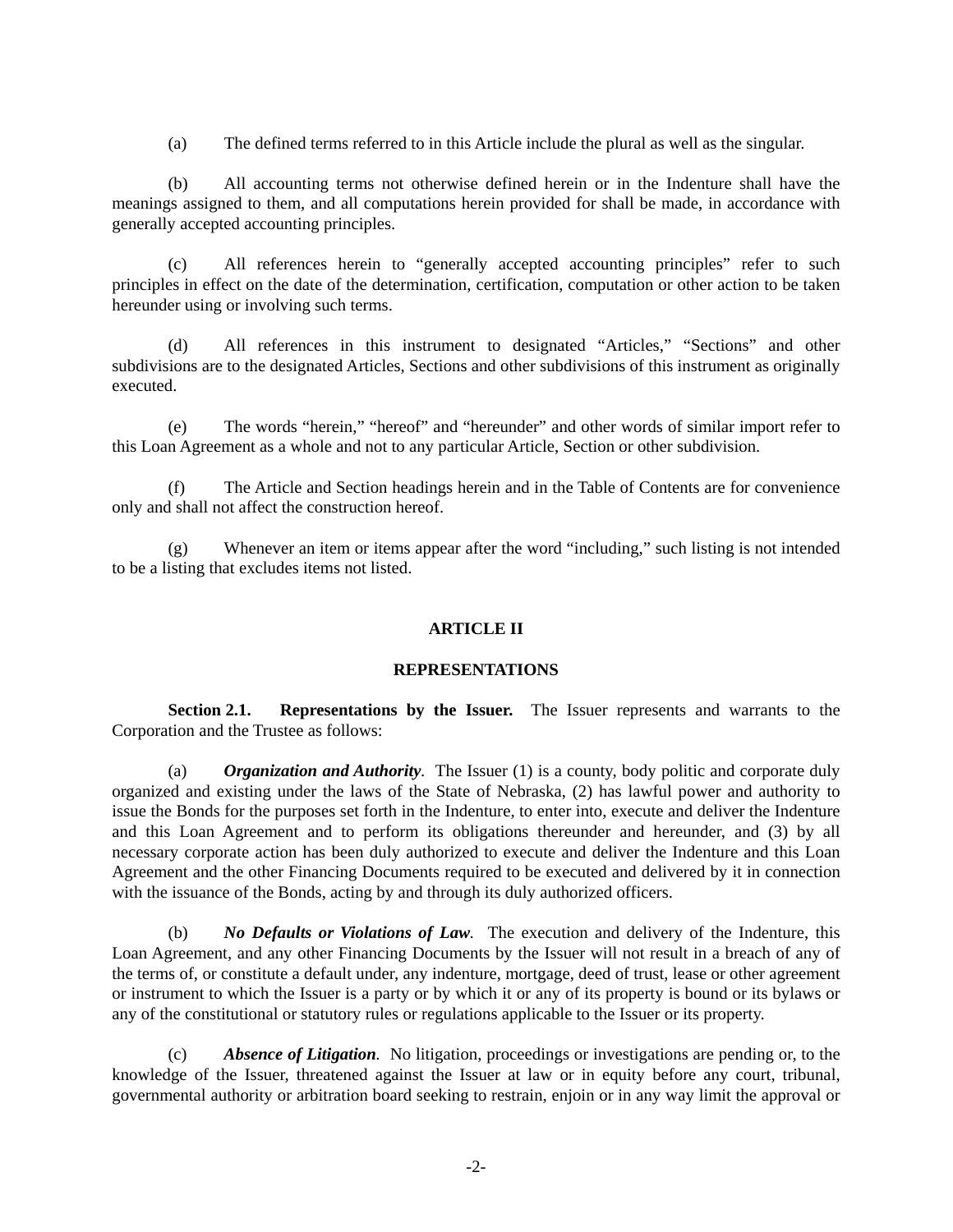(a) The defined terms referred to in this Article include the plural as well as the singular.

(b) All accounting terms not otherwise defined herein or in the Indenture shall have the meanings assigned to them, and all computations herein provided for shall be made, in accordance with generally accepted accounting principles.

(c) All references herein to "generally accepted accounting principles" refer to such principles in effect on the date of the determination, certification, computation or other action to be taken hereunder using or involving such terms.

(d) All references in this instrument to designated "Articles," "Sections" and other subdivisions are to the designated Articles, Sections and other subdivisions of this instrument as originally executed.

(e) The words "herein," "hereof" and "hereunder" and other words of similar import refer to this Loan Agreement as a whole and not to any particular Article, Section or other subdivision.

(f) The Article and Section headings herein and in the Table of Contents are for convenience only and shall not affect the construction hereof.

(g) Whenever an item or items appear after the word "including," such listing is not intended to be a listing that excludes items not listed.

## ARTICLE II

## REPRESENTATIONS

**Section 2.1. Representations by the Issuer.** The Issuer represents and warrants to the Corporation and the Trustee as follows:

(a) ***Organization and Authority***. The Issuer (1) is a county, body politic and corporate duly organized and existing under the laws of the State of Nebraska, (2) has lawful power and authority to issue the Bonds for the purposes set forth in the Indenture, to enter into, execute and deliver the Indenture and this Loan Agreement and to perform its obligations thereunder and hereunder, and (3) by all necessary corporate action has been duly authorized to execute and deliver the Indenture and this Loan Agreement and the other Financing Documents required to be executed and delivered by it in connection with the issuance of the Bonds, acting by and through its duly authorized officers.

(b) ***No Defaults or Violations of Law***. The execution and delivery of the Indenture, this Loan Agreement, and any other Financing Documents by the Issuer will not result in a breach of any of the terms of, or constitute a default under, any indenture, mortgage, deed of trust, lease or other agreement or instrument to which the Issuer is a party or by which it or any of its property is bound or its bylaws or any of the constitutional or statutory rules or regulations applicable to the Issuer or its property.

(c) ***Absence of Litigation***. No litigation, proceedings or investigations are pending or, to the knowledge of the Issuer, threatened against the Issuer at law or in equity before any court, tribunal, governmental authority or arbitration board seeking to restrain, enjoin or in any way limit the approval or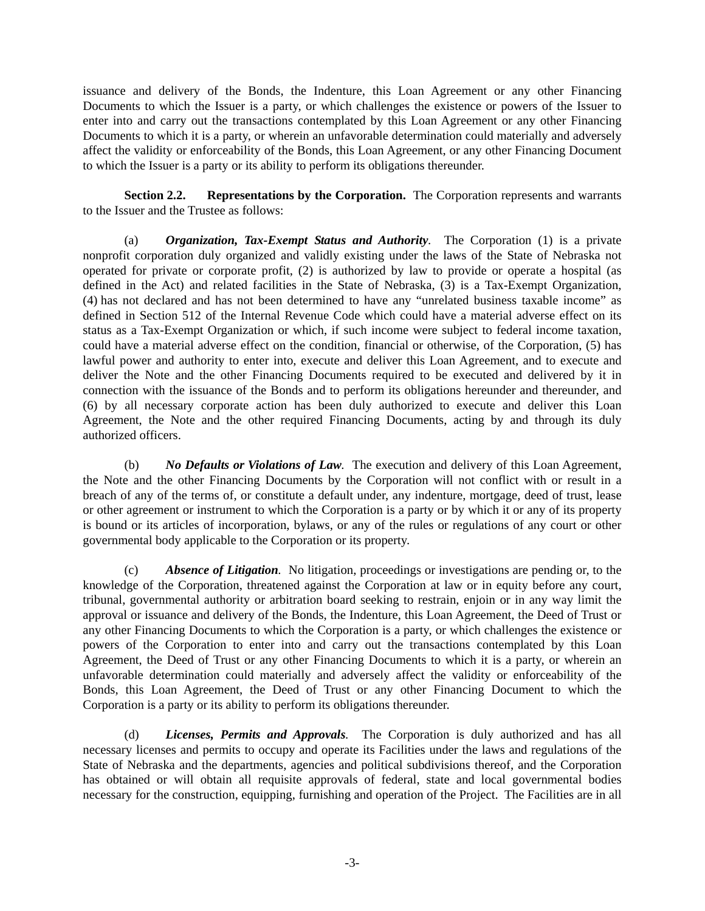issuance and delivery of the Bonds, the Indenture, this Loan Agreement or any other Financing Documents to which the Issuer is a party, or which challenges the existence or powers of the Issuer to enter into and carry out the transactions contemplated by this Loan Agreement or any other Financing Documents to which it is a party, or wherein an unfavorable determination could materially and adversely affect the validity or enforceability of the Bonds, this Loan Agreement, or any other Financing Document to which the Issuer is a party or its ability to perform its obligations thereunder.

**Section 2.2. Representations by the Corporation.** The Corporation represents and warrants to the Issuer and the Trustee as follows:

(a) ***Organization, Tax-Exempt Status and Authority.*** The Corporation (1) is a private nonprofit corporation duly organized and validly existing under the laws of the State of Nebraska not operated for private or corporate profit, (2) is authorized by law to provide or operate a hospital (as defined in the Act) and related facilities in the State of Nebraska, (3) is a Tax-Exempt Organization, (4) has not declared and has not been determined to have any "unrelated business taxable income" as defined in Section 512 of the Internal Revenue Code which could have a material adverse effect on its status as a Tax-Exempt Organization or which, if such income were subject to federal income taxation, could have a material adverse effect on the condition, financial or otherwise, of the Corporation, (5) has lawful power and authority to enter into, execute and deliver this Loan Agreement, and to execute and deliver the Note and the other Financing Documents required to be executed and delivered by it in connection with the issuance of the Bonds and to perform its obligations hereunder and thereunder, and (6) by all necessary corporate action has been duly authorized to execute and deliver this Loan Agreement, the Note and the other required Financing Documents, acting by and through its duly authorized officers.

(b) ***No Defaults or Violations of Law.*** The execution and delivery of this Loan Agreement, the Note and the other Financing Documents by the Corporation will not conflict with or result in a breach of any of the terms of, or constitute a default under, any indenture, mortgage, deed of trust, lease or other agreement or instrument to which the Corporation is a party or by which it or any of its property is bound or its articles of incorporation, bylaws, or any of the rules or regulations of any court or other governmental body applicable to the Corporation or its property.

(c) ***Absence of Litigation.*** No litigation, proceedings or investigations are pending or, to the knowledge of the Corporation, threatened against the Corporation at law or in equity before any court, tribunal, governmental authority or arbitration board seeking to restrain, enjoin or in any way limit the approval or issuance and delivery of the Bonds, the Indenture, this Loan Agreement, the Deed of Trust or any other Financing Documents to which the Corporation is a party, or which challenges the existence or powers of the Corporation to enter into and carry out the transactions contemplated by this Loan Agreement, the Deed of Trust or any other Financing Documents to which it is a party, or wherein an unfavorable determination could materially and adversely affect the validity or enforceability of the Bonds, this Loan Agreement, the Deed of Trust or any other Financing Document to which the Corporation is a party or its ability to perform its obligations thereunder.

(d) ***Licenses, Permits and Approvals.*** The Corporation is duly authorized and has all necessary licenses and permits to occupy and operate its Facilities under the laws and regulations of the State of Nebraska and the departments, agencies and political subdivisions thereof, and the Corporation has obtained or will obtain all requisite approvals of federal, state and local governmental bodies necessary for the construction, equipping, furnishing and operation of the Project. The Facilities are in all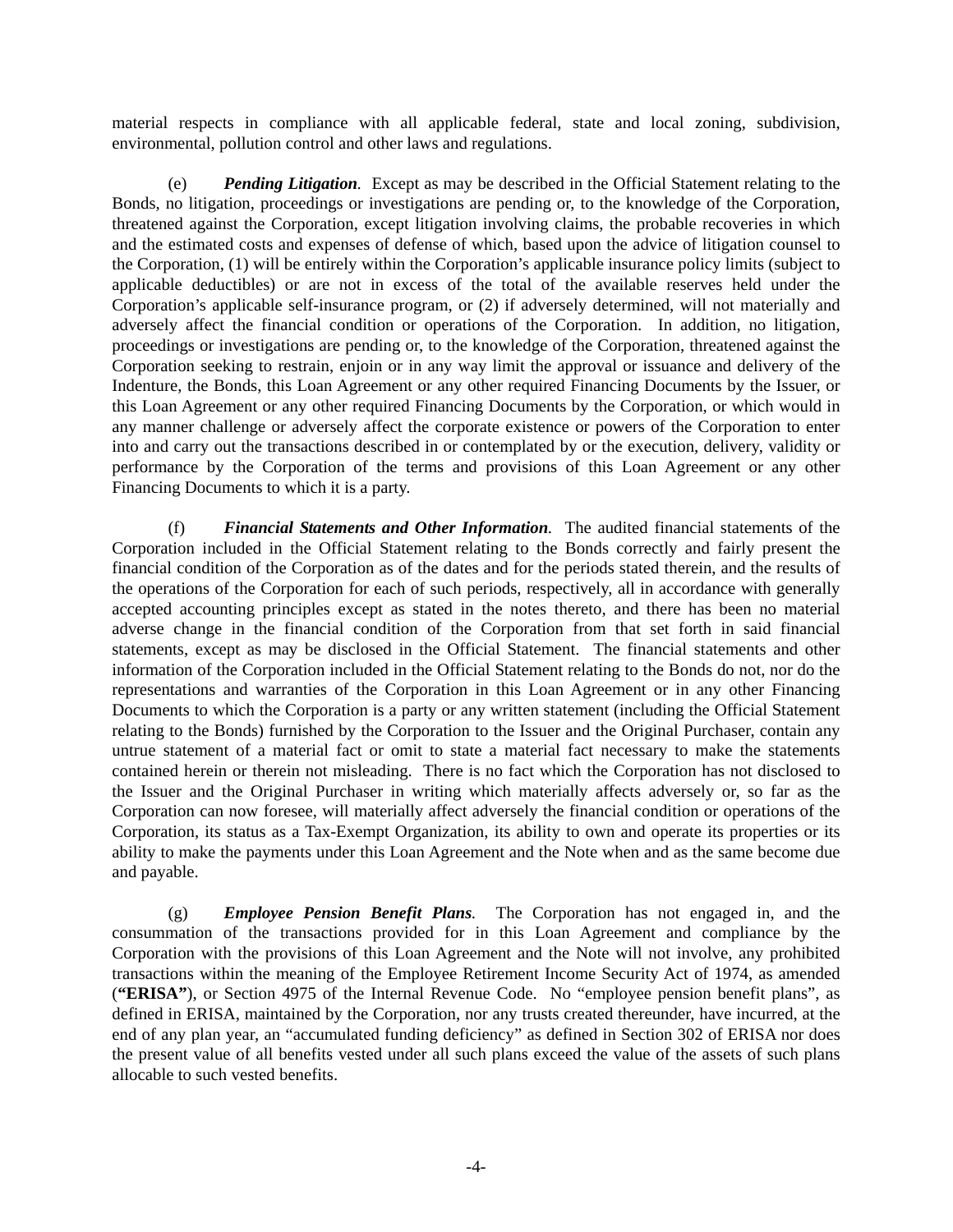material respects in compliance with all applicable federal, state and local zoning, subdivision, environmental, pollution control and other laws and regulations.

(e) ***Pending Litigation***. Except as may be described in the Official Statement relating to the Bonds, no litigation, proceedings or investigations are pending or, to the knowledge of the Corporation, threatened against the Corporation, except litigation involving claims, the probable recoveries in which and the estimated costs and expenses of defense of which, based upon the advice of litigation counsel to the Corporation, (1) will be entirely within the Corporation's applicable insurance policy limits (subject to applicable deductibles) or are not in excess of the total of the available reserves held under the Corporation's applicable self-insurance program, or (2) if adversely determined, will not materially and adversely affect the financial condition or operations of the Corporation. In addition, no litigation, proceedings or investigations are pending or, to the knowledge of the Corporation, threatened against the Corporation seeking to restrain, enjoin or in any way limit the approval or issuance and delivery of the Indenture, the Bonds, this Loan Agreement or any other required Financing Documents by the Issuer, or this Loan Agreement or any other required Financing Documents by the Corporation, or which would in any manner challenge or adversely affect the corporate existence or powers of the Corporation to enter into and carry out the transactions described in or contemplated by or the execution, delivery, validity or performance by the Corporation of the terms and provisions of this Loan Agreement or any other Financing Documents to which it is a party.

(f) ***Financial Statements and Other Information***. The audited financial statements of the Corporation included in the Official Statement relating to the Bonds correctly and fairly present the financial condition of the Corporation as of the dates and for the periods stated therein, and the results of the operations of the Corporation for each of such periods, respectively, all in accordance with generally accepted accounting principles except as stated in the notes thereto, and there has been no material adverse change in the financial condition of the Corporation from that set forth in said financial statements, except as may be disclosed in the Official Statement. The financial statements and other information of the Corporation included in the Official Statement relating to the Bonds do not, nor do the representations and warranties of the Corporation in this Loan Agreement or in any other Financing Documents to which the Corporation is a party or any written statement (including the Official Statement relating to the Bonds) furnished by the Corporation to the Issuer and the Original Purchaser, contain any untrue statement of a material fact or omit to state a material fact necessary to make the statements contained herein or therein not misleading. There is no fact which the Corporation has not disclosed to the Issuer and the Original Purchaser in writing which materially affects adversely or, so far as the Corporation can now foresee, will materially affect adversely the financial condition or operations of the Corporation, its status as a Tax-Exempt Organization, its ability to own and operate its properties or its ability to make the payments under this Loan Agreement and the Note when and as the same become due and payable.

(g) ***Employee Pension Benefit Plans***. The Corporation has not engaged in, and the consummation of the transactions provided for in this Loan Agreement and compliance by the Corporation with the provisions of this Loan Agreement and the Note will not involve, any prohibited transactions within the meaning of the Employee Retirement Income Security Act of 1974, as amended (**"ERISA"**), or Section 4975 of the Internal Revenue Code. No "employee pension benefit plans", as defined in ERISA, maintained by the Corporation, nor any trusts created thereunder, have incurred, at the end of any plan year, an "accumulated funding deficiency" as defined in Section 302 of ERISA nor does the present value of all benefits vested under all such plans exceed the value of the assets of such plans allocable to such vested benefits.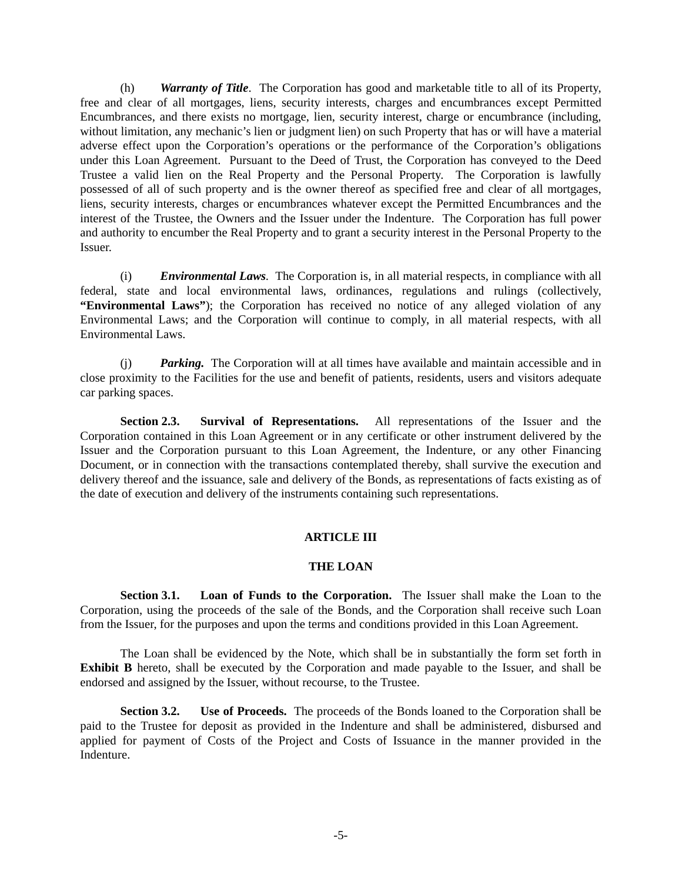(h) ***Warranty of Title***. The Corporation has good and marketable title to all of its Property, free and clear of all mortgages, liens, security interests, charges and encumbrances except Permitted Encumbrances, and there exists no mortgage, lien, security interest, charge or encumbrance (including, without limitation, any mechanic's lien or judgment lien) on such Property that has or will have a material adverse effect upon the Corporation's operations or the performance of the Corporation's obligations under this Loan Agreement. Pursuant to the Deed of Trust, the Corporation has conveyed to the Deed Trustee a valid lien on the Real Property and the Personal Property. The Corporation is lawfully possessed of all of such property and is the owner thereof as specified free and clear of all mortgages, liens, security interests, charges or encumbrances whatever except the Permitted Encumbrances and the interest of the Trustee, the Owners and the Issuer under the Indenture. The Corporation has full power and authority to encumber the Real Property and to grant a security interest in the Personal Property to the Issuer.

(i) ***Environmental Laws***. The Corporation is, in all material respects, in compliance with all federal, state and local environmental laws, ordinances, regulations and rulings (collectively, **"Environmental Laws"**); the Corporation has received no notice of any alleged violation of any Environmental Laws; and the Corporation will continue to comply, in all material respects, with all Environmental Laws.

(j) ***Parking.*** The Corporation will at all times have available and maintain accessible and in close proximity to the Facilities for the use and benefit of patients, residents, users and visitors adequate car parking spaces.

**Section 2.3. Survival of Representations.** All representations of the Issuer and the Corporation contained in this Loan Agreement or in any certificate or other instrument delivered by the Issuer and the Corporation pursuant to this Loan Agreement, the Indenture, or any other Financing Document, or in connection with the transactions contemplated thereby, shall survive the execution and delivery thereof and the issuance, sale and delivery of the Bonds, as representations of facts existing as of the date of execution and delivery of the instruments containing such representations.

## ARTICLE III

## THE LOAN

**Section 3.1. Loan of Funds to the Corporation.** The Issuer shall make the Loan to the Corporation, using the proceeds of the sale of the Bonds, and the Corporation shall receive such Loan from the Issuer, for the purposes and upon the terms and conditions provided in this Loan Agreement.

The Loan shall be evidenced by the Note, which shall be in substantially the form set forth in **Exhibit B** hereto, shall be executed by the Corporation and made payable to the Issuer, and shall be endorsed and assigned by the Issuer, without recourse, to the Trustee.

**Section 3.2. Use of Proceeds.** The proceeds of the Bonds loaned to the Corporation shall be paid to the Trustee for deposit as provided in the Indenture and shall be administered, disbursed and applied for payment of Costs of the Project and Costs of Issuance in the manner provided in the Indenture.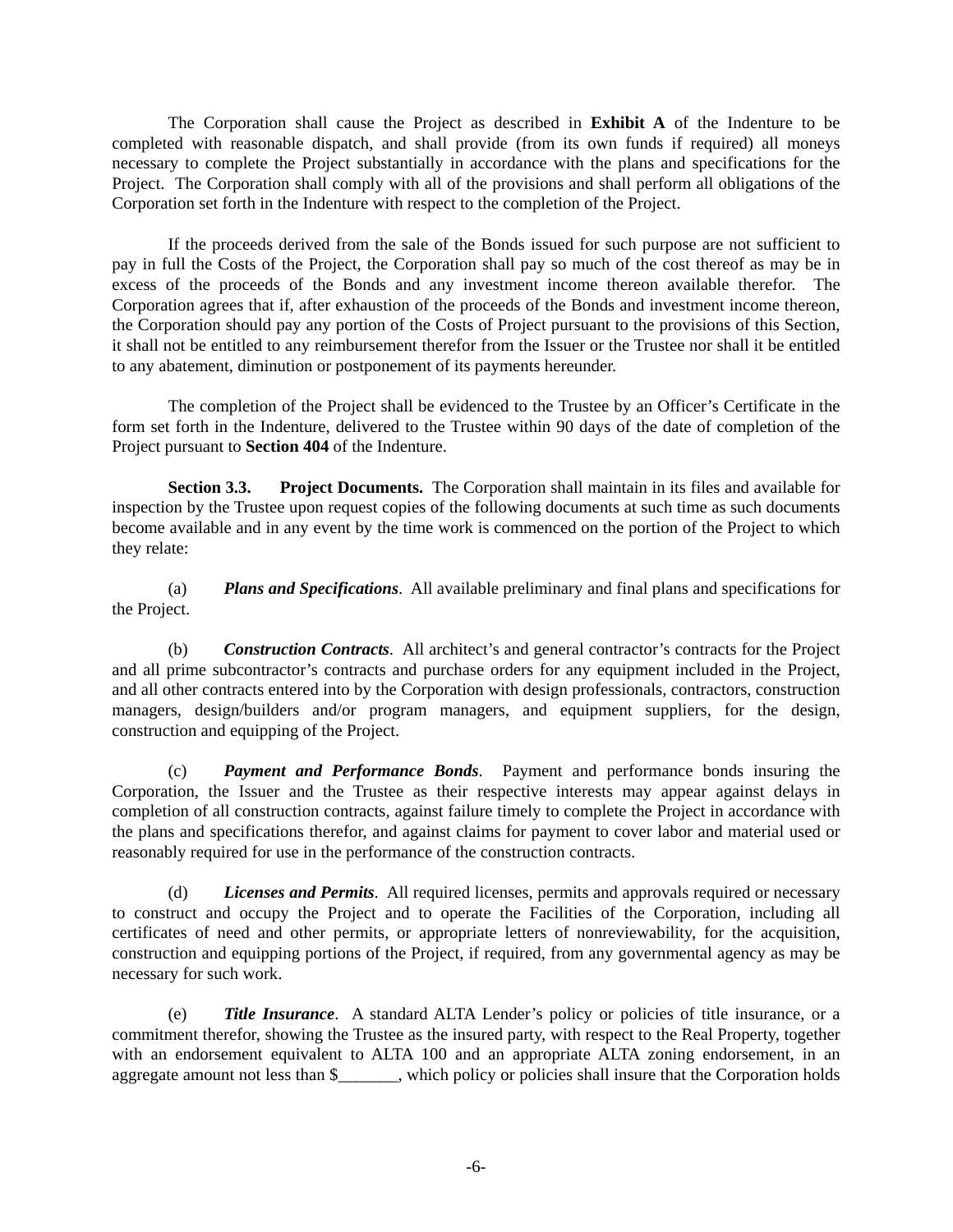The Corporation shall cause the Project as described in **Exhibit A** of the Indenture to be completed with reasonable dispatch, and shall provide (from its own funds if required) all moneys necessary to complete the Project substantially in accordance with the plans and specifications for the Project. The Corporation shall comply with all of the provisions and shall perform all obligations of the Corporation set forth in the Indenture with respect to the completion of the Project.

If the proceeds derived from the sale of the Bonds issued for such purpose are not sufficient to pay in full the Costs of the Project, the Corporation shall pay so much of the cost thereof as may be in excess of the proceeds of the Bonds and any investment income thereon available therefor. The Corporation agrees that if, after exhaustion of the proceeds of the Bonds and investment income thereon, the Corporation should pay any portion of the Costs of Project pursuant to the provisions of this Section, it shall not be entitled to any reimbursement therefor from the Issuer or the Trustee nor shall it be entitled to any abatement, diminution or postponement of its payments hereunder.

The completion of the Project shall be evidenced to the Trustee by an Officer's Certificate in the form set forth in the Indenture, delivered to the Trustee within 90 days of the date of completion of the Project pursuant to **Section 404** of the Indenture.

**Section 3.3. Project Documents.** The Corporation shall maintain in its files and available for inspection by the Trustee upon request copies of the following documents at such time as such documents become available and in any event by the time work is commenced on the portion of the Project to which they relate:

(a) ***Plans and Specifications***. All available preliminary and final plans and specifications for the Project.

(b) ***Construction Contracts***. All architect's and general contractor's contracts for the Project and all prime subcontractor's contracts and purchase orders for any equipment included in the Project, and all other contracts entered into by the Corporation with design professionals, contractors, construction managers, design/builders and/or program managers, and equipment suppliers, for the design, construction and equipping of the Project.

(c) ***Payment and Performance Bonds***. Payment and performance bonds insuring the Corporation, the Issuer and the Trustee as their respective interests may appear against delays in completion of all construction contracts, against failure timely to complete the Project in accordance with the plans and specifications therefor, and against claims for payment to cover labor and material used or reasonably required for use in the performance of the construction contracts.

(d) ***Licenses and Permits***. All required licenses, permits and approvals required or necessary to construct and occupy the Project and to operate the Facilities of the Corporation, including all certificates of need and other permits, or appropriate letters of nonreviewability, for the acquisition, construction and equipping portions of the Project, if required, from any governmental agency as may be necessary for such work.

(e) ***Title Insurance***. A standard ALTA Lender's policy or policies of title insurance, or a commitment therefor, showing the Trustee as the insured party, with respect to the Real Property, together with an endorsement equivalent to ALTA 100 and an appropriate ALTA zoning endorsement, in an aggregate amount not less than $_______, which policy or policies shall insure that the Corporation holds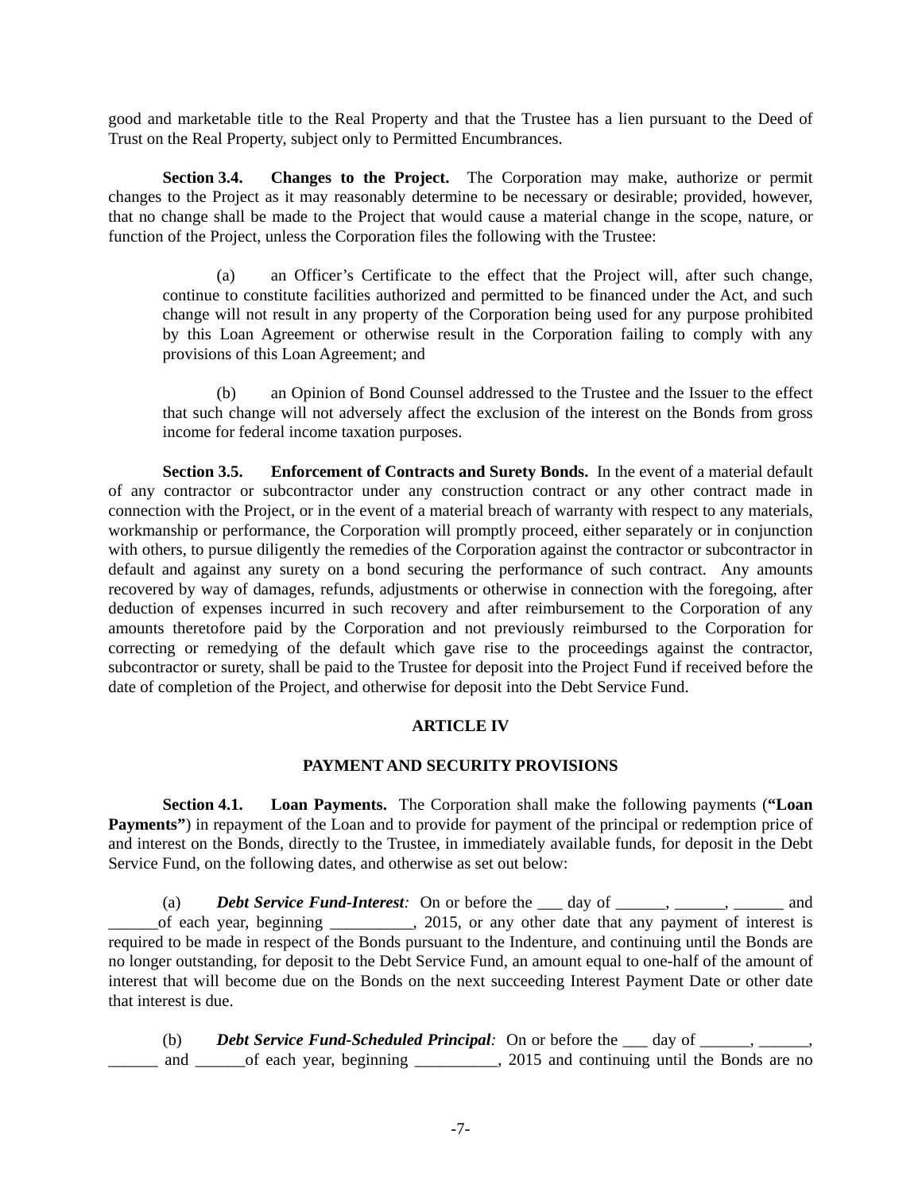good and marketable title to the Real Property and that the Trustee has a lien pursuant to the Deed of Trust on the Real Property, subject only to Permitted Encumbrances.

**Section 3.4. Changes to the Project.** The Corporation may make, authorize or permit changes to the Project as it may reasonably determine to be necessary or desirable; provided, however, that no change shall be made to the Project that would cause a material change in the scope, nature, or function of the Project, unless the Corporation files the following with the Trustee:

(a) an Officer's Certificate to the effect that the Project will, after such change, continue to constitute facilities authorized and permitted to be financed under the Act, and such change will not result in any property of the Corporation being used for any purpose prohibited by this Loan Agreement or otherwise result in the Corporation failing to comply with any provisions of this Loan Agreement; and

(b) an Opinion of Bond Counsel addressed to the Trustee and the Issuer to the effect that such change will not adversely affect the exclusion of the interest on the Bonds from gross income for federal income taxation purposes.

**Section 3.5. Enforcement of Contracts and Surety Bonds.** In the event of a material default of any contractor or subcontractor under any construction contract or any other contract made in connection with the Project, or in the event of a material breach of warranty with respect to any materials, workmanship or performance, the Corporation will promptly proceed, either separately or in conjunction with others, to pursue diligently the remedies of the Corporation against the contractor or subcontractor in default and against any surety on a bond securing the performance of such contract. Any amounts recovered by way of damages, refunds, adjustments or otherwise in connection with the foregoing, after deduction of expenses incurred in such recovery and after reimbursement to the Corporation of any amounts theretofore paid by the Corporation and not previously reimbursed to the Corporation for correcting or remedying of the default which gave rise to the proceedings against the contractor, subcontractor or surety, shall be paid to the Trustee for deposit into the Project Fund if received before the date of completion of the Project, and otherwise for deposit into the Debt Service Fund.

## ARTICLE IV

## PAYMENT AND SECURITY PROVISIONS

**Section 4.1. Loan Payments.** The Corporation shall make the following payments (**"Loan Payments"**) in repayment of the Loan and to provide for payment of the principal or redemption price of and interest on the Bonds, directly to the Trustee, in immediately available funds, for deposit in the Debt Service Fund, on the following dates, and otherwise as set out below:

(a) ***Debt Service Fund-Interest**:* On or before the ___ day of ______, ______, ______ and ______of each year, beginning __________, 2015, or any other date that any payment of interest is required to be made in respect of the Bonds pursuant to the Indenture, and continuing until the Bonds are no longer outstanding, for deposit to the Debt Service Fund, an amount equal to one-half of the amount of interest that will become due on the Bonds on the next succeeding Interest Payment Date or other date that interest is due.

(b) ***Debt Service Fund-Scheduled Principal**:* On or before the ___ day of ______, ______, ______ and ______of each year, beginning __________, 2015 and continuing until the Bonds are no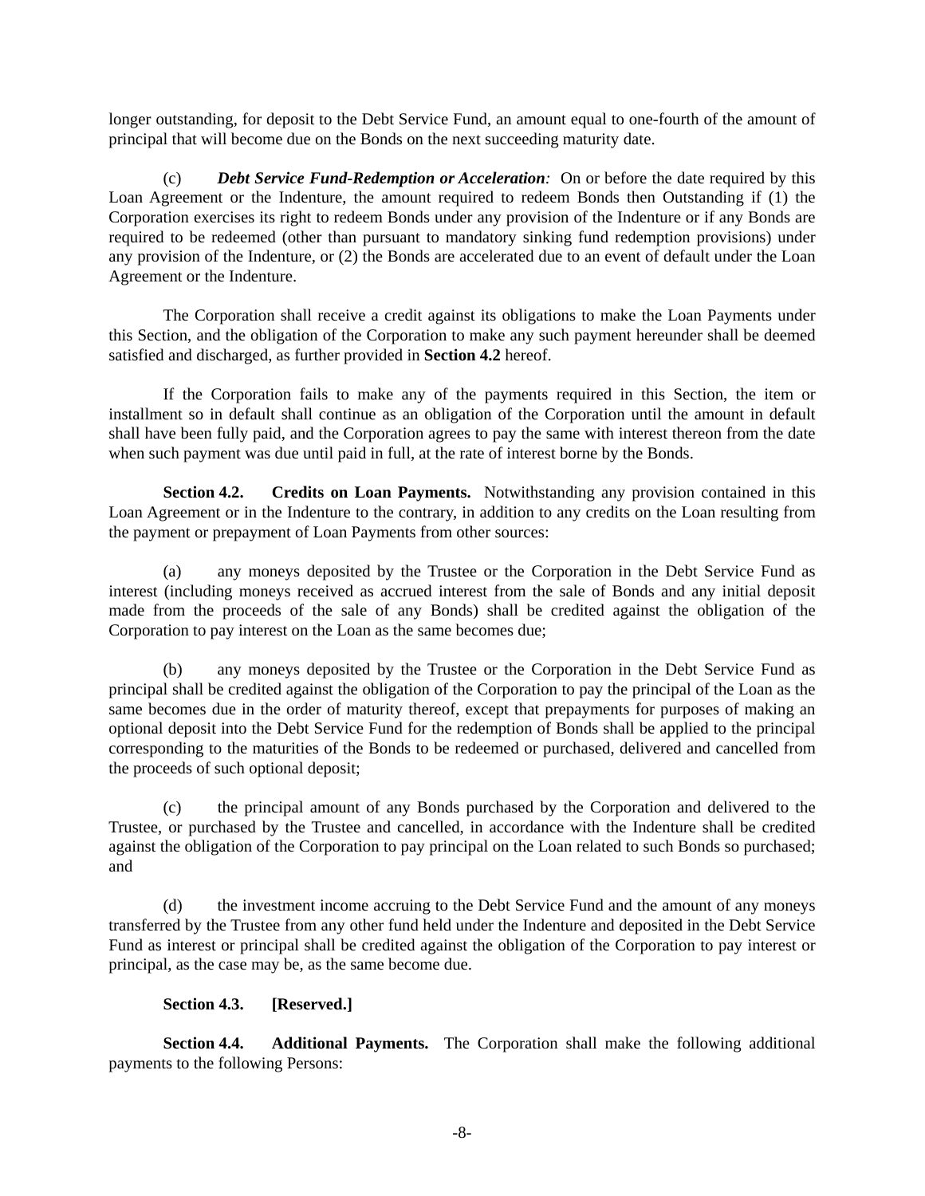longer outstanding, for deposit to the Debt Service Fund, an amount equal to one-fourth of the amount of principal that will become due on the Bonds on the next succeeding maturity date.

(c) ***Debt Service Fund-Redemption or Acceleration:*** On or before the date required by this Loan Agreement or the Indenture, the amount required to redeem Bonds then Outstanding if (1) the Corporation exercises its right to redeem Bonds under any provision of the Indenture or if any Bonds are required to be redeemed (other than pursuant to mandatory sinking fund redemption provisions) under any provision of the Indenture, or (2) the Bonds are accelerated due to an event of default under the Loan Agreement or the Indenture.

The Corporation shall receive a credit against its obligations to make the Loan Payments under this Section, and the obligation of the Corporation to make any such payment hereunder shall be deemed satisfied and discharged, as further provided in **Section 4.2** hereof.

If the Corporation fails to make any of the payments required in this Section, the item or installment so in default shall continue as an obligation of the Corporation until the amount in default shall have been fully paid, and the Corporation agrees to pay the same with interest thereon from the date when such payment was due until paid in full, at the rate of interest borne by the Bonds.

**Section 4.2. Credits on Loan Payments.** Notwithstanding any provision contained in this Loan Agreement or in the Indenture to the contrary, in addition to any credits on the Loan resulting from the payment or prepayment of Loan Payments from other sources:

(a) any moneys deposited by the Trustee or the Corporation in the Debt Service Fund as interest (including moneys received as accrued interest from the sale of Bonds and any initial deposit made from the proceeds of the sale of any Bonds) shall be credited against the obligation of the Corporation to pay interest on the Loan as the same becomes due;

(b) any moneys deposited by the Trustee or the Corporation in the Debt Service Fund as principal shall be credited against the obligation of the Corporation to pay the principal of the Loan as the same becomes due in the order of maturity thereof, except that prepayments for purposes of making an optional deposit into the Debt Service Fund for the redemption of Bonds shall be applied to the principal corresponding to the maturities of the Bonds to be redeemed or purchased, delivered and cancelled from the proceeds of such optional deposit;

(c) the principal amount of any Bonds purchased by the Corporation and delivered to the Trustee, or purchased by the Trustee and cancelled, in accordance with the Indenture shall be credited against the obligation of the Corporation to pay principal on the Loan related to such Bonds so purchased; and

(d) the investment income accruing to the Debt Service Fund and the amount of any moneys transferred by the Trustee from any other fund held under the Indenture and deposited in the Debt Service Fund as interest or principal shall be credited against the obligation of the Corporation to pay interest or principal, as the case may be, as the same become due.

**Section 4.3. [Reserved.]**

**Section 4.4. Additional Payments.** The Corporation shall make the following additional payments to the following Persons: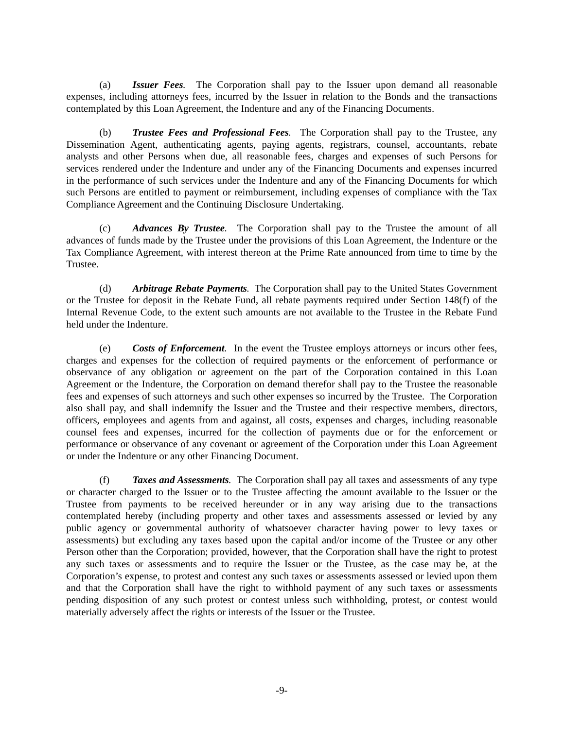(a) ***Issuer Fees**.* The Corporation shall pay to the Issuer upon demand all reasonable expenses, including attorneys fees, incurred by the Issuer in relation to the Bonds and the transactions contemplated by this Loan Agreement, the Indenture and any of the Financing Documents.

(b) ***Trustee Fees and Professional Fees**.* The Corporation shall pay to the Trustee, any Dissemination Agent, authenticating agents, paying agents, registrars, counsel, accountants, rebate analysts and other Persons when due, all reasonable fees, charges and expenses of such Persons for services rendered under the Indenture and under any of the Financing Documents and expenses incurred in the performance of such services under the Indenture and any of the Financing Documents for which such Persons are entitled to payment or reimbursement, including expenses of compliance with the Tax Compliance Agreement and the Continuing Disclosure Undertaking.

(c) ***Advances By Trustee**.* The Corporation shall pay to the Trustee the amount of all advances of funds made by the Trustee under the provisions of this Loan Agreement, the Indenture or the Tax Compliance Agreement, with interest thereon at the Prime Rate announced from time to time by the Trustee.

(d) ***Arbitrage Rebate Payments**.* The Corporation shall pay to the United States Government or the Trustee for deposit in the Rebate Fund, all rebate payments required under Section 148(f) of the Internal Revenue Code, to the extent such amounts are not available to the Trustee in the Rebate Fund held under the Indenture.

(e) ***Costs of Enforcement**.* In the event the Trustee employs attorneys or incurs other fees, charges and expenses for the collection of required payments or the enforcement of performance or observance of any obligation or agreement on the part of the Corporation contained in this Loan Agreement or the Indenture, the Corporation on demand therefor shall pay to the Trustee the reasonable fees and expenses of such attorneys and such other expenses so incurred by the Trustee. The Corporation also shall pay, and shall indemnify the Issuer and the Trustee and their respective members, directors, officers, employees and agents from and against, all costs, expenses and charges, including reasonable counsel fees and expenses, incurred for the collection of payments due or for the enforcement or performance or observance of any covenant or agreement of the Corporation under this Loan Agreement or under the Indenture or any other Financing Document.

(f) ***Taxes and Assessments**.* The Corporation shall pay all taxes and assessments of any type or character charged to the Issuer or to the Trustee affecting the amount available to the Issuer or the Trustee from payments to be received hereunder or in any way arising due to the transactions contemplated hereby (including property and other taxes and assessments assessed or levied by any public agency or governmental authority of whatsoever character having power to levy taxes or assessments) but excluding any taxes based upon the capital and/or income of the Trustee or any other Person other than the Corporation; provided, however, that the Corporation shall have the right to protest any such taxes or assessments and to require the Issuer or the Trustee, as the case may be, at the Corporation's expense, to protest and contest any such taxes or assessments assessed or levied upon them and that the Corporation shall have the right to withhold payment of any such taxes or assessments pending disposition of any such protest or contest unless such withholding, protest, or contest would materially adversely affect the rights or interests of the Issuer or the Trustee.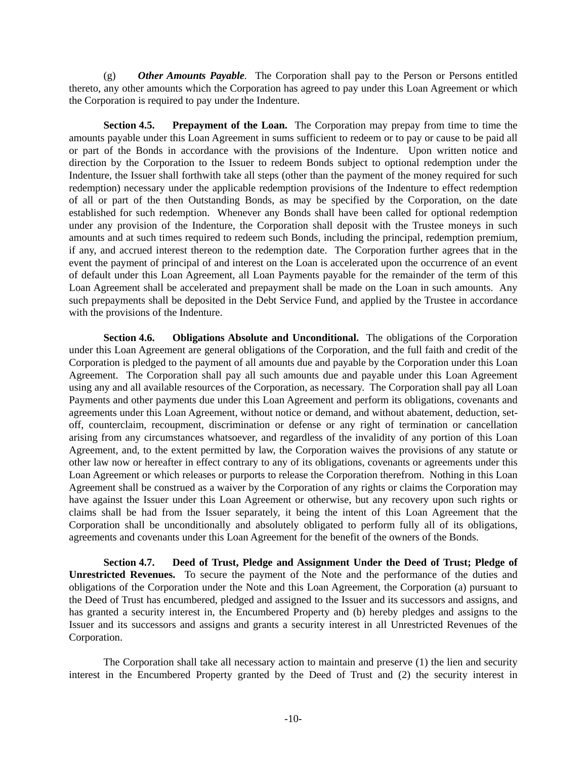(g) ***Other Amounts Payable*.** The Corporation shall pay to the Person or Persons entitled thereto, any other amounts which the Corporation has agreed to pay under this Loan Agreement or which the Corporation is required to pay under the Indenture.

**Section 4.5. Prepayment of the Loan.** The Corporation may prepay from time to time the amounts payable under this Loan Agreement in sums sufficient to redeem or to pay or cause to be paid all or part of the Bonds in accordance with the provisions of the Indenture. Upon written notice and direction by the Corporation to the Issuer to redeem Bonds subject to optional redemption under the Indenture, the Issuer shall forthwith take all steps (other than the payment of the money required for such redemption) necessary under the applicable redemption provisions of the Indenture to effect redemption of all or part of the then Outstanding Bonds, as may be specified by the Corporation, on the date established for such redemption. Whenever any Bonds shall have been called for optional redemption under any provision of the Indenture, the Corporation shall deposit with the Trustee moneys in such amounts and at such times required to redeem such Bonds, including the principal, redemption premium, if any, and accrued interest thereon to the redemption date. The Corporation further agrees that in the event the payment of principal of and interest on the Loan is accelerated upon the occurrence of an event of default under this Loan Agreement, all Loan Payments payable for the remainder of the term of this Loan Agreement shall be accelerated and prepayment shall be made on the Loan in such amounts. Any such prepayments shall be deposited in the Debt Service Fund, and applied by the Trustee in accordance with the provisions of the Indenture.

**Section 4.6. Obligations Absolute and Unconditional.** The obligations of the Corporation under this Loan Agreement are general obligations of the Corporation, and the full faith and credit of the Corporation is pledged to the payment of all amounts due and payable by the Corporation under this Loan Agreement. The Corporation shall pay all such amounts due and payable under this Loan Agreement using any and all available resources of the Corporation, as necessary. The Corporation shall pay all Loan Payments and other payments due under this Loan Agreement and perform its obligations, covenants and agreements under this Loan Agreement, without notice or demand, and without abatement, deduction, set-off, counterclaim, recoupment, discrimination or defense or any right of termination or cancellation arising from any circumstances whatsoever, and regardless of the invalidity of any portion of this Loan Agreement, and, to the extent permitted by law, the Corporation waives the provisions of any statute or other law now or hereafter in effect contrary to any of its obligations, covenants or agreements under this Loan Agreement or which releases or purports to release the Corporation therefrom. Nothing in this Loan Agreement shall be construed as a waiver by the Corporation of any rights or claims the Corporation may have against the Issuer under this Loan Agreement or otherwise, but any recovery upon such rights or claims shall be had from the Issuer separately, it being the intent of this Loan Agreement that the Corporation shall be unconditionally and absolutely obligated to perform fully all of its obligations, agreements and covenants under this Loan Agreement for the benefit of the owners of the Bonds.

**Section 4.7. Deed of Trust, Pledge and Assignment Under the Deed of Trust; Pledge of Unrestricted Revenues.** To secure the payment of the Note and the performance of the duties and obligations of the Corporation under the Note and this Loan Agreement, the Corporation (a) pursuant to the Deed of Trust has encumbered, pledged and assigned to the Issuer and its successors and assigns, and has granted a security interest in, the Encumbered Property and (b) hereby pledges and assigns to the Issuer and its successors and assigns and grants a security interest in all Unrestricted Revenues of the Corporation.

The Corporation shall take all necessary action to maintain and preserve (1) the lien and security interest in the Encumbered Property granted by the Deed of Trust and (2) the security interest in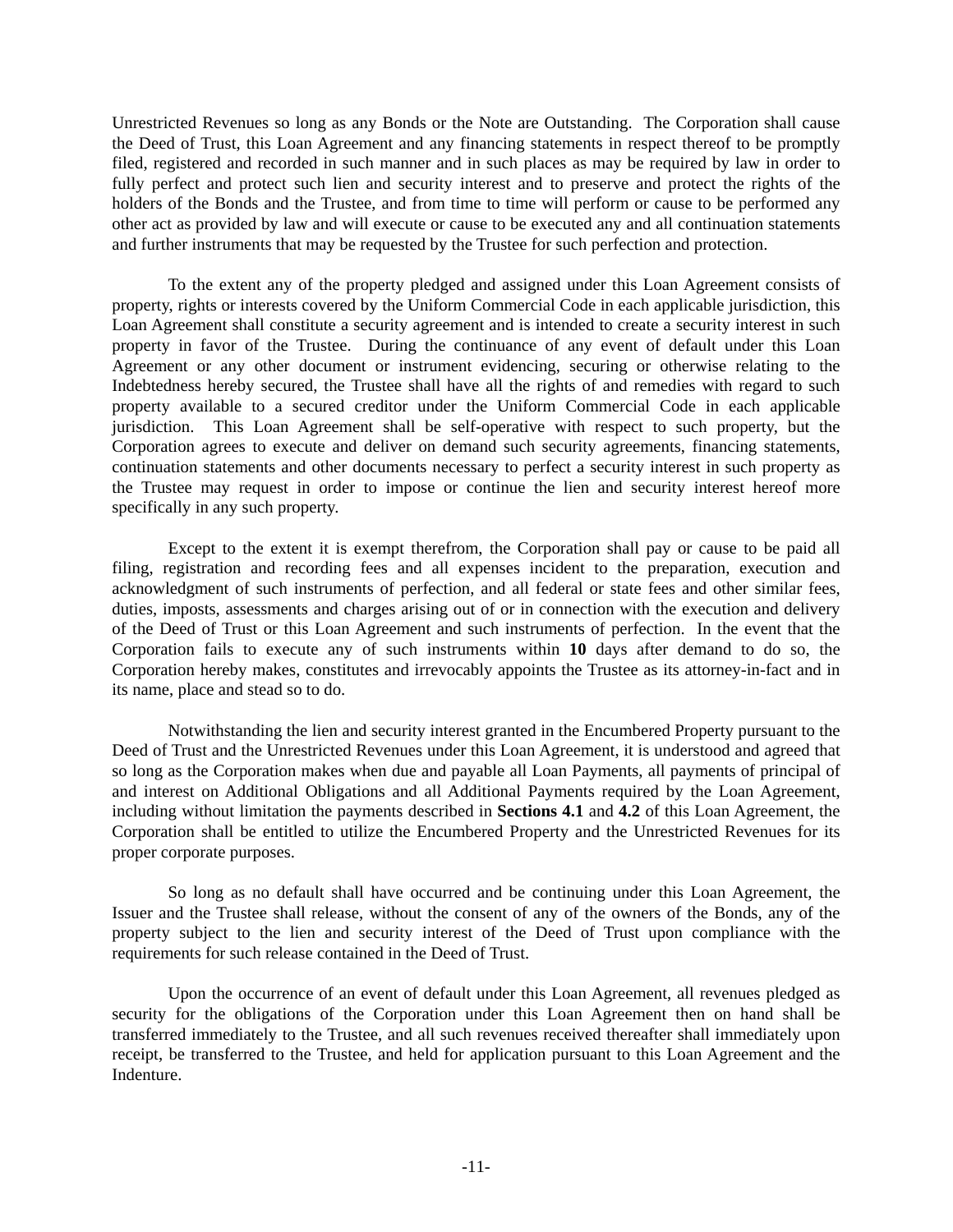Unrestricted Revenues so long as any Bonds or the Note are Outstanding. The Corporation shall cause the Deed of Trust, this Loan Agreement and any financing statements in respect thereof to be promptly filed, registered and recorded in such manner and in such places as may be required by law in order to fully perfect and protect such lien and security interest and to preserve and protect the rights of the holders of the Bonds and the Trustee, and from time to time will perform or cause to be performed any other act as provided by law and will execute or cause to be executed any and all continuation statements and further instruments that may be requested by the Trustee for such perfection and protection.

To the extent any of the property pledged and assigned under this Loan Agreement consists of property, rights or interests covered by the Uniform Commercial Code in each applicable jurisdiction, this Loan Agreement shall constitute a security agreement and is intended to create a security interest in such property in favor of the Trustee. During the continuance of any event of default under this Loan Agreement or any other document or instrument evidencing, securing or otherwise relating to the Indebtedness hereby secured, the Trustee shall have all the rights of and remedies with regard to such property available to a secured creditor under the Uniform Commercial Code in each applicable jurisdiction. This Loan Agreement shall be self-operative with respect to such property, but the Corporation agrees to execute and deliver on demand such security agreements, financing statements, continuation statements and other documents necessary to perfect a security interest in such property as the Trustee may request in order to impose or continue the lien and security interest hereof more specifically in any such property.

Except to the extent it is exempt therefrom, the Corporation shall pay or cause to be paid all filing, registration and recording fees and all expenses incident to the preparation, execution and acknowledgment of such instruments of perfection, and all federal or state fees and other similar fees, duties, imposts, assessments and charges arising out of or in connection with the execution and delivery of the Deed of Trust or this Loan Agreement and such instruments of perfection. In the event that the Corporation fails to execute any of such instruments within **10** days after demand to do so, the Corporation hereby makes, constitutes and irrevocably appoints the Trustee as its attorney-in-fact and in its name, place and stead so to do.

Notwithstanding the lien and security interest granted in the Encumbered Property pursuant to the Deed of Trust and the Unrestricted Revenues under this Loan Agreement, it is understood and agreed that so long as the Corporation makes when due and payable all Loan Payments, all payments of principal of and interest on Additional Obligations and all Additional Payments required by the Loan Agreement, including without limitation the payments described in **Sections 4.1** and **4.2** of this Loan Agreement, the Corporation shall be entitled to utilize the Encumbered Property and the Unrestricted Revenues for its proper corporate purposes.

So long as no default shall have occurred and be continuing under this Loan Agreement, the Issuer and the Trustee shall release, without the consent of any of the owners of the Bonds, any of the property subject to the lien and security interest of the Deed of Trust upon compliance with the requirements for such release contained in the Deed of Trust.

Upon the occurrence of an event of default under this Loan Agreement, all revenues pledged as security for the obligations of the Corporation under this Loan Agreement then on hand shall be transferred immediately to the Trustee, and all such revenues received thereafter shall immediately upon receipt, be transferred to the Trustee, and held for application pursuant to this Loan Agreement and the Indenture.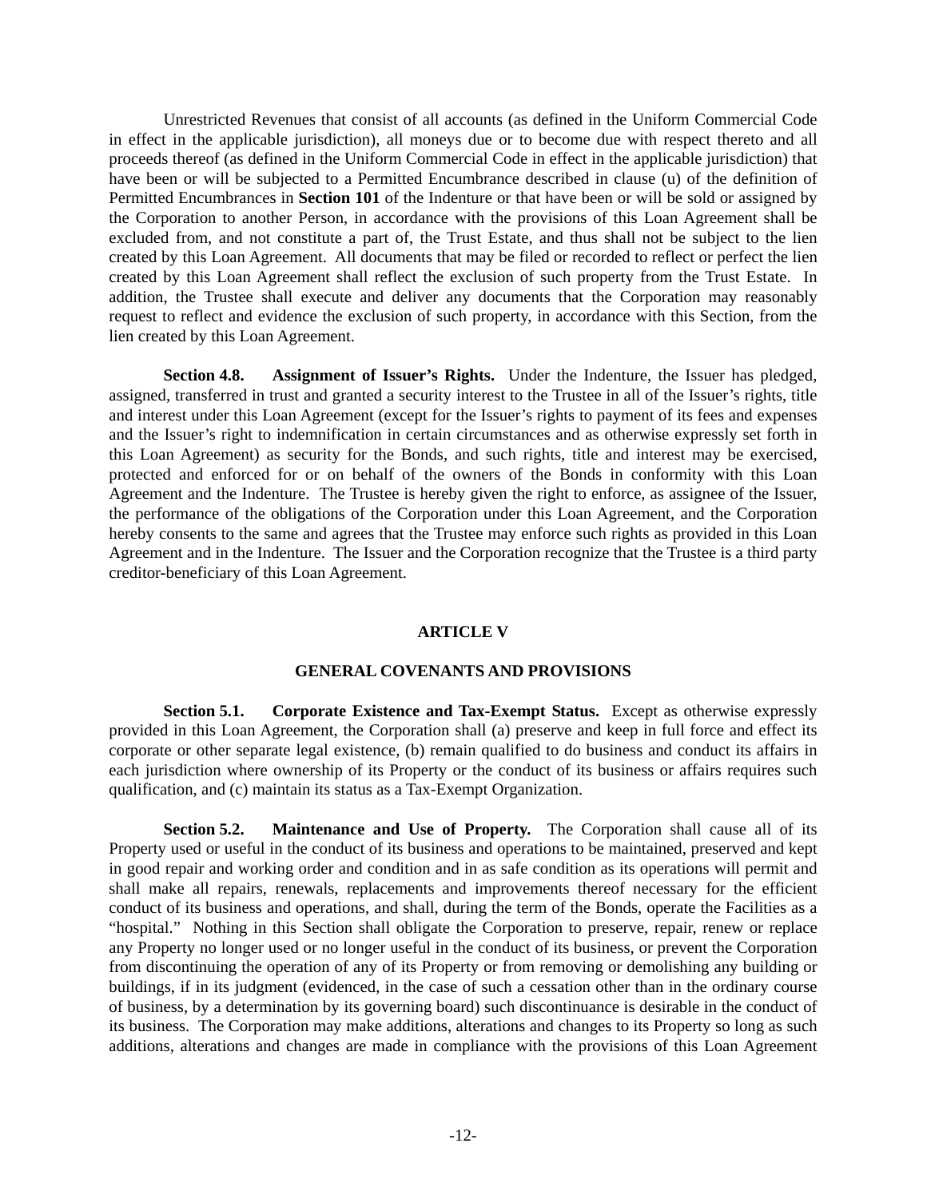Unrestricted Revenues that consist of all accounts (as defined in the Uniform Commercial Code in effect in the applicable jurisdiction), all moneys due or to become due with respect thereto and all proceeds thereof (as defined in the Uniform Commercial Code in effect in the applicable jurisdiction) that have been or will be subjected to a Permitted Encumbrance described in clause (u) of the definition of Permitted Encumbrances in **Section 101** of the Indenture or that have been or will be sold or assigned by the Corporation to another Person, in accordance with the provisions of this Loan Agreement shall be excluded from, and not constitute a part of, the Trust Estate, and thus shall not be subject to the lien created by this Loan Agreement. All documents that may be filed or recorded to reflect or perfect the lien created by this Loan Agreement shall reflect the exclusion of such property from the Trust Estate. In addition, the Trustee shall execute and deliver any documents that the Corporation may reasonably request to reflect and evidence the exclusion of such property, in accordance with this Section, from the lien created by this Loan Agreement.

**Section 4.8. Assignment of Issuer's Rights.** Under the Indenture, the Issuer has pledged, assigned, transferred in trust and granted a security interest to the Trustee in all of the Issuer's rights, title and interest under this Loan Agreement (except for the Issuer's rights to payment of its fees and expenses and the Issuer's right to indemnification in certain circumstances and as otherwise expressly set forth in this Loan Agreement) as security for the Bonds, and such rights, title and interest may be exercised, protected and enforced for or on behalf of the owners of the Bonds in conformity with this Loan Agreement and the Indenture. The Trustee is hereby given the right to enforce, as assignee of the Issuer, the performance of the obligations of the Corporation under this Loan Agreement, and the Corporation hereby consents to the same and agrees that the Trustee may enforce such rights as provided in this Loan Agreement and in the Indenture. The Issuer and the Corporation recognize that the Trustee is a third party creditor-beneficiary of this Loan Agreement.

## ARTICLE V

## GENERAL COVENANTS AND PROVISIONS

**Section 5.1. Corporate Existence and Tax-Exempt Status.** Except as otherwise expressly provided in this Loan Agreement, the Corporation shall (a) preserve and keep in full force and effect its corporate or other separate legal existence, (b) remain qualified to do business and conduct its affairs in each jurisdiction where ownership of its Property or the conduct of its business or affairs requires such qualification, and (c) maintain its status as a Tax-Exempt Organization.

**Section 5.2. Maintenance and Use of Property.** The Corporation shall cause all of its Property used or useful in the conduct of its business and operations to be maintained, preserved and kept in good repair and working order and condition and in as safe condition as its operations will permit and shall make all repairs, renewals, replacements and improvements thereof necessary for the efficient conduct of its business and operations, and shall, during the term of the Bonds, operate the Facilities as a "hospital." Nothing in this Section shall obligate the Corporation to preserve, repair, renew or replace any Property no longer used or no longer useful in the conduct of its business, or prevent the Corporation from discontinuing the operation of any of its Property or from removing or demolishing any building or buildings, if in its judgment (evidenced, in the case of such a cessation other than in the ordinary course of business, by a determination by its governing board) such discontinuance is desirable in the conduct of its business. The Corporation may make additions, alterations and changes to its Property so long as such additions, alterations and changes are made in compliance with the provisions of this Loan Agreement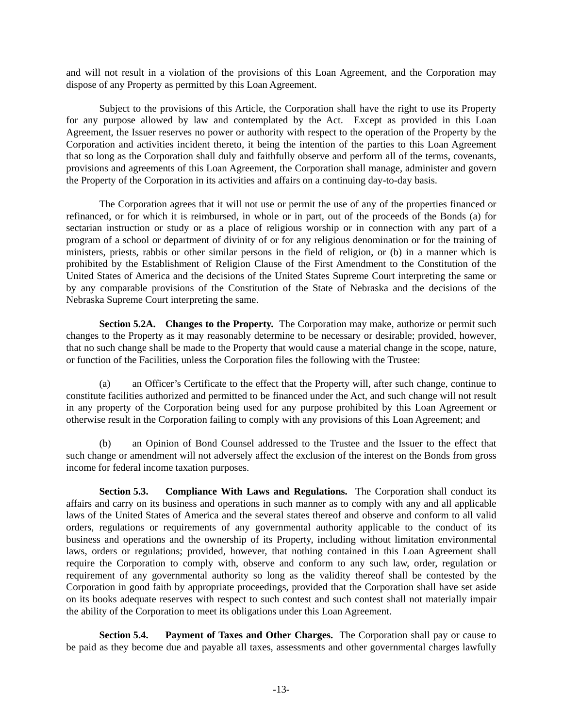and will not result in a violation of the provisions of this Loan Agreement, and the Corporation may dispose of any Property as permitted by this Loan Agreement.

Subject to the provisions of this Article, the Corporation shall have the right to use its Property for any purpose allowed by law and contemplated by the Act. Except as provided in this Loan Agreement, the Issuer reserves no power or authority with respect to the operation of the Property by the Corporation and activities incident thereto, it being the intention of the parties to this Loan Agreement that so long as the Corporation shall duly and faithfully observe and perform all of the terms, covenants, provisions and agreements of this Loan Agreement, the Corporation shall manage, administer and govern the Property of the Corporation in its activities and affairs on a continuing day-to-day basis.

The Corporation agrees that it will not use or permit the use of any of the properties financed or refinanced, or for which it is reimbursed, in whole or in part, out of the proceeds of the Bonds (a) for sectarian instruction or study or as a place of religious worship or in connection with any part of a program of a school or department of divinity of or for any religious denomination or for the training of ministers, priests, rabbis or other similar persons in the field of religion, or (b) in a manner which is prohibited by the Establishment of Religion Clause of the First Amendment to the Constitution of the United States of America and the decisions of the United States Supreme Court interpreting the same or by any comparable provisions of the Constitution of the State of Nebraska and the decisions of the Nebraska Supreme Court interpreting the same.

**Section 5.2A. Changes to the Property.** The Corporation may make, authorize or permit such changes to the Property as it may reasonably determine to be necessary or desirable; provided, however, that no such change shall be made to the Property that would cause a material change in the scope, nature, or function of the Facilities, unless the Corporation files the following with the Trustee:

(a) an Officer's Certificate to the effect that the Property will, after such change, continue to constitute facilities authorized and permitted to be financed under the Act, and such change will not result in any property of the Corporation being used for any purpose prohibited by this Loan Agreement or otherwise result in the Corporation failing to comply with any provisions of this Loan Agreement; and

(b) an Opinion of Bond Counsel addressed to the Trustee and the Issuer to the effect that such change or amendment will not adversely affect the exclusion of the interest on the Bonds from gross income for federal income taxation purposes.

**Section 5.3. Compliance With Laws and Regulations.** The Corporation shall conduct its affairs and carry on its business and operations in such manner as to comply with any and all applicable laws of the United States of America and the several states thereof and observe and conform to all valid orders, regulations or requirements of any governmental authority applicable to the conduct of its business and operations and the ownership of its Property, including without limitation environmental laws, orders or regulations; provided, however, that nothing contained in this Loan Agreement shall require the Corporation to comply with, observe and conform to any such law, order, regulation or requirement of any governmental authority so long as the validity thereof shall be contested by the Corporation in good faith by appropriate proceedings, provided that the Corporation shall have set aside on its books adequate reserves with respect to such contest and such contest shall not materially impair the ability of the Corporation to meet its obligations under this Loan Agreement.

**Section 5.4. Payment of Taxes and Other Charges.** The Corporation shall pay or cause to be paid as they become due and payable all taxes, assessments and other governmental charges lawfully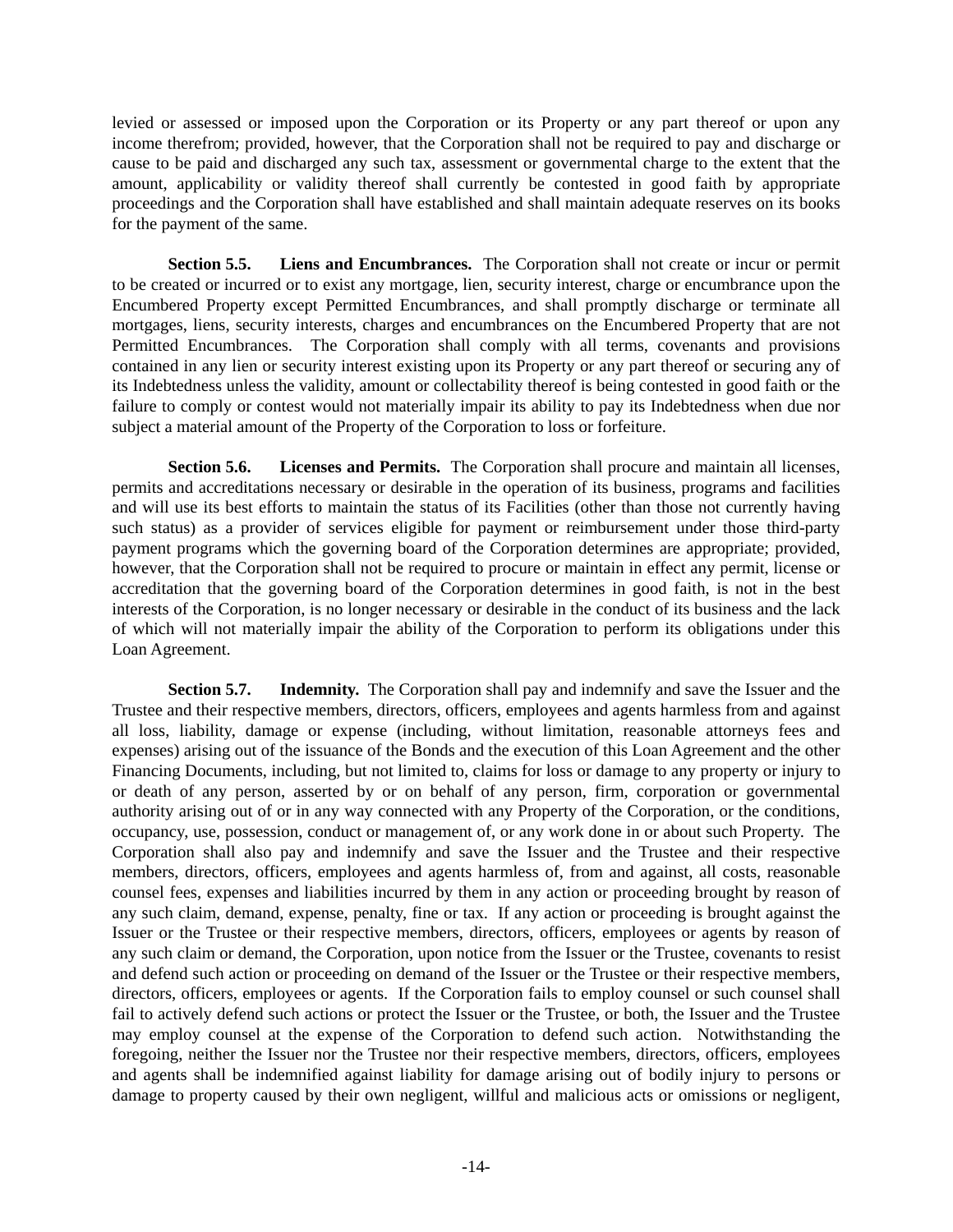levied or assessed or imposed upon the Corporation or its Property or any part thereof or upon any income therefrom; provided, however, that the Corporation shall not be required to pay and discharge or cause to be paid and discharged any such tax, assessment or governmental charge to the extent that the amount, applicability or validity thereof shall currently be contested in good faith by appropriate proceedings and the Corporation shall have established and shall maintain adequate reserves on its books for the payment of the same.

**Section 5.5. Liens and Encumbrances.** The Corporation shall not create or incur or permit to be created or incurred or to exist any mortgage, lien, security interest, charge or encumbrance upon the Encumbered Property except Permitted Encumbrances, and shall promptly discharge or terminate all mortgages, liens, security interests, charges and encumbrances on the Encumbered Property that are not Permitted Encumbrances. The Corporation shall comply with all terms, covenants and provisions contained in any lien or security interest existing upon its Property or any part thereof or securing any of its Indebtedness unless the validity, amount or collectability thereof is being contested in good faith or the failure to comply or contest would not materially impair its ability to pay its Indebtedness when due nor subject a material amount of the Property of the Corporation to loss or forfeiture.

**Section 5.6. Licenses and Permits.** The Corporation shall procure and maintain all licenses, permits and accreditations necessary or desirable in the operation of its business, programs and facilities and will use its best efforts to maintain the status of its Facilities (other than those not currently having such status) as a provider of services eligible for payment or reimbursement under those third-party payment programs which the governing board of the Corporation determines are appropriate; provided, however, that the Corporation shall not be required to procure or maintain in effect any permit, license or accreditation that the governing board of the Corporation determines in good faith, is not in the best interests of the Corporation, is no longer necessary or desirable in the conduct of its business and the lack of which will not materially impair the ability of the Corporation to perform its obligations under this Loan Agreement.

**Section 5.7. Indemnity.** The Corporation shall pay and indemnify and save the Issuer and the Trustee and their respective members, directors, officers, employees and agents harmless from and against all loss, liability, damage or expense (including, without limitation, reasonable attorneys fees and expenses) arising out of the issuance of the Bonds and the execution of this Loan Agreement and the other Financing Documents, including, but not limited to, claims for loss or damage to any property or injury to or death of any person, asserted by or on behalf of any person, firm, corporation or governmental authority arising out of or in any way connected with any Property of the Corporation, or the conditions, occupancy, use, possession, conduct or management of, or any work done in or about such Property. The Corporation shall also pay and indemnify and save the Issuer and the Trustee and their respective members, directors, officers, employees and agents harmless of, from and against, all costs, reasonable counsel fees, expenses and liabilities incurred by them in any action or proceeding brought by reason of any such claim, demand, expense, penalty, fine or tax. If any action or proceeding is brought against the Issuer or the Trustee or their respective members, directors, officers, employees or agents by reason of any such claim or demand, the Corporation, upon notice from the Issuer or the Trustee, covenants to resist and defend such action or proceeding on demand of the Issuer or the Trustee or their respective members, directors, officers, employees or agents. If the Corporation fails to employ counsel or such counsel shall fail to actively defend such actions or protect the Issuer or the Trustee, or both, the Issuer and the Trustee may employ counsel at the expense of the Corporation to defend such action. Notwithstanding the foregoing, neither the Issuer nor the Trustee nor their respective members, directors, officers, employees and agents shall be indemnified against liability for damage arising out of bodily injury to persons or damage to property caused by their own negligent, willful and malicious acts or omissions or negligent,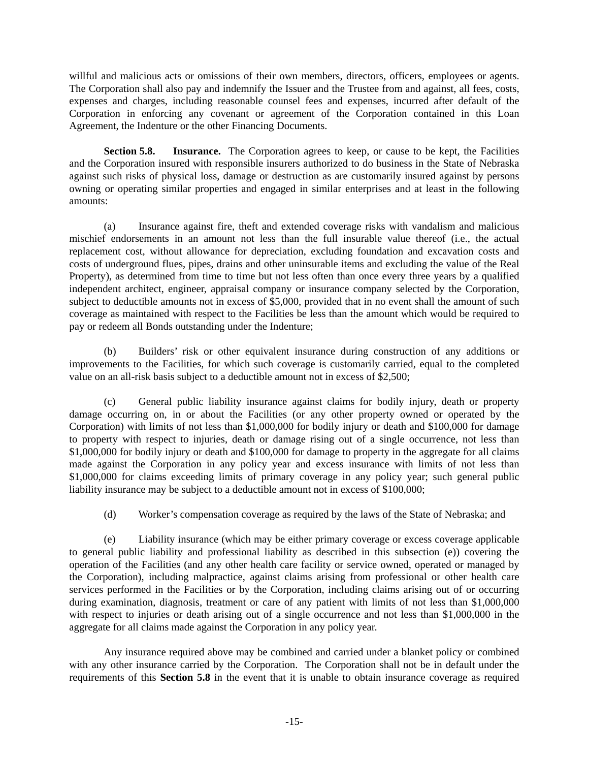willful and malicious acts or omissions of their own members, directors, officers, employees or agents. The Corporation shall also pay and indemnify the Issuer and the Trustee from and against, all fees, costs, expenses and charges, including reasonable counsel fees and expenses, incurred after default of the Corporation in enforcing any covenant or agreement of the Corporation contained in this Loan Agreement, the Indenture or the other Financing Documents.

**Section 5.8. Insurance.** The Corporation agrees to keep, or cause to be kept, the Facilities and the Corporation insured with responsible insurers authorized to do business in the State of Nebraska against such risks of physical loss, damage or destruction as are customarily insured against by persons owning or operating similar properties and engaged in similar enterprises and at least in the following amounts:

(a) Insurance against fire, theft and extended coverage risks with vandalism and malicious mischief endorsements in an amount not less than the full insurable value thereof (i.e., the actual replacement cost, without allowance for depreciation, excluding foundation and excavation costs and costs of underground flues, pipes, drains and other uninsurable items and excluding the value of the Real Property), as determined from time to time but not less often than once every three years by a qualified independent architect, engineer, appraisal company or insurance company selected by the Corporation, subject to deductible amounts not in excess of $5,000, provided that in no event shall the amount of such coverage as maintained with respect to the Facilities be less than the amount which would be required to pay or redeem all Bonds outstanding under the Indenture;

(b) Builders' risk or other equivalent insurance during construction of any additions or improvements to the Facilities, for which such coverage is customarily carried, equal to the completed value on an all-risk basis subject to a deductible amount not in excess of $2,500;

(c) General public liability insurance against claims for bodily injury, death or property damage occurring on, in or about the Facilities (or any other property owned or operated by the Corporation) with limits of not less than $1,000,000 for bodily injury or death and $100,000 for damage to property with respect to injuries, death or damage rising out of a single occurrence, not less than $1,000,000 for bodily injury or death and $100,000 for damage to property in the aggregate for all claims made against the Corporation in any policy year and excess insurance with limits of not less than $1,000,000 for claims exceeding limits of primary coverage in any policy year; such general public liability insurance may be subject to a deductible amount not in excess of $100,000;

(d) Worker's compensation coverage as required by the laws of the State of Nebraska; and

(e) Liability insurance (which may be either primary coverage or excess coverage applicable to general public liability and professional liability as described in this subsection (e)) covering the operation of the Facilities (and any other health care facility or service owned, operated or managed by the Corporation), including malpractice, against claims arising from professional or other health care services performed in the Facilities or by the Corporation, including claims arising out of or occurring during examination, diagnosis, treatment or care of any patient with limits of not less than $1,000,000 with respect to injuries or death arising out of a single occurrence and not less than $1,000,000 in the aggregate for all claims made against the Corporation in any policy year.

Any insurance required above may be combined and carried under a blanket policy or combined with any other insurance carried by the Corporation. The Corporation shall not be in default under the requirements of this **Section 5.8** in the event that it is unable to obtain insurance coverage as required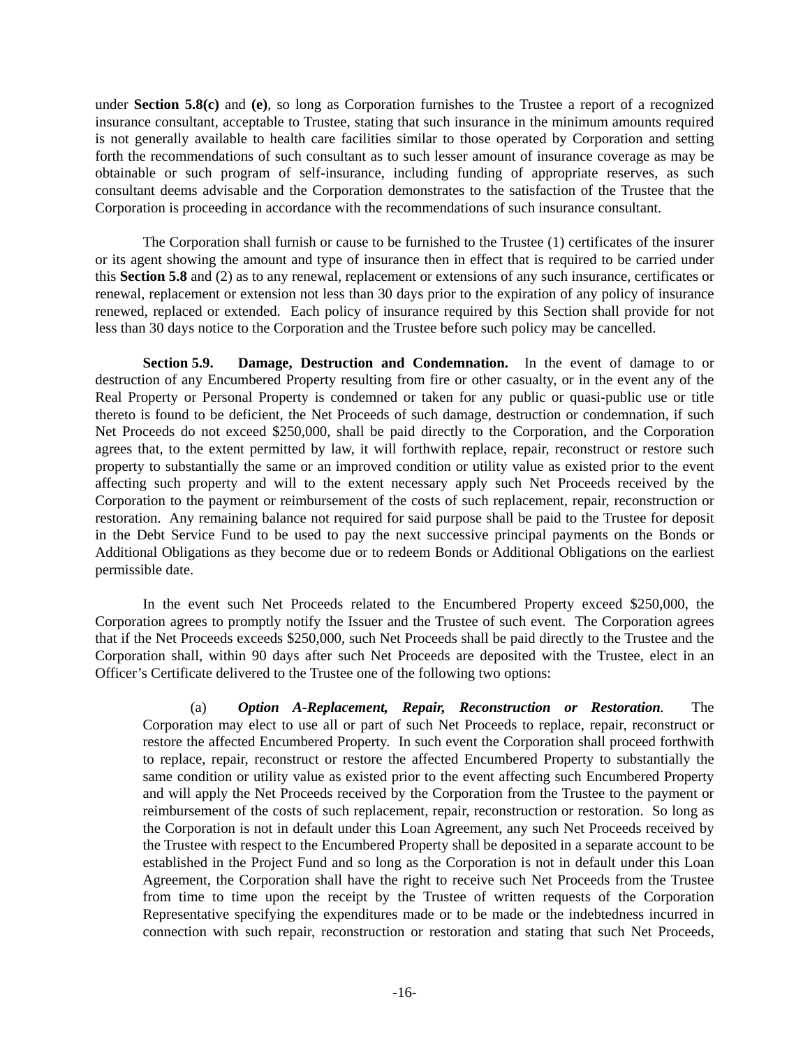under **Section 5.8(c)** and **(e)**, so long as Corporation furnishes to the Trustee a report of a recognized insurance consultant, acceptable to Trustee, stating that such insurance in the minimum amounts required is not generally available to health care facilities similar to those operated by Corporation and setting forth the recommendations of such consultant as to such lesser amount of insurance coverage as may be obtainable or such program of self-insurance, including funding of appropriate reserves, as such consultant deems advisable and the Corporation demonstrates to the satisfaction of the Trustee that the Corporation is proceeding in accordance with the recommendations of such insurance consultant.

The Corporation shall furnish or cause to be furnished to the Trustee (1) certificates of the insurer or its agent showing the amount and type of insurance then in effect that is required to be carried under this **Section 5.8** and (2) as to any renewal, replacement or extensions of any such insurance, certificates or renewal, replacement or extension not less than 30 days prior to the expiration of any policy of insurance renewed, replaced or extended. Each policy of insurance required by this Section shall provide for not less than 30 days notice to the Corporation and the Trustee before such policy may be cancelled.

**Section 5.9. Damage, Destruction and Condemnation.** In the event of damage to or destruction of any Encumbered Property resulting from fire or other casualty, or in the event any of the Real Property or Personal Property is condemned or taken for any public or quasi-public use or title thereto is found to be deficient, the Net Proceeds of such damage, destruction or condemnation, if such Net Proceeds do not exceed $250,000, shall be paid directly to the Corporation, and the Corporation agrees that, to the extent permitted by law, it will forthwith replace, repair, reconstruct or restore such property to substantially the same or an improved condition or utility value as existed prior to the event affecting such property and will to the extent necessary apply such Net Proceeds received by the Corporation to the payment or reimbursement of the costs of such replacement, repair, reconstruction or restoration. Any remaining balance not required for said purpose shall be paid to the Trustee for deposit in the Debt Service Fund to be used to pay the next successive principal payments on the Bonds or Additional Obligations as they become due or to redeem Bonds or Additional Obligations on the earliest permissible date.

In the event such Net Proceeds related to the Encumbered Property exceed $250,000, the Corporation agrees to promptly notify the Issuer and the Trustee of such event. The Corporation agrees that if the Net Proceeds exceeds $250,000, such Net Proceeds shall be paid directly to the Trustee and the Corporation shall, within 90 days after such Net Proceeds are deposited with the Trustee, elect in an Officer's Certificate delivered to the Trustee one of the following two options:

(a) ***Option A-Replacement, Repair, Reconstruction or Restoration.*** The Corporation may elect to use all or part of such Net Proceeds to replace, repair, reconstruct or restore the affected Encumbered Property. In such event the Corporation shall proceed forthwith to replace, repair, reconstruct or restore the affected Encumbered Property to substantially the same condition or utility value as existed prior to the event affecting such Encumbered Property and will apply the Net Proceeds received by the Corporation from the Trustee to the payment or reimbursement of the costs of such replacement, repair, reconstruction or restoration. So long as the Corporation is not in default under this Loan Agreement, any such Net Proceeds received by the Trustee with respect to the Encumbered Property shall be deposited in a separate account to be established in the Project Fund and so long as the Corporation is not in default under this Loan Agreement, the Corporation shall have the right to receive such Net Proceeds from the Trustee from time to time upon the receipt by the Trustee of written requests of the Corporation Representative specifying the expenditures made or to be made or the indebtedness incurred in connection with such repair, reconstruction or restoration and stating that such Net Proceeds,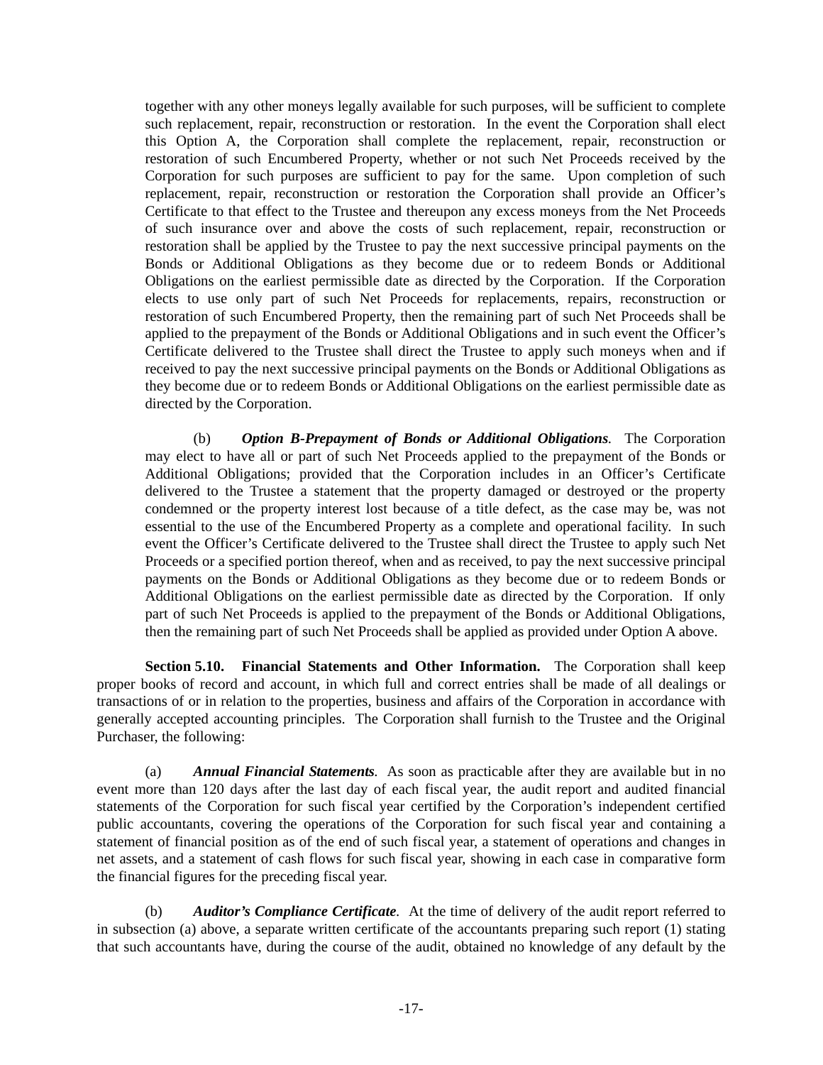together with any other moneys legally available for such purposes, will be sufficient to complete such replacement, repair, reconstruction or restoration. In the event the Corporation shall elect this Option A, the Corporation shall complete the replacement, repair, reconstruction or restoration of such Encumbered Property, whether or not such Net Proceeds received by the Corporation for such purposes are sufficient to pay for the same. Upon completion of such replacement, repair, reconstruction or restoration the Corporation shall provide an Officer's Certificate to that effect to the Trustee and thereupon any excess moneys from the Net Proceeds of such insurance over and above the costs of such replacement, repair, reconstruction or restoration shall be applied by the Trustee to pay the next successive principal payments on the Bonds or Additional Obligations as they become due or to redeem Bonds or Additional Obligations on the earliest permissible date as directed by the Corporation. If the Corporation elects to use only part of such Net Proceeds for replacements, repairs, reconstruction or restoration of such Encumbered Property, then the remaining part of such Net Proceeds shall be applied to the prepayment of the Bonds or Additional Obligations and in such event the Officer's Certificate delivered to the Trustee shall direct the Trustee to apply such moneys when and if received to pay the next successive principal payments on the Bonds or Additional Obligations as they become due or to redeem Bonds or Additional Obligations on the earliest permissible date as directed by the Corporation.

(b) ***Option B-Prepayment of Bonds or Additional Obligations.*** The Corporation may elect to have all or part of such Net Proceeds applied to the prepayment of the Bonds or Additional Obligations; provided that the Corporation includes in an Officer's Certificate delivered to the Trustee a statement that the property damaged or destroyed or the property condemned or the property interest lost because of a title defect, as the case may be, was not essential to the use of the Encumbered Property as a complete and operational facility. In such event the Officer's Certificate delivered to the Trustee shall direct the Trustee to apply such Net Proceeds or a specified portion thereof, when and as received, to pay the next successive principal payments on the Bonds or Additional Obligations as they become due or to redeem Bonds or Additional Obligations on the earliest permissible date as directed by the Corporation. If only part of such Net Proceeds is applied to the prepayment of the Bonds or Additional Obligations, then the remaining part of such Net Proceeds shall be applied as provided under Option A above.

**Section 5.10. Financial Statements and Other Information.** The Corporation shall keep proper books of record and account, in which full and correct entries shall be made of all dealings or transactions of or in relation to the properties, business and affairs of the Corporation in accordance with generally accepted accounting principles. The Corporation shall furnish to the Trustee and the Original Purchaser, the following:

(a) ***Annual Financial Statements.*** As soon as practicable after they are available but in no event more than 120 days after the last day of each fiscal year, the audit report and audited financial statements of the Corporation for such fiscal year certified by the Corporation's independent certified public accountants, covering the operations of the Corporation for such fiscal year and containing a statement of financial position as of the end of such fiscal year, a statement of operations and changes in net assets, and a statement of cash flows for such fiscal year, showing in each case in comparative form the financial figures for the preceding fiscal year.

(b) ***Auditor's Compliance Certificate.*** At the time of delivery of the audit report referred to in subsection (a) above, a separate written certificate of the accountants preparing such report (1) stating that such accountants have, during the course of the audit, obtained no knowledge of any default by the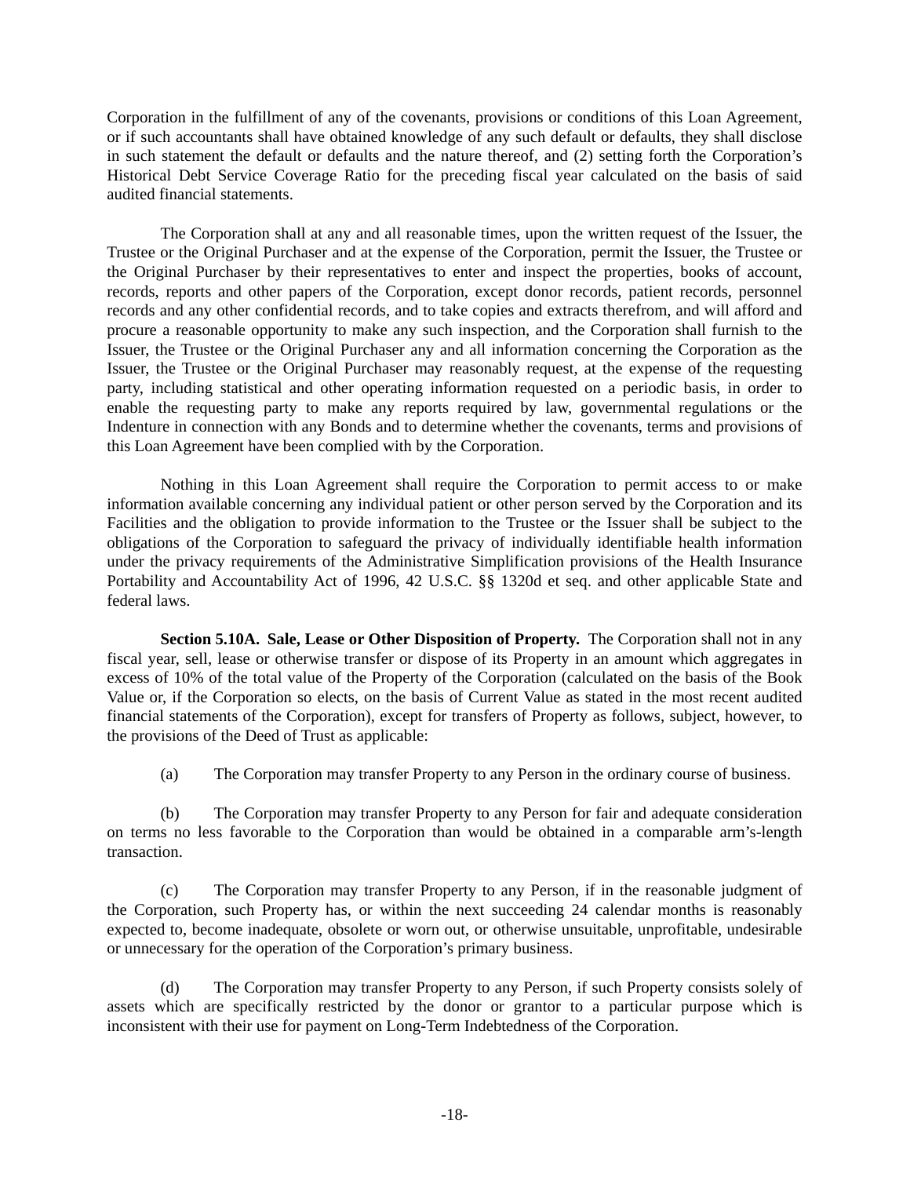Corporation in the fulfillment of any of the covenants, provisions or conditions of this Loan Agreement, or if such accountants shall have obtained knowledge of any such default or defaults, they shall disclose in such statement the default or defaults and the nature thereof, and (2) setting forth the Corporation's Historical Debt Service Coverage Ratio for the preceding fiscal year calculated on the basis of said audited financial statements.

The Corporation shall at any and all reasonable times, upon the written request of the Issuer, the Trustee or the Original Purchaser and at the expense of the Corporation, permit the Issuer, the Trustee or the Original Purchaser by their representatives to enter and inspect the properties, books of account, records, reports and other papers of the Corporation, except donor records, patient records, personnel records and any other confidential records, and to take copies and extracts therefrom, and will afford and procure a reasonable opportunity to make any such inspection, and the Corporation shall furnish to the Issuer, the Trustee or the Original Purchaser any and all information concerning the Corporation as the Issuer, the Trustee or the Original Purchaser may reasonably request, at the expense of the requesting party, including statistical and other operating information requested on a periodic basis, in order to enable the requesting party to make any reports required by law, governmental regulations or the Indenture in connection with any Bonds and to determine whether the covenants, terms and provisions of this Loan Agreement have been complied with by the Corporation.

Nothing in this Loan Agreement shall require the Corporation to permit access to or make information available concerning any individual patient or other person served by the Corporation and its Facilities and the obligation to provide information to the Trustee or the Issuer shall be subject to the obligations of the Corporation to safeguard the privacy of individually identifiable health information under the privacy requirements of the Administrative Simplification provisions of the Health Insurance Portability and Accountability Act of 1996, 42 U.S.C. §§ 1320d et seq. and other applicable State and federal laws.

**Section 5.10A. Sale, Lease or Other Disposition of Property.** The Corporation shall not in any fiscal year, sell, lease or otherwise transfer or dispose of its Property in an amount which aggregates in excess of 10% of the total value of the Property of the Corporation (calculated on the basis of the Book Value or, if the Corporation so elects, on the basis of Current Value as stated in the most recent audited financial statements of the Corporation), except for transfers of Property as follows, subject, however, to the provisions of the Deed of Trust as applicable:

(a) The Corporation may transfer Property to any Person in the ordinary course of business.

(b) The Corporation may transfer Property to any Person for fair and adequate consideration on terms no less favorable to the Corporation than would be obtained in a comparable arm's-length transaction.

(c) The Corporation may transfer Property to any Person, if in the reasonable judgment of the Corporation, such Property has, or within the next succeeding 24 calendar months is reasonably expected to, become inadequate, obsolete or worn out, or otherwise unsuitable, unprofitable, undesirable or unnecessary for the operation of the Corporation's primary business.

(d) The Corporation may transfer Property to any Person, if such Property consists solely of assets which are specifically restricted by the donor or grantor to a particular purpose which is inconsistent with their use for payment on Long-Term Indebtedness of the Corporation.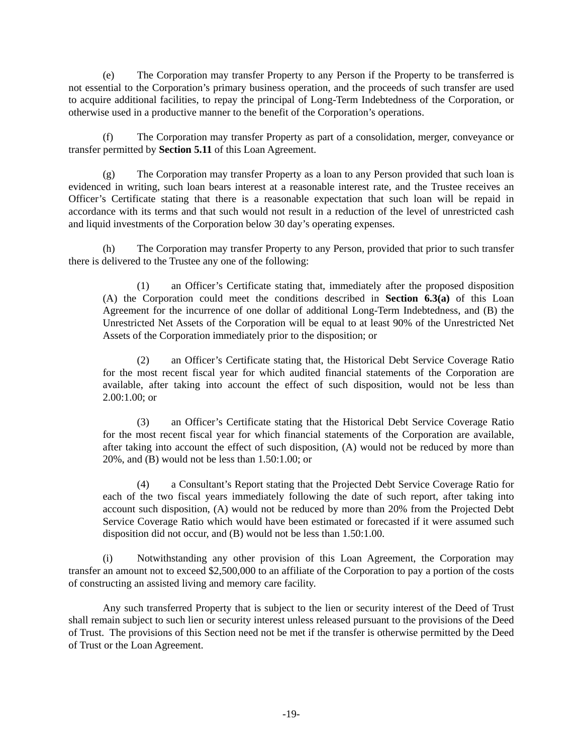(e) The Corporation may transfer Property to any Person if the Property to be transferred is not essential to the Corporation's primary business operation, and the proceeds of such transfer are used to acquire additional facilities, to repay the principal of Long-Term Indebtedness of the Corporation, or otherwise used in a productive manner to the benefit of the Corporation's operations.

(f) The Corporation may transfer Property as part of a consolidation, merger, conveyance or transfer permitted by **Section 5.11** of this Loan Agreement.

(g) The Corporation may transfer Property as a loan to any Person provided that such loan is evidenced in writing, such loan bears interest at a reasonable interest rate, and the Trustee receives an Officer's Certificate stating that there is a reasonable expectation that such loan will be repaid in accordance with its terms and that such would not result in a reduction of the level of unrestricted cash and liquid investments of the Corporation below 30 day's operating expenses.

(h) The Corporation may transfer Property to any Person, provided that prior to such transfer there is delivered to the Trustee any one of the following:

> (1) an Officer's Certificate stating that, immediately after the proposed disposition (A) the Corporation could meet the conditions described in **Section 6.3(a)** of this Loan Agreement for the incurrence of one dollar of additional Long-Term Indebtedness, and (B) the Unrestricted Net Assets of the Corporation will be equal to at least 90% of the Unrestricted Net Assets of the Corporation immediately prior to the disposition; or
>
> (2) an Officer's Certificate stating that, the Historical Debt Service Coverage Ratio for the most recent fiscal year for which audited financial statements of the Corporation are available, after taking into account the effect of such disposition, would not be less than 2.00:1.00; or
>
> (3) an Officer's Certificate stating that the Historical Debt Service Coverage Ratio for the most recent fiscal year for which financial statements of the Corporation are available, after taking into account the effect of such disposition, (A) would not be reduced by more than 20%, and (B) would not be less than 1.50:1.00; or
>
> (4) a Consultant's Report stating that the Projected Debt Service Coverage Ratio for each of the two fiscal years immediately following the date of such report, after taking into account such disposition, (A) would not be reduced by more than 20% from the Projected Debt Service Coverage Ratio which would have been estimated or forecasted if it were assumed such disposition did not occur, and (B) would not be less than 1.50:1.00.

(i) Notwithstanding any other provision of this Loan Agreement, the Corporation may transfer an amount not to exceed $2,500,000 to an affiliate of the Corporation to pay a portion of the costs of constructing an assisted living and memory care facility.

Any such transferred Property that is subject to the lien or security interest of the Deed of Trust shall remain subject to such lien or security interest unless released pursuant to the provisions of the Deed of Trust. The provisions of this Section need not be met if the transfer is otherwise permitted by the Deed of Trust or the Loan Agreement.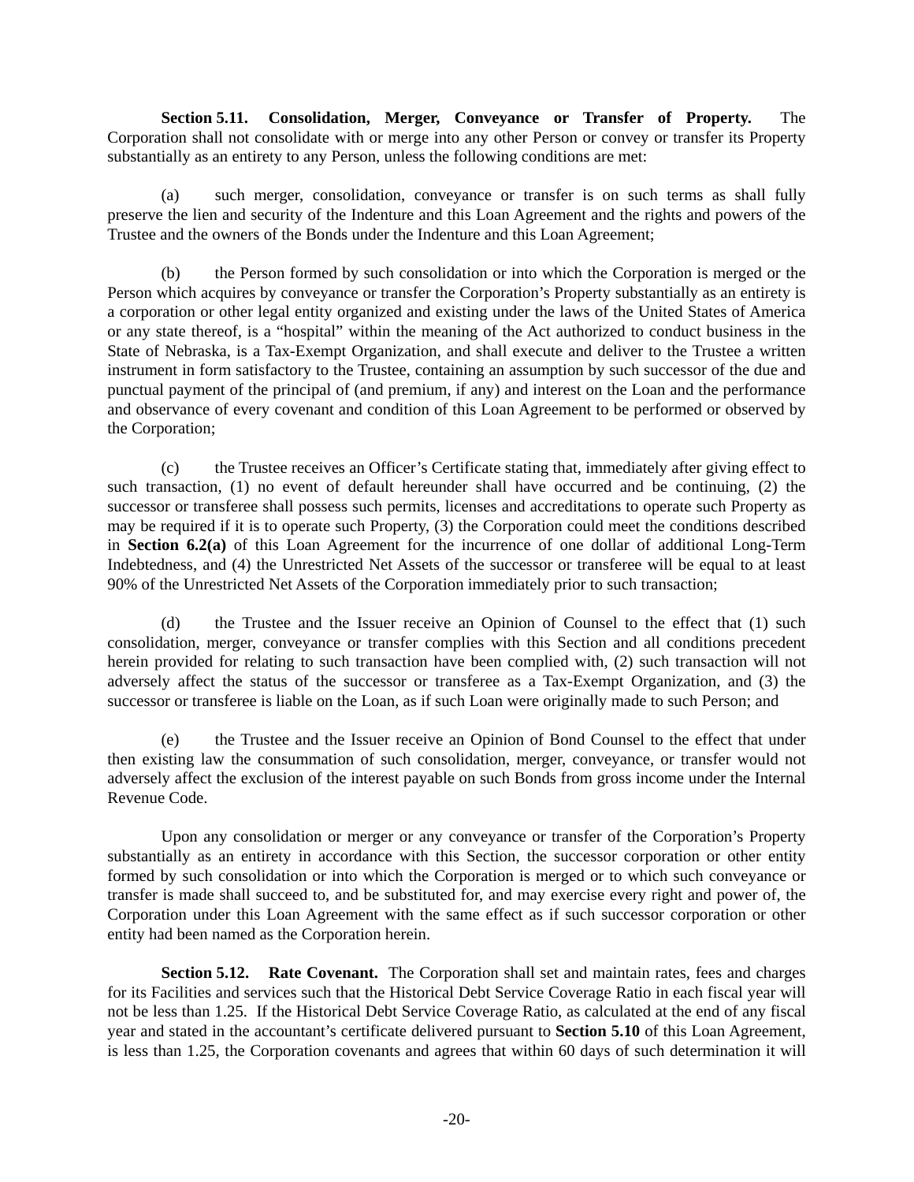**Section 5.11. Consolidation, Merger, Conveyance or Transfer of Property.** The Corporation shall not consolidate with or merge into any other Person or convey or transfer its Property substantially as an entirety to any Person, unless the following conditions are met:

(a) such merger, consolidation, conveyance or transfer is on such terms as shall fully preserve the lien and security of the Indenture and this Loan Agreement and the rights and powers of the Trustee and the owners of the Bonds under the Indenture and this Loan Agreement;

(b) the Person formed by such consolidation or into which the Corporation is merged or the Person which acquires by conveyance or transfer the Corporation's Property substantially as an entirety is a corporation or other legal entity organized and existing under the laws of the United States of America or any state thereof, is a "hospital" within the meaning of the Act authorized to conduct business in the State of Nebraska, is a Tax-Exempt Organization, and shall execute and deliver to the Trustee a written instrument in form satisfactory to the Trustee, containing an assumption by such successor of the due and punctual payment of the principal of (and premium, if any) and interest on the Loan and the performance and observance of every covenant and condition of this Loan Agreement to be performed or observed by the Corporation;

(c) the Trustee receives an Officer's Certificate stating that, immediately after giving effect to such transaction, (1) no event of default hereunder shall have occurred and be continuing, (2) the successor or transferee shall possess such permits, licenses and accreditations to operate such Property as may be required if it is to operate such Property, (3) the Corporation could meet the conditions described in **Section 6.2(a)** of this Loan Agreement for the incurrence of one dollar of additional Long-Term Indebtedness, and (4) the Unrestricted Net Assets of the successor or transferee will be equal to at least 90% of the Unrestricted Net Assets of the Corporation immediately prior to such transaction;

(d) the Trustee and the Issuer receive an Opinion of Counsel to the effect that (1) such consolidation, merger, conveyance or transfer complies with this Section and all conditions precedent herein provided for relating to such transaction have been complied with, (2) such transaction will not adversely affect the status of the successor or transferee as a Tax-Exempt Organization, and (3) the successor or transferee is liable on the Loan, as if such Loan were originally made to such Person; and

(e) the Trustee and the Issuer receive an Opinion of Bond Counsel to the effect that under then existing law the consummation of such consolidation, merger, conveyance, or transfer would not adversely affect the exclusion of the interest payable on such Bonds from gross income under the Internal Revenue Code.

Upon any consolidation or merger or any conveyance or transfer of the Corporation's Property substantially as an entirety in accordance with this Section, the successor corporation or other entity formed by such consolidation or into which the Corporation is merged or to which such conveyance or transfer is made shall succeed to, and be substituted for, and may exercise every right and power of, the Corporation under this Loan Agreement with the same effect as if such successor corporation or other entity had been named as the Corporation herein.

**Section 5.12. Rate Covenant.** The Corporation shall set and maintain rates, fees and charges for its Facilities and services such that the Historical Debt Service Coverage Ratio in each fiscal year will not be less than 1.25. If the Historical Debt Service Coverage Ratio, as calculated at the end of any fiscal year and stated in the accountant's certificate delivered pursuant to **Section 5.10** of this Loan Agreement, is less than 1.25, the Corporation covenants and agrees that within 60 days of such determination it will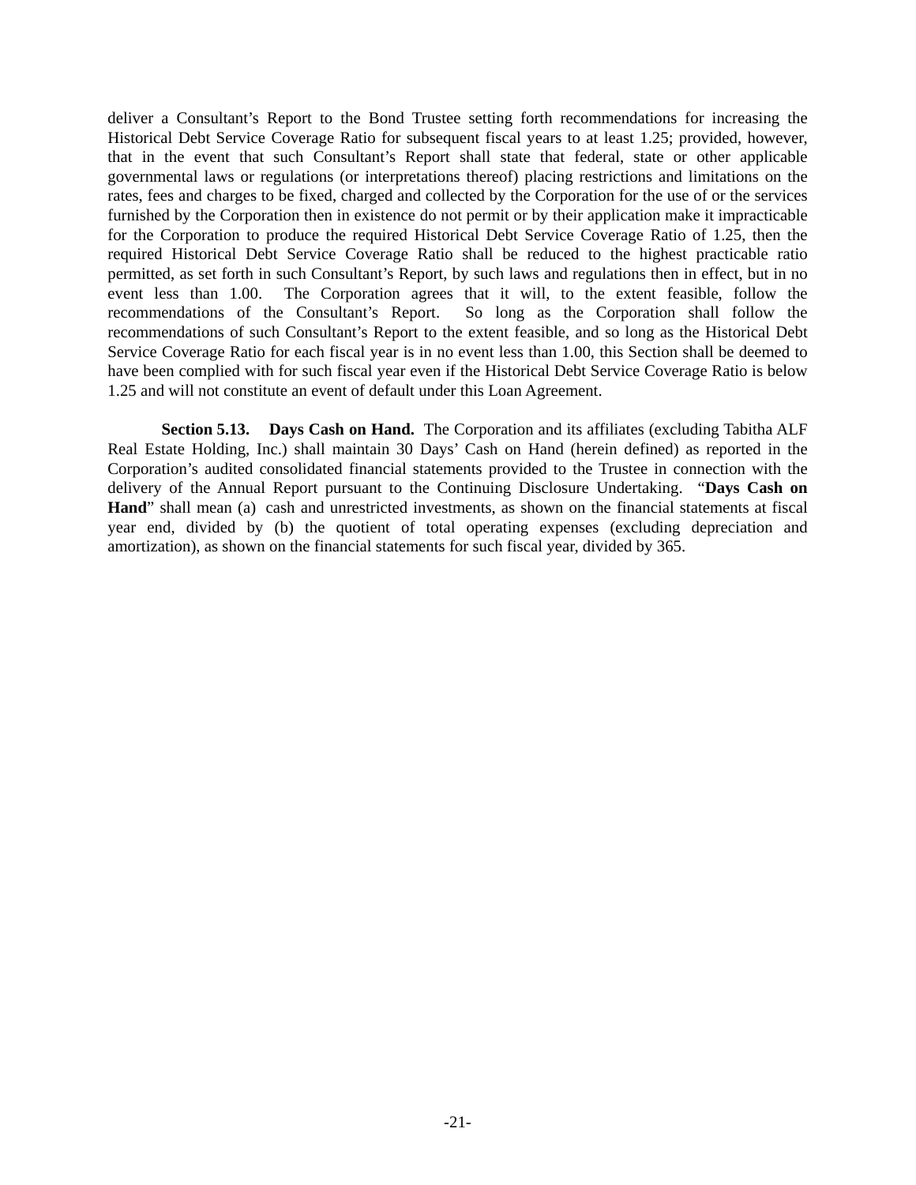deliver a Consultant's Report to the Bond Trustee setting forth recommendations for increasing the Historical Debt Service Coverage Ratio for subsequent fiscal years to at least 1.25; provided, however, that in the event that such Consultant's Report shall state that federal, state or other applicable governmental laws or regulations (or interpretations thereof) placing restrictions and limitations on the rates, fees and charges to be fixed, charged and collected by the Corporation for the use of or the services furnished by the Corporation then in existence do not permit or by their application make it impracticable for the Corporation to produce the required Historical Debt Service Coverage Ratio of 1.25, then the required Historical Debt Service Coverage Ratio shall be reduced to the highest practicable ratio permitted, as set forth in such Consultant's Report, by such laws and regulations then in effect, but in no event less than 1.00. The Corporation agrees that it will, to the extent feasible, follow the recommendations of the Consultant's Report. So long as the Corporation shall follow the recommendations of such Consultant's Report to the extent feasible, and so long as the Historical Debt Service Coverage Ratio for each fiscal year is in no event less than 1.00, this Section shall be deemed to have been complied with for such fiscal year even if the Historical Debt Service Coverage Ratio is below 1.25 and will not constitute an event of default under this Loan Agreement.

**Section 5.13. Days Cash on Hand.** The Corporation and its affiliates (excluding Tabitha ALF Real Estate Holding, Inc.) shall maintain 30 Days' Cash on Hand (herein defined) as reported in the Corporation's audited consolidated financial statements provided to the Trustee in connection with the delivery of the Annual Report pursuant to the Continuing Disclosure Undertaking. "**Days Cash on Hand**" shall mean (a) cash and unrestricted investments, as shown on the financial statements at fiscal year end, divided by (b) the quotient of total operating expenses (excluding depreciation and amortization), as shown on the financial statements for such fiscal year, divided by 365.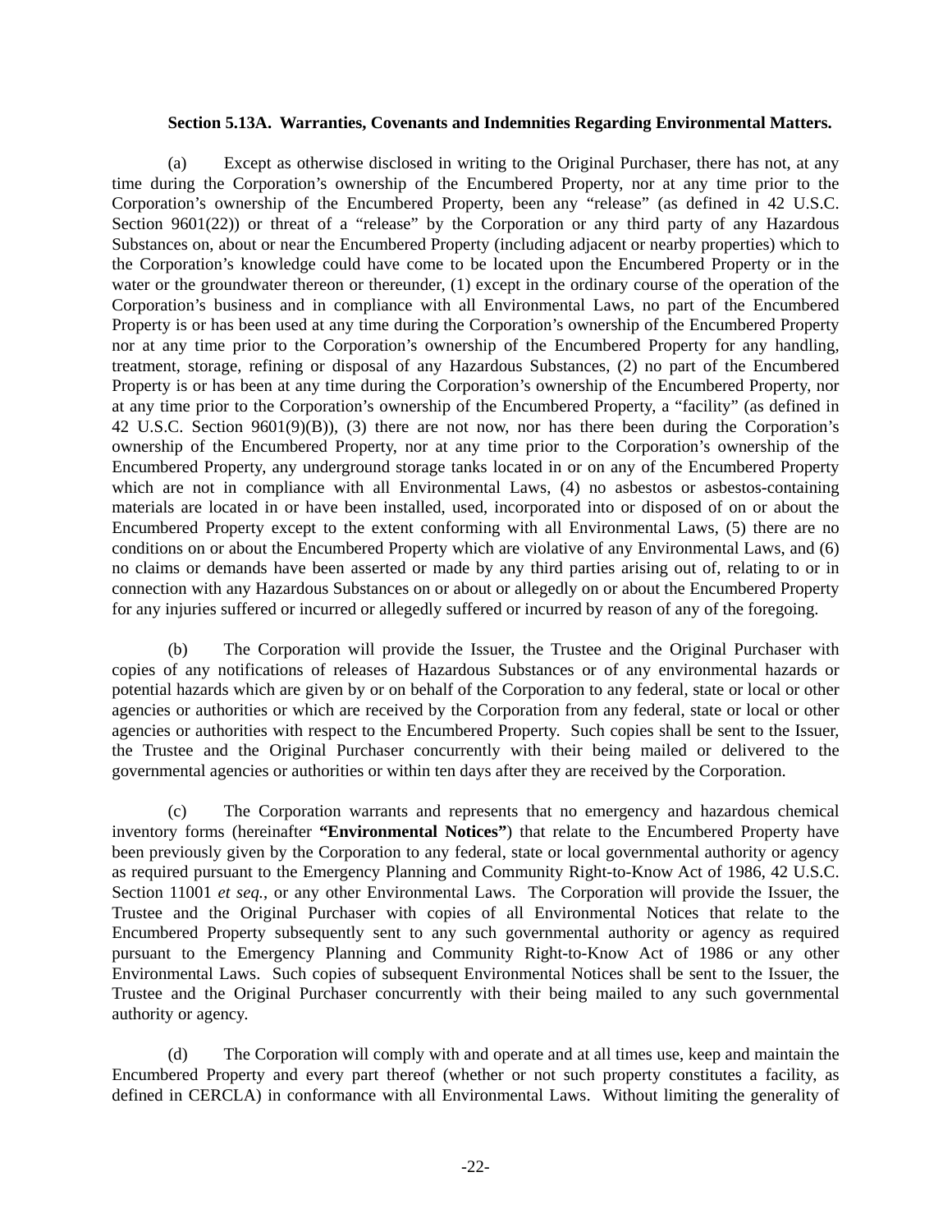**Section 5.13A. Warranties, Covenants and Indemnities Regarding Environmental Matters.**

(a) Except as otherwise disclosed in writing to the Original Purchaser, there has not, at any time during the Corporation's ownership of the Encumbered Property, nor at any time prior to the Corporation's ownership of the Encumbered Property, been any "release" (as defined in 42 U.S.C. Section 9601(22)) or threat of a "release" by the Corporation or any third party of any Hazardous Substances on, about or near the Encumbered Property (including adjacent or nearby properties) which to the Corporation's knowledge could have come to be located upon the Encumbered Property or in the water or the groundwater thereon or thereunder, (1) except in the ordinary course of the operation of the Corporation's business and in compliance with all Environmental Laws, no part of the Encumbered Property is or has been used at any time during the Corporation's ownership of the Encumbered Property nor at any time prior to the Corporation's ownership of the Encumbered Property for any handling, treatment, storage, refining or disposal of any Hazardous Substances, (2) no part of the Encumbered Property is or has been at any time during the Corporation's ownership of the Encumbered Property, nor at any time prior to the Corporation's ownership of the Encumbered Property, a "facility" (as defined in 42 U.S.C. Section 9601(9)(B)), (3) there are not now, nor has there been during the Corporation's ownership of the Encumbered Property, nor at any time prior to the Corporation's ownership of the Encumbered Property, any underground storage tanks located in or on any of the Encumbered Property which are not in compliance with all Environmental Laws, (4) no asbestos or asbestos-containing materials are located in or have been installed, used, incorporated into or disposed of on or about the Encumbered Property except to the extent conforming with all Environmental Laws, (5) there are no conditions on or about the Encumbered Property which are violative of any Environmental Laws, and (6) no claims or demands have been asserted or made by any third parties arising out of, relating to or in connection with any Hazardous Substances on or about or allegedly on or about the Encumbered Property for any injuries suffered or incurred or allegedly suffered or incurred by reason of any of the foregoing.

(b) The Corporation will provide the Issuer, the Trustee and the Original Purchaser with copies of any notifications of releases of Hazardous Substances or of any environmental hazards or potential hazards which are given by or on behalf of the Corporation to any federal, state or local or other agencies or authorities or which are received by the Corporation from any federal, state or local or other agencies or authorities with respect to the Encumbered Property. Such copies shall be sent to the Issuer, the Trustee and the Original Purchaser concurrently with their being mailed or delivered to the governmental agencies or authorities or within ten days after they are received by the Corporation.

(c) The Corporation warrants and represents that no emergency and hazardous chemical inventory forms (hereinafter **"Environmental Notices"**) that relate to the Encumbered Property have been previously given by the Corporation to any federal, state or local governmental authority or agency as required pursuant to the Emergency Planning and Community Right-to-Know Act of 1986, 42 U.S.C. Section 11001 *et seq.*, or any other Environmental Laws. The Corporation will provide the Issuer, the Trustee and the Original Purchaser with copies of all Environmental Notices that relate to the Encumbered Property subsequently sent to any such governmental authority or agency as required pursuant to the Emergency Planning and Community Right-to-Know Act of 1986 or any other Environmental Laws. Such copies of subsequent Environmental Notices shall be sent to the Issuer, the Trustee and the Original Purchaser concurrently with their being mailed to any such governmental authority or agency.

(d) The Corporation will comply with and operate and at all times use, keep and maintain the Encumbered Property and every part thereof (whether or not such property constitutes a facility, as defined in CERCLA) in conformance with all Environmental Laws. Without limiting the generality of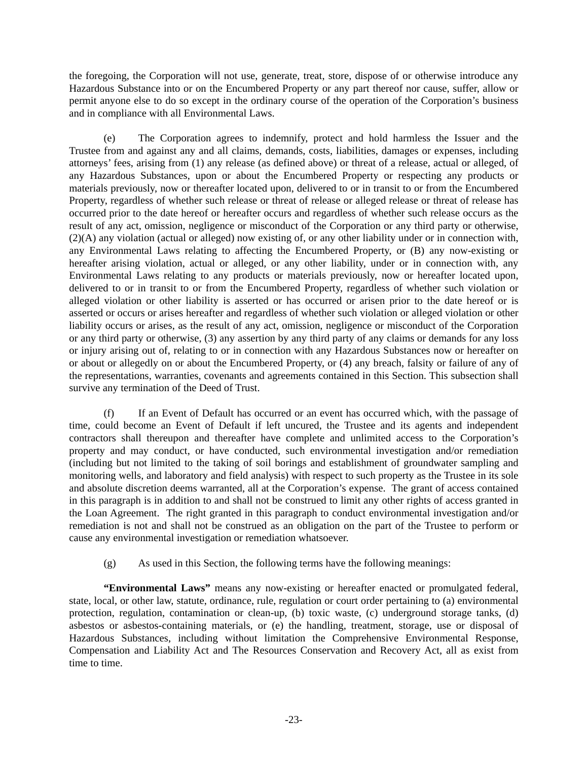the foregoing, the Corporation will not use, generate, treat, store, dispose of or otherwise introduce any Hazardous Substance into or on the Encumbered Property or any part thereof nor cause, suffer, allow or permit anyone else to do so except in the ordinary course of the operation of the Corporation's business and in compliance with all Environmental Laws.

(e) The Corporation agrees to indemnify, protect and hold harmless the Issuer and the Trustee from and against any and all claims, demands, costs, liabilities, damages or expenses, including attorneys' fees, arising from (1) any release (as defined above) or threat of a release, actual or alleged, of any Hazardous Substances, upon or about the Encumbered Property or respecting any products or materials previously, now or thereafter located upon, delivered to or in transit to or from the Encumbered Property, regardless of whether such release or threat of release or alleged release or threat of release has occurred prior to the date hereof or hereafter occurs and regardless of whether such release occurs as the result of any act, omission, negligence or misconduct of the Corporation or any third party or otherwise, (2)(A) any violation (actual or alleged) now existing of, or any other liability under or in connection with, any Environmental Laws relating to affecting the Encumbered Property, or (B) any now-existing or hereafter arising violation, actual or alleged, or any other liability, under or in connection with, any Environmental Laws relating to any products or materials previously, now or hereafter located upon, delivered to or in transit to or from the Encumbered Property, regardless of whether such violation or alleged violation or other liability is asserted or has occurred or arisen prior to the date hereof or is asserted or occurs or arises hereafter and regardless of whether such violation or alleged violation or other liability occurs or arises, as the result of any act, omission, negligence or misconduct of the Corporation or any third party or otherwise, (3) any assertion by any third party of any claims or demands for any loss or injury arising out of, relating to or in connection with any Hazardous Substances now or hereafter on or about or allegedly on or about the Encumbered Property, or (4) any breach, falsity or failure of any of the representations, warranties, covenants and agreements contained in this Section. This subsection shall survive any termination of the Deed of Trust.

(f) If an Event of Default has occurred or an event has occurred which, with the passage of time, could become an Event of Default if left uncured, the Trustee and its agents and independent contractors shall thereupon and thereafter have complete and unlimited access to the Corporation's property and may conduct, or have conducted, such environmental investigation and/or remediation (including but not limited to the taking of soil borings and establishment of groundwater sampling and monitoring wells, and laboratory and field analysis) with respect to such property as the Trustee in its sole and absolute discretion deems warranted, all at the Corporation's expense. The grant of access contained in this paragraph is in addition to and shall not be construed to limit any other rights of access granted in the Loan Agreement. The right granted in this paragraph to conduct environmental investigation and/or remediation is not and shall not be construed as an obligation on the part of the Trustee to perform or cause any environmental investigation or remediation whatsoever.

(g) As used in this Section, the following terms have the following meanings:

**"Environmental Laws"** means any now-existing or hereafter enacted or promulgated federal, state, local, or other law, statute, ordinance, rule, regulation or court order pertaining to (a) environmental protection, regulation, contamination or clean-up, (b) toxic waste, (c) underground storage tanks, (d) asbestos or asbestos-containing materials, or (e) the handling, treatment, storage, use or disposal of Hazardous Substances, including without limitation the Comprehensive Environmental Response, Compensation and Liability Act and The Resources Conservation and Recovery Act, all as exist from time to time.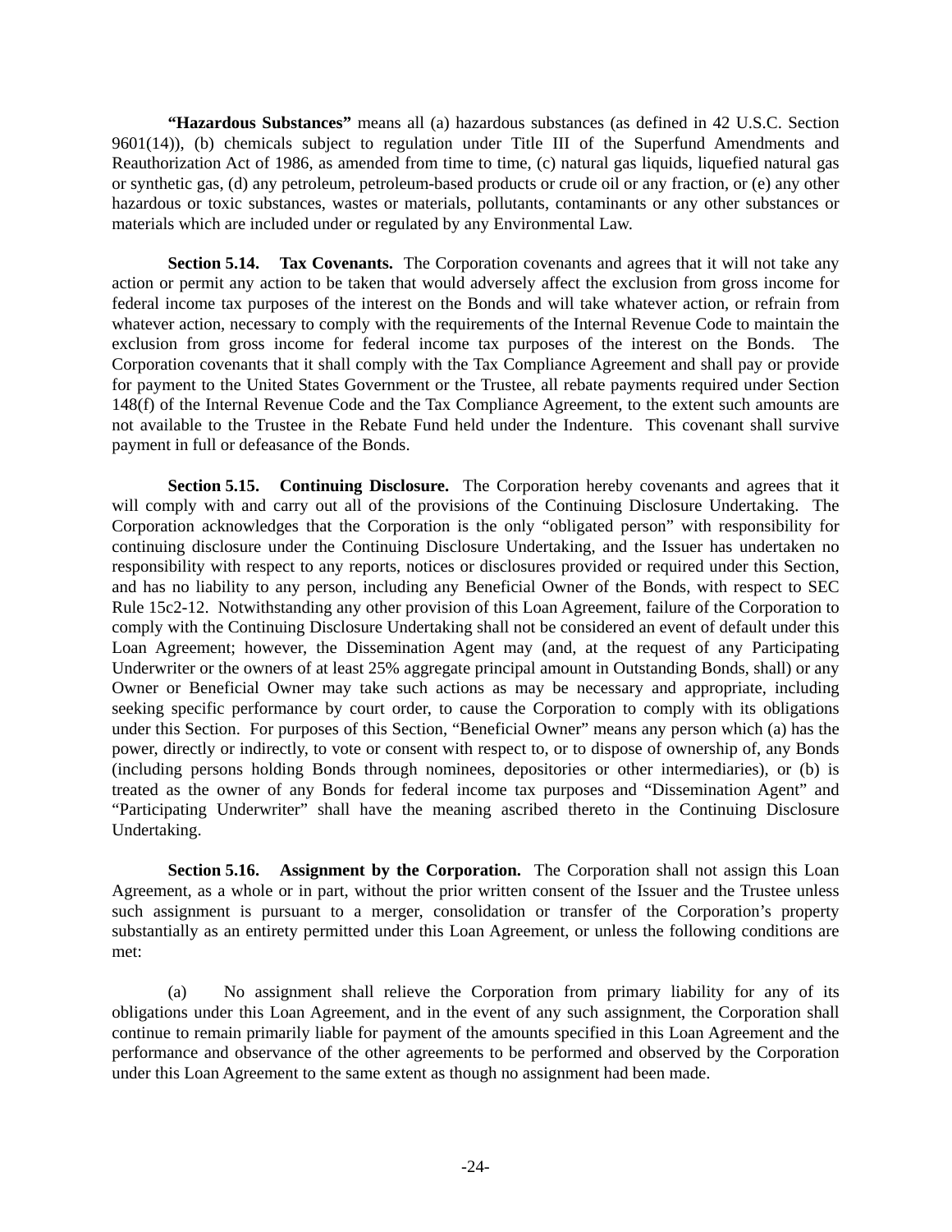**"Hazardous Substances"** means all (a) hazardous substances (as defined in 42 U.S.C. Section 9601(14)), (b) chemicals subject to regulation under Title III of the Superfund Amendments and Reauthorization Act of 1986, as amended from time to time, (c) natural gas liquids, liquefied natural gas or synthetic gas, (d) any petroleum, petroleum-based products or crude oil or any fraction, or (e) any other hazardous or toxic substances, wastes or materials, pollutants, contaminants or any other substances or materials which are included under or regulated by any Environmental Law.

**Section 5.14. Tax Covenants.** The Corporation covenants and agrees that it will not take any action or permit any action to be taken that would adversely affect the exclusion from gross income for federal income tax purposes of the interest on the Bonds and will take whatever action, or refrain from whatever action, necessary to comply with the requirements of the Internal Revenue Code to maintain the exclusion from gross income for federal income tax purposes of the interest on the Bonds. The Corporation covenants that it shall comply with the Tax Compliance Agreement and shall pay or provide for payment to the United States Government or the Trustee, all rebate payments required under Section 148(f) of the Internal Revenue Code and the Tax Compliance Agreement, to the extent such amounts are not available to the Trustee in the Rebate Fund held under the Indenture. This covenant shall survive payment in full or defeasance of the Bonds.

**Section 5.15. Continuing Disclosure.** The Corporation hereby covenants and agrees that it will comply with and carry out all of the provisions of the Continuing Disclosure Undertaking. The Corporation acknowledges that the Corporation is the only "obligated person" with responsibility for continuing disclosure under the Continuing Disclosure Undertaking, and the Issuer has undertaken no responsibility with respect to any reports, notices or disclosures provided or required under this Section, and has no liability to any person, including any Beneficial Owner of the Bonds, with respect to SEC Rule 15c2-12. Notwithstanding any other provision of this Loan Agreement, failure of the Corporation to comply with the Continuing Disclosure Undertaking shall not be considered an event of default under this Loan Agreement; however, the Dissemination Agent may (and, at the request of any Participating Underwriter or the owners of at least 25% aggregate principal amount in Outstanding Bonds, shall) or any Owner or Beneficial Owner may take such actions as may be necessary and appropriate, including seeking specific performance by court order, to cause the Corporation to comply with its obligations under this Section. For purposes of this Section, "Beneficial Owner" means any person which (a) has the power, directly or indirectly, to vote or consent with respect to, or to dispose of ownership of, any Bonds (including persons holding Bonds through nominees, depositories or other intermediaries), or (b) is treated as the owner of any Bonds for federal income tax purposes and "Dissemination Agent" and "Participating Underwriter" shall have the meaning ascribed thereto in the Continuing Disclosure Undertaking.

**Section 5.16. Assignment by the Corporation.** The Corporation shall not assign this Loan Agreement, as a whole or in part, without the prior written consent of the Issuer and the Trustee unless such assignment is pursuant to a merger, consolidation or transfer of the Corporation's property substantially as an entirety permitted under this Loan Agreement, or unless the following conditions are met:

(a) No assignment shall relieve the Corporation from primary liability for any of its obligations under this Loan Agreement, and in the event of any such assignment, the Corporation shall continue to remain primarily liable for payment of the amounts specified in this Loan Agreement and the performance and observance of the other agreements to be performed and observed by the Corporation under this Loan Agreement to the same extent as though no assignment had been made.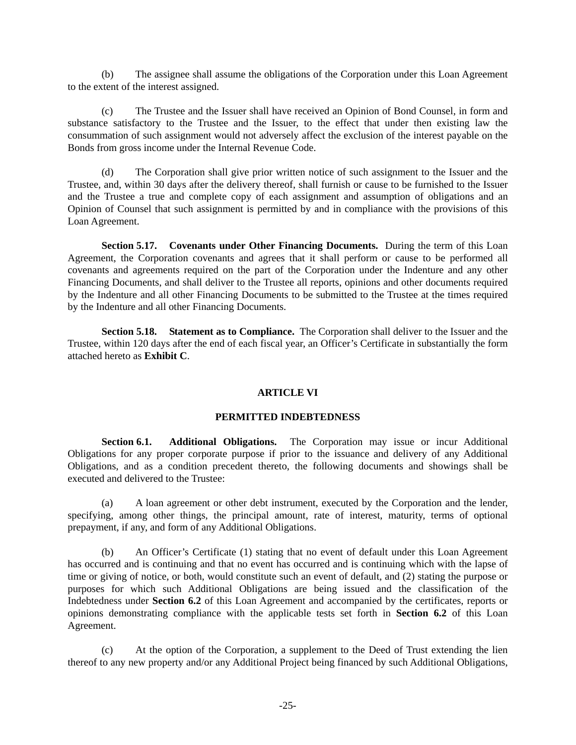(b) The assignee shall assume the obligations of the Corporation under this Loan Agreement to the extent of the interest assigned.

(c) The Trustee and the Issuer shall have received an Opinion of Bond Counsel, in form and substance satisfactory to the Trustee and the Issuer, to the effect that under then existing law the consummation of such assignment would not adversely affect the exclusion of the interest payable on the Bonds from gross income under the Internal Revenue Code.

(d) The Corporation shall give prior written notice of such assignment to the Issuer and the Trustee, and, within 30 days after the delivery thereof, shall furnish or cause to be furnished to the Issuer and the Trustee a true and complete copy of each assignment and assumption of obligations and an Opinion of Counsel that such assignment is permitted by and in compliance with the provisions of this Loan Agreement.

**Section 5.17. Covenants under Other Financing Documents.** During the term of this Loan Agreement, the Corporation covenants and agrees that it shall perform or cause to be performed all covenants and agreements required on the part of the Corporation under the Indenture and any other Financing Documents, and shall deliver to the Trustee all reports, opinions and other documents required by the Indenture and all other Financing Documents to be submitted to the Trustee at the times required by the Indenture and all other Financing Documents.

**Section 5.18. Statement as to Compliance.** The Corporation shall deliver to the Issuer and the Trustee, within 120 days after the end of each fiscal year, an Officer's Certificate in substantially the form attached hereto as **Exhibit C**.

## ARTICLE VI

## PERMITTED INDEBTEDNESS

**Section 6.1. Additional Obligations.** The Corporation may issue or incur Additional Obligations for any proper corporate purpose if prior to the issuance and delivery of any Additional Obligations, and as a condition precedent thereto, the following documents and showings shall be executed and delivered to the Trustee:

(a) A loan agreement or other debt instrument, executed by the Corporation and the lender, specifying, among other things, the principal amount, rate of interest, maturity, terms of optional prepayment, if any, and form of any Additional Obligations.

(b) An Officer's Certificate (1) stating that no event of default under this Loan Agreement has occurred and is continuing and that no event has occurred and is continuing which with the lapse of time or giving of notice, or both, would constitute such an event of default, and (2) stating the purpose or purposes for which such Additional Obligations are being issued and the classification of the Indebtedness under **Section 6.2** of this Loan Agreement and accompanied by the certificates, reports or opinions demonstrating compliance with the applicable tests set forth in **Section 6.2** of this Loan Agreement.

(c) At the option of the Corporation, a supplement to the Deed of Trust extending the lien thereof to any new property and/or any Additional Project being financed by such Additional Obligations,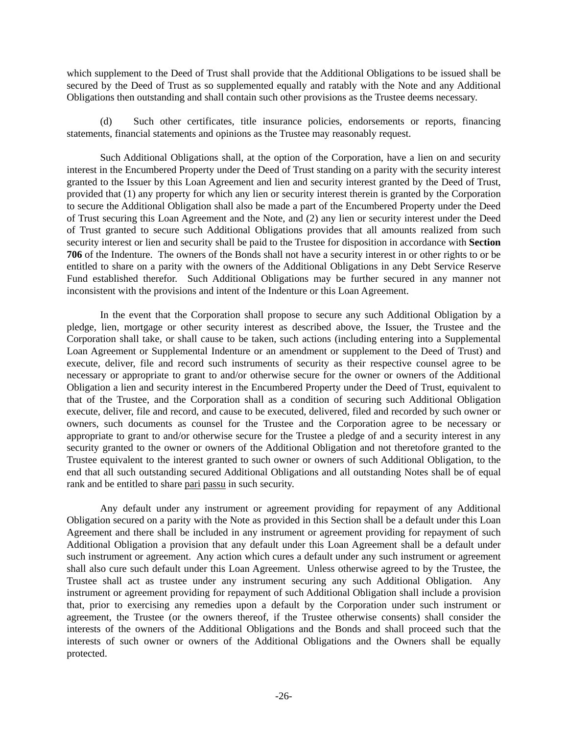which supplement to the Deed of Trust shall provide that the Additional Obligations to be issued shall be secured by the Deed of Trust as so supplemented equally and ratably with the Note and any Additional Obligations then outstanding and shall contain such other provisions as the Trustee deems necessary.

(d) Such other certificates, title insurance policies, endorsements or reports, financing statements, financial statements and opinions as the Trustee may reasonably request.

Such Additional Obligations shall, at the option of the Corporation, have a lien on and security interest in the Encumbered Property under the Deed of Trust standing on a parity with the security interest granted to the Issuer by this Loan Agreement and lien and security interest granted by the Deed of Trust, provided that (1) any property for which any lien or security interest therein is granted by the Corporation to secure the Additional Obligation shall also be made a part of the Encumbered Property under the Deed of Trust securing this Loan Agreement and the Note, and (2) any lien or security interest under the Deed of Trust granted to secure such Additional Obligations provides that all amounts realized from such security interest or lien and security shall be paid to the Trustee for disposition in accordance with **Section 706** of the Indenture. The owners of the Bonds shall not have a security interest in or other rights to or be entitled to share on a parity with the owners of the Additional Obligations in any Debt Service Reserve Fund established therefor. Such Additional Obligations may be further secured in any manner not inconsistent with the provisions and intent of the Indenture or this Loan Agreement.

In the event that the Corporation shall propose to secure any such Additional Obligation by a pledge, lien, mortgage or other security interest as described above, the Issuer, the Trustee and the Corporation shall take, or shall cause to be taken, such actions (including entering into a Supplemental Loan Agreement or Supplemental Indenture or an amendment or supplement to the Deed of Trust) and execute, deliver, file and record such instruments of security as their respective counsel agree to be necessary or appropriate to grant to and/or otherwise secure for the owner or owners of the Additional Obligation a lien and security interest in the Encumbered Property under the Deed of Trust, equivalent to that of the Trustee, and the Corporation shall as a condition of securing such Additional Obligation execute, deliver, file and record, and cause to be executed, delivered, filed and recorded by such owner or owners, such documents as counsel for the Trustee and the Corporation agree to be necessary or appropriate to grant to and/or otherwise secure for the Trustee a pledge of and a security interest in any security granted to the owner or owners of the Additional Obligation and not theretofore granted to the Trustee equivalent to the interest granted to such owner or owners of such Additional Obligation, to the end that all such outstanding secured Additional Obligations and all outstanding Notes shall be of equal rank and be entitled to share pari passu in such security.

Any default under any instrument or agreement providing for repayment of any Additional Obligation secured on a parity with the Note as provided in this Section shall be a default under this Loan Agreement and there shall be included in any instrument or agreement providing for repayment of such Additional Obligation a provision that any default under this Loan Agreement shall be a default under such instrument or agreement. Any action which cures a default under any such instrument or agreement shall also cure such default under this Loan Agreement. Unless otherwise agreed to by the Trustee, the Trustee shall act as trustee under any instrument securing any such Additional Obligation. Any instrument or agreement providing for repayment of such Additional Obligation shall include a provision that, prior to exercising any remedies upon a default by the Corporation under such instrument or agreement, the Trustee (or the owners thereof, if the Trustee otherwise consents) shall consider the interests of the owners of the Additional Obligations and the Bonds and shall proceed such that the interests of such owner or owners of the Additional Obligations and the Owners shall be equally protected.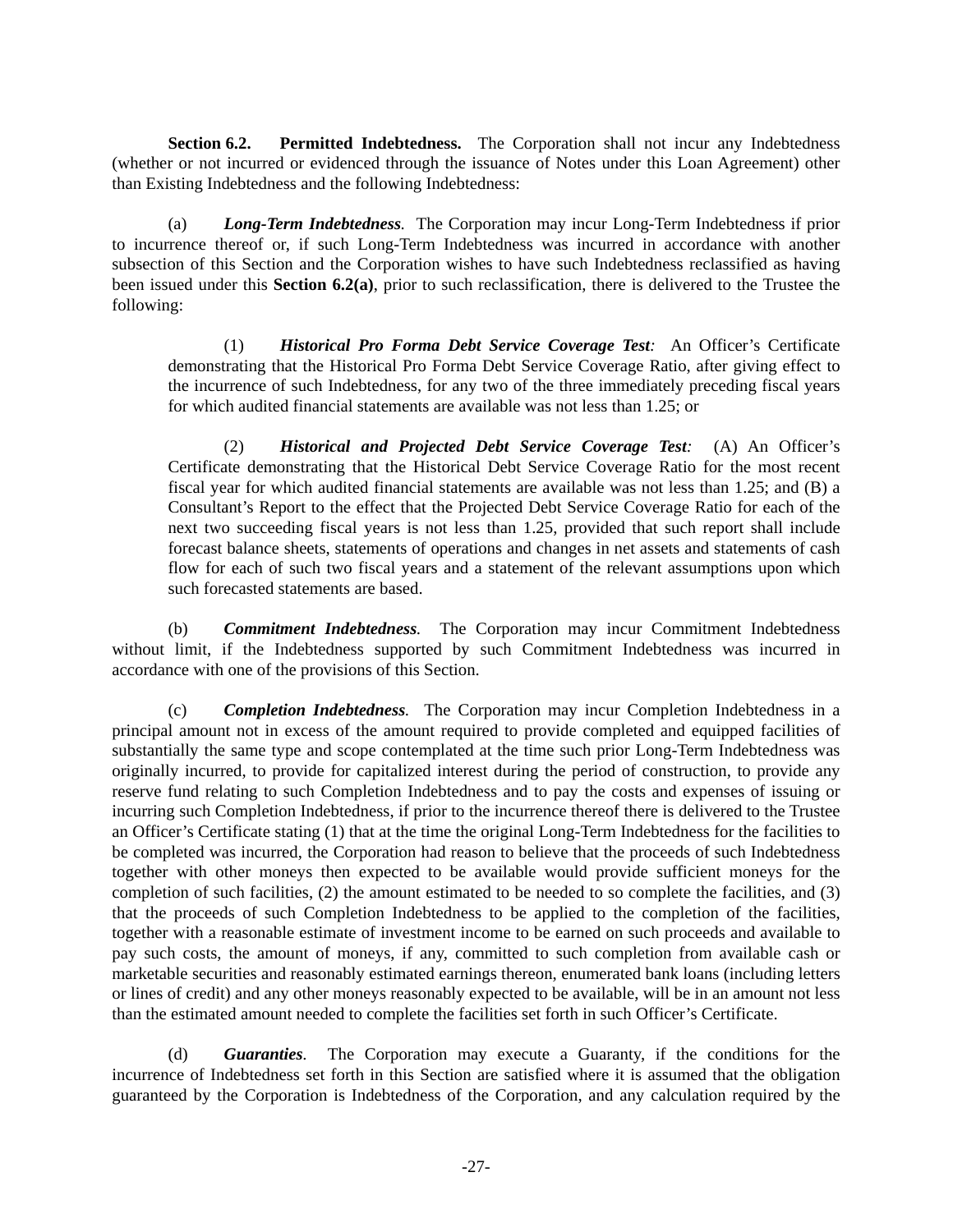**Section 6.2.  Permitted Indebtedness.** The Corporation shall not incur any Indebtedness (whether or not incurred or evidenced through the issuance of Notes under this Loan Agreement) other than Existing Indebtedness and the following Indebtedness:

(a) ***Long-Term Indebtedness***. The Corporation may incur Long-Term Indebtedness if prior to incurrence thereof or, if such Long-Term Indebtedness was incurred in accordance with another subsection of this Section and the Corporation wishes to have such Indebtedness reclassified as having been issued under this **Section 6.2(a)**, prior to such reclassification, there is delivered to the Trustee the following:

> (1) ***Historical Pro Forma Debt Service Coverage Test:*** An Officer's Certificate demonstrating that the Historical Pro Forma Debt Service Coverage Ratio, after giving effect to the incurrence of such Indebtedness, for any two of the three immediately preceding fiscal years for which audited financial statements are available was not less than 1.25; or
>
> (2) ***Historical and Projected Debt Service Coverage Test:*** (A) An Officer's Certificate demonstrating that the Historical Debt Service Coverage Ratio for the most recent fiscal year for which audited financial statements are available was not less than 1.25; and (B) a Consultant's Report to the effect that the Projected Debt Service Coverage Ratio for each of the next two succeeding fiscal years is not less than 1.25, provided that such report shall include forecast balance sheets, statements of operations and changes in net assets and statements of cash flow for each of such two fiscal years and a statement of the relevant assumptions upon which such forecasted statements are based.

(b) ***Commitment Indebtedness***. The Corporation may incur Commitment Indebtedness without limit, if the Indebtedness supported by such Commitment Indebtedness was incurred in accordance with one of the provisions of this Section.

(c) ***Completion Indebtedness***. The Corporation may incur Completion Indebtedness in a principal amount not in excess of the amount required to provide completed and equipped facilities of substantially the same type and scope contemplated at the time such prior Long-Term Indebtedness was originally incurred, to provide for capitalized interest during the period of construction, to provide any reserve fund relating to such Completion Indebtedness and to pay the costs and expenses of issuing or incurring such Completion Indebtedness, if prior to the incurrence thereof there is delivered to the Trustee an Officer's Certificate stating (1) that at the time the original Long-Term Indebtedness for the facilities to be completed was incurred, the Corporation had reason to believe that the proceeds of such Indebtedness together with other moneys then expected to be available would provide sufficient moneys for the completion of such facilities, (2) the amount estimated to be needed to so complete the facilities, and (3) that the proceeds of such Completion Indebtedness to be applied to the completion of the facilities, together with a reasonable estimate of investment income to be earned on such proceeds and available to pay such costs, the amount of moneys, if any, committed to such completion from available cash or marketable securities and reasonably estimated earnings thereon, enumerated bank loans (including letters or lines of credit) and any other moneys reasonably expected to be available, will be in an amount not less than the estimated amount needed to complete the facilities set forth in such Officer's Certificate.

(d) ***Guaranties***. The Corporation may execute a Guaranty, if the conditions for the incurrence of Indebtedness set forth in this Section are satisfied where it is assumed that the obligation guaranteed by the Corporation is Indebtedness of the Corporation, and any calculation required by the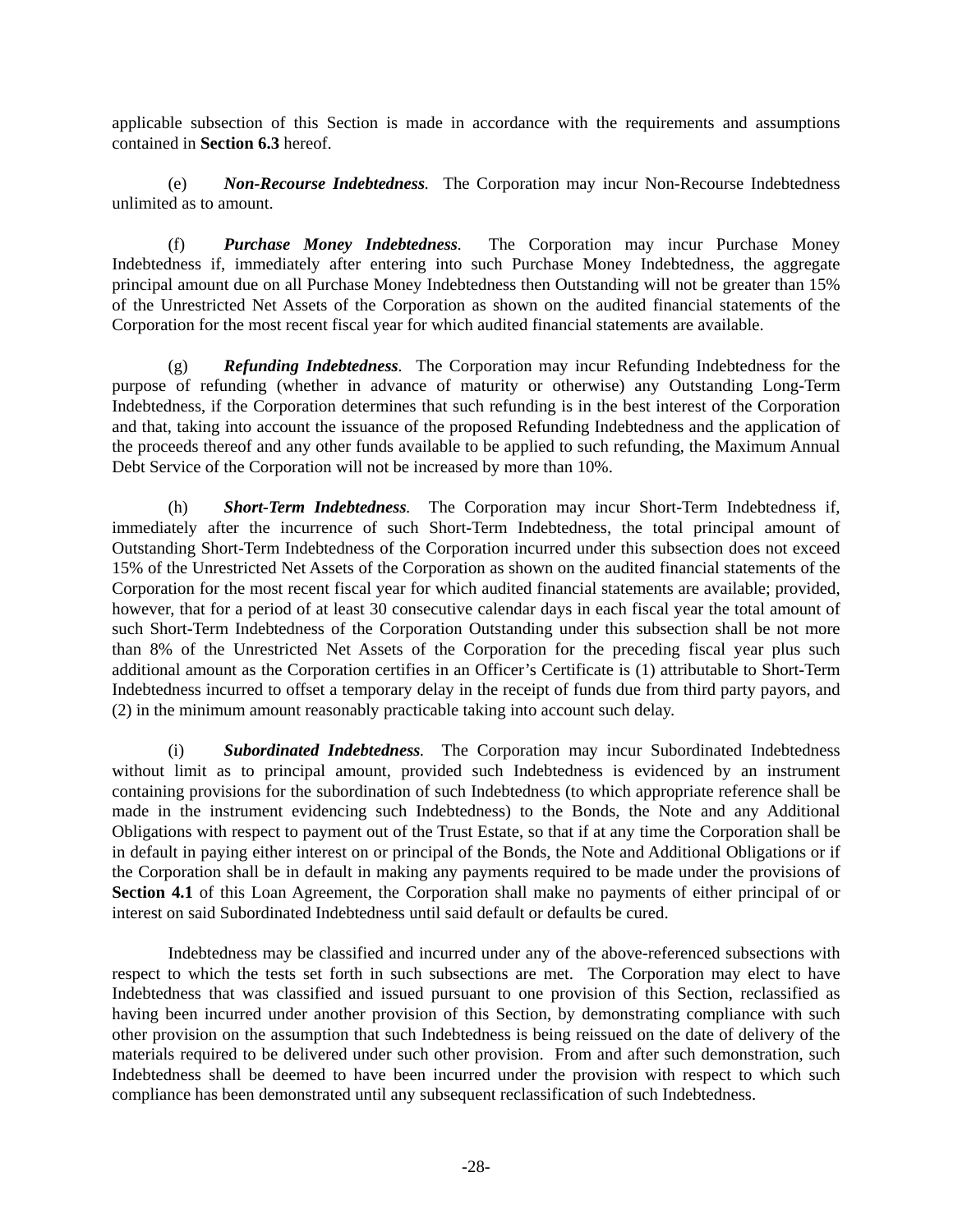applicable subsection of this Section is made in accordance with the requirements and assumptions contained in **Section 6.3** hereof.

(e) ***Non-Recourse Indebtedness***. The Corporation may incur Non-Recourse Indebtedness unlimited as to amount.

(f) ***Purchase Money Indebtedness***. The Corporation may incur Purchase Money Indebtedness if, immediately after entering into such Purchase Money Indebtedness, the aggregate principal amount due on all Purchase Money Indebtedness then Outstanding will not be greater than 15% of the Unrestricted Net Assets of the Corporation as shown on the audited financial statements of the Corporation for the most recent fiscal year for which audited financial statements are available.

(g) ***Refunding Indebtedness***. The Corporation may incur Refunding Indebtedness for the purpose of refunding (whether in advance of maturity or otherwise) any Outstanding Long-Term Indebtedness, if the Corporation determines that such refunding is in the best interest of the Corporation and that, taking into account the issuance of the proposed Refunding Indebtedness and the application of the proceeds thereof and any other funds available to be applied to such refunding, the Maximum Annual Debt Service of the Corporation will not be increased by more than 10%.

(h) ***Short-Term Indebtedness***. The Corporation may incur Short-Term Indebtedness if, immediately after the incurrence of such Short-Term Indebtedness, the total principal amount of Outstanding Short-Term Indebtedness of the Corporation incurred under this subsection does not exceed 15% of the Unrestricted Net Assets of the Corporation as shown on the audited financial statements of the Corporation for the most recent fiscal year for which audited financial statements are available; provided, however, that for a period of at least 30 consecutive calendar days in each fiscal year the total amount of such Short-Term Indebtedness of the Corporation Outstanding under this subsection shall be not more than 8% of the Unrestricted Net Assets of the Corporation for the preceding fiscal year plus such additional amount as the Corporation certifies in an Officer's Certificate is (1) attributable to Short-Term Indebtedness incurred to offset a temporary delay in the receipt of funds due from third party payors, and (2) in the minimum amount reasonably practicable taking into account such delay.

(i) ***Subordinated Indebtedness***. The Corporation may incur Subordinated Indebtedness without limit as to principal amount, provided such Indebtedness is evidenced by an instrument containing provisions for the subordination of such Indebtedness (to which appropriate reference shall be made in the instrument evidencing such Indebtedness) to the Bonds, the Note and any Additional Obligations with respect to payment out of the Trust Estate, so that if at any time the Corporation shall be in default in paying either interest on or principal of the Bonds, the Note and Additional Obligations or if the Corporation shall be in default in making any payments required to be made under the provisions of **Section 4.1** of this Loan Agreement, the Corporation shall make no payments of either principal of or interest on said Subordinated Indebtedness until said default or defaults be cured.

Indebtedness may be classified and incurred under any of the above-referenced subsections with respect to which the tests set forth in such subsections are met. The Corporation may elect to have Indebtedness that was classified and issued pursuant to one provision of this Section, reclassified as having been incurred under another provision of this Section, by demonstrating compliance with such other provision on the assumption that such Indebtedness is being reissued on the date of delivery of the materials required to be delivered under such other provision. From and after such demonstration, such Indebtedness shall be deemed to have been incurred under the provision with respect to which such compliance has been demonstrated until any subsequent reclassification of such Indebtedness.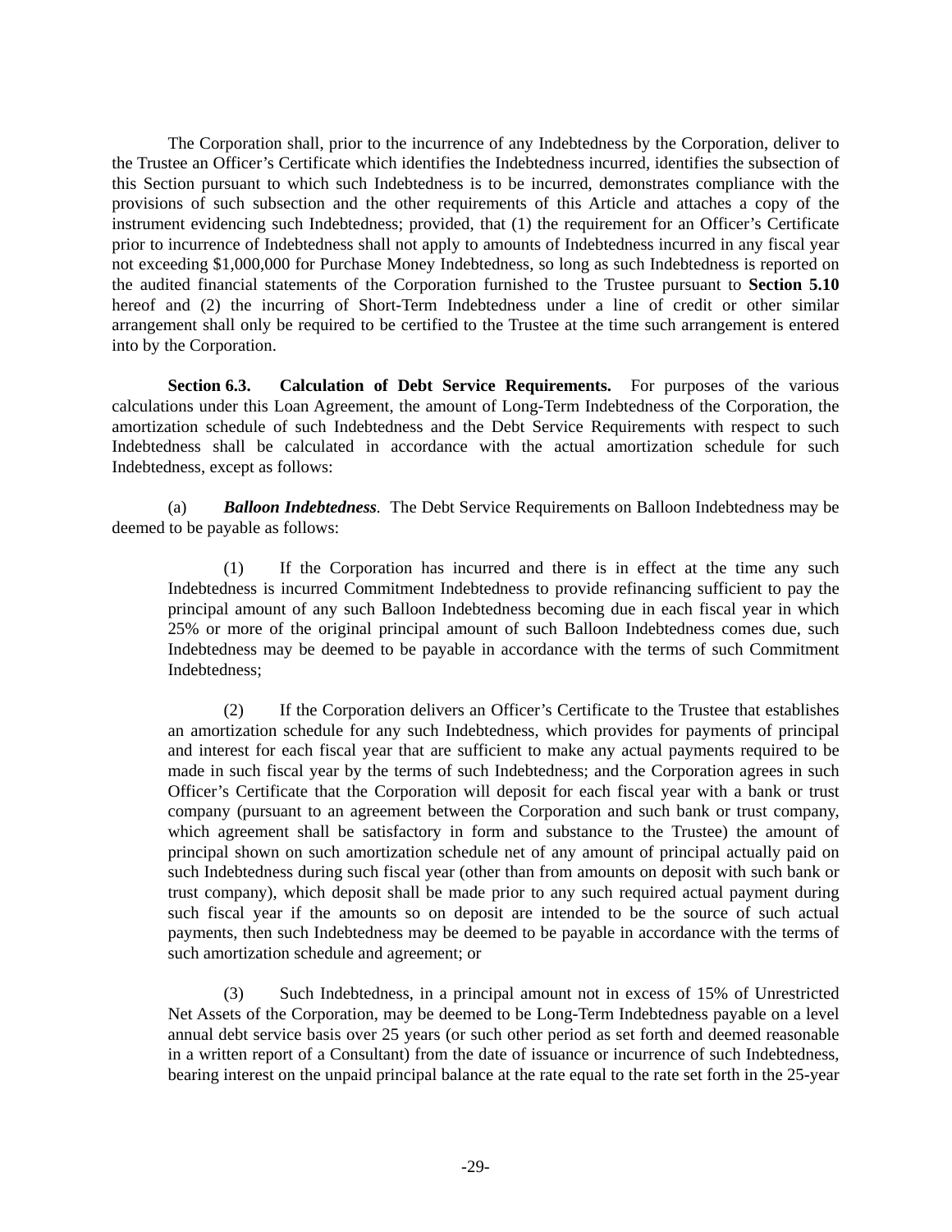The Corporation shall, prior to the incurrence of any Indebtedness by the Corporation, deliver to the Trustee an Officer's Certificate which identifies the Indebtedness incurred, identifies the subsection of this Section pursuant to which such Indebtedness is to be incurred, demonstrates compliance with the provisions of such subsection and the other requirements of this Article and attaches a copy of the instrument evidencing such Indebtedness; provided, that (1) the requirement for an Officer's Certificate prior to incurrence of Indebtedness shall not apply to amounts of Indebtedness incurred in any fiscal year not exceeding $1,000,000 for Purchase Money Indebtedness, so long as such Indebtedness is reported on the audited financial statements of the Corporation furnished to the Trustee pursuant to **Section 5.10** hereof and (2) the incurring of Short-Term Indebtedness under a line of credit or other similar arrangement shall only be required to be certified to the Trustee at the time such arrangement is entered into by the Corporation.

**Section 6.3. Calculation of Debt Service Requirements.** For purposes of the various calculations under this Loan Agreement, the amount of Long-Term Indebtedness of the Corporation, the amortization schedule of such Indebtedness and the Debt Service Requirements with respect to such Indebtedness shall be calculated in accordance with the actual amortization schedule for such Indebtedness, except as follows:

(a) ***Balloon Indebtedness***. The Debt Service Requirements on Balloon Indebtedness may be deemed to be payable as follows:

(1) If the Corporation has incurred and there is in effect at the time any such Indebtedness is incurred Commitment Indebtedness to provide refinancing sufficient to pay the principal amount of any such Balloon Indebtedness becoming due in each fiscal year in which 25% or more of the original principal amount of such Balloon Indebtedness comes due, such Indebtedness may be deemed to be payable in accordance with the terms of such Commitment Indebtedness;

(2) If the Corporation delivers an Officer's Certificate to the Trustee that establishes an amortization schedule for any such Indebtedness, which provides for payments of principal and interest for each fiscal year that are sufficient to make any actual payments required to be made in such fiscal year by the terms of such Indebtedness; and the Corporation agrees in such Officer's Certificate that the Corporation will deposit for each fiscal year with a bank or trust company (pursuant to an agreement between the Corporation and such bank or trust company, which agreement shall be satisfactory in form and substance to the Trustee) the amount of principal shown on such amortization schedule net of any amount of principal actually paid on such Indebtedness during such fiscal year (other than from amounts on deposit with such bank or trust company), which deposit shall be made prior to any such required actual payment during such fiscal year if the amounts so on deposit are intended to be the source of such actual payments, then such Indebtedness may be deemed to be payable in accordance with the terms of such amortization schedule and agreement; or

(3) Such Indebtedness, in a principal amount not in excess of 15% of Unrestricted Net Assets of the Corporation, may be deemed to be Long-Term Indebtedness payable on a level annual debt service basis over 25 years (or such other period as set forth and deemed reasonable in a written report of a Consultant) from the date of issuance or incurrence of such Indebtedness, bearing interest on the unpaid principal balance at the rate equal to the rate set forth in the 25-year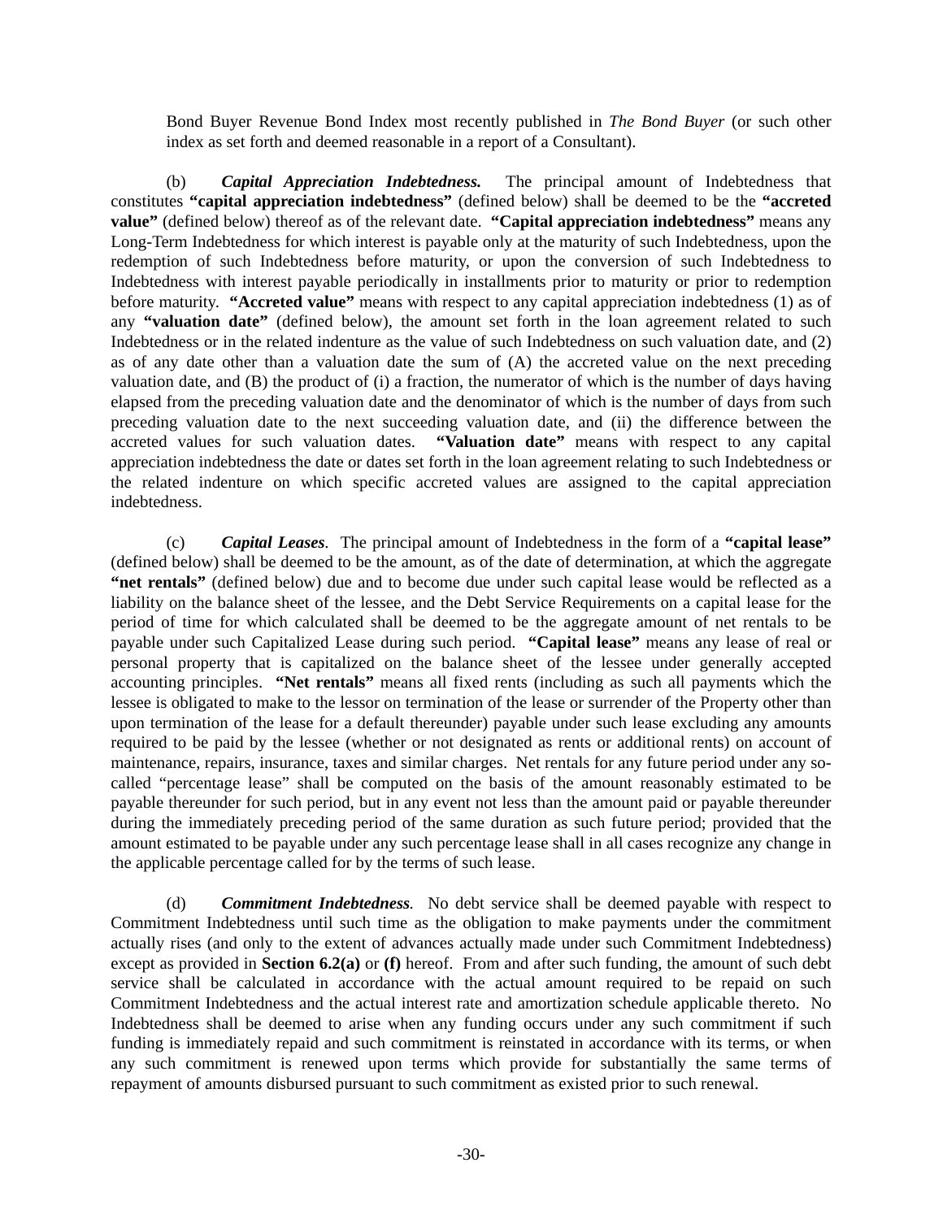Bond Buyer Revenue Bond Index most recently published in *The Bond Buyer* (or such other index as set forth and deemed reasonable in a report of a Consultant).

(b) ***Capital Appreciation Indebtedness.*** The principal amount of Indebtedness that constitutes **"capital appreciation indebtedness"** (defined below) shall be deemed to be the **"accreted value"** (defined below) thereof as of the relevant date. **"Capital appreciation indebtedness"** means any Long-Term Indebtedness for which interest is payable only at the maturity of such Indebtedness, upon the redemption of such Indebtedness before maturity, or upon the conversion of such Indebtedness to Indebtedness with interest payable periodically in installments prior to maturity or prior to redemption before maturity. **"Accreted value"** means with respect to any capital appreciation indebtedness (1) as of any **"valuation date"** (defined below), the amount set forth in the loan agreement related to such Indebtedness or in the related indenture as the value of such Indebtedness on such valuation date, and (2) as of any date other than a valuation date the sum of (A) the accreted value on the next preceding valuation date, and (B) the product of (i) a fraction, the numerator of which is the number of days having elapsed from the preceding valuation date and the denominator of which is the number of days from such preceding valuation date to the next succeeding valuation date, and (ii) the difference between the accreted values for such valuation dates. **"Valuation date"** means with respect to any capital appreciation indebtedness the date or dates set forth in the loan agreement relating to such Indebtedness or the related indenture on which specific accreted values are assigned to the capital appreciation indebtedness.

(c) ***Capital Leases***. The principal amount of Indebtedness in the form of a **"capital lease"** (defined below) shall be deemed to be the amount, as of the date of determination, at which the aggregate **"net rentals"** (defined below) due and to become due under such capital lease would be reflected as a liability on the balance sheet of the lessee, and the Debt Service Requirements on a capital lease for the period of time for which calculated shall be deemed to be the aggregate amount of net rentals to be payable under such Capitalized Lease during such period. **"Capital lease"** means any lease of real or personal property that is capitalized on the balance sheet of the lessee under generally accepted accounting principles. **"Net rentals"** means all fixed rents (including as such all payments which the lessee is obligated to make to the lessor on termination of the lease or surrender of the Property other than upon termination of the lease for a default thereunder) payable under such lease excluding any amounts required to be paid by the lessee (whether or not designated as rents or additional rents) on account of maintenance, repairs, insurance, taxes and similar charges. Net rentals for any future period under any so-called "percentage lease" shall be computed on the basis of the amount reasonably estimated to be payable thereunder for such period, but in any event not less than the amount paid or payable thereunder during the immediately preceding period of the same duration as such future period; provided that the amount estimated to be payable under any such percentage lease shall in all cases recognize any change in the applicable percentage called for by the terms of such lease.

(d) ***Commitment Indebtedness***. No debt service shall be deemed payable with respect to Commitment Indebtedness until such time as the obligation to make payments under the commitment actually rises (and only to the extent of advances actually made under such Commitment Indebtedness) except as provided in **Section 6.2(a)** or **(f)** hereof. From and after such funding, the amount of such debt service shall be calculated in accordance with the actual amount required to be repaid on such Commitment Indebtedness and the actual interest rate and amortization schedule applicable thereto. No Indebtedness shall be deemed to arise when any funding occurs under any such commitment if such funding is immediately repaid and such commitment is reinstated in accordance with its terms, or when any such commitment is renewed upon terms which provide for substantially the same terms of repayment of amounts disbursed pursuant to such commitment as existed prior to such renewal.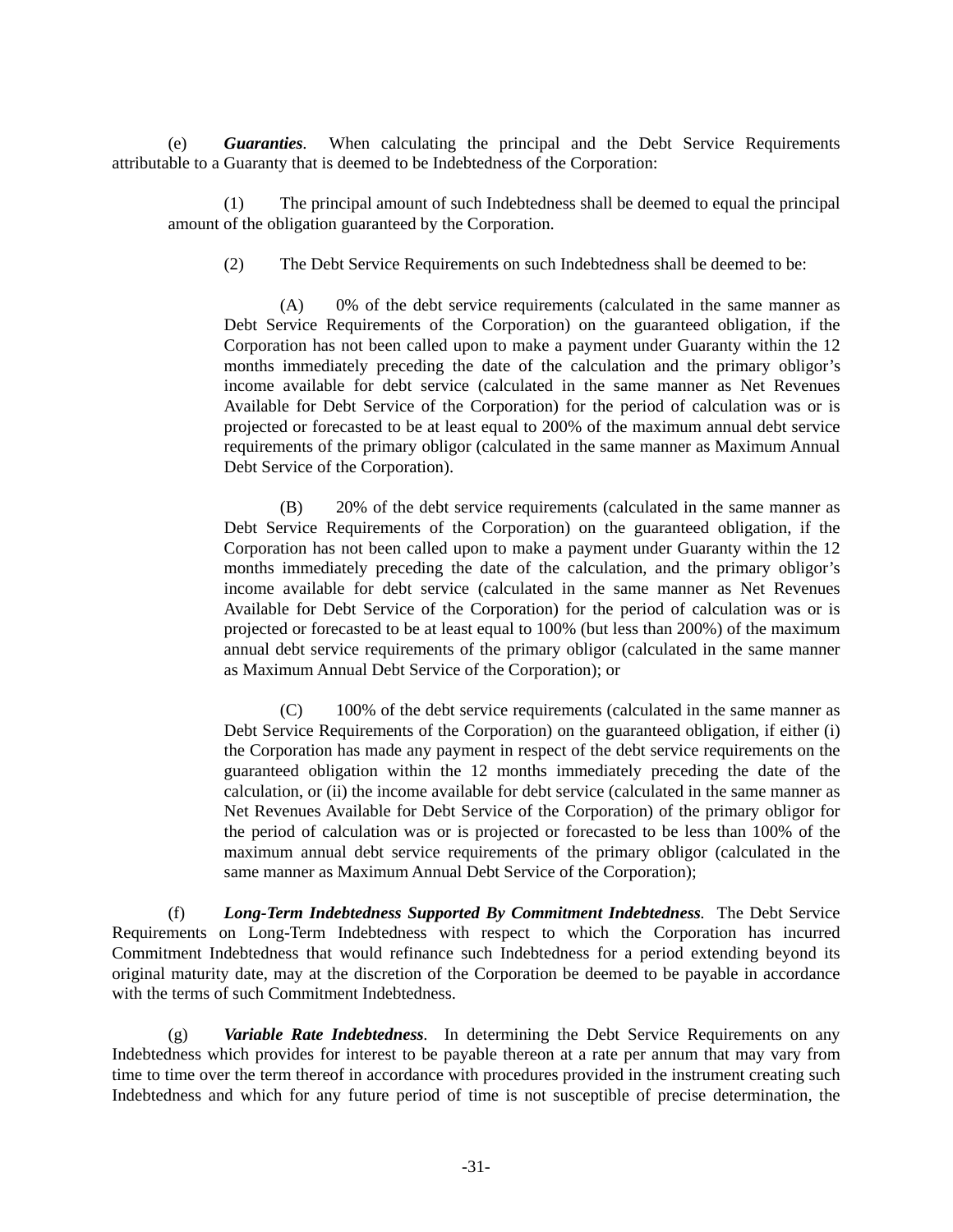(e) ***Guaranties***. When calculating the principal and the Debt Service Requirements attributable to a Guaranty that is deemed to be Indebtedness of the Corporation:

(1) The principal amount of such Indebtedness shall be deemed to equal the principal amount of the obligation guaranteed by the Corporation.

(2) The Debt Service Requirements on such Indebtedness shall be deemed to be:

(A) 0% of the debt service requirements (calculated in the same manner as Debt Service Requirements of the Corporation) on the guaranteed obligation, if the Corporation has not been called upon to make a payment under Guaranty within the 12 months immediately preceding the date of the calculation and the primary obligor's income available for debt service (calculated in the same manner as Net Revenues Available for Debt Service of the Corporation) for the period of calculation was or is projected or forecasted to be at least equal to 200% of the maximum annual debt service requirements of the primary obligor (calculated in the same manner as Maximum Annual Debt Service of the Corporation).

(B) 20% of the debt service requirements (calculated in the same manner as Debt Service Requirements of the Corporation) on the guaranteed obligation, if the Corporation has not been called upon to make a payment under Guaranty within the 12 months immediately preceding the date of the calculation, and the primary obligor's income available for debt service (calculated in the same manner as Net Revenues Available for Debt Service of the Corporation) for the period of calculation was or is projected or forecasted to be at least equal to 100% (but less than 200%) of the maximum annual debt service requirements of the primary obligor (calculated in the same manner as Maximum Annual Debt Service of the Corporation); or

(C) 100% of the debt service requirements (calculated in the same manner as Debt Service Requirements of the Corporation) on the guaranteed obligation, if either (i) the Corporation has made any payment in respect of the debt service requirements on the guaranteed obligation within the 12 months immediately preceding the date of the calculation, or (ii) the income available for debt service (calculated in the same manner as Net Revenues Available for Debt Service of the Corporation) of the primary obligor for the period of calculation was or is projected or forecasted to be less than 100% of the maximum annual debt service requirements of the primary obligor (calculated in the same manner as Maximum Annual Debt Service of the Corporation);

(f) ***Long-Term Indebtedness Supported By Commitment Indebtedness***. The Debt Service Requirements on Long-Term Indebtedness with respect to which the Corporation has incurred Commitment Indebtedness that would refinance such Indebtedness for a period extending beyond its original maturity date, may at the discretion of the Corporation be deemed to be payable in accordance with the terms of such Commitment Indebtedness.

(g) ***Variable Rate Indebtedness***. In determining the Debt Service Requirements on any Indebtedness which provides for interest to be payable thereon at a rate per annum that may vary from time to time over the term thereof in accordance with procedures provided in the instrument creating such Indebtedness and which for any future period of time is not susceptible of precise determination, the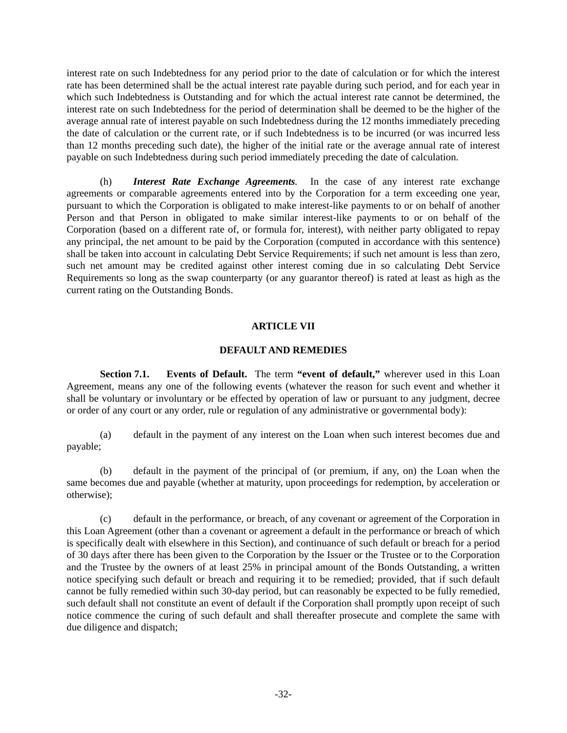interest rate on such Indebtedness for any period prior to the date of calculation or for which the interest rate has been determined shall be the actual interest rate payable during such period, and for each year in which such Indebtedness is Outstanding and for which the actual interest rate cannot be determined, the interest rate on such Indebtedness for the period of determination shall be deemed to be the higher of the average annual rate of interest payable on such Indebtedness during the 12 months immediately preceding the date of calculation or the current rate, or if such Indebtedness is to be incurred (or was incurred less than 12 months preceding such date), the higher of the initial rate or the average annual rate of interest payable on such Indebtedness during such period immediately preceding the date of calculation.

(h) ***Interest Rate Exchange Agreements***. In the case of any interest rate exchange agreements or comparable agreements entered into by the Corporation for a term exceeding one year, pursuant to which the Corporation is obligated to make interest-like payments to or on behalf of another Person and that Person in obligated to make similar interest-like payments to or on behalf of the Corporation (based on a different rate of, or formula for, interest), with neither party obligated to repay any principal, the net amount to be paid by the Corporation (computed in accordance with this sentence) shall be taken into account in calculating Debt Service Requirements; if such net amount is less than zero, such net amount may be credited against other interest coming due in so calculating Debt Service Requirements so long as the swap counterparty (or any guarantor thereof) is rated at least as high as the current rating on the Outstanding Bonds.

## ARTICLE VII

## DEFAULT AND REMEDIES

**Section 7.1. Events of Default.** The term **"event of default,"** wherever used in this Loan Agreement, means any one of the following events (whatever the reason for such event and whether it shall be voluntary or involuntary or be effected by operation of law or pursuant to any judgment, decree or order of any court or any order, rule or regulation of any administrative or governmental body):

(a) default in the payment of any interest on the Loan when such interest becomes due and payable;

(b) default in the payment of the principal of (or premium, if any, on) the Loan when the same becomes due and payable (whether at maturity, upon proceedings for redemption, by acceleration or otherwise);

(c) default in the performance, or breach, of any covenant or agreement of the Corporation in this Loan Agreement (other than a covenant or agreement a default in the performance or breach of which is specifically dealt with elsewhere in this Section), and continuance of such default or breach for a period of 30 days after there has been given to the Corporation by the Issuer or the Trustee or to the Corporation and the Trustee by the owners of at least 25% in principal amount of the Bonds Outstanding, a written notice specifying such default or breach and requiring it to be remedied; provided, that if such default cannot be fully remedied within such 30-day period, but can reasonably be expected to be fully remedied, such default shall not constitute an event of default if the Corporation shall promptly upon receipt of such notice commence the curing of such default and shall thereafter prosecute and complete the same with due diligence and dispatch;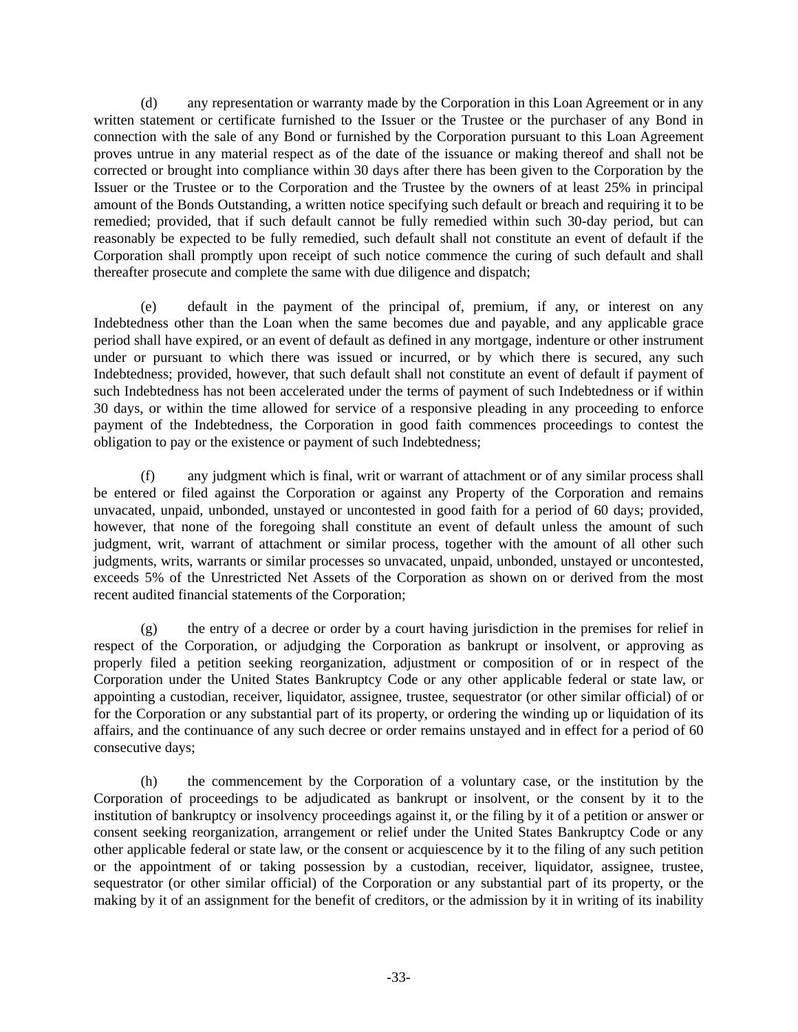(d) any representation or warranty made by the Corporation in this Loan Agreement or in any written statement or certificate furnished to the Issuer or the Trustee or the purchaser of any Bond in connection with the sale of any Bond or furnished by the Corporation pursuant to this Loan Agreement proves untrue in any material respect as of the date of the issuance or making thereof and shall not be corrected or brought into compliance within 30 days after there has been given to the Corporation by the Issuer or the Trustee or to the Corporation and the Trustee by the owners of at least 25% in principal amount of the Bonds Outstanding, a written notice specifying such default or breach and requiring it to be remedied; provided, that if such default cannot be fully remedied within such 30-day period, but can reasonably be expected to be fully remedied, such default shall not constitute an event of default if the Corporation shall promptly upon receipt of such notice commence the curing of such default and shall thereafter prosecute and complete the same with due diligence and dispatch;

(e) default in the payment of the principal of, premium, if any, or interest on any Indebtedness other than the Loan when the same becomes due and payable, and any applicable grace period shall have expired, or an event of default as defined in any mortgage, indenture or other instrument under or pursuant to which there was issued or incurred, or by which there is secured, any such Indebtedness; provided, however, that such default shall not constitute an event of default if payment of such Indebtedness has not been accelerated under the terms of payment of such Indebtedness or if within 30 days, or within the time allowed for service of a responsive pleading in any proceeding to enforce payment of the Indebtedness, the Corporation in good faith commences proceedings to contest the obligation to pay or the existence or payment of such Indebtedness;

(f) any judgment which is final, writ or warrant of attachment or of any similar process shall be entered or filed against the Corporation or against any Property of the Corporation and remains unvacated, unpaid, unbonded, unstayed or uncontested in good faith for a period of 60 days; provided, however, that none of the foregoing shall constitute an event of default unless the amount of such judgment, writ, warrant of attachment or similar process, together with the amount of all other such judgments, writs, warrants or similar processes so unvacated, unpaid, unbonded, unstayed or uncontested, exceeds 5% of the Unrestricted Net Assets of the Corporation as shown on or derived from the most recent audited financial statements of the Corporation;

(g) the entry of a decree or order by a court having jurisdiction in the premises for relief in respect of the Corporation, or adjudging the Corporation as bankrupt or insolvent, or approving as properly filed a petition seeking reorganization, adjustment or composition of or in respect of the Corporation under the United States Bankruptcy Code or any other applicable federal or state law, or appointing a custodian, receiver, liquidator, assignee, trustee, sequestrator (or other similar official) of or for the Corporation or any substantial part of its property, or ordering the winding up or liquidation of its affairs, and the continuance of any such decree or order remains unstayed and in effect for a period of 60 consecutive days;

(h) the commencement by the Corporation of a voluntary case, or the institution by the Corporation of proceedings to be adjudicated as bankrupt or insolvent, or the consent by it to the institution of bankruptcy or insolvency proceedings against it, or the filing by it of a petition or answer or consent seeking reorganization, arrangement or relief under the United States Bankruptcy Code or any other applicable federal or state law, or the consent or acquiescence by it to the filing of any such petition or the appointment of or taking possession by a custodian, receiver, liquidator, assignee, trustee, sequestrator (or other similar official) of the Corporation or any substantial part of its property, or the making by it of an assignment for the benefit of creditors, or the admission by it in writing of its inability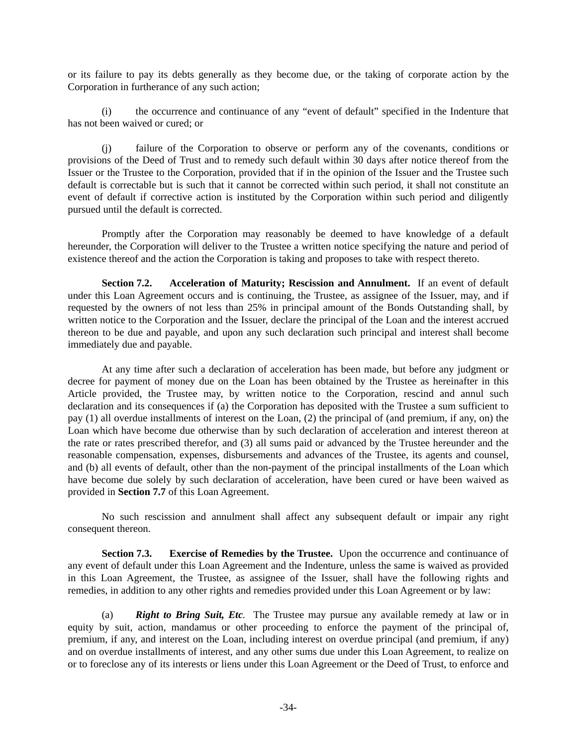or its failure to pay its debts generally as they become due, or the taking of corporate action by the Corporation in furtherance of any such action;

(i) the occurrence and continuance of any "event of default" specified in the Indenture that has not been waived or cured; or

(j) failure of the Corporation to observe or perform any of the covenants, conditions or provisions of the Deed of Trust and to remedy such default within 30 days after notice thereof from the Issuer or the Trustee to the Corporation, provided that if in the opinion of the Issuer and the Trustee such default is correctable but is such that it cannot be corrected within such period, it shall not constitute an event of default if corrective action is instituted by the Corporation within such period and diligently pursued until the default is corrected.

Promptly after the Corporation may reasonably be deemed to have knowledge of a default hereunder, the Corporation will deliver to the Trustee a written notice specifying the nature and period of existence thereof and the action the Corporation is taking and proposes to take with respect thereto.

**Section 7.2. Acceleration of Maturity; Rescission and Annulment.** If an event of default under this Loan Agreement occurs and is continuing, the Trustee, as assignee of the Issuer, may, and if requested by the owners of not less than 25% in principal amount of the Bonds Outstanding shall, by written notice to the Corporation and the Issuer, declare the principal of the Loan and the interest accrued thereon to be due and payable, and upon any such declaration such principal and interest shall become immediately due and payable.

At any time after such a declaration of acceleration has been made, but before any judgment or decree for payment of money due on the Loan has been obtained by the Trustee as hereinafter in this Article provided, the Trustee may, by written notice to the Corporation, rescind and annul such declaration and its consequences if (a) the Corporation has deposited with the Trustee a sum sufficient to pay (1) all overdue installments of interest on the Loan, (2) the principal of (and premium, if any, on) the Loan which have become due otherwise than by such declaration of acceleration and interest thereon at the rate or rates prescribed therefor, and (3) all sums paid or advanced by the Trustee hereunder and the reasonable compensation, expenses, disbursements and advances of the Trustee, its agents and counsel, and (b) all events of default, other than the non-payment of the principal installments of the Loan which have become due solely by such declaration of acceleration, have been cured or have been waived as provided in **Section 7.7** of this Loan Agreement.

No such rescission and annulment shall affect any subsequent default or impair any right consequent thereon.

**Section 7.3. Exercise of Remedies by the Trustee.** Upon the occurrence and continuance of any event of default under this Loan Agreement and the Indenture, unless the same is waived as provided in this Loan Agreement, the Trustee, as assignee of the Issuer, shall have the following rights and remedies, in addition to any other rights and remedies provided under this Loan Agreement or by law:

(a) ***Right to Bring Suit, Etc.*** The Trustee may pursue any available remedy at law or in equity by suit, action, mandamus or other proceeding to enforce the payment of the principal of, premium, if any, and interest on the Loan, including interest on overdue principal (and premium, if any) and on overdue installments of interest, and any other sums due under this Loan Agreement, to realize on or to foreclose any of its interests or liens under this Loan Agreement or the Deed of Trust, to enforce and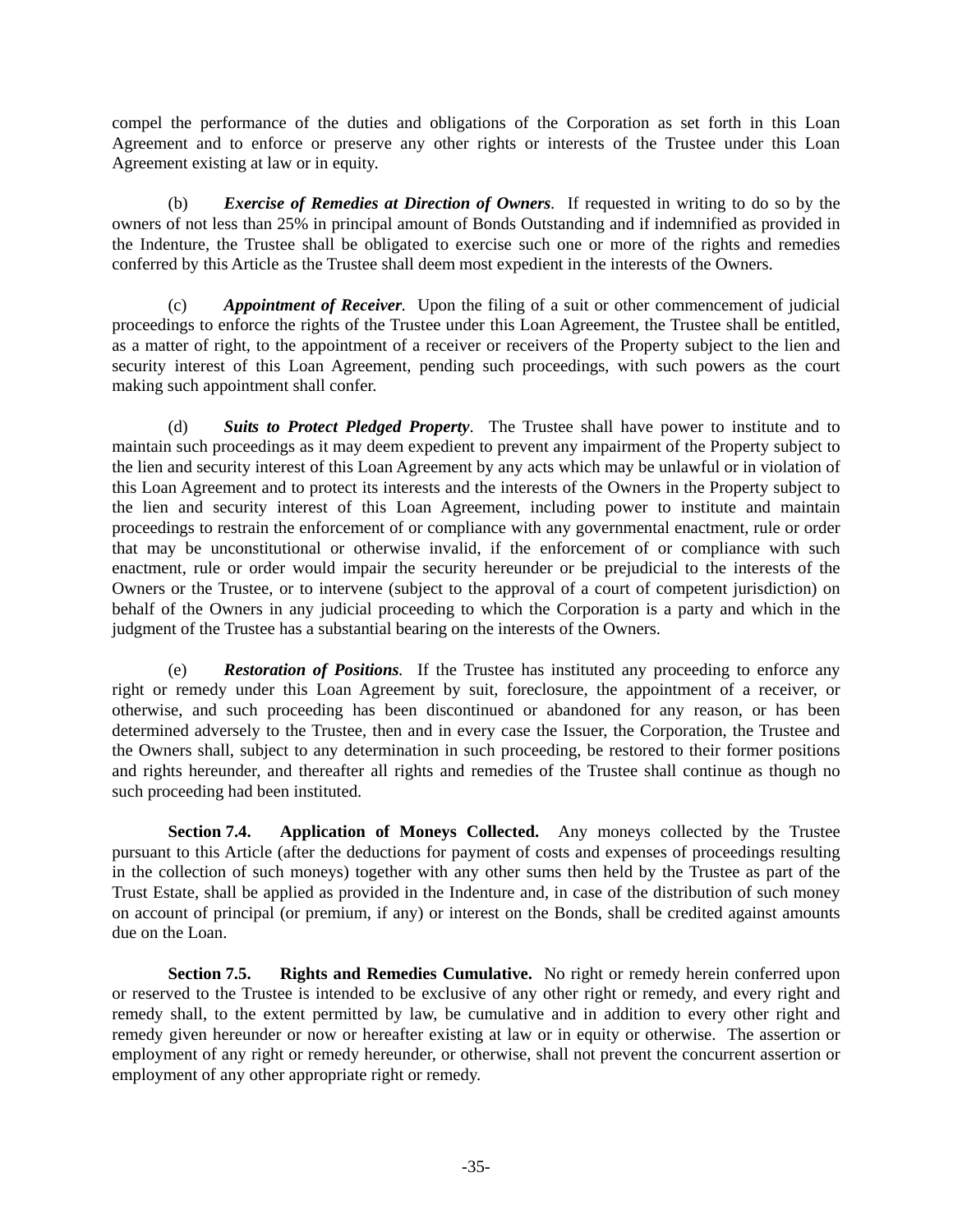compel the performance of the duties and obligations of the Corporation as set forth in this Loan Agreement and to enforce or preserve any other rights or interests of the Trustee under this Loan Agreement existing at law or in equity.

(b) ***Exercise of Remedies at Direction of Owners***. If requested in writing to do so by the owners of not less than 25% in principal amount of Bonds Outstanding and if indemnified as provided in the Indenture, the Trustee shall be obligated to exercise such one or more of the rights and remedies conferred by this Article as the Trustee shall deem most expedient in the interests of the Owners.

(c) ***Appointment of Receiver.*** Upon the filing of a suit or other commencement of judicial proceedings to enforce the rights of the Trustee under this Loan Agreement, the Trustee shall be entitled, as a matter of right, to the appointment of a receiver or receivers of the Property subject to the lien and security interest of this Loan Agreement, pending such proceedings, with such powers as the court making such appointment shall confer.

(d) ***Suits to Protect Pledged Property***. The Trustee shall have power to institute and to maintain such proceedings as it may deem expedient to prevent any impairment of the Property subject to the lien and security interest of this Loan Agreement by any acts which may be unlawful or in violation of this Loan Agreement and to protect its interests and the interests of the Owners in the Property subject to the lien and security interest of this Loan Agreement, including power to institute and maintain proceedings to restrain the enforcement of or compliance with any governmental enactment, rule or order that may be unconstitutional or otherwise invalid, if the enforcement of or compliance with such enactment, rule or order would impair the security hereunder or be prejudicial to the interests of the Owners or the Trustee, or to intervene (subject to the approval of a court of competent jurisdiction) on behalf of the Owners in any judicial proceeding to which the Corporation is a party and which in the judgment of the Trustee has a substantial bearing on the interests of the Owners.

(e) ***Restoration of Positions.*** If the Trustee has instituted any proceeding to enforce any right or remedy under this Loan Agreement by suit, foreclosure, the appointment of a receiver, or otherwise, and such proceeding has been discontinued or abandoned for any reason, or has been determined adversely to the Trustee, then and in every case the Issuer, the Corporation, the Trustee and the Owners shall, subject to any determination in such proceeding, be restored to their former positions and rights hereunder, and thereafter all rights and remedies of the Trustee shall continue as though no such proceeding had been instituted.

**Section 7.4. Application of Moneys Collected.** Any moneys collected by the Trustee pursuant to this Article (after the deductions for payment of costs and expenses of proceedings resulting in the collection of such moneys) together with any other sums then held by the Trustee as part of the Trust Estate, shall be applied as provided in the Indenture and, in case of the distribution of such money on account of principal (or premium, if any) or interest on the Bonds, shall be credited against amounts due on the Loan.

**Section 7.5. Rights and Remedies Cumulative.** No right or remedy herein conferred upon or reserved to the Trustee is intended to be exclusive of any other right or remedy, and every right and remedy shall, to the extent permitted by law, be cumulative and in addition to every other right and remedy given hereunder or now or hereafter existing at law or in equity or otherwise. The assertion or employment of any right or remedy hereunder, or otherwise, shall not prevent the concurrent assertion or employment of any other appropriate right or remedy.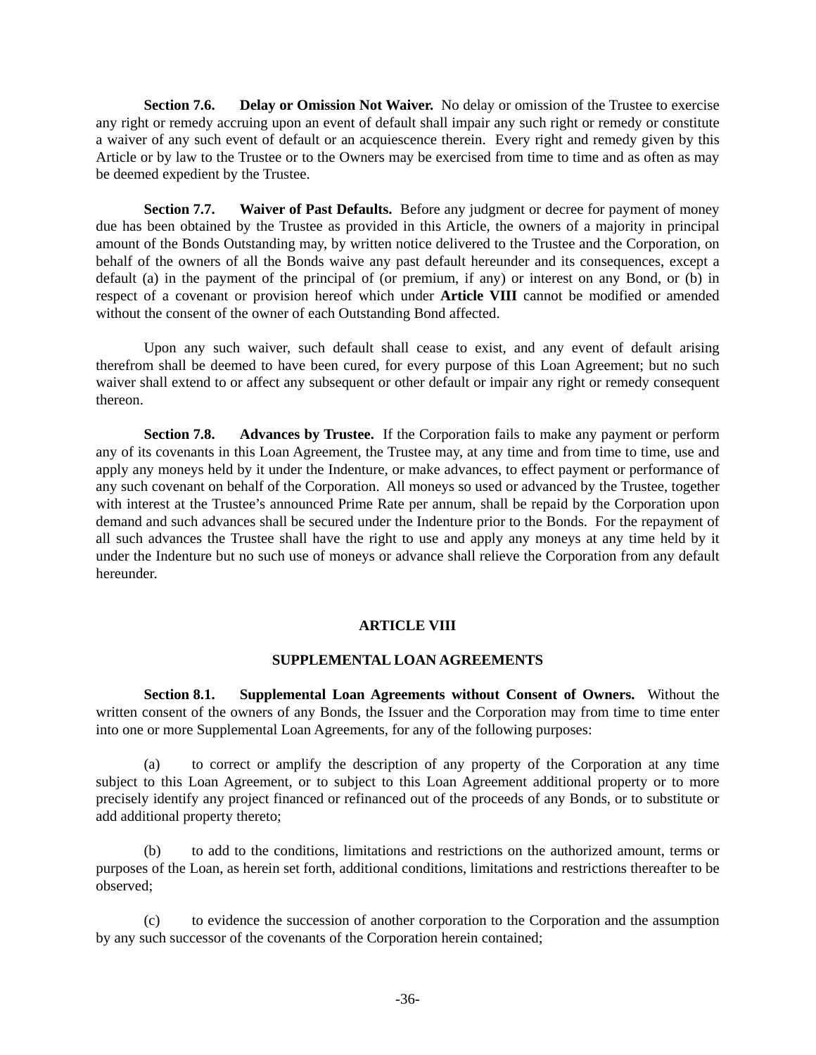**Section 7.6. Delay or Omission Not Waiver.** No delay or omission of the Trustee to exercise any right or remedy accruing upon an event of default shall impair any such right or remedy or constitute a waiver of any such event of default or an acquiescence therein. Every right and remedy given by this Article or by law to the Trustee or to the Owners may be exercised from time to time and as often as may be deemed expedient by the Trustee.

**Section 7.7. Waiver of Past Defaults.** Before any judgment or decree for payment of money due has been obtained by the Trustee as provided in this Article, the owners of a majority in principal amount of the Bonds Outstanding may, by written notice delivered to the Trustee and the Corporation, on behalf of the owners of all the Bonds waive any past default hereunder and its consequences, except a default (a) in the payment of the principal of (or premium, if any) or interest on any Bond, or (b) in respect of a covenant or provision hereof which under **Article VIII** cannot be modified or amended without the consent of the owner of each Outstanding Bond affected.

Upon any such waiver, such default shall cease to exist, and any event of default arising therefrom shall be deemed to have been cured, for every purpose of this Loan Agreement; but no such waiver shall extend to or affect any subsequent or other default or impair any right or remedy consequent thereon.

**Section 7.8. Advances by Trustee.** If the Corporation fails to make any payment or perform any of its covenants in this Loan Agreement, the Trustee may, at any time and from time to time, use and apply any moneys held by it under the Indenture, or make advances, to effect payment or performance of any such covenant on behalf of the Corporation. All moneys so used or advanced by the Trustee, together with interest at the Trustee's announced Prime Rate per annum, shall be repaid by the Corporation upon demand and such advances shall be secured under the Indenture prior to the Bonds. For the repayment of all such advances the Trustee shall have the right to use and apply any moneys at any time held by it under the Indenture but no such use of moneys or advance shall relieve the Corporation from any default hereunder.

## ARTICLE VIII

## SUPPLEMENTAL LOAN AGREEMENTS

**Section 8.1. Supplemental Loan Agreements without Consent of Owners.** Without the written consent of the owners of any Bonds, the Issuer and the Corporation may from time to time enter into one or more Supplemental Loan Agreements, for any of the following purposes:

(a) to correct or amplify the description of any property of the Corporation at any time subject to this Loan Agreement, or to subject to this Loan Agreement additional property or to more precisely identify any project financed or refinanced out of the proceeds of any Bonds, or to substitute or add additional property thereto;

(b) to add to the conditions, limitations and restrictions on the authorized amount, terms or purposes of the Loan, as herein set forth, additional conditions, limitations and restrictions thereafter to be observed;

(c) to evidence the succession of another corporation to the Corporation and the assumption by any such successor of the covenants of the Corporation herein contained;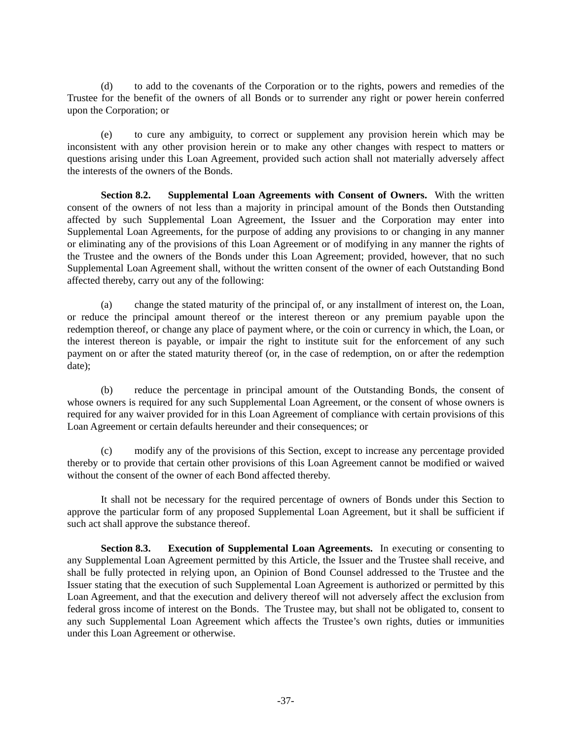(d) to add to the covenants of the Corporation or to the rights, powers and remedies of the Trustee for the benefit of the owners of all Bonds or to surrender any right or power herein conferred upon the Corporation; or

(e) to cure any ambiguity, to correct or supplement any provision herein which may be inconsistent with any other provision herein or to make any other changes with respect to matters or questions arising under this Loan Agreement, provided such action shall not materially adversely affect the interests of the owners of the Bonds.

**Section 8.2. Supplemental Loan Agreements with Consent of Owners.** With the written consent of the owners of not less than a majority in principal amount of the Bonds then Outstanding affected by such Supplemental Loan Agreement, the Issuer and the Corporation may enter into Supplemental Loan Agreements, for the purpose of adding any provisions to or changing in any manner or eliminating any of the provisions of this Loan Agreement or of modifying in any manner the rights of the Trustee and the owners of the Bonds under this Loan Agreement; provided, however, that no such Supplemental Loan Agreement shall, without the written consent of the owner of each Outstanding Bond affected thereby, carry out any of the following:

(a) change the stated maturity of the principal of, or any installment of interest on, the Loan, or reduce the principal amount thereof or the interest thereon or any premium payable upon the redemption thereof, or change any place of payment where, or the coin or currency in which, the Loan, or the interest thereon is payable, or impair the right to institute suit for the enforcement of any such payment on or after the stated maturity thereof (or, in the case of redemption, on or after the redemption date);

(b) reduce the percentage in principal amount of the Outstanding Bonds, the consent of whose owners is required for any such Supplemental Loan Agreement, or the consent of whose owners is required for any waiver provided for in this Loan Agreement of compliance with certain provisions of this Loan Agreement or certain defaults hereunder and their consequences; or

(c) modify any of the provisions of this Section, except to increase any percentage provided thereby or to provide that certain other provisions of this Loan Agreement cannot be modified or waived without the consent of the owner of each Bond affected thereby.

It shall not be necessary for the required percentage of owners of Bonds under this Section to approve the particular form of any proposed Supplemental Loan Agreement, but it shall be sufficient if such act shall approve the substance thereof.

**Section 8.3. Execution of Supplemental Loan Agreements.** In executing or consenting to any Supplemental Loan Agreement permitted by this Article, the Issuer and the Trustee shall receive, and shall be fully protected in relying upon, an Opinion of Bond Counsel addressed to the Trustee and the Issuer stating that the execution of such Supplemental Loan Agreement is authorized or permitted by this Loan Agreement, and that the execution and delivery thereof will not adversely affect the exclusion from federal gross income of interest on the Bonds. The Trustee may, but shall not be obligated to, consent to any such Supplemental Loan Agreement which affects the Trustee's own rights, duties or immunities under this Loan Agreement or otherwise.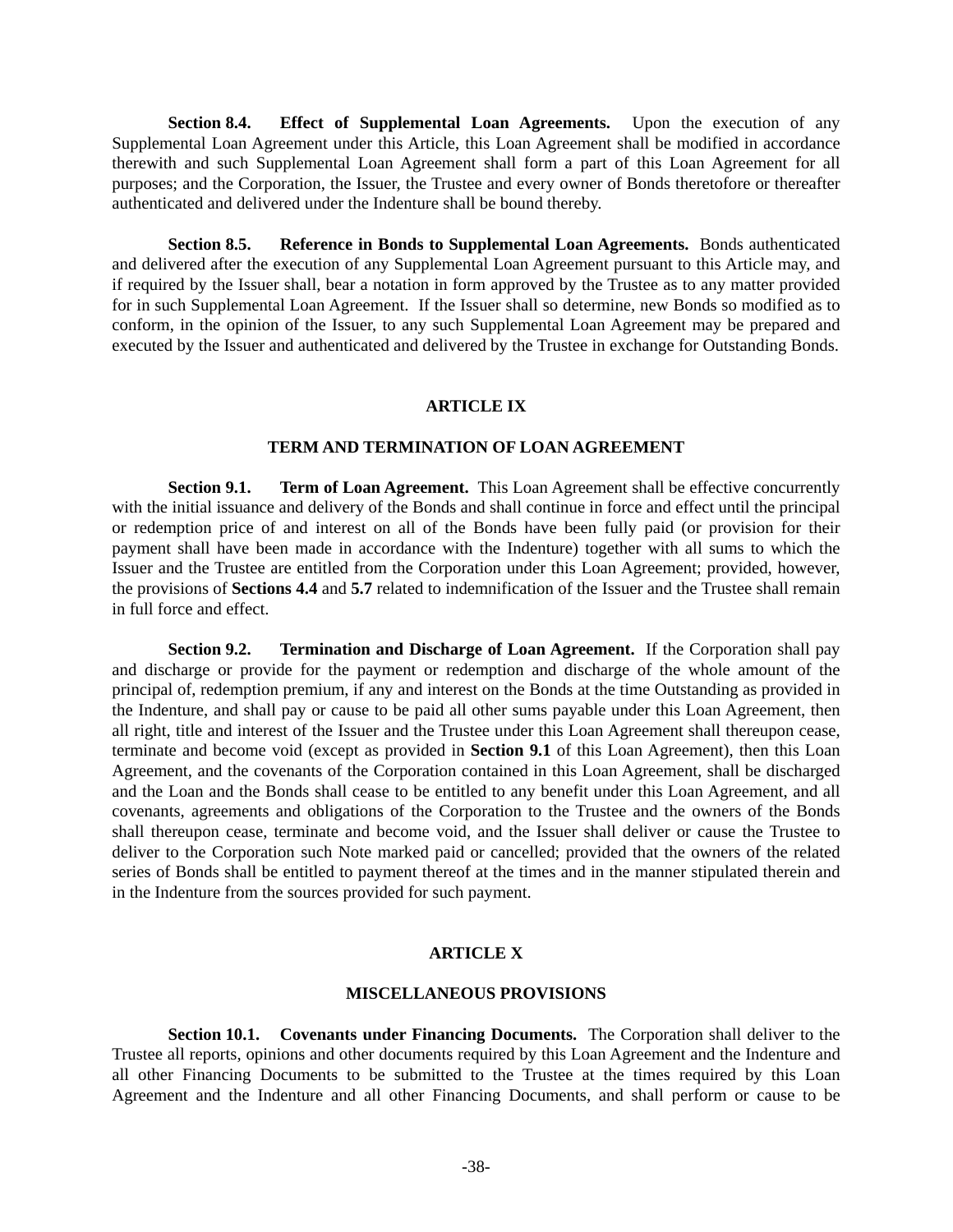**Section 8.4. Effect of Supplemental Loan Agreements.** Upon the execution of any Supplemental Loan Agreement under this Article, this Loan Agreement shall be modified in accordance therewith and such Supplemental Loan Agreement shall form a part of this Loan Agreement for all purposes; and the Corporation, the Issuer, the Trustee and every owner of Bonds theretofore or thereafter authenticated and delivered under the Indenture shall be bound thereby.

**Section 8.5. Reference in Bonds to Supplemental Loan Agreements.** Bonds authenticated and delivered after the execution of any Supplemental Loan Agreement pursuant to this Article may, and if required by the Issuer shall, bear a notation in form approved by the Trustee as to any matter provided for in such Supplemental Loan Agreement. If the Issuer shall so determine, new Bonds so modified as to conform, in the opinion of the Issuer, to any such Supplemental Loan Agreement may be prepared and executed by the Issuer and authenticated and delivered by the Trustee in exchange for Outstanding Bonds.

## ARTICLE IX

## TERM AND TERMINATION OF LOAN AGREEMENT

**Section 9.1. Term of Loan Agreement.** This Loan Agreement shall be effective concurrently with the initial issuance and delivery of the Bonds and shall continue in force and effect until the principal or redemption price of and interest on all of the Bonds have been fully paid (or provision for their payment shall have been made in accordance with the Indenture) together with all sums to which the Issuer and the Trustee are entitled from the Corporation under this Loan Agreement; provided, however, the provisions of **Sections 4.4** and **5.7** related to indemnification of the Issuer and the Trustee shall remain in full force and effect.

**Section 9.2. Termination and Discharge of Loan Agreement.** If the Corporation shall pay and discharge or provide for the payment or redemption and discharge of the whole amount of the principal of, redemption premium, if any and interest on the Bonds at the time Outstanding as provided in the Indenture, and shall pay or cause to be paid all other sums payable under this Loan Agreement, then all right, title and interest of the Issuer and the Trustee under this Loan Agreement shall thereupon cease, terminate and become void (except as provided in **Section 9.1** of this Loan Agreement), then this Loan Agreement, and the covenants of the Corporation contained in this Loan Agreement, shall be discharged and the Loan and the Bonds shall cease to be entitled to any benefit under this Loan Agreement, and all covenants, agreements and obligations of the Corporation to the Trustee and the owners of the Bonds shall thereupon cease, terminate and become void, and the Issuer shall deliver or cause the Trustee to deliver to the Corporation such Note marked paid or cancelled; provided that the owners of the related series of Bonds shall be entitled to payment thereof at the times and in the manner stipulated therein and in the Indenture from the sources provided for such payment.

## ARTICLE X

## MISCELLANEOUS PROVISIONS

**Section 10.1. Covenants under Financing Documents.** The Corporation shall deliver to the Trustee all reports, opinions and other documents required by this Loan Agreement and the Indenture and all other Financing Documents to be submitted to the Trustee at the times required by this Loan Agreement and the Indenture and all other Financing Documents, and shall perform or cause to be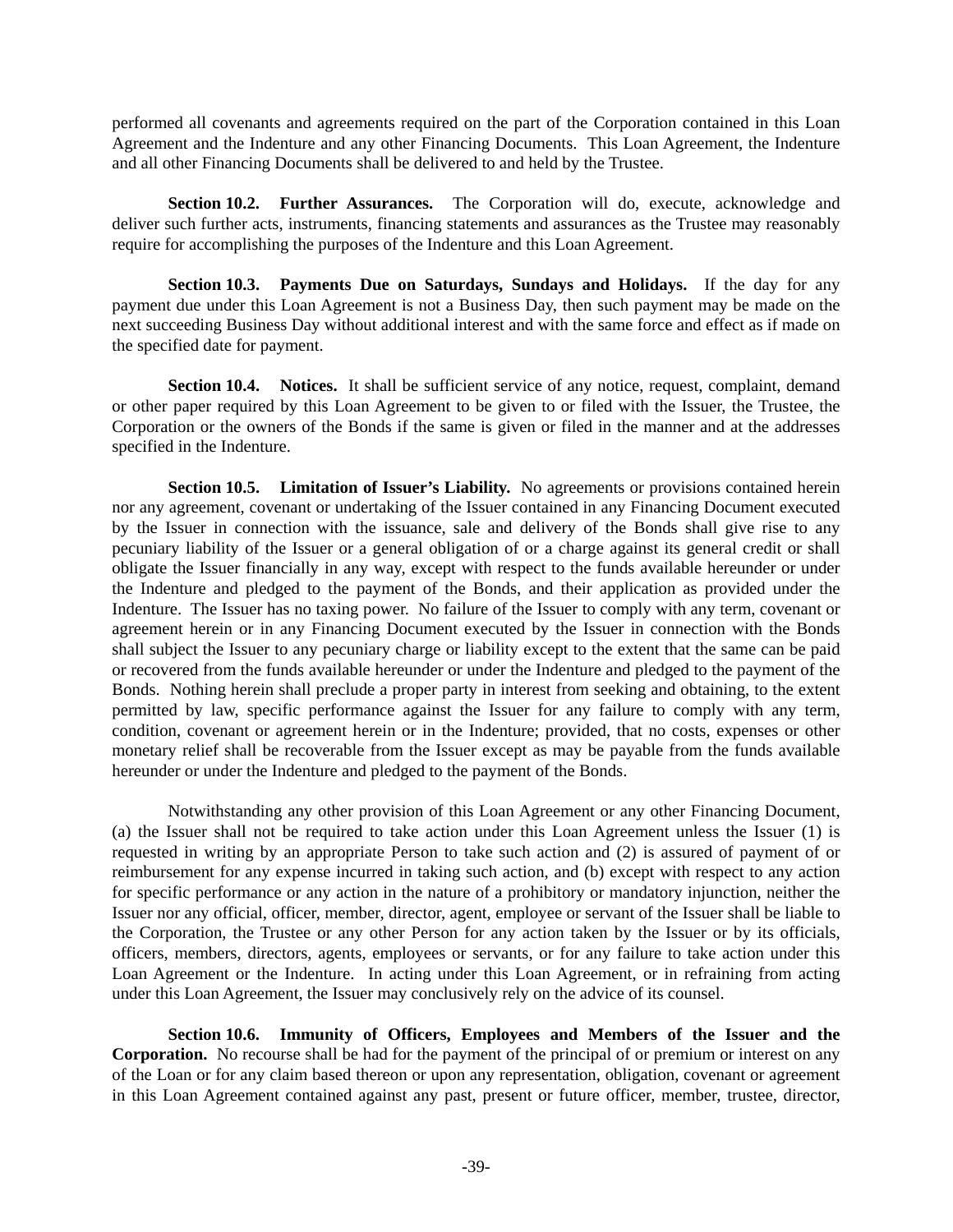performed all covenants and agreements required on the part of the Corporation contained in this Loan Agreement and the Indenture and any other Financing Documents. This Loan Agreement, the Indenture and all other Financing Documents shall be delivered to and held by the Trustee.

**Section 10.2. Further Assurances.** The Corporation will do, execute, acknowledge and deliver such further acts, instruments, financing statements and assurances as the Trustee may reasonably require for accomplishing the purposes of the Indenture and this Loan Agreement.

**Section 10.3. Payments Due on Saturdays, Sundays and Holidays.** If the day for any payment due under this Loan Agreement is not a Business Day, then such payment may be made on the next succeeding Business Day without additional interest and with the same force and effect as if made on the specified date for payment.

**Section 10.4. Notices.** It shall be sufficient service of any notice, request, complaint, demand or other paper required by this Loan Agreement to be given to or filed with the Issuer, the Trustee, the Corporation or the owners of the Bonds if the same is given or filed in the manner and at the addresses specified in the Indenture.

**Section 10.5. Limitation of Issuer's Liability.** No agreements or provisions contained herein nor any agreement, covenant or undertaking of the Issuer contained in any Financing Document executed by the Issuer in connection with the issuance, sale and delivery of the Bonds shall give rise to any pecuniary liability of the Issuer or a general obligation of or a charge against its general credit or shall obligate the Issuer financially in any way, except with respect to the funds available hereunder or under the Indenture and pledged to the payment of the Bonds, and their application as provided under the Indenture. The Issuer has no taxing power. No failure of the Issuer to comply with any term, covenant or agreement herein or in any Financing Document executed by the Issuer in connection with the Bonds shall subject the Issuer to any pecuniary charge or liability except to the extent that the same can be paid or recovered from the funds available hereunder or under the Indenture and pledged to the payment of the Bonds. Nothing herein shall preclude a proper party in interest from seeking and obtaining, to the extent permitted by law, specific performance against the Issuer for any failure to comply with any term, condition, covenant or agreement herein or in the Indenture; provided, that no costs, expenses or other monetary relief shall be recoverable from the Issuer except as may be payable from the funds available hereunder or under the Indenture and pledged to the payment of the Bonds.

Notwithstanding any other provision of this Loan Agreement or any other Financing Document, (a) the Issuer shall not be required to take action under this Loan Agreement unless the Issuer (1) is requested in writing by an appropriate Person to take such action and (2) is assured of payment of or reimbursement for any expense incurred in taking such action, and (b) except with respect to any action for specific performance or any action in the nature of a prohibitory or mandatory injunction, neither the Issuer nor any official, officer, member, director, agent, employee or servant of the Issuer shall be liable to the Corporation, the Trustee or any other Person for any action taken by the Issuer or by its officials, officers, members, directors, agents, employees or servants, or for any failure to take action under this Loan Agreement or the Indenture. In acting under this Loan Agreement, or in refraining from acting under this Loan Agreement, the Issuer may conclusively rely on the advice of its counsel.

**Section 10.6. Immunity of Officers, Employees and Members of the Issuer and the Corporation.** No recourse shall be had for the payment of the principal of or premium or interest on any of the Loan or for any claim based thereon or upon any representation, obligation, covenant or agreement in this Loan Agreement contained against any past, present or future officer, member, trustee, director,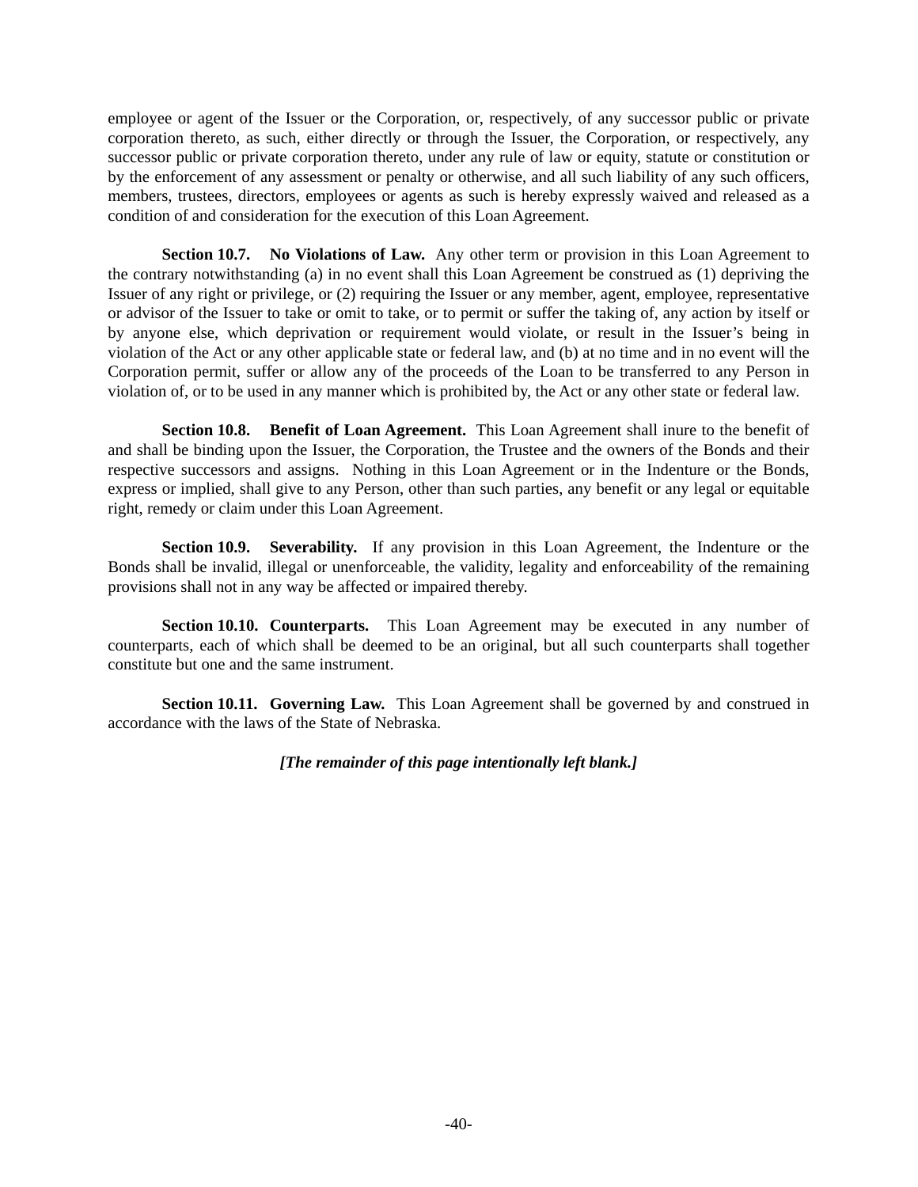employee or agent of the Issuer or the Corporation, or, respectively, of any successor public or private corporation thereto, as such, either directly or through the Issuer, the Corporation, or respectively, any successor public or private corporation thereto, under any rule of law or equity, statute or constitution or by the enforcement of any assessment or penalty or otherwise, and all such liability of any such officers, members, trustees, directors, employees or agents as such is hereby expressly waived and released as a condition of and consideration for the execution of this Loan Agreement.

**Section 10.7. No Violations of Law.** Any other term or provision in this Loan Agreement to the contrary notwithstanding (a) in no event shall this Loan Agreement be construed as (1) depriving the Issuer of any right or privilege, or (2) requiring the Issuer or any member, agent, employee, representative or advisor of the Issuer to take or omit to take, or to permit or suffer the taking of, any action by itself or by anyone else, which deprivation or requirement would violate, or result in the Issuer's being in violation of the Act or any other applicable state or federal law, and (b) at no time and in no event will the Corporation permit, suffer or allow any of the proceeds of the Loan to be transferred to any Person in violation of, or to be used in any manner which is prohibited by, the Act or any other state or federal law.

**Section 10.8. Benefit of Loan Agreement.** This Loan Agreement shall inure to the benefit of and shall be binding upon the Issuer, the Corporation, the Trustee and the owners of the Bonds and their respective successors and assigns. Nothing in this Loan Agreement or in the Indenture or the Bonds, express or implied, shall give to any Person, other than such parties, any benefit or any legal or equitable right, remedy or claim under this Loan Agreement.

**Section 10.9. Severability.** If any provision in this Loan Agreement, the Indenture or the Bonds shall be invalid, illegal or unenforceable, the validity, legality and enforceability of the remaining provisions shall not in any way be affected or impaired thereby.

**Section 10.10. Counterparts.** This Loan Agreement may be executed in any number of counterparts, each of which shall be deemed to be an original, but all such counterparts shall together constitute but one and the same instrument.

**Section 10.11. Governing Law.** This Loan Agreement shall be governed by and construed in accordance with the laws of the State of Nebraska.

***[The remainder of this page intentionally left blank.]***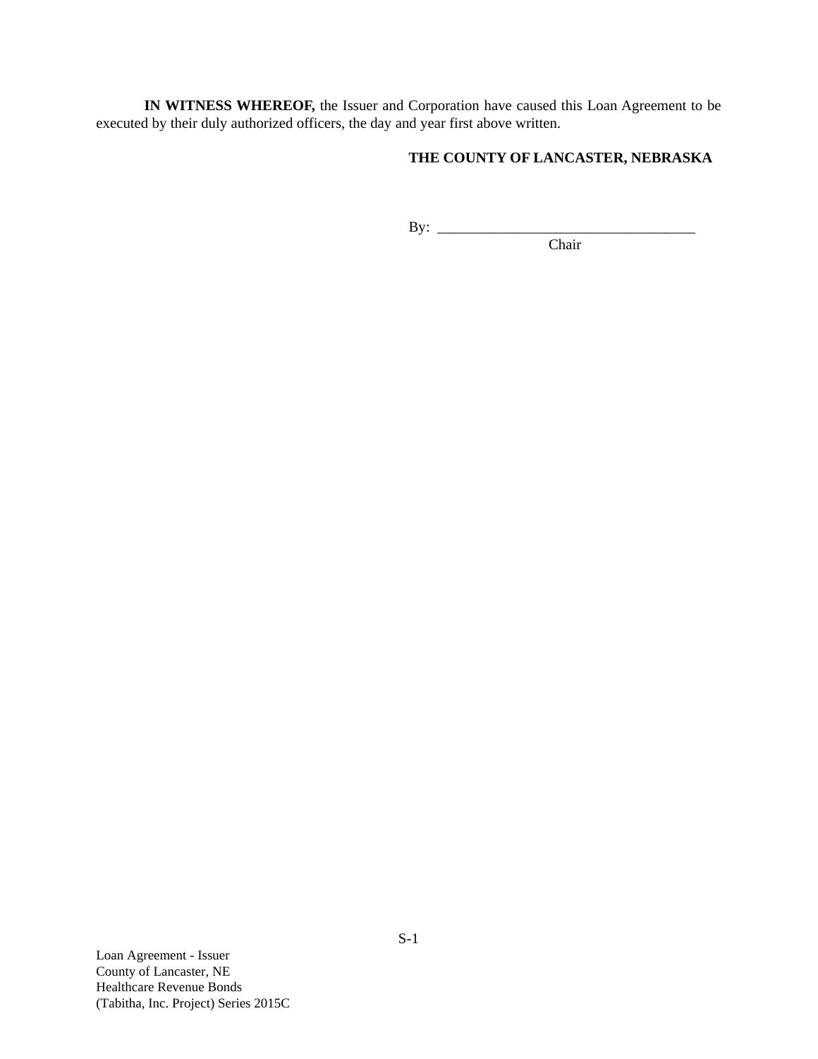**IN WITNESS WHEREOF,** the Issuer and Corporation have caused this Loan Agreement to be executed by their duly authorized officers, the day and year first above written.

**THE COUNTY OF LANCASTER, NEBRASKA**

By: ___________________________________
Chair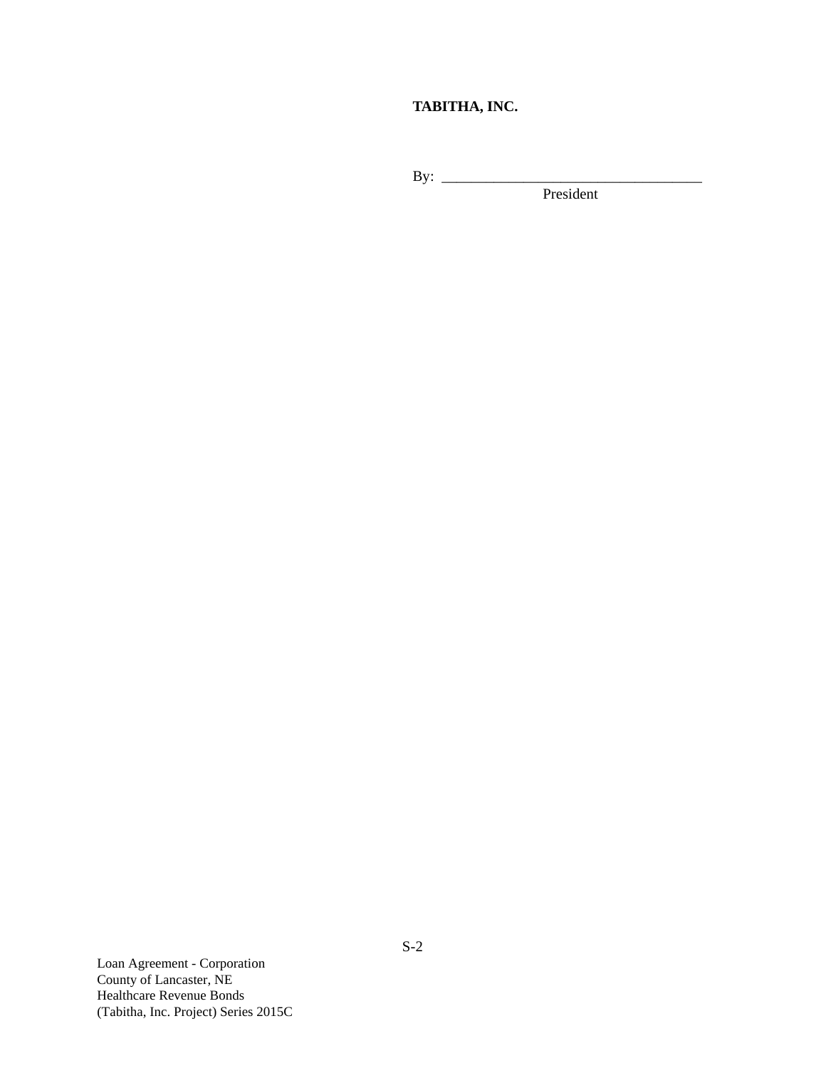**TABITHA, INC.**

By: ___________________________________

President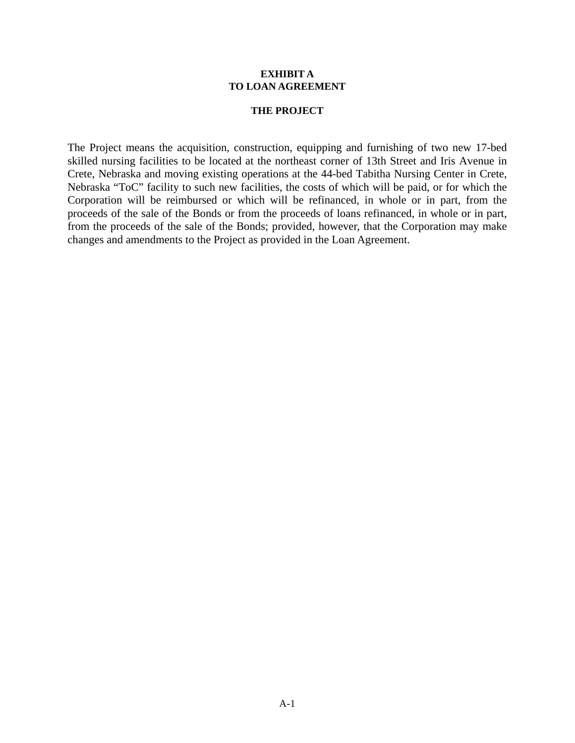**EXHIBIT A**
**TO LOAN AGREEMENT**

**THE PROJECT**

The Project means the acquisition, construction, equipping and furnishing of two new 17-bed skilled nursing facilities to be located at the northeast corner of 13th Street and Iris Avenue in Crete, Nebraska and moving existing operations at the 44-bed Tabitha Nursing Center in Crete, Nebraska "ToC" facility to such new facilities, the costs of which will be paid, or for which the Corporation will be reimbursed or which will be refinanced, in whole or in part, from the proceeds of the sale of the Bonds or from the proceeds of loans refinanced, in whole or in part, from the proceeds of the sale of the Bonds; provided, however, that the Corporation may make changes and amendments to the Project as provided in the Loan Agreement.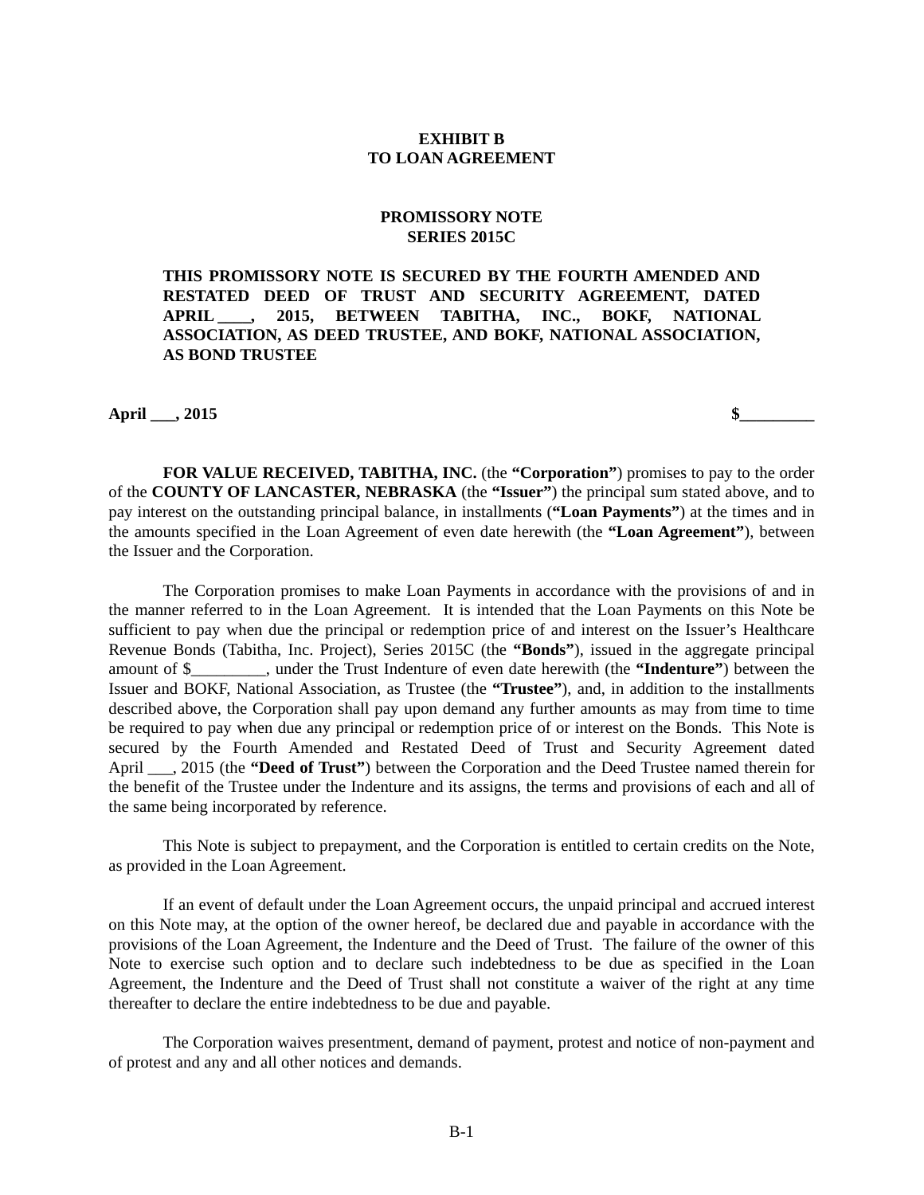**EXHIBIT B**
**TO LOAN AGREEMENT**

**PROMISSORY NOTE**
**SERIES 2015C**

**THIS PROMISSORY NOTE IS SECURED BY THE FOURTH AMENDED AND RESTATED DEED OF TRUST AND SECURITY AGREEMENT, DATED APRIL ____, 2015, BETWEEN TABITHA, INC., BOKF, NATIONAL ASSOCIATION, AS DEED TRUSTEE, AND BOKF, NATIONAL ASSOCIATION, AS BOND TRUSTEE**

**April ___, 2015** **$_________**

**FOR VALUE RECEIVED, TABITHA, INC.** (the **"Corporation"**) promises to pay to the order of the **COUNTY OF LANCASTER, NEBRASKA** (the **"Issuer"**) the principal sum stated above, and to pay interest on the outstanding principal balance, in installments (**"Loan Payments"**) at the times and in the amounts specified in the Loan Agreement of even date herewith (the **"Loan Agreement"**), between the Issuer and the Corporation.

The Corporation promises to make Loan Payments in accordance with the provisions of and in the manner referred to in the Loan Agreement. It is intended that the Loan Payments on this Note be sufficient to pay when due the principal or redemption price of and interest on the Issuer's Healthcare Revenue Bonds (Tabitha, Inc. Project), Series 2015C (the **"Bonds"**), issued in the aggregate principal amount of $_________, under the Trust Indenture of even date herewith (the **"Indenture"**) between the Issuer and BOKF, National Association, as Trustee (the **"Trustee"**), and, in addition to the installments described above, the Corporation shall pay upon demand any further amounts as may from time to time be required to pay when due any principal or redemption price of or interest on the Bonds. This Note is secured by the Fourth Amended and Restated Deed of Trust and Security Agreement dated April ___, 2015 (the **"Deed of Trust"**) between the Corporation and the Deed Trustee named therein for the benefit of the Trustee under the Indenture and its assigns, the terms and provisions of each and all of the same being incorporated by reference.

This Note is subject to prepayment, and the Corporation is entitled to certain credits on the Note, as provided in the Loan Agreement.

If an event of default under the Loan Agreement occurs, the unpaid principal and accrued interest on this Note may, at the option of the owner hereof, be declared due and payable in accordance with the provisions of the Loan Agreement, the Indenture and the Deed of Trust. The failure of the owner of this Note to exercise such option and to declare such indebtedness to be due as specified in the Loan Agreement, the Indenture and the Deed of Trust shall not constitute a waiver of the right at any time thereafter to declare the entire indebtedness to be due and payable.

The Corporation waives presentment, demand of payment, protest and notice of non-payment and of protest and any and all other notices and demands.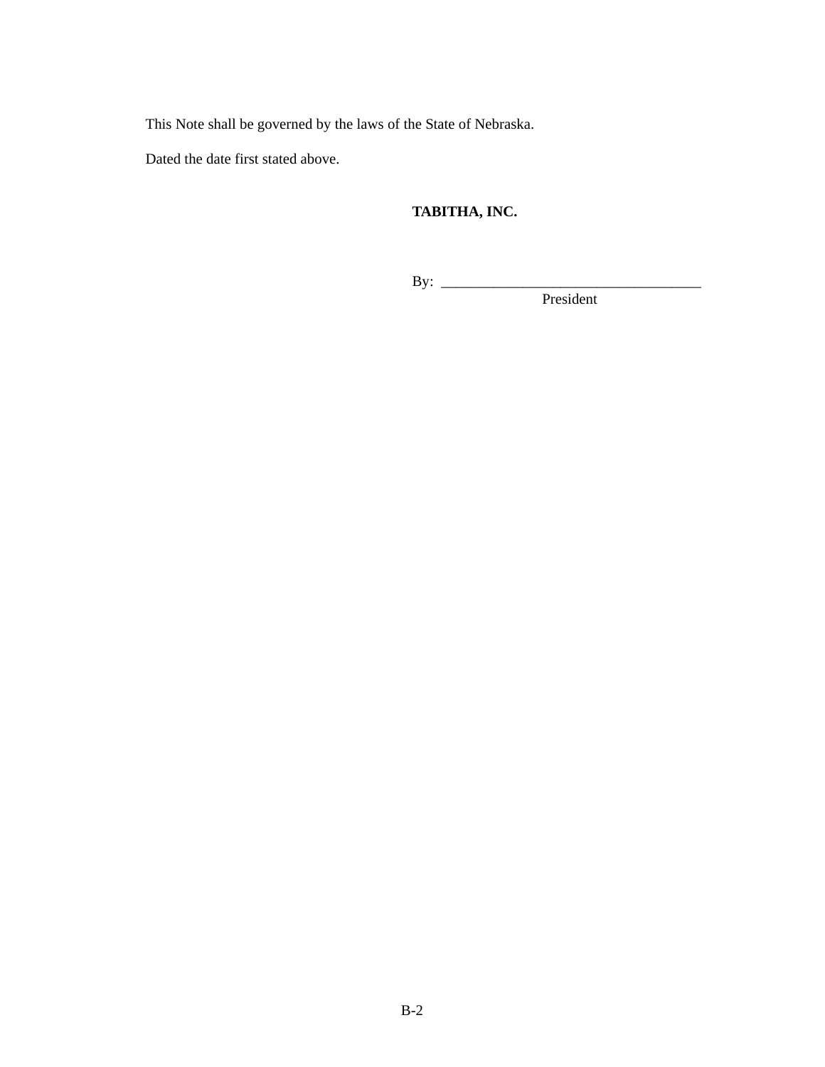This Note shall be governed by the laws of the State of Nebraska.

Dated the date first stated above.

**TABITHA, INC.**

By: ____________________________________
President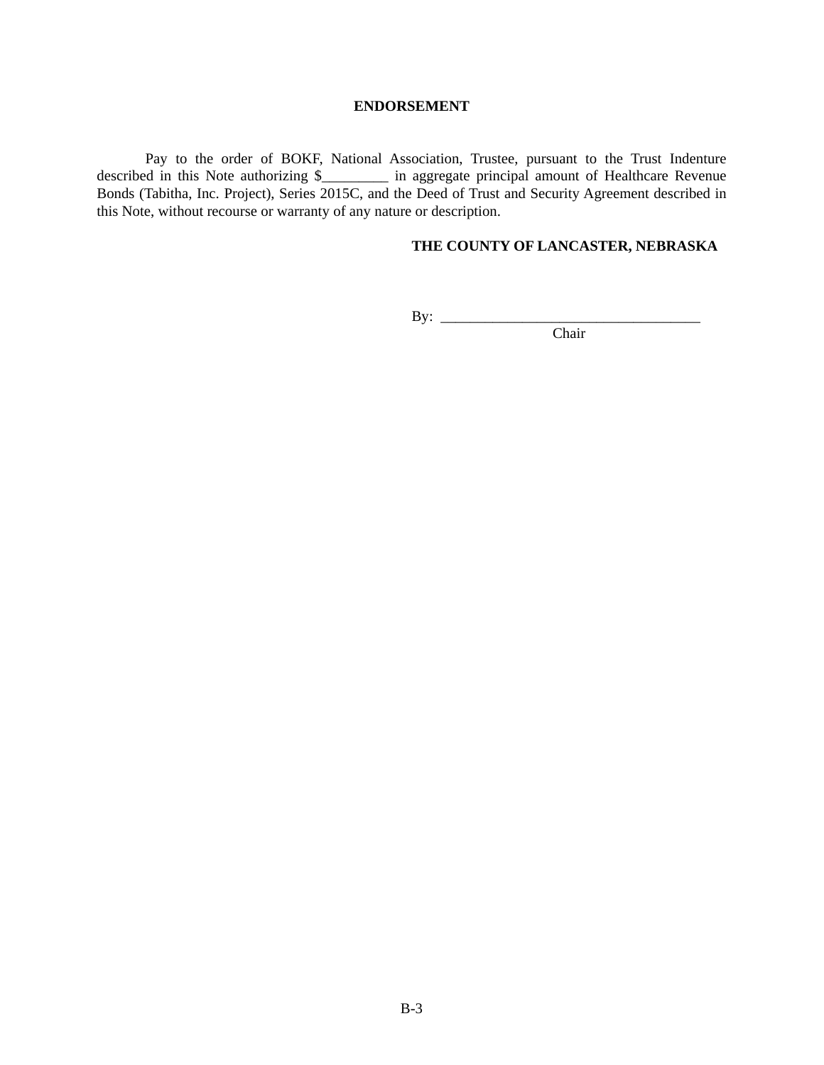**ENDORSEMENT**

Pay to the order of BOKF, National Association, Trustee, pursuant to the Trust Indenture described in this Note authorizing $_________ in aggregate principal amount of Healthcare Revenue Bonds (Tabitha, Inc. Project), Series 2015C, and the Deed of Trust and Security Agreement described in this Note, without recourse or warranty of any nature or description.

**THE COUNTY OF LANCASTER, NEBRASKA**

By: ___________________________________
Chair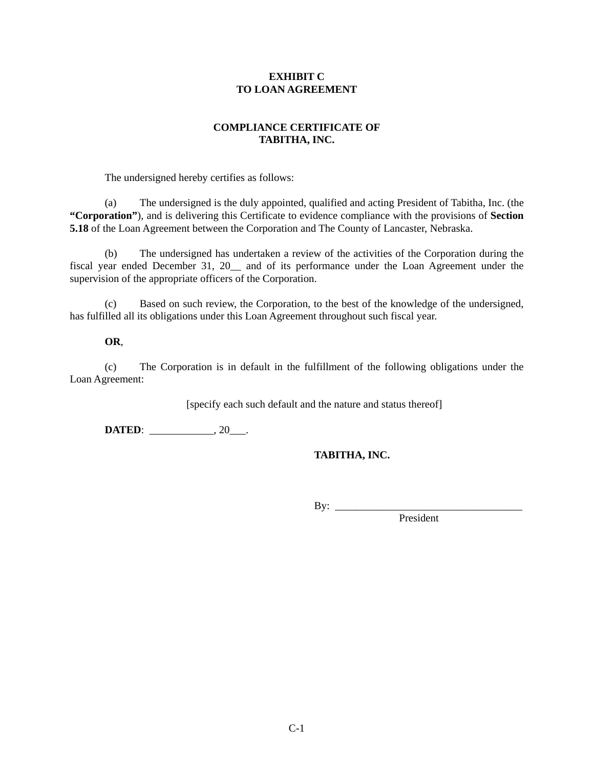**EXHIBIT C**
**TO LOAN AGREEMENT**

**COMPLIANCE CERTIFICATE OF**
**TABITHA, INC.**

The undersigned hereby certifies as follows:

(a) The undersigned is the duly appointed, qualified and acting President of Tabitha, Inc. (the **"Corporation"**), and is delivering this Certificate to evidence compliance with the provisions of **Section 5.18** of the Loan Agreement between the Corporation and The County of Lancaster, Nebraska.

(b) The undersigned has undertaken a review of the activities of the Corporation during the fiscal year ended December 31, 20__ and of its performance under the Loan Agreement under the supervision of the appropriate officers of the Corporation.

(c) Based on such review, the Corporation, to the best of the knowledge of the undersigned, has fulfilled all its obligations under this Loan Agreement throughout such fiscal year.

**OR**,

(c) The Corporation is in default in the fulfillment of the following obligations under the Loan Agreement:

[specify each such default and the nature and status thereof]

**DATED**: ____________, 20___.

**TABITHA, INC.**

By: ___________________________________
President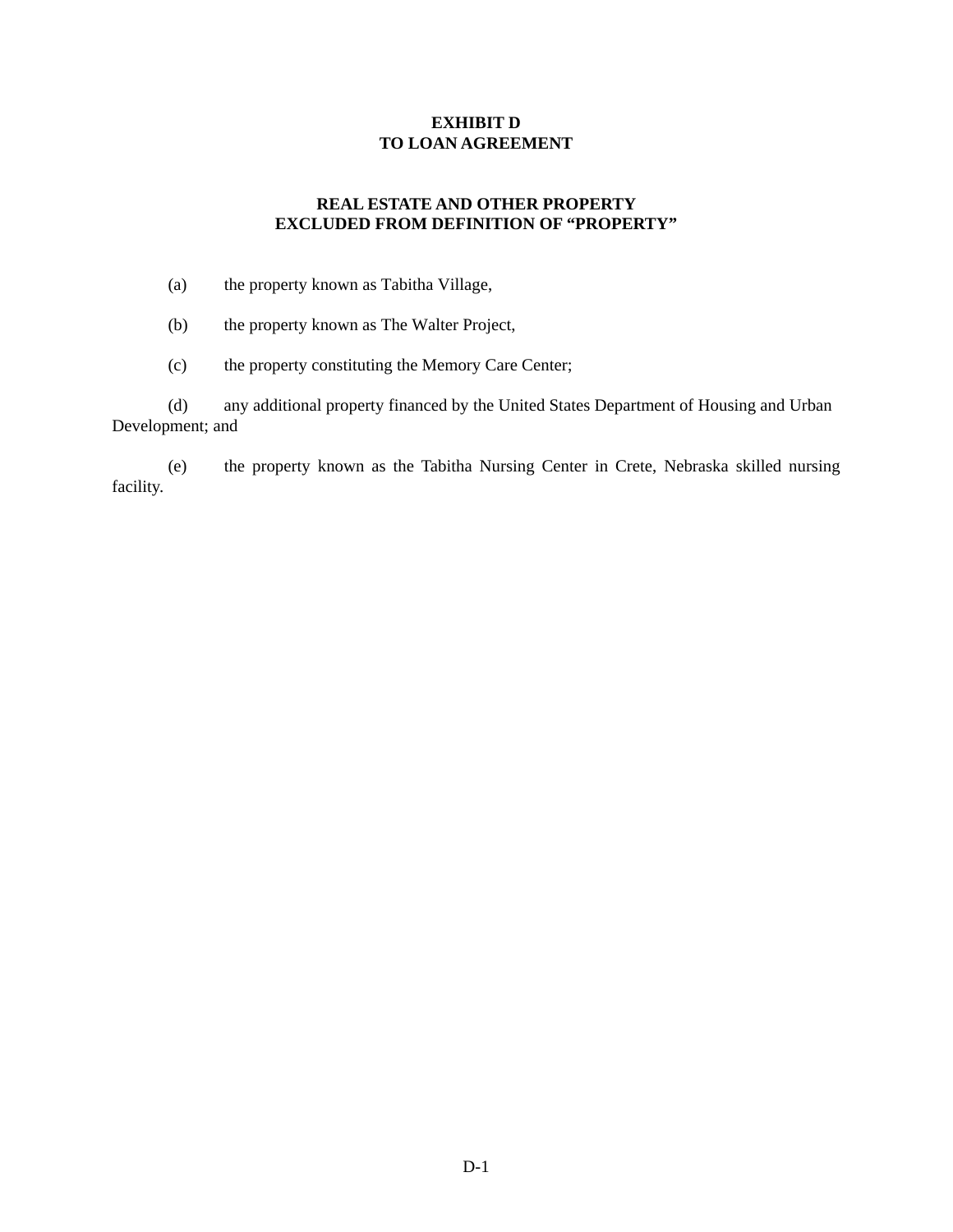**EXHIBIT D**
**TO LOAN AGREEMENT**

**REAL ESTATE AND OTHER PROPERTY**
**EXCLUDED FROM DEFINITION OF "PROPERTY"**

(a) the property known as Tabitha Village,

(b) the property known as The Walter Project,

(c) the property constituting the Memory Care Center;

(d) any additional property financed by the United States Department of Housing and Urban Development; and

(e) the property known as the Tabitha Nursing Center in Crete, Nebraska skilled nursing facility.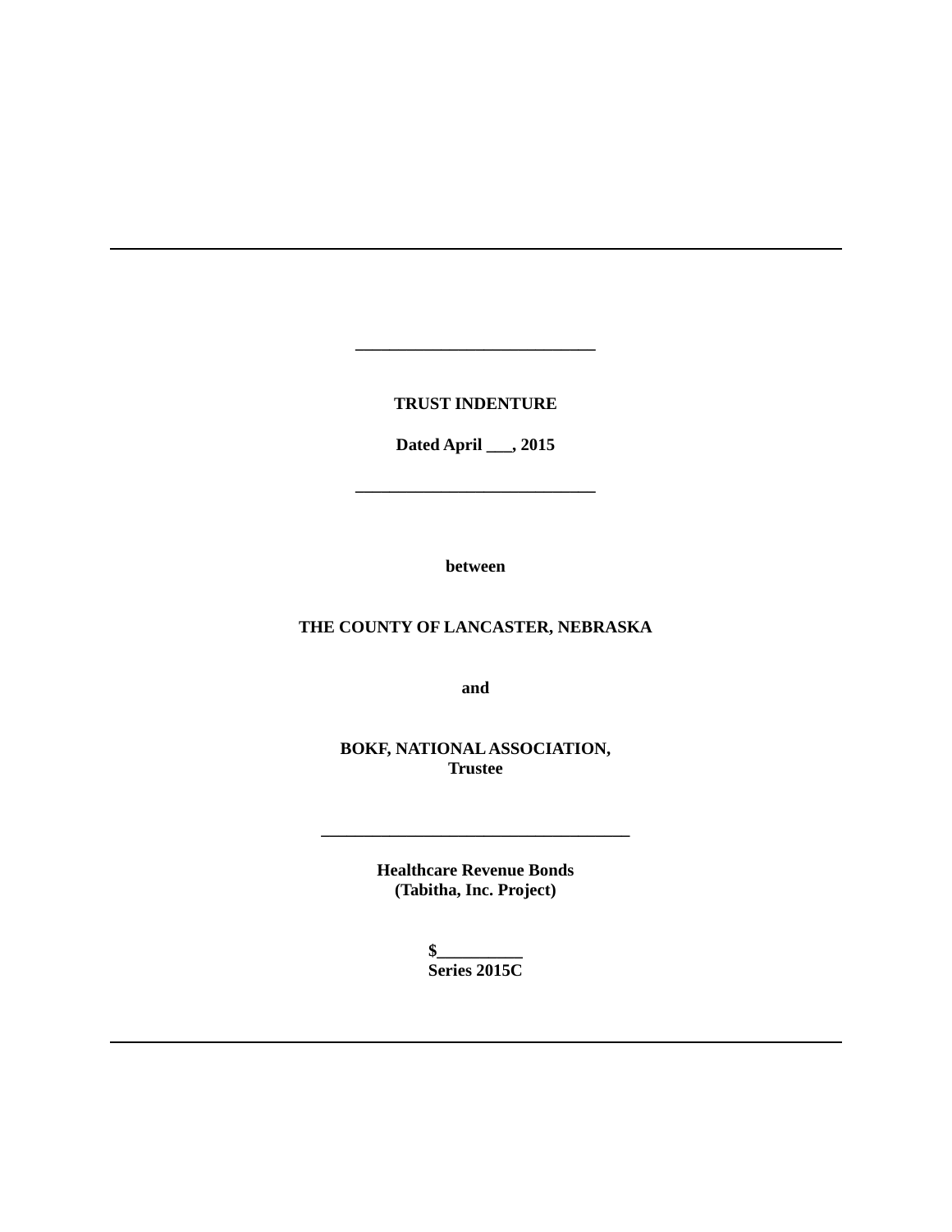---

\_\_\_\_\_\_\_\_\_\_\_\_\_\_\_\_\_\_\_\_\_\_\_\_\_\_\_\_

**TRUST INDENTURE**

**Dated April ___, 2015**

\_\_\_\_\_\_\_\_\_\_\_\_\_\_\_\_\_\_\_\_\_\_\_\_\_\_\_\_

**between**

**THE COUNTY OF LANCASTER, NEBRASKA**

**and**

**BOKF, NATIONAL ASSOCIATION,**
**Trustee**

\_\_\_\_\_\_\_\_\_\_\_\_\_\_\_\_\_\_\_\_\_\_\_\_\_\_\_\_\_\_\_\_\_\_\_\_

**Healthcare Revenue Bonds**
**(Tabitha, Inc. Project)**

**$__________**
**Series 2015C**

---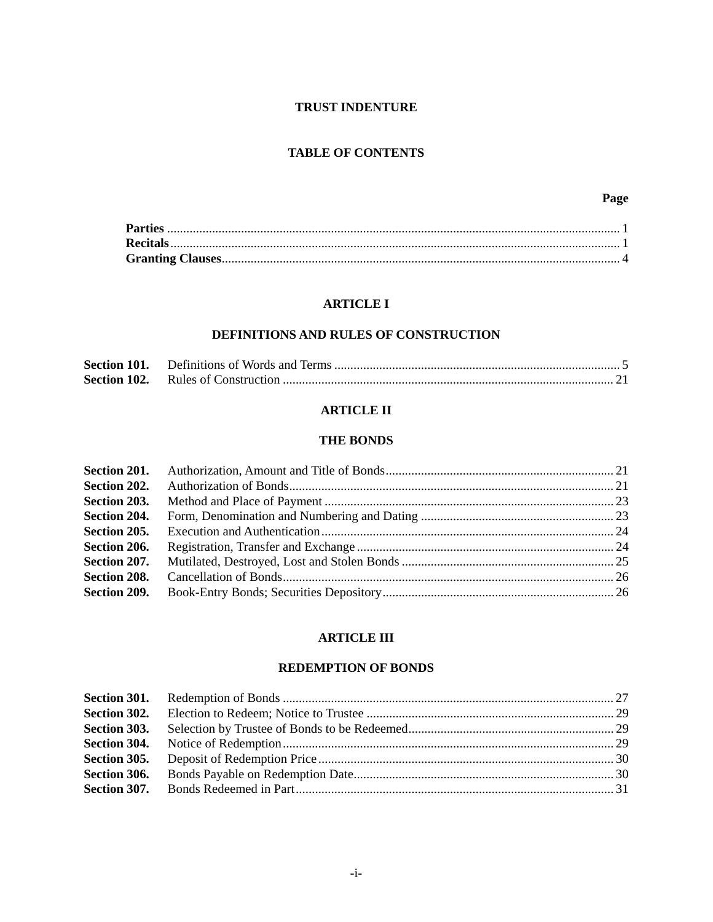# TRUST INDENTURE

## TABLE OF CONTENTS

| | | Page |
|---|---|---|
| **Parties** | | 1 |
| **Recitals** | | 1 |
| **Granting Clauses** | | 4 |

## ARTICLE I

## DEFINITIONS AND RULES OF CONSTRUCTION

| | | |
|---|---|---|
| **Section 101.** | Definitions of Words and Terms | 5 |
| **Section 102.** | Rules of Construction | 21 |

## ARTICLE II

## THE BONDS

| | | |
|---|---|---|
| **Section 201.** | Authorization, Amount and Title of Bonds | 21 |
| **Section 202.** | Authorization of Bonds | 21 |
| **Section 203.** | Method and Place of Payment | 23 |
| **Section 204.** | Form, Denomination and Numbering and Dating | 23 |
| **Section 205.** | Execution and Authentication | 24 |
| **Section 206.** | Registration, Transfer and Exchange | 24 |
| **Section 207.** | Mutilated, Destroyed, Lost and Stolen Bonds | 25 |
| **Section 208.** | Cancellation of Bonds | 26 |
| **Section 209.** | Book-Entry Bonds; Securities Depository | 26 |

## ARTICLE III

## REDEMPTION OF BONDS

| | | |
|---|---|---|
| **Section 301.** | Redemption of Bonds | 27 |
| **Section 302.** | Election to Redeem; Notice to Trustee | 29 |
| **Section 303.** | Selection by Trustee of Bonds to be Redeemed | 29 |
| **Section 304.** | Notice of Redemption | 29 |
| **Section 305.** | Deposit of Redemption Price | 30 |
| **Section 306.** | Bonds Payable on Redemption Date | 30 |
| **Section 307.** | Bonds Redeemed in Part | 31 |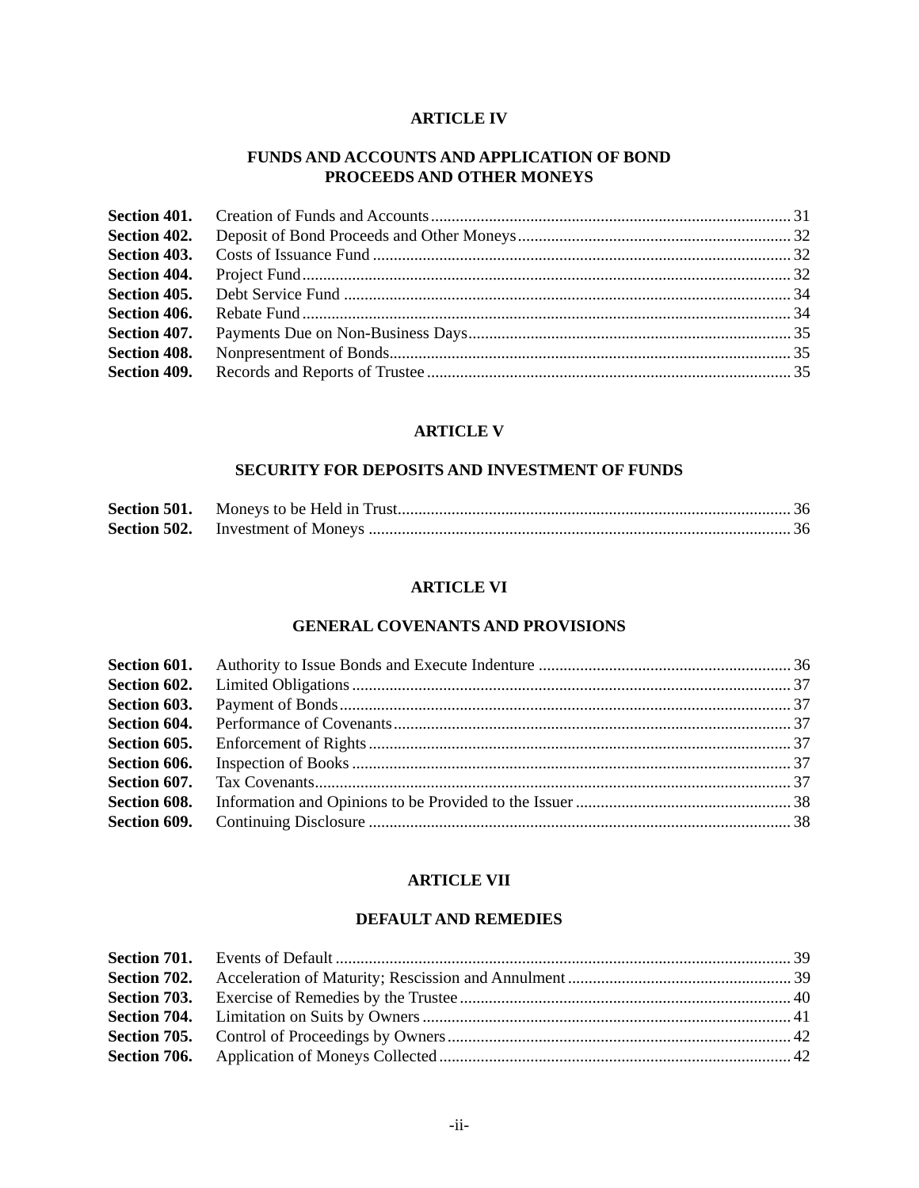## ARTICLE IV

## FUNDS AND ACCOUNTS AND APPLICATION OF BOND PROCEEDS AND OTHER MONEYS

| | | |
|---|---|---|
| **Section 401.** | Creation of Funds and Accounts | 31 |
| **Section 402.** | Deposit of Bond Proceeds and Other Moneys | 32 |
| **Section 403.** | Costs of Issuance Fund | 32 |
| **Section 404.** | Project Fund | 32 |
| **Section 405.** | Debt Service Fund | 34 |
| **Section 406.** | Rebate Fund | 34 |
| **Section 407.** | Payments Due on Non-Business Days | 35 |
| **Section 408.** | Nonpresentment of Bonds | 35 |
| **Section 409.** | Records and Reports of Trustee | 35 |

## ARTICLE V

## SECURITY FOR DEPOSITS AND INVESTMENT OF FUNDS

| | | |
|---|---|---|
| **Section 501.** | Moneys to be Held in Trust | 36 |
| **Section 502.** | Investment of Moneys | 36 |

## ARTICLE VI

## GENERAL COVENANTS AND PROVISIONS

| | | |
|---|---|---|
| **Section 601.** | Authority to Issue Bonds and Execute Indenture | 36 |
| **Section 602.** | Limited Obligations | 37 |
| **Section 603.** | Payment of Bonds | 37 |
| **Section 604.** | Performance of Covenants | 37 |
| **Section 605.** | Enforcement of Rights | 37 |
| **Section 606.** | Inspection of Books | 37 |
| **Section 607.** | Tax Covenants | 37 |
| **Section 608.** | Information and Opinions to be Provided to the Issuer | 38 |
| **Section 609.** | Continuing Disclosure | 38 |

## ARTICLE VII

## DEFAULT AND REMEDIES

| | | |
|---|---|---|
| **Section 701.** | Events of Default | 39 |
| **Section 702.** | Acceleration of Maturity; Rescission and Annulment | 39 |
| **Section 703.** | Exercise of Remedies by the Trustee | 40 |
| **Section 704.** | Limitation on Suits by Owners | 41 |
| **Section 705.** | Control of Proceedings by Owners | 42 |
| **Section 706.** | Application of Moneys Collected | 42 |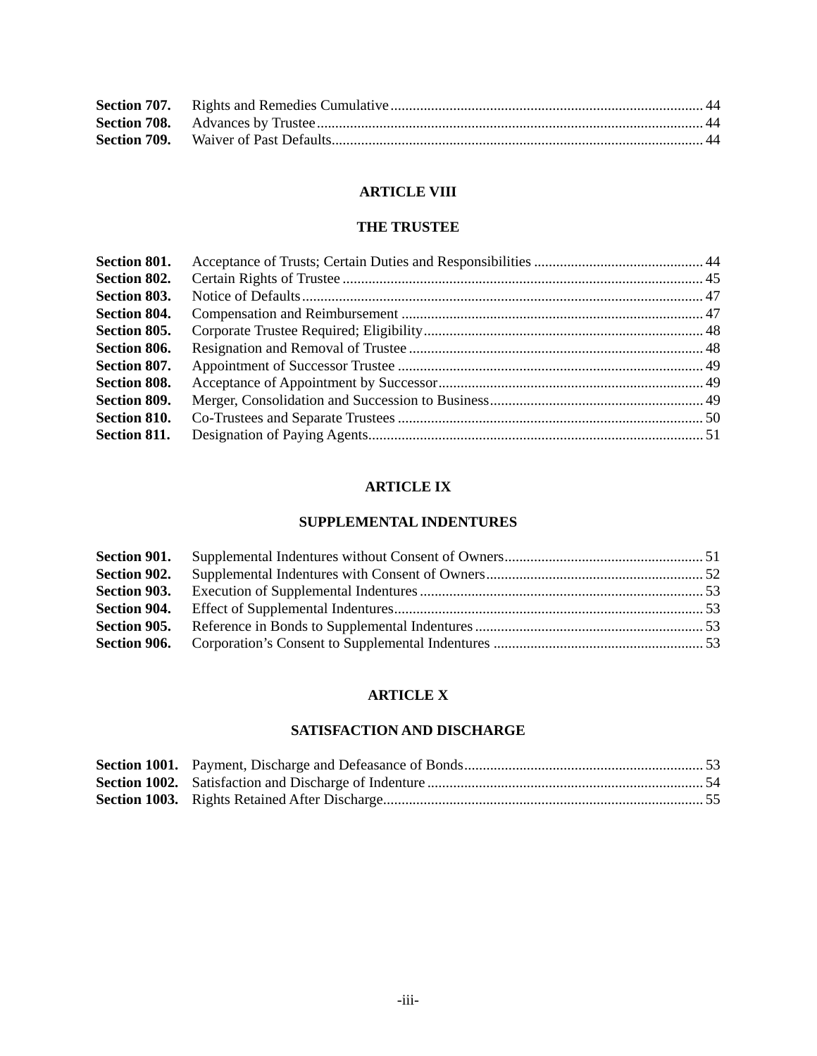| | | |
|---|---|---|
| **Section 707.** | Rights and Remedies Cumulative | 44 |
| **Section 708.** | Advances by Trustee | 44 |
| **Section 709.** | Waiver of Past Defaults | 44 |

## ARTICLE VIII

## THE TRUSTEE

| | | |
|---|---|---|
| **Section 801.** | Acceptance of Trusts; Certain Duties and Responsibilities | 44 |
| **Section 802.** | Certain Rights of Trustee | 45 |
| **Section 803.** | Notice of Defaults | 47 |
| **Section 804.** | Compensation and Reimbursement | 47 |
| **Section 805.** | Corporate Trustee Required; Eligibility | 48 |
| **Section 806.** | Resignation and Removal of Trustee | 48 |
| **Section 807.** | Appointment of Successor Trustee | 49 |
| **Section 808.** | Acceptance of Appointment by Successor | 49 |
| **Section 809.** | Merger, Consolidation and Succession to Business | 49 |
| **Section 810.** | Co-Trustees and Separate Trustees | 50 |
| **Section 811.** | Designation of Paying Agents | 51 |

## ARTICLE IX

## SUPPLEMENTAL INDENTURES

| | | |
|---|---|---|
| **Section 901.** | Supplemental Indentures without Consent of Owners | 51 |
| **Section 902.** | Supplemental Indentures with Consent of Owners | 52 |
| **Section 903.** | Execution of Supplemental Indentures | 53 |
| **Section 904.** | Effect of Supplemental Indentures | 53 |
| **Section 905.** | Reference in Bonds to Supplemental Indentures | 53 |
| **Section 906.** | Corporation's Consent to Supplemental Indentures | 53 |

## ARTICLE X

## SATISFACTION AND DISCHARGE

| | | |
|---|---|---|
| **Section 1001.** | Payment, Discharge and Defeasance of Bonds | 53 |
| **Section 1002.** | Satisfaction and Discharge of Indenture | 54 |
| **Section 1003.** | Rights Retained After Discharge | 55 |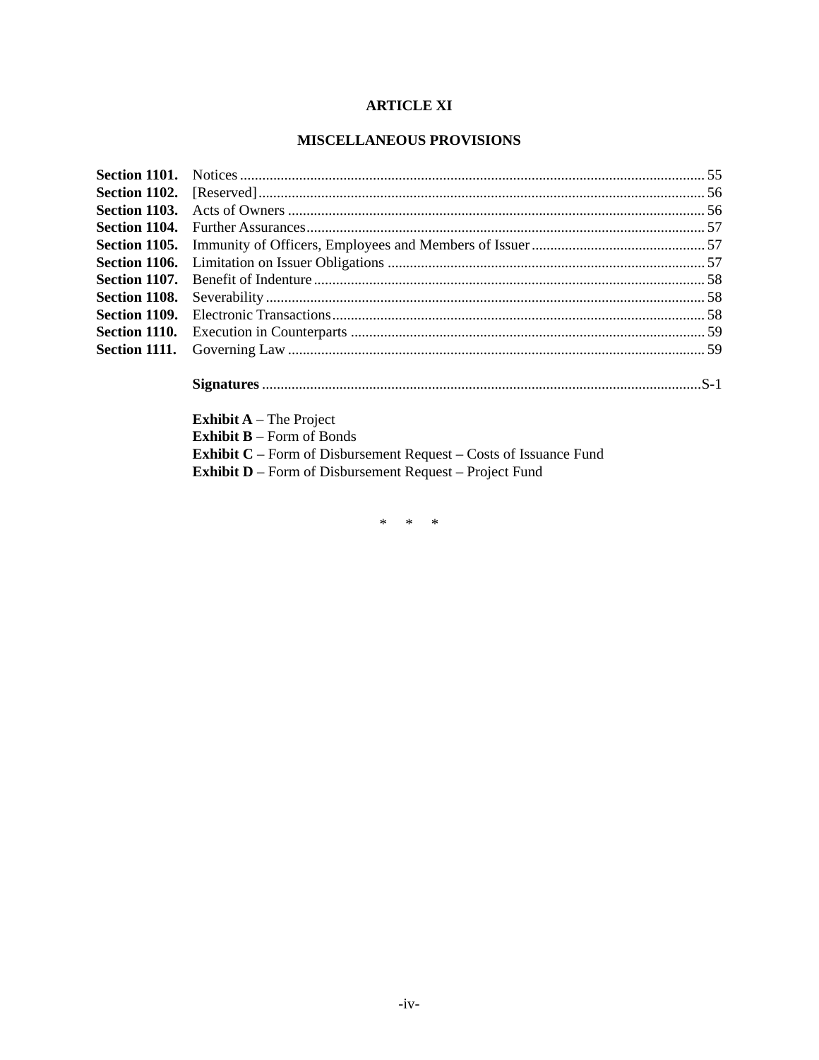## ARTICLE XI

## MISCELLANEOUS PROVISIONS

| | | |
|---|---|---|
| **Section 1101.** | Notices | 55 |
| **Section 1102.** | [Reserved] | 56 |
| **Section 1103.** | Acts of Owners | 56 |
| **Section 1104.** | Further Assurances | 57 |
| **Section 1105.** | Immunity of Officers, Employees and Members of Issuer | 57 |
| **Section 1106.** | Limitation on Issuer Obligations | 57 |
| **Section 1107.** | Benefit of Indenture | 58 |
| **Section 1108.** | Severability | 58 |
| **Section 1109.** | Electronic Transactions | 58 |
| **Section 1110.** | Execution in Counterparts | 59 |
| **Section 1111.** | Governing Law | 59 |
| | **Signatures** | S-1 |

**Exhibit A** – The Project
**Exhibit B** – Form of Bonds
**Exhibit C** – Form of Disbursement Request – Costs of Issuance Fund
**Exhibit D** – Form of Disbursement Request – Project Fund

\* \* \*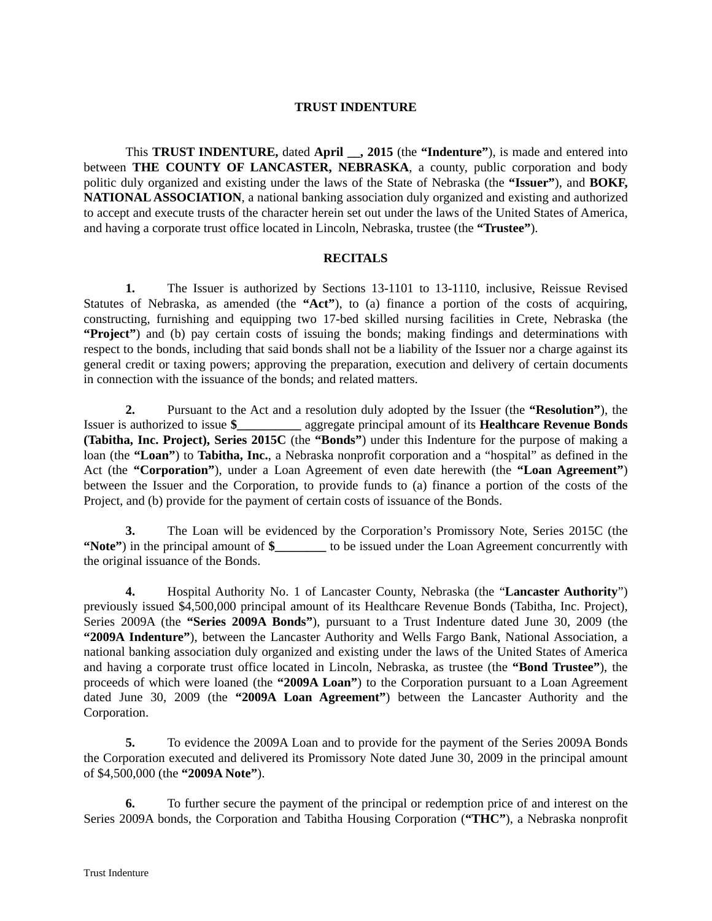# TRUST INDENTURE

This **TRUST INDENTURE,** dated **April __, 2015** (the **"Indenture"**), is made and entered into between **THE COUNTY OF LANCASTER, NEBRASKA**, a county, public corporation and body politic duly organized and existing under the laws of the State of Nebraska (the **"Issuer"**), and **BOKF, NATIONAL ASSOCIATION**, a national banking association duly organized and existing and authorized to accept and execute trusts of the character herein set out under the laws of the United States of America, and having a corporate trust office located in Lincoln, Nebraska, trustee (the **"Trustee"**).

## RECITALS

**1.** The Issuer is authorized by Sections 13-1101 to 13-1110, inclusive, Reissue Revised Statutes of Nebraska, as amended (the **"Act"**), to (a) finance a portion of the costs of acquiring, constructing, furnishing and equipping two 17-bed skilled nursing facilities in Crete, Nebraska (the **"Project"**) and (b) pay certain costs of issuing the bonds; making findings and determinations with respect to the bonds, including that said bonds shall not be a liability of the Issuer nor a charge against its general credit or taxing powers; approving the preparation, execution and delivery of certain documents in connection with the issuance of the bonds; and related matters.

**2.** Pursuant to the Act and a resolution duly adopted by the Issuer (the **"Resolution"**), the Issuer is authorized to issue **$__________** aggregate principal amount of its **Healthcare Revenue Bonds (Tabitha, Inc. Project), Series 2015C** (the **"Bonds"**) under this Indenture for the purpose of making a loan (the **"Loan"**) to **Tabitha, Inc.**, a Nebraska nonprofit corporation and a "hospital" as defined in the Act (the **"Corporation"**), under a Loan Agreement of even date herewith (the **"Loan Agreement"**) between the Issuer and the Corporation, to provide funds to (a) finance a portion of the costs of the Project, and (b) provide for the payment of certain costs of issuance of the Bonds.

**3.** The Loan will be evidenced by the Corporation's Promissory Note, Series 2015C (the **"Note"**) in the principal amount of **$________** to be issued under the Loan Agreement concurrently with the original issuance of the Bonds.

**4.** Hospital Authority No. 1 of Lancaster County, Nebraska (the "**Lancaster Authority**") previously issued $4,500,000 principal amount of its Healthcare Revenue Bonds (Tabitha, Inc. Project), Series 2009A (the **"Series 2009A Bonds"**), pursuant to a Trust Indenture dated June 30, 2009 (the **"2009A Indenture"**), between the Lancaster Authority and Wells Fargo Bank, National Association, a national banking association duly organized and existing under the laws of the United States of America and having a corporate trust office located in Lincoln, Nebraska, as trustee (the **"Bond Trustee"**), the proceeds of which were loaned (the **"2009A Loan"**) to the Corporation pursuant to a Loan Agreement dated June 30, 2009 (the **"2009A Loan Agreement"**) between the Lancaster Authority and the Corporation.

**5.** To evidence the 2009A Loan and to provide for the payment of the Series 2009A Bonds the Corporation executed and delivered its Promissory Note dated June 30, 2009 in the principal amount of $4,500,000 (the **"2009A Note"**).

**6.** To further secure the payment of the principal or redemption price of and interest on the Series 2009A bonds, the Corporation and Tabitha Housing Corporation (**"THC"**), a Nebraska nonprofit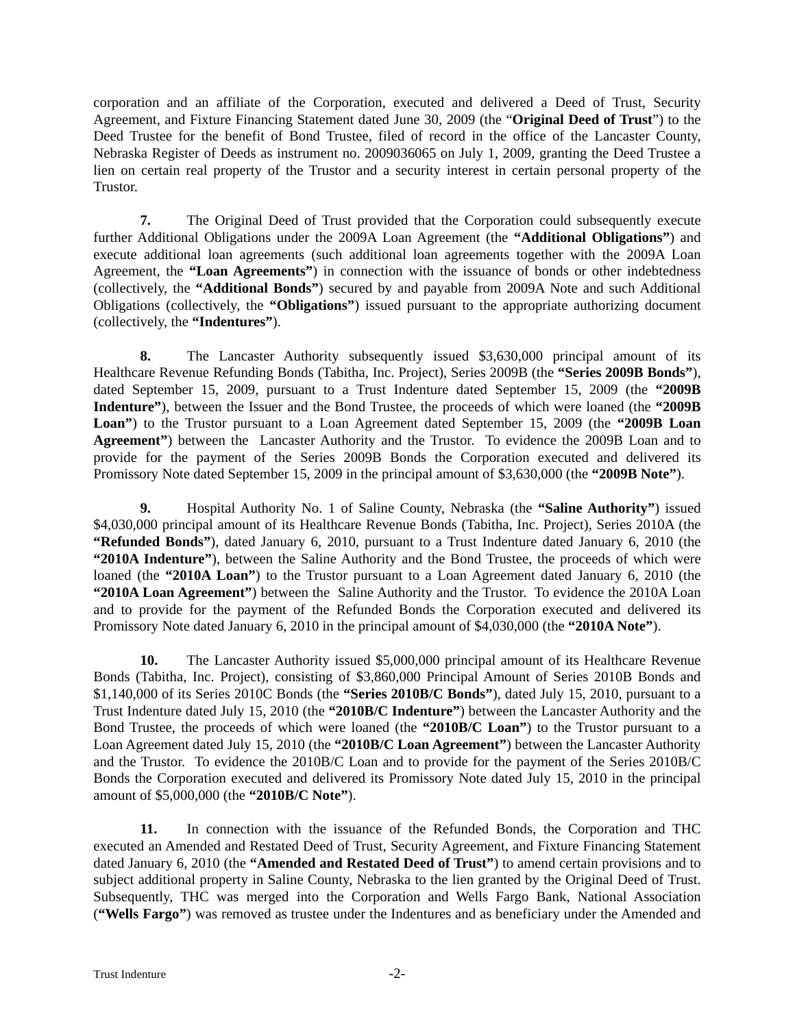corporation and an affiliate of the Corporation, executed and delivered a Deed of Trust, Security Agreement, and Fixture Financing Statement dated June 30, 2009 (the "**Original Deed of Trust**") to the Deed Trustee for the benefit of Bond Trustee, filed of record in the office of the Lancaster County, Nebraska Register of Deeds as instrument no. 2009036065 on July 1, 2009, granting the Deed Trustee a lien on certain real property of the Trustor and a security interest in certain personal property of the Trustor.

**7.** The Original Deed of Trust provided that the Corporation could subsequently execute further Additional Obligations under the 2009A Loan Agreement (the **"Additional Obligations"**) and execute additional loan agreements (such additional loan agreements together with the 2009A Loan Agreement, the **"Loan Agreements"**) in connection with the issuance of bonds or other indebtedness (collectively, the **"Additional Bonds"**) secured by and payable from 2009A Note and such Additional Obligations (collectively, the **"Obligations"**) issued pursuant to the appropriate authorizing document (collectively, the **"Indentures"**).

**8.** The Lancaster Authority subsequently issued $3,630,000 principal amount of its Healthcare Revenue Refunding Bonds (Tabitha, Inc. Project), Series 2009B (the **"Series 2009B Bonds"**), dated September 15, 2009, pursuant to a Trust Indenture dated September 15, 2009 (the **"2009B Indenture"**), between the Issuer and the Bond Trustee, the proceeds of which were loaned (the **"2009B Loan"**) to the Trustor pursuant to a Loan Agreement dated September 15, 2009 (the **"2009B Loan Agreement"**) between the Lancaster Authority and the Trustor. To evidence the 2009B Loan and to provide for the payment of the Series 2009B Bonds the Corporation executed and delivered its Promissory Note dated September 15, 2009 in the principal amount of $3,630,000 (the **"2009B Note"**).

**9.** Hospital Authority No. 1 of Saline County, Nebraska (the **"Saline Authority"**) issued $4,030,000 principal amount of its Healthcare Revenue Bonds (Tabitha, Inc. Project), Series 2010A (the **"Refunded Bonds"**), dated January 6, 2010, pursuant to a Trust Indenture dated January 6, 2010 (the **"2010A Indenture"**), between the Saline Authority and the Bond Trustee, the proceeds of which were loaned (the **"2010A Loan"**) to the Trustor pursuant to a Loan Agreement dated January 6, 2010 (the **"2010A Loan Agreement"**) between the Saline Authority and the Trustor. To evidence the 2010A Loan and to provide for the payment of the Refunded Bonds the Corporation executed and delivered its Promissory Note dated January 6, 2010 in the principal amount of $4,030,000 (the **"2010A Note"**).

**10.** The Lancaster Authority issued $5,000,000 principal amount of its Healthcare Revenue Bonds (Tabitha, Inc. Project), consisting of $3,860,000 Principal Amount of Series 2010B Bonds and $1,140,000 of its Series 2010C Bonds (the **"Series 2010B/C Bonds"**), dated July 15, 2010, pursuant to a Trust Indenture dated July 15, 2010 (the **"2010B/C Indenture"**) between the Lancaster Authority and the Bond Trustee, the proceeds of which were loaned (the **"2010B/C Loan"**) to the Trustor pursuant to a Loan Agreement dated July 15, 2010 (the **"2010B/C Loan Agreement"**) between the Lancaster Authority and the Trustor. To evidence the 2010B/C Loan and to provide for the payment of the Series 2010B/C Bonds the Corporation executed and delivered its Promissory Note dated July 15, 2010 in the principal amount of $5,000,000 (the **"2010B/C Note"**).

**11.** In connection with the issuance of the Refunded Bonds, the Corporation and THC executed an Amended and Restated Deed of Trust, Security Agreement, and Fixture Financing Statement dated January 6, 2010 (the **"Amended and Restated Deed of Trust"**) to amend certain provisions and to subject additional property in Saline County, Nebraska to the lien granted by the Original Deed of Trust. Subsequently, THC was merged into the Corporation and Wells Fargo Bank, National Association (**"Wells Fargo"**) was removed as trustee under the Indentures and as beneficiary under the Amended and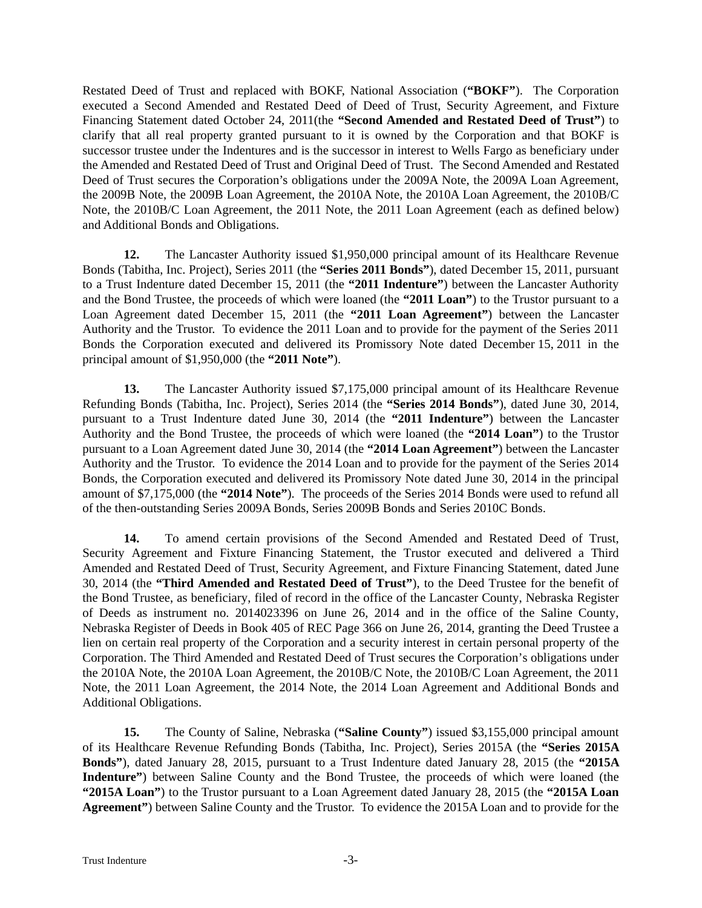Restated Deed of Trust and replaced with BOKF, National Association (**"BOKF"**). The Corporation executed a Second Amended and Restated Deed of Deed of Trust, Security Agreement, and Fixture Financing Statement dated October 24, 2011(the **"Second Amended and Restated Deed of Trust"**) to clarify that all real property granted pursuant to it is owned by the Corporation and that BOKF is successor trustee under the Indentures and is the successor in interest to Wells Fargo as beneficiary under the Amended and Restated Deed of Trust and Original Deed of Trust. The Second Amended and Restated Deed of Trust secures the Corporation's obligations under the 2009A Note, the 2009A Loan Agreement, the 2009B Note, the 2009B Loan Agreement, the 2010A Note, the 2010A Loan Agreement, the 2010B/C Note, the 2010B/C Loan Agreement, the 2011 Note, the 2011 Loan Agreement (each as defined below) and Additional Bonds and Obligations.

**12.** The Lancaster Authority issued $1,950,000 principal amount of its Healthcare Revenue Bonds (Tabitha, Inc. Project), Series 2011 (the **"Series 2011 Bonds"**), dated December 15, 2011, pursuant to a Trust Indenture dated December 15, 2011 (the **"2011 Indenture"**) between the Lancaster Authority and the Bond Trustee, the proceeds of which were loaned (the **"2011 Loan"**) to the Trustor pursuant to a Loan Agreement dated December 15, 2011 (the **"2011 Loan Agreement"**) between the Lancaster Authority and the Trustor. To evidence the 2011 Loan and to provide for the payment of the Series 2011 Bonds the Corporation executed and delivered its Promissory Note dated December 15, 2011 in the principal amount of $1,950,000 (the **"2011 Note"**).

**13.** The Lancaster Authority issued $7,175,000 principal amount of its Healthcare Revenue Refunding Bonds (Tabitha, Inc. Project), Series 2014 (the **"Series 2014 Bonds"**), dated June 30, 2014, pursuant to a Trust Indenture dated June 30, 2014 (the **"2011 Indenture"**) between the Lancaster Authority and the Bond Trustee, the proceeds of which were loaned (the **"2014 Loan"**) to the Trustor pursuant to a Loan Agreement dated June 30, 2014 (the **"2014 Loan Agreement"**) between the Lancaster Authority and the Trustor. To evidence the 2014 Loan and to provide for the payment of the Series 2014 Bonds, the Corporation executed and delivered its Promissory Note dated June 30, 2014 in the principal amount of $7,175,000 (the **"2014 Note"**). The proceeds of the Series 2014 Bonds were used to refund all of the then-outstanding Series 2009A Bonds, Series 2009B Bonds and Series 2010C Bonds.

**14.** To amend certain provisions of the Second Amended and Restated Deed of Trust, Security Agreement and Fixture Financing Statement, the Trustor executed and delivered a Third Amended and Restated Deed of Trust, Security Agreement, and Fixture Financing Statement, dated June 30, 2014 (the **"Third Amended and Restated Deed of Trust"**), to the Deed Trustee for the benefit of the Bond Trustee, as beneficiary, filed of record in the office of the Lancaster County, Nebraska Register of Deeds as instrument no. 2014023396 on June 26, 2014 and in the office of the Saline County, Nebraska Register of Deeds in Book 405 of REC Page 366 on June 26, 2014, granting the Deed Trustee a lien on certain real property of the Corporation and a security interest in certain personal property of the Corporation. The Third Amended and Restated Deed of Trust secures the Corporation's obligations under the 2010A Note, the 2010A Loan Agreement, the 2010B/C Note, the 2010B/C Loan Agreement, the 2011 Note, the 2011 Loan Agreement, the 2014 Note, the 2014 Loan Agreement and Additional Bonds and Additional Obligations.

**15.** The County of Saline, Nebraska (**"Saline County"**) issued $3,155,000 principal amount of its Healthcare Revenue Refunding Bonds (Tabitha, Inc. Project), Series 2015A (the **"Series 2015A Bonds"**), dated January 28, 2015, pursuant to a Trust Indenture dated January 28, 2015 (the **"2015A Indenture"**) between Saline County and the Bond Trustee, the proceeds of which were loaned (the **"2015A Loan"**) to the Trustor pursuant to a Loan Agreement dated January 28, 2015 (the **"2015A Loan Agreement"**) between Saline County and the Trustor. To evidence the 2015A Loan and to provide for the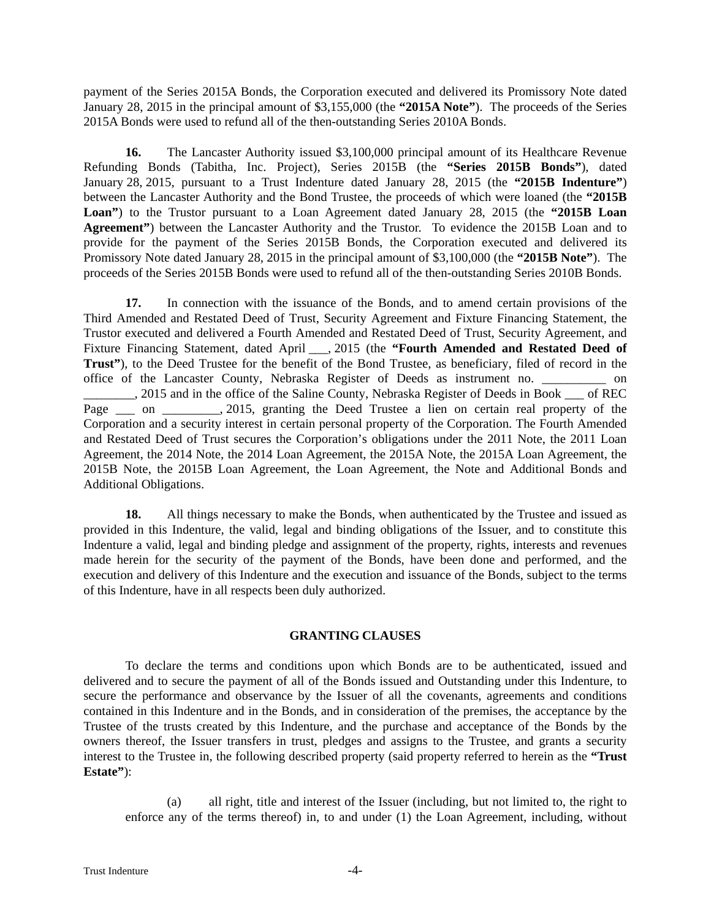payment of the Series 2015A Bonds, the Corporation executed and delivered its Promissory Note dated January 28, 2015 in the principal amount of $3,155,000 (the **"2015A Note"**). The proceeds of the Series 2015A Bonds were used to refund all of the then-outstanding Series 2010A Bonds.

**16.** The Lancaster Authority issued $3,100,000 principal amount of its Healthcare Revenue Refunding Bonds (Tabitha, Inc. Project), Series 2015B (the **"Series 2015B Bonds"**), dated January 28, 2015, pursuant to a Trust Indenture dated January 28, 2015 (the **"2015B Indenture"**) between the Lancaster Authority and the Bond Trustee, the proceeds of which were loaned (the **"2015B Loan"**) to the Trustor pursuant to a Loan Agreement dated January 28, 2015 (the **"2015B Loan Agreement"**) between the Lancaster Authority and the Trustor. To evidence the 2015B Loan and to provide for the payment of the Series 2015B Bonds, the Corporation executed and delivered its Promissory Note dated January 28, 2015 in the principal amount of $3,100,000 (the **"2015B Note"**). The proceeds of the Series 2015B Bonds were used to refund all of the then-outstanding Series 2010B Bonds.

**17.** In connection with the issuance of the Bonds, and to amend certain provisions of the Third Amended and Restated Deed of Trust, Security Agreement and Fixture Financing Statement, the Trustor executed and delivered a Fourth Amended and Restated Deed of Trust, Security Agreement, and Fixture Financing Statement, dated April ___, 2015 (the **"Fourth Amended and Restated Deed of Trust"**), to the Deed Trustee for the benefit of the Bond Trustee, as beneficiary, filed of record in the office of the Lancaster County, Nebraska Register of Deeds as instrument no. __________ on ________, 2015 and in the office of the Saline County, Nebraska Register of Deeds in Book ___ of REC Page ___ on _________, 2015, granting the Deed Trustee a lien on certain real property of the Corporation and a security interest in certain personal property of the Corporation. The Fourth Amended and Restated Deed of Trust secures the Corporation's obligations under the 2011 Note, the 2011 Loan Agreement, the 2014 Note, the 2014 Loan Agreement, the 2015A Note, the 2015A Loan Agreement, the 2015B Note, the 2015B Loan Agreement, the Loan Agreement, the Note and Additional Bonds and Additional Obligations.

**18.** All things necessary to make the Bonds, when authenticated by the Trustee and issued as provided in this Indenture, the valid, legal and binding obligations of the Issuer, and to constitute this Indenture a valid, legal and binding pledge and assignment of the property, rights, interests and revenues made herein for the security of the payment of the Bonds, have been done and performed, and the execution and delivery of this Indenture and the execution and issuance of the Bonds, subject to the terms of this Indenture, have in all respects been duly authorized.

## GRANTING CLAUSES

To declare the terms and conditions upon which Bonds are to be authenticated, issued and delivered and to secure the payment of all of the Bonds issued and Outstanding under this Indenture, to secure the performance and observance by the Issuer of all the covenants, agreements and conditions contained in this Indenture and in the Bonds, and in consideration of the premises, the acceptance by the Trustee of the trusts created by this Indenture, and the purchase and acceptance of the Bonds by the owners thereof, the Issuer transfers in trust, pledges and assigns to the Trustee, and grants a security interest to the Trustee in, the following described property (said property referred to herein as the **"Trust Estate"**):

(a) all right, title and interest of the Issuer (including, but not limited to, the right to enforce any of the terms thereof) in, to and under (1) the Loan Agreement, including, without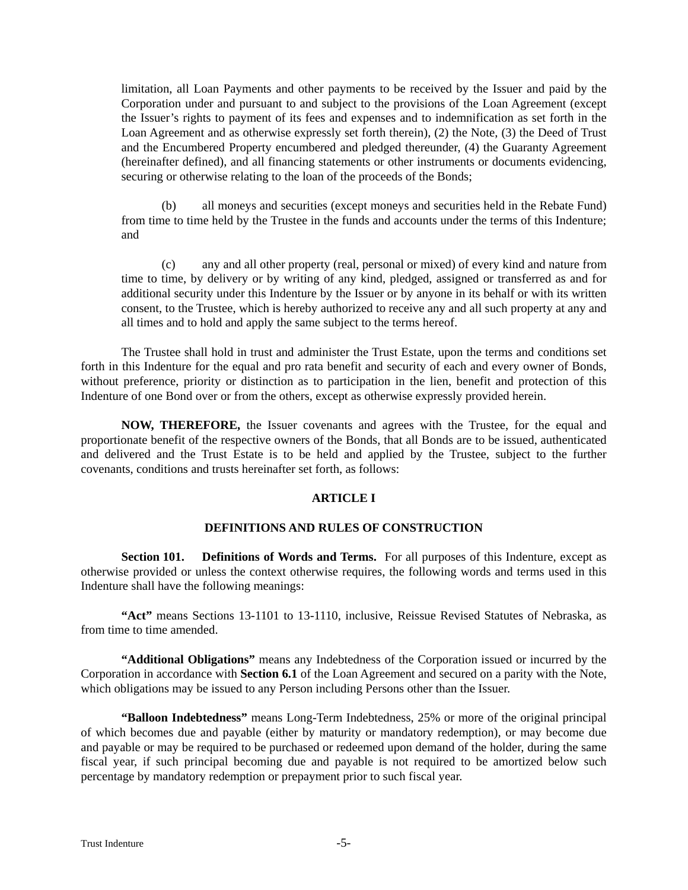limitation, all Loan Payments and other payments to be received by the Issuer and paid by the Corporation under and pursuant to and subject to the provisions of the Loan Agreement (except the Issuer's rights to payment of its fees and expenses and to indemnification as set forth in the Loan Agreement and as otherwise expressly set forth therein), (2) the Note, (3) the Deed of Trust and the Encumbered Property encumbered and pledged thereunder, (4) the Guaranty Agreement (hereinafter defined), and all financing statements or other instruments or documents evidencing, securing or otherwise relating to the loan of the proceeds of the Bonds;

(b) all moneys and securities (except moneys and securities held in the Rebate Fund) from time to time held by the Trustee in the funds and accounts under the terms of this Indenture; and

(c) any and all other property (real, personal or mixed) of every kind and nature from time to time, by delivery or by writing of any kind, pledged, assigned or transferred as and for additional security under this Indenture by the Issuer or by anyone in its behalf or with its written consent, to the Trustee, which is hereby authorized to receive any and all such property at any and all times and to hold and apply the same subject to the terms hereof.

The Trustee shall hold in trust and administer the Trust Estate, upon the terms and conditions set forth in this Indenture for the equal and pro rata benefit and security of each and every owner of Bonds, without preference, priority or distinction as to participation in the lien, benefit and protection of this Indenture of one Bond over or from the others, except as otherwise expressly provided herein.

**NOW, THEREFORE,** the Issuer covenants and agrees with the Trustee, for the equal and proportionate benefit of the respective owners of the Bonds, that all Bonds are to be issued, authenticated and delivered and the Trust Estate is to be held and applied by the Trustee, subject to the further covenants, conditions and trusts hereinafter set forth, as follows:

## ARTICLE I

## DEFINITIONS AND RULES OF CONSTRUCTION

**Section 101. Definitions of Words and Terms.** For all purposes of this Indenture, except as otherwise provided or unless the context otherwise requires, the following words and terms used in this Indenture shall have the following meanings:

**"Act"** means Sections 13-1101 to 13-1110, inclusive, Reissue Revised Statutes of Nebraska, as from time to time amended.

**"Additional Obligations"** means any Indebtedness of the Corporation issued or incurred by the Corporation in accordance with **Section 6.1** of the Loan Agreement and secured on a parity with the Note, which obligations may be issued to any Person including Persons other than the Issuer.

**"Balloon Indebtedness"** means Long-Term Indebtedness, 25% or more of the original principal of which becomes due and payable (either by maturity or mandatory redemption), or may become due and payable or may be required to be purchased or redeemed upon demand of the holder, during the same fiscal year, if such principal becoming due and payable is not required to be amortized below such percentage by mandatory redemption or prepayment prior to such fiscal year.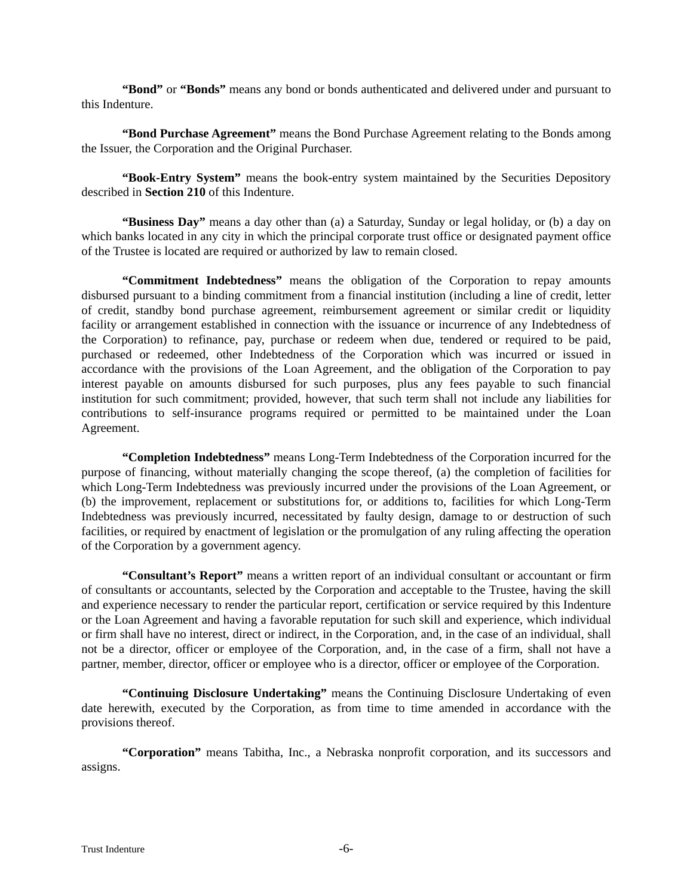**"Bond"** or **"Bonds"** means any bond or bonds authenticated and delivered under and pursuant to this Indenture.

**"Bond Purchase Agreement"** means the Bond Purchase Agreement relating to the Bonds among the Issuer, the Corporation and the Original Purchaser.

**"Book-Entry System"** means the book-entry system maintained by the Securities Depository described in **Section 210** of this Indenture.

**"Business Day"** means a day other than (a) a Saturday, Sunday or legal holiday, or (b) a day on which banks located in any city in which the principal corporate trust office or designated payment office of the Trustee is located are required or authorized by law to remain closed.

**"Commitment Indebtedness"** means the obligation of the Corporation to repay amounts disbursed pursuant to a binding commitment from a financial institution (including a line of credit, letter of credit, standby bond purchase agreement, reimbursement agreement or similar credit or liquidity facility or arrangement established in connection with the issuance or incurrence of any Indebtedness of the Corporation) to refinance, pay, purchase or redeem when due, tendered or required to be paid, purchased or redeemed, other Indebtedness of the Corporation which was incurred or issued in accordance with the provisions of the Loan Agreement, and the obligation of the Corporation to pay interest payable on amounts disbursed for such purposes, plus any fees payable to such financial institution for such commitment; provided, however, that such term shall not include any liabilities for contributions to self-insurance programs required or permitted to be maintained under the Loan Agreement.

**"Completion Indebtedness"** means Long-Term Indebtedness of the Corporation incurred for the purpose of financing, without materially changing the scope thereof, (a) the completion of facilities for which Long-Term Indebtedness was previously incurred under the provisions of the Loan Agreement, or (b) the improvement, replacement or substitutions for, or additions to, facilities for which Long-Term Indebtedness was previously incurred, necessitated by faulty design, damage to or destruction of such facilities, or required by enactment of legislation or the promulgation of any ruling affecting the operation of the Corporation by a government agency.

**"Consultant's Report"** means a written report of an individual consultant or accountant or firm of consultants or accountants, selected by the Corporation and acceptable to the Trustee, having the skill and experience necessary to render the particular report, certification or service required by this Indenture or the Loan Agreement and having a favorable reputation for such skill and experience, which individual or firm shall have no interest, direct or indirect, in the Corporation, and, in the case of an individual, shall not be a director, officer or employee of the Corporation, and, in the case of a firm, shall not have a partner, member, director, officer or employee who is a director, officer or employee of the Corporation.

**"Continuing Disclosure Undertaking"** means the Continuing Disclosure Undertaking of even date herewith, executed by the Corporation, as from time to time amended in accordance with the provisions thereof.

**"Corporation"** means Tabitha, Inc., a Nebraska nonprofit corporation, and its successors and assigns.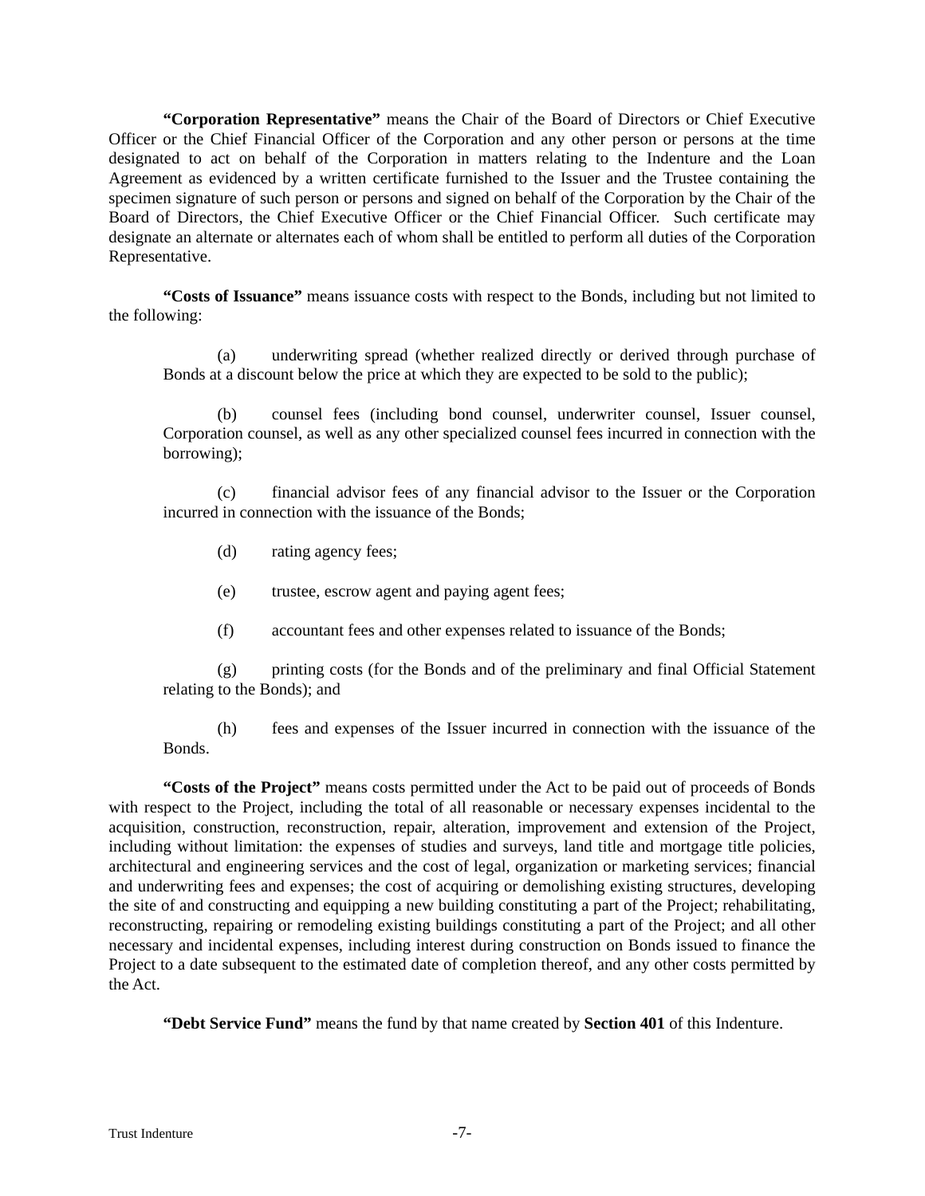**"Corporation Representative"** means the Chair of the Board of Directors or Chief Executive Officer or the Chief Financial Officer of the Corporation and any other person or persons at the time designated to act on behalf of the Corporation in matters relating to the Indenture and the Loan Agreement as evidenced by a written certificate furnished to the Issuer and the Trustee containing the specimen signature of such person or persons and signed on behalf of the Corporation by the Chair of the Board of Directors, the Chief Executive Officer or the Chief Financial Officer. Such certificate may designate an alternate or alternates each of whom shall be entitled to perform all duties of the Corporation Representative.

**"Costs of Issuance"** means issuance costs with respect to the Bonds, including but not limited to the following:

(a) underwriting spread (whether realized directly or derived through purchase of Bonds at a discount below the price at which they are expected to be sold to the public);

(b) counsel fees (including bond counsel, underwriter counsel, Issuer counsel, Corporation counsel, as well as any other specialized counsel fees incurred in connection with the borrowing);

(c) financial advisor fees of any financial advisor to the Issuer or the Corporation incurred in connection with the issuance of the Bonds;

(d) rating agency fees;

(e) trustee, escrow agent and paying agent fees;

(f) accountant fees and other expenses related to issuance of the Bonds;

(g) printing costs (for the Bonds and of the preliminary and final Official Statement relating to the Bonds); and

(h) fees and expenses of the Issuer incurred in connection with the issuance of the Bonds.

**"Costs of the Project"** means costs permitted under the Act to be paid out of proceeds of Bonds with respect to the Project, including the total of all reasonable or necessary expenses incidental to the acquisition, construction, reconstruction, repair, alteration, improvement and extension of the Project, including without limitation: the expenses of studies and surveys, land title and mortgage title policies, architectural and engineering services and the cost of legal, organization or marketing services; financial and underwriting fees and expenses; the cost of acquiring or demolishing existing structures, developing the site of and constructing and equipping a new building constituting a part of the Project; rehabilitating, reconstructing, repairing or remodeling existing buildings constituting a part of the Project; and all other necessary and incidental expenses, including interest during construction on Bonds issued to finance the Project to a date subsequent to the estimated date of completion thereof, and any other costs permitted by the Act.

**"Debt Service Fund"** means the fund by that name created by **Section 401** of this Indenture.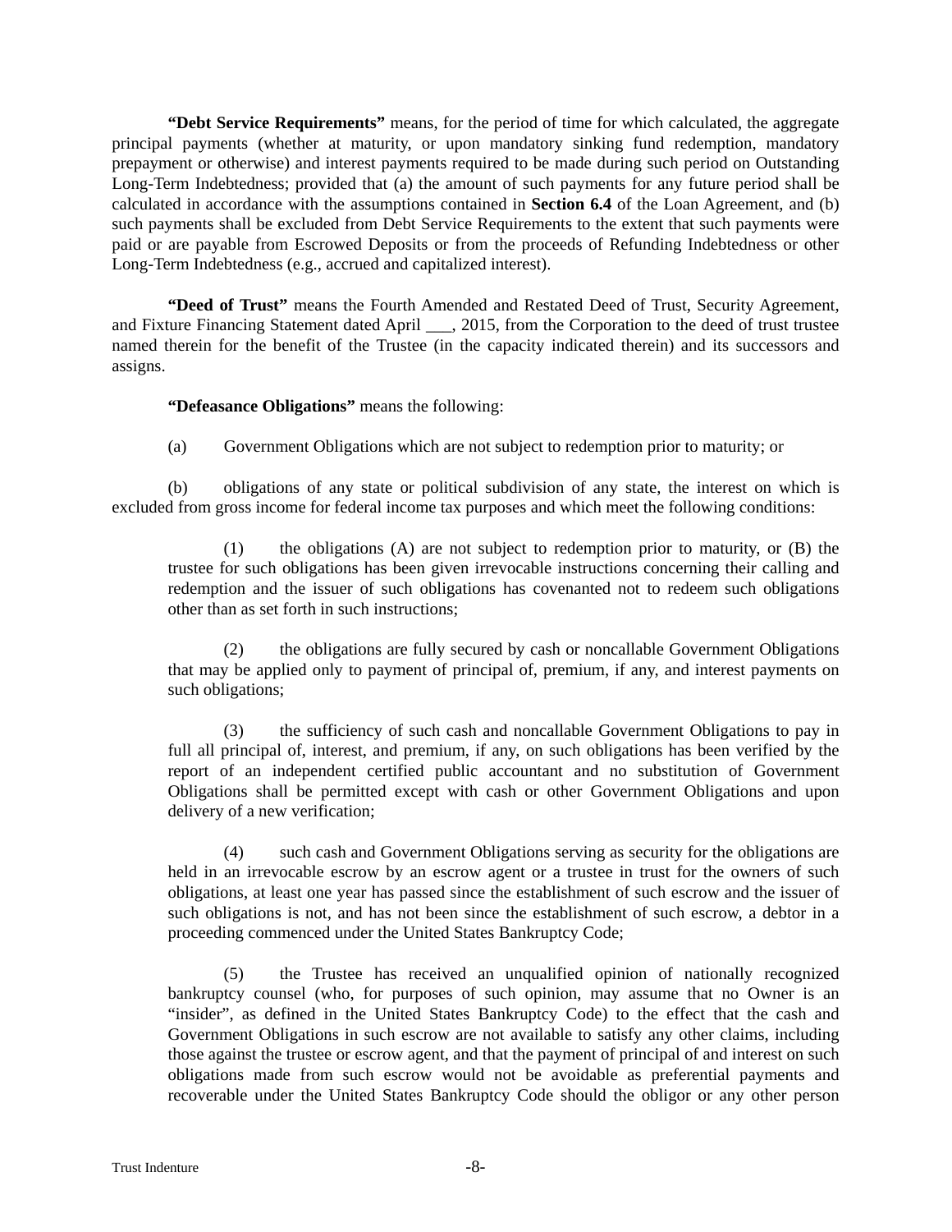**"Debt Service Requirements"** means, for the period of time for which calculated, the aggregate principal payments (whether at maturity, or upon mandatory sinking fund redemption, mandatory prepayment or otherwise) and interest payments required to be made during such period on Outstanding Long-Term Indebtedness; provided that (a) the amount of such payments for any future period shall be calculated in accordance with the assumptions contained in **Section 6.4** of the Loan Agreement, and (b) such payments shall be excluded from Debt Service Requirements to the extent that such payments were paid or are payable from Escrowed Deposits or from the proceeds of Refunding Indebtedness or other Long-Term Indebtedness (e.g., accrued and capitalized interest).

**"Deed of Trust"** means the Fourth Amended and Restated Deed of Trust, Security Agreement, and Fixture Financing Statement dated April ___, 2015, from the Corporation to the deed of trust trustee named therein for the benefit of the Trustee (in the capacity indicated therein) and its successors and assigns.

**"Defeasance Obligations"** means the following:

(a) Government Obligations which are not subject to redemption prior to maturity; or

(b) obligations of any state or political subdivision of any state, the interest on which is excluded from gross income for federal income tax purposes and which meet the following conditions:

(1) the obligations (A) are not subject to redemption prior to maturity, or (B) the trustee for such obligations has been given irrevocable instructions concerning their calling and redemption and the issuer of such obligations has covenanted not to redeem such obligations other than as set forth in such instructions;

(2) the obligations are fully secured by cash or noncallable Government Obligations that may be applied only to payment of principal of, premium, if any, and interest payments on such obligations;

(3) the sufficiency of such cash and noncallable Government Obligations to pay in full all principal of, interest, and premium, if any, on such obligations has been verified by the report of an independent certified public accountant and no substitution of Government Obligations shall be permitted except with cash or other Government Obligations and upon delivery of a new verification;

(4) such cash and Government Obligations serving as security for the obligations are held in an irrevocable escrow by an escrow agent or a trustee in trust for the owners of such obligations, at least one year has passed since the establishment of such escrow and the issuer of such obligations is not, and has not been since the establishment of such escrow, a debtor in a proceeding commenced under the United States Bankruptcy Code;

(5) the Trustee has received an unqualified opinion of nationally recognized bankruptcy counsel (who, for purposes of such opinion, may assume that no Owner is an "insider", as defined in the United States Bankruptcy Code) to the effect that the cash and Government Obligations in such escrow are not available to satisfy any other claims, including those against the trustee or escrow agent, and that the payment of principal of and interest on such obligations made from such escrow would not be avoidable as preferential payments and recoverable under the United States Bankruptcy Code should the obligor or any other person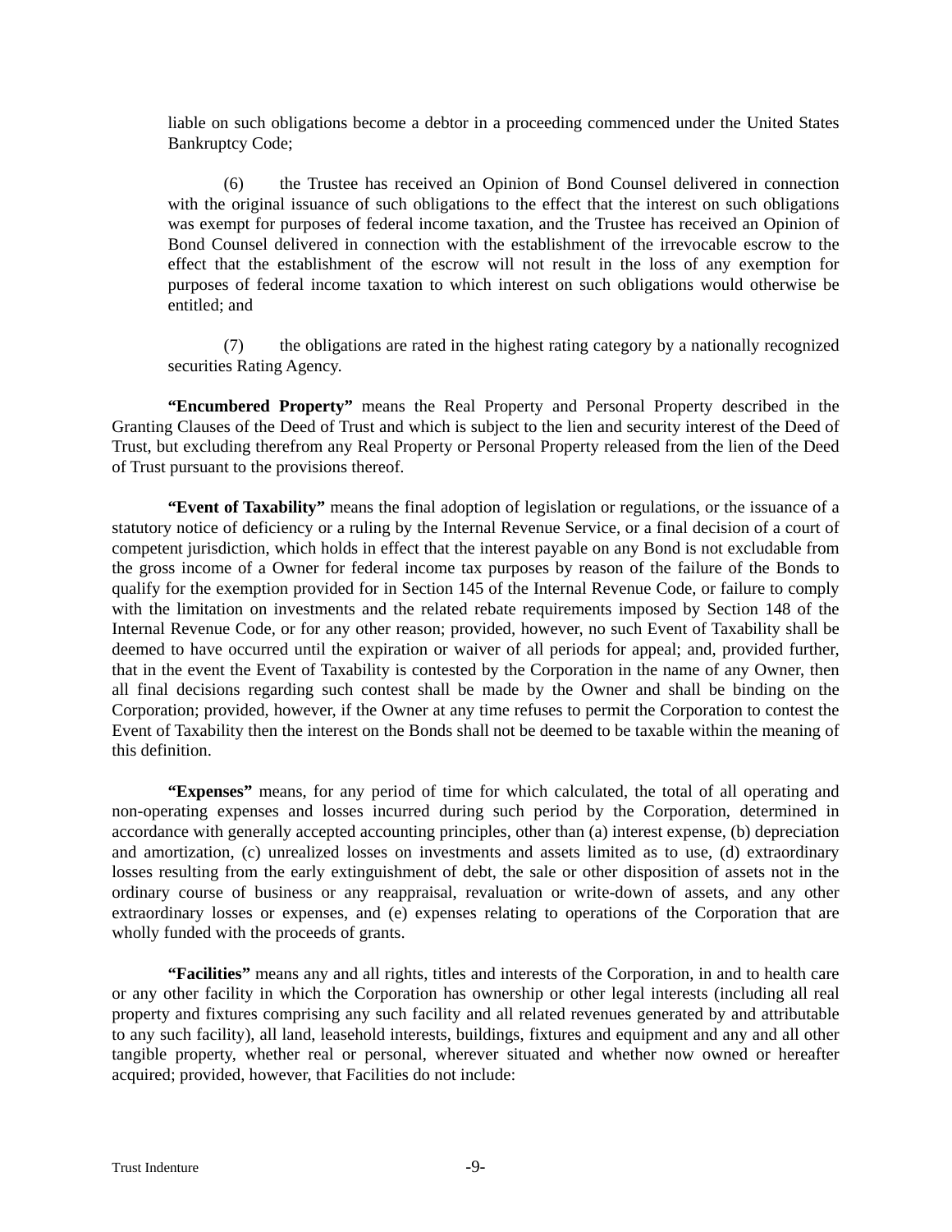liable on such obligations become a debtor in a proceeding commenced under the United States Bankruptcy Code;

(6) the Trustee has received an Opinion of Bond Counsel delivered in connection with the original issuance of such obligations to the effect that the interest on such obligations was exempt for purposes of federal income taxation, and the Trustee has received an Opinion of Bond Counsel delivered in connection with the establishment of the irrevocable escrow to the effect that the establishment of the escrow will not result in the loss of any exemption for purposes of federal income taxation to which interest on such obligations would otherwise be entitled; and

(7) the obligations are rated in the highest rating category by a nationally recognized securities Rating Agency.

**"Encumbered Property"** means the Real Property and Personal Property described in the Granting Clauses of the Deed of Trust and which is subject to the lien and security interest of the Deed of Trust, but excluding therefrom any Real Property or Personal Property released from the lien of the Deed of Trust pursuant to the provisions thereof.

**"Event of Taxability"** means the final adoption of legislation or regulations, or the issuance of a statutory notice of deficiency or a ruling by the Internal Revenue Service, or a final decision of a court of competent jurisdiction, which holds in effect that the interest payable on any Bond is not excludable from the gross income of a Owner for federal income tax purposes by reason of the failure of the Bonds to qualify for the exemption provided for in Section 145 of the Internal Revenue Code, or failure to comply with the limitation on investments and the related rebate requirements imposed by Section 148 of the Internal Revenue Code, or for any other reason; provided, however, no such Event of Taxability shall be deemed to have occurred until the expiration or waiver of all periods for appeal; and, provided further, that in the event the Event of Taxability is contested by the Corporation in the name of any Owner, then all final decisions regarding such contest shall be made by the Owner and shall be binding on the Corporation; provided, however, if the Owner at any time refuses to permit the Corporation to contest the Event of Taxability then the interest on the Bonds shall not be deemed to be taxable within the meaning of this definition.

**"Expenses"** means, for any period of time for which calculated, the total of all operating and non-operating expenses and losses incurred during such period by the Corporation, determined in accordance with generally accepted accounting principles, other than (a) interest expense, (b) depreciation and amortization, (c) unrealized losses on investments and assets limited as to use, (d) extraordinary losses resulting from the early extinguishment of debt, the sale or other disposition of assets not in the ordinary course of business or any reappraisal, revaluation or write-down of assets, and any other extraordinary losses or expenses, and (e) expenses relating to operations of the Corporation that are wholly funded with the proceeds of grants.

**"Facilities"** means any and all rights, titles and interests of the Corporation, in and to health care or any other facility in which the Corporation has ownership or other legal interests (including all real property and fixtures comprising any such facility and all related revenues generated by and attributable to any such facility), all land, leasehold interests, buildings, fixtures and equipment and any and all other tangible property, whether real or personal, wherever situated and whether now owned or hereafter acquired; provided, however, that Facilities do not include: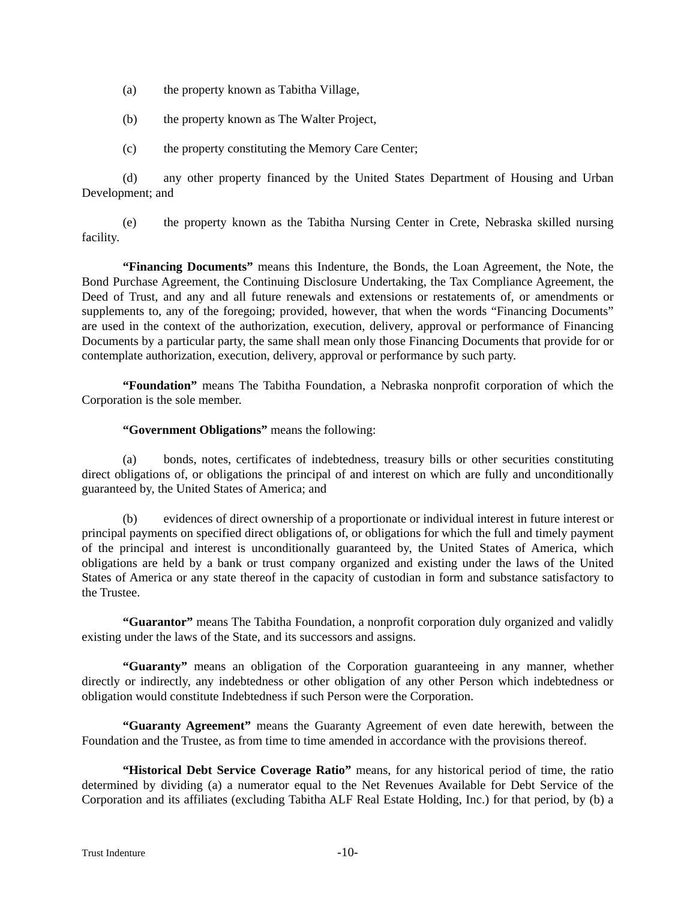(a) the property known as Tabitha Village,

(b) the property known as The Walter Project,

(c) the property constituting the Memory Care Center;

(d) any other property financed by the United States Department of Housing and Urban Development; and

(e) the property known as the Tabitha Nursing Center in Crete, Nebraska skilled nursing facility.

**"Financing Documents"** means this Indenture, the Bonds, the Loan Agreement, the Note, the Bond Purchase Agreement, the Continuing Disclosure Undertaking, the Tax Compliance Agreement, the Deed of Trust, and any and all future renewals and extensions or restatements of, or amendments or supplements to, any of the foregoing; provided, however, that when the words "Financing Documents" are used in the context of the authorization, execution, delivery, approval or performance of Financing Documents by a particular party, the same shall mean only those Financing Documents that provide for or contemplate authorization, execution, delivery, approval or performance by such party.

**"Foundation"** means The Tabitha Foundation, a Nebraska nonprofit corporation of which the Corporation is the sole member.

**"Government Obligations"** means the following:

(a) bonds, notes, certificates of indebtedness, treasury bills or other securities constituting direct obligations of, or obligations the principal of and interest on which are fully and unconditionally guaranteed by, the United States of America; and

(b) evidences of direct ownership of a proportionate or individual interest in future interest or principal payments on specified direct obligations of, or obligations for which the full and timely payment of the principal and interest is unconditionally guaranteed by, the United States of America, which obligations are held by a bank or trust company organized and existing under the laws of the United States of America or any state thereof in the capacity of custodian in form and substance satisfactory to the Trustee.

**"Guarantor"** means The Tabitha Foundation, a nonprofit corporation duly organized and validly existing under the laws of the State, and its successors and assigns.

**"Guaranty"** means an obligation of the Corporation guaranteeing in any manner, whether directly or indirectly, any indebtedness or other obligation of any other Person which indebtedness or obligation would constitute Indebtedness if such Person were the Corporation.

**"Guaranty Agreement"** means the Guaranty Agreement of even date herewith, between the Foundation and the Trustee, as from time to time amended in accordance with the provisions thereof.

**"Historical Debt Service Coverage Ratio"** means, for any historical period of time, the ratio determined by dividing (a) a numerator equal to the Net Revenues Available for Debt Service of the Corporation and its affiliates (excluding Tabitha ALF Real Estate Holding, Inc.) for that period, by (b) a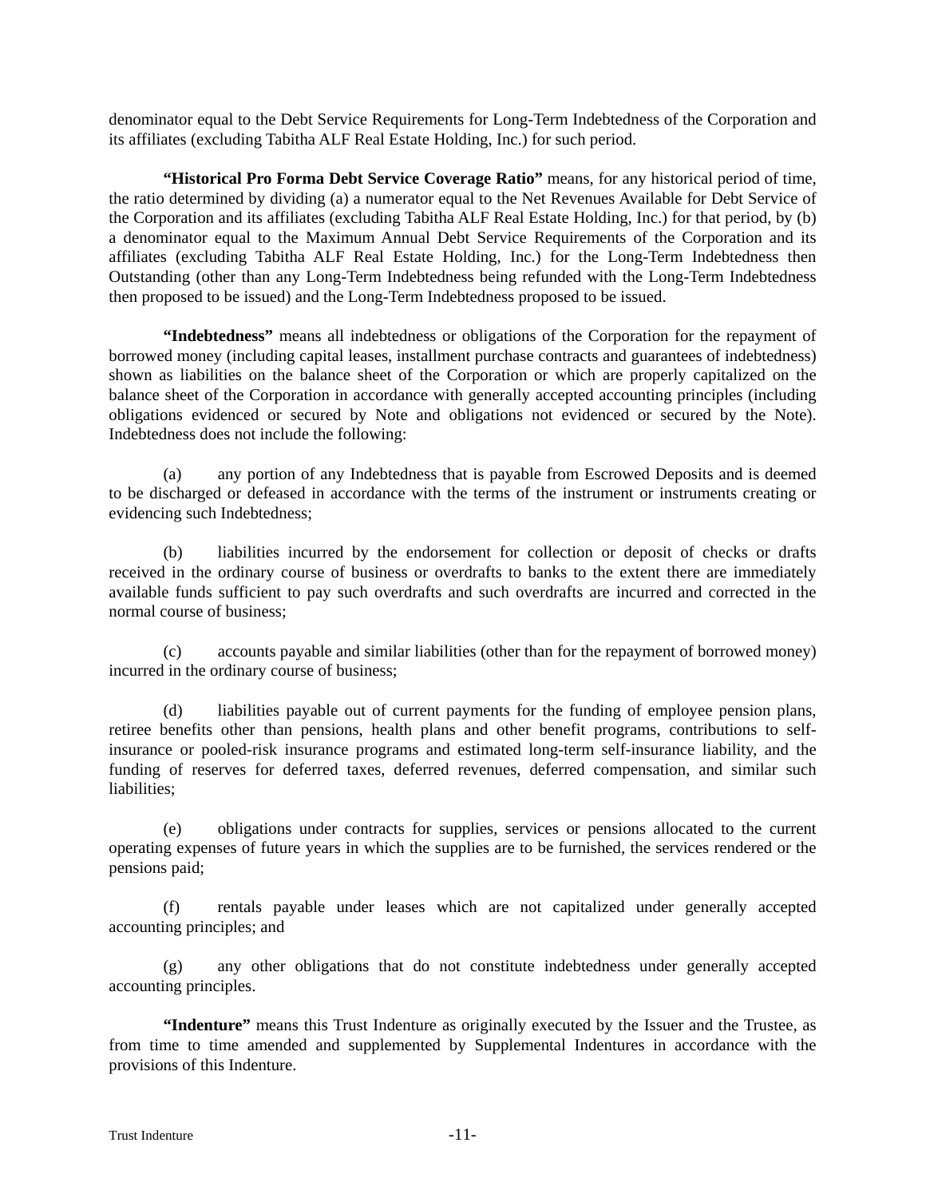denominator equal to the Debt Service Requirements for Long-Term Indebtedness of the Corporation and its affiliates (excluding Tabitha ALF Real Estate Holding, Inc.) for such period.

**"Historical Pro Forma Debt Service Coverage Ratio"** means, for any historical period of time, the ratio determined by dividing (a) a numerator equal to the Net Revenues Available for Debt Service of the Corporation and its affiliates (excluding Tabitha ALF Real Estate Holding, Inc.) for that period, by (b) a denominator equal to the Maximum Annual Debt Service Requirements of the Corporation and its affiliates (excluding Tabitha ALF Real Estate Holding, Inc.) for the Long-Term Indebtedness then Outstanding (other than any Long-Term Indebtedness being refunded with the Long-Term Indebtedness then proposed to be issued) and the Long-Term Indebtedness proposed to be issued.

**"Indebtedness"** means all indebtedness or obligations of the Corporation for the repayment of borrowed money (including capital leases, installment purchase contracts and guarantees of indebtedness) shown as liabilities on the balance sheet of the Corporation or which are properly capitalized on the balance sheet of the Corporation in accordance with generally accepted accounting principles (including obligations evidenced or secured by Note and obligations not evidenced or secured by the Note). Indebtedness does not include the following:

(a) any portion of any Indebtedness that is payable from Escrowed Deposits and is deemed to be discharged or defeased in accordance with the terms of the instrument or instruments creating or evidencing such Indebtedness;

(b) liabilities incurred by the endorsement for collection or deposit of checks or drafts received in the ordinary course of business or overdrafts to banks to the extent there are immediately available funds sufficient to pay such overdrafts and such overdrafts are incurred and corrected in the normal course of business;

(c) accounts payable and similar liabilities (other than for the repayment of borrowed money) incurred in the ordinary course of business;

(d) liabilities payable out of current payments for the funding of employee pension plans, retiree benefits other than pensions, health plans and other benefit programs, contributions to self-insurance or pooled-risk insurance programs and estimated long-term self-insurance liability, and the funding of reserves for deferred taxes, deferred revenues, deferred compensation, and similar such liabilities;

(e) obligations under contracts for supplies, services or pensions allocated to the current operating expenses of future years in which the supplies are to be furnished, the services rendered or the pensions paid;

(f) rentals payable under leases which are not capitalized under generally accepted accounting principles; and

(g) any other obligations that do not constitute indebtedness under generally accepted accounting principles.

**"Indenture"** means this Trust Indenture as originally executed by the Issuer and the Trustee, as from time to time amended and supplemented by Supplemental Indentures in accordance with the provisions of this Indenture.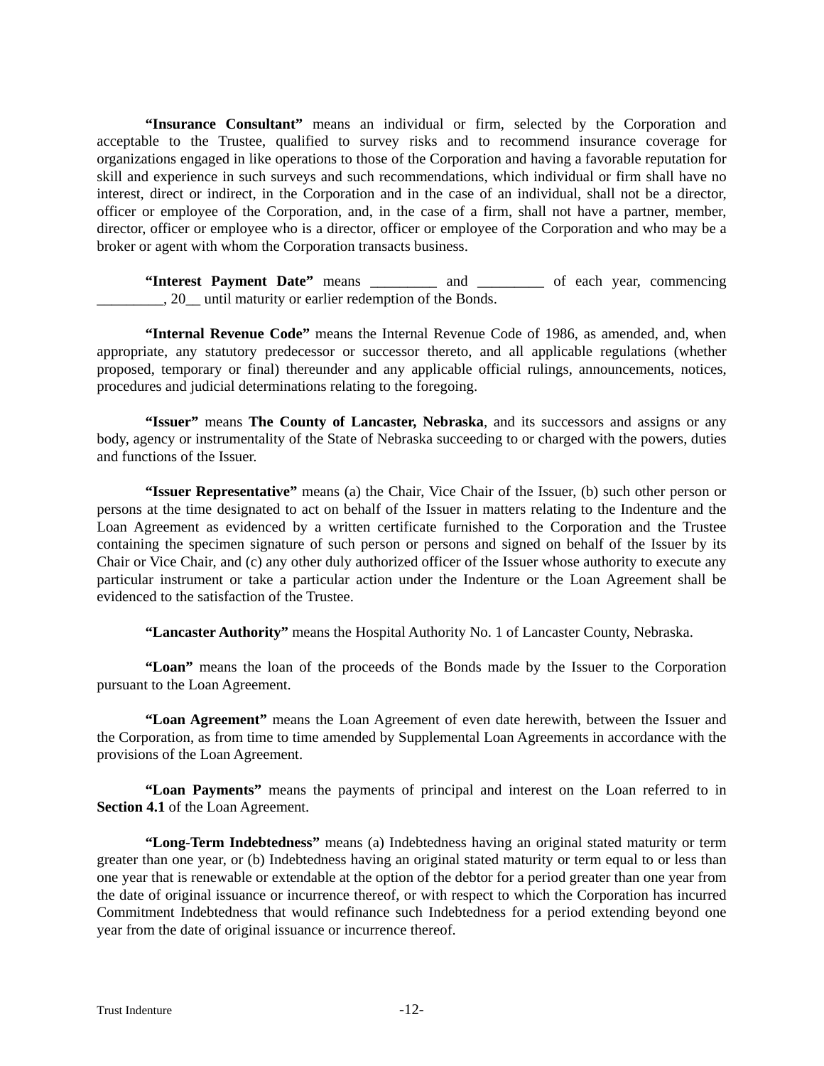**"Insurance Consultant"** means an individual or firm, selected by the Corporation and acceptable to the Trustee, qualified to survey risks and to recommend insurance coverage for organizations engaged in like operations to those of the Corporation and having a favorable reputation for skill and experience in such surveys and such recommendations, which individual or firm shall have no interest, direct or indirect, in the Corporation and in the case of an individual, shall not be a director, officer or employee of the Corporation, and, in the case of a firm, shall not have a partner, member, director, officer or employee who is a director, officer or employee of the Corporation and who may be a broker or agent with whom the Corporation transacts business.

**"Interest Payment Date"** means _________ and _________ of each year, commencing _________, 20__ until maturity or earlier redemption of the Bonds.

**"Internal Revenue Code"** means the Internal Revenue Code of 1986, as amended, and, when appropriate, any statutory predecessor or successor thereto, and all applicable regulations (whether proposed, temporary or final) thereunder and any applicable official rulings, announcements, notices, procedures and judicial determinations relating to the foregoing.

**"Issuer"** means **The County of Lancaster, Nebraska**, and its successors and assigns or any body, agency or instrumentality of the State of Nebraska succeeding to or charged with the powers, duties and functions of the Issuer.

**"Issuer Representative"** means (a) the Chair, Vice Chair of the Issuer, (b) such other person or persons at the time designated to act on behalf of the Issuer in matters relating to the Indenture and the Loan Agreement as evidenced by a written certificate furnished to the Corporation and the Trustee containing the specimen signature of such person or persons and signed on behalf of the Issuer by its Chair or Vice Chair, and (c) any other duly authorized officer of the Issuer whose authority to execute any particular instrument or take a particular action under the Indenture or the Loan Agreement shall be evidenced to the satisfaction of the Trustee.

**"Lancaster Authority"** means the Hospital Authority No. 1 of Lancaster County, Nebraska.

**"Loan"** means the loan of the proceeds of the Bonds made by the Issuer to the Corporation pursuant to the Loan Agreement.

**"Loan Agreement"** means the Loan Agreement of even date herewith, between the Issuer and the Corporation, as from time to time amended by Supplemental Loan Agreements in accordance with the provisions of the Loan Agreement.

**"Loan Payments"** means the payments of principal and interest on the Loan referred to in **Section 4.1** of the Loan Agreement.

**"Long-Term Indebtedness"** means (a) Indebtedness having an original stated maturity or term greater than one year, or (b) Indebtedness having an original stated maturity or term equal to or less than one year that is renewable or extendable at the option of the debtor for a period greater than one year from the date of original issuance or incurrence thereof, or with respect to which the Corporation has incurred Commitment Indebtedness that would refinance such Indebtedness for a period extending beyond one year from the date of original issuance or incurrence thereof.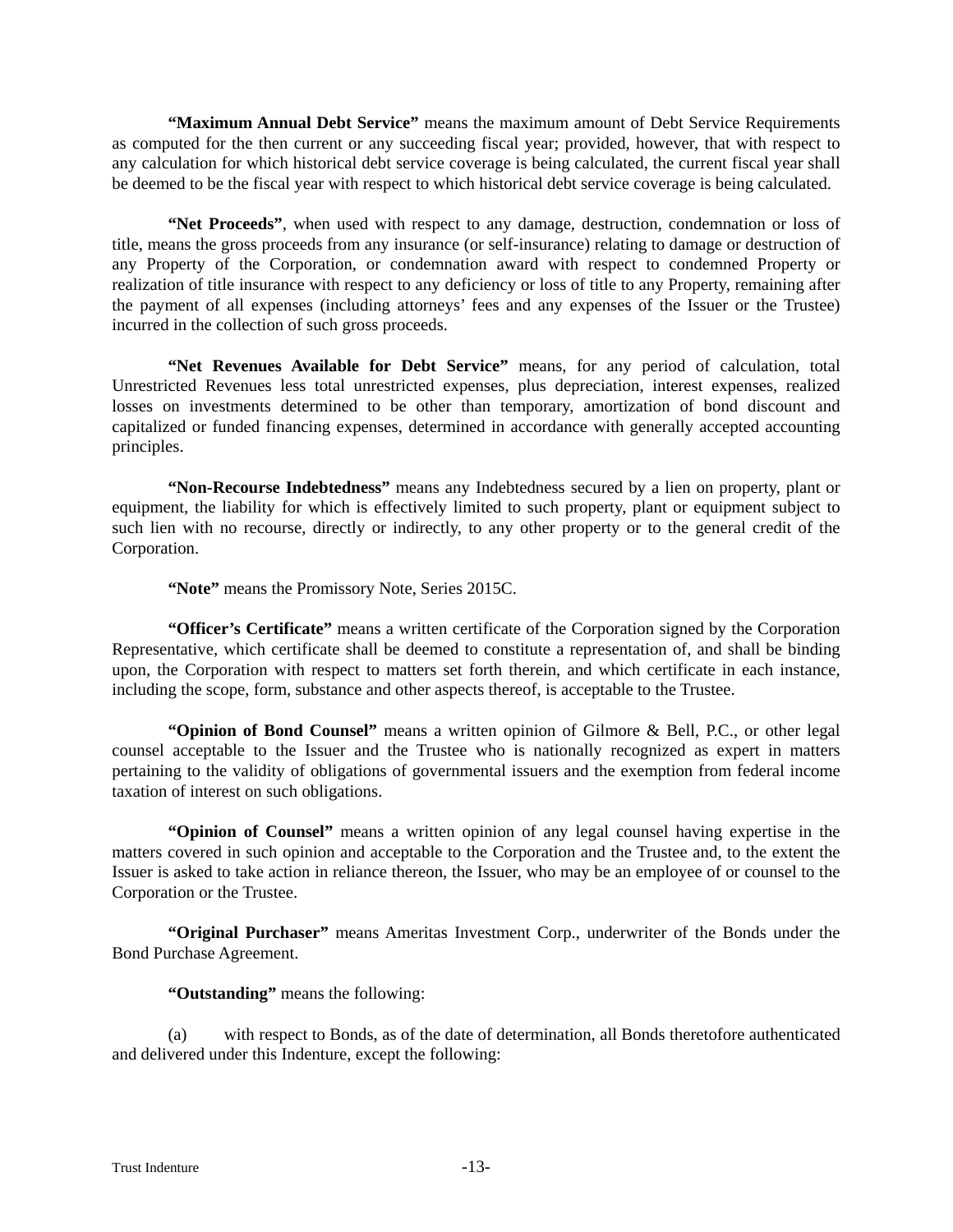**"Maximum Annual Debt Service"** means the maximum amount of Debt Service Requirements as computed for the then current or any succeeding fiscal year; provided, however, that with respect to any calculation for which historical debt service coverage is being calculated, the current fiscal year shall be deemed to be the fiscal year with respect to which historical debt service coverage is being calculated.

**"Net Proceeds"**, when used with respect to any damage, destruction, condemnation or loss of title, means the gross proceeds from any insurance (or self-insurance) relating to damage or destruction of any Property of the Corporation, or condemnation award with respect to condemned Property or realization of title insurance with respect to any deficiency or loss of title to any Property, remaining after the payment of all expenses (including attorneys' fees and any expenses of the Issuer or the Trustee) incurred in the collection of such gross proceeds.

**"Net Revenues Available for Debt Service"** means, for any period of calculation, total Unrestricted Revenues less total unrestricted expenses, plus depreciation, interest expenses, realized losses on investments determined to be other than temporary, amortization of bond discount and capitalized or funded financing expenses, determined in accordance with generally accepted accounting principles.

**"Non-Recourse Indebtedness"** means any Indebtedness secured by a lien on property, plant or equipment, the liability for which is effectively limited to such property, plant or equipment subject to such lien with no recourse, directly or indirectly, to any other property or to the general credit of the Corporation.

**"Note"** means the Promissory Note, Series 2015C.

**"Officer's Certificate"** means a written certificate of the Corporation signed by the Corporation Representative, which certificate shall be deemed to constitute a representation of, and shall be binding upon, the Corporation with respect to matters set forth therein, and which certificate in each instance, including the scope, form, substance and other aspects thereof, is acceptable to the Trustee.

**"Opinion of Bond Counsel"** means a written opinion of Gilmore & Bell, P.C., or other legal counsel acceptable to the Issuer and the Trustee who is nationally recognized as expert in matters pertaining to the validity of obligations of governmental issuers and the exemption from federal income taxation of interest on such obligations.

**"Opinion of Counsel"** means a written opinion of any legal counsel having expertise in the matters covered in such opinion and acceptable to the Corporation and the Trustee and, to the extent the Issuer is asked to take action in reliance thereon, the Issuer, who may be an employee of or counsel to the Corporation or the Trustee.

**"Original Purchaser"** means Ameritas Investment Corp., underwriter of the Bonds under the Bond Purchase Agreement.

**"Outstanding"** means the following:

(a) with respect to Bonds, as of the date of determination, all Bonds theretofore authenticated and delivered under this Indenture, except the following: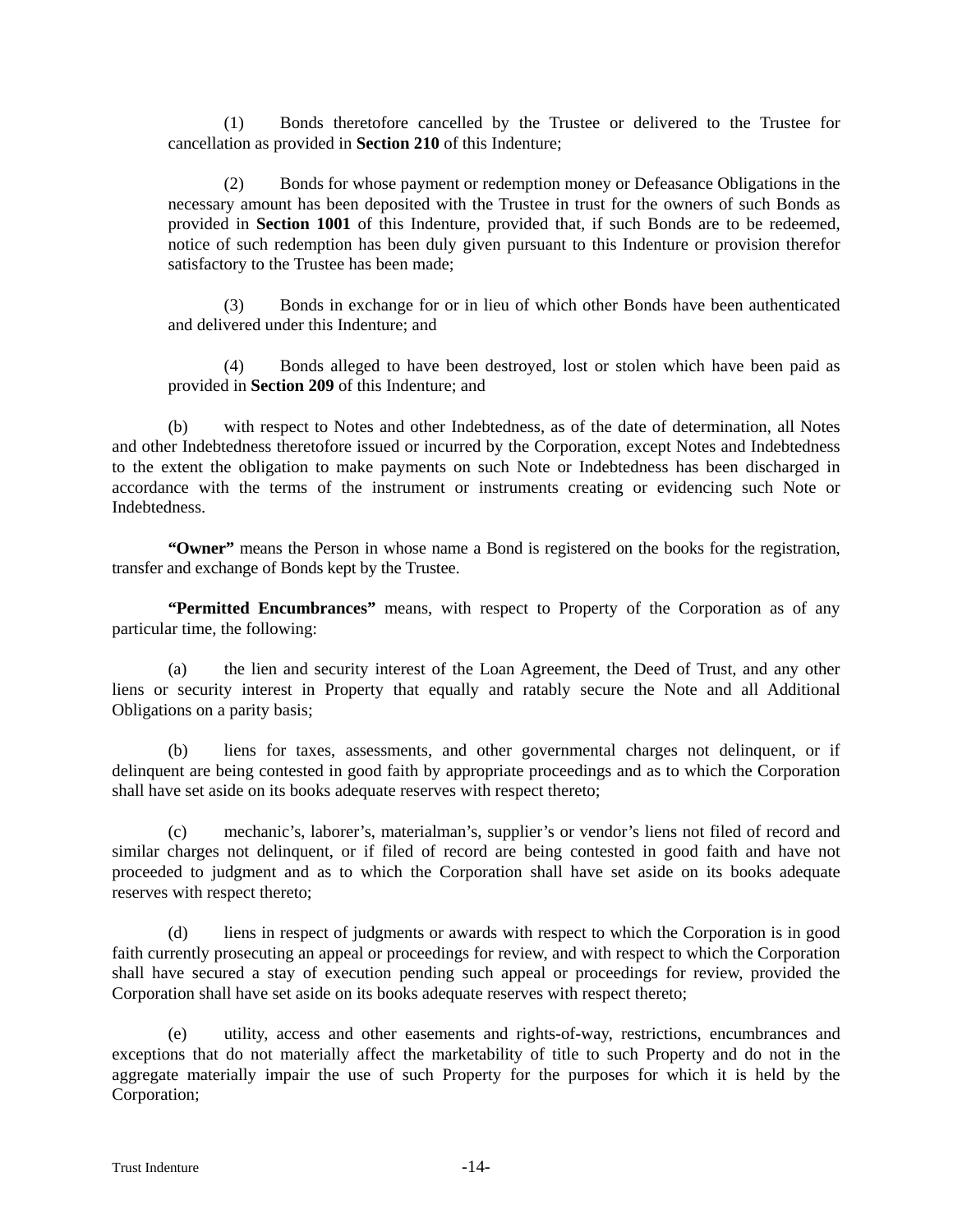(1) Bonds theretofore cancelled by the Trustee or delivered to the Trustee for cancellation as provided in **Section 210** of this Indenture;

(2) Bonds for whose payment or redemption money or Defeasance Obligations in the necessary amount has been deposited with the Trustee in trust for the owners of such Bonds as provided in **Section 1001** of this Indenture, provided that, if such Bonds are to be redeemed, notice of such redemption has been duly given pursuant to this Indenture or provision therefor satisfactory to the Trustee has been made;

(3) Bonds in exchange for or in lieu of which other Bonds have been authenticated and delivered under this Indenture; and

(4) Bonds alleged to have been destroyed, lost or stolen which have been paid as provided in **Section 209** of this Indenture; and

(b) with respect to Notes and other Indebtedness, as of the date of determination, all Notes and other Indebtedness theretofore issued or incurred by the Corporation, except Notes and Indebtedness to the extent the obligation to make payments on such Note or Indebtedness has been discharged in accordance with the terms of the instrument or instruments creating or evidencing such Note or Indebtedness.

**"Owner"** means the Person in whose name a Bond is registered on the books for the registration, transfer and exchange of Bonds kept by the Trustee.

**"Permitted Encumbrances"** means, with respect to Property of the Corporation as of any particular time, the following:

(a) the lien and security interest of the Loan Agreement, the Deed of Trust, and any other liens or security interest in Property that equally and ratably secure the Note and all Additional Obligations on a parity basis;

(b) liens for taxes, assessments, and other governmental charges not delinquent, or if delinquent are being contested in good faith by appropriate proceedings and as to which the Corporation shall have set aside on its books adequate reserves with respect thereto;

(c) mechanic's, laborer's, materialman's, supplier's or vendor's liens not filed of record and similar charges not delinquent, or if filed of record are being contested in good faith and have not proceeded to judgment and as to which the Corporation shall have set aside on its books adequate reserves with respect thereto;

(d) liens in respect of judgments or awards with respect to which the Corporation is in good faith currently prosecuting an appeal or proceedings for review, and with respect to which the Corporation shall have secured a stay of execution pending such appeal or proceedings for review, provided the Corporation shall have set aside on its books adequate reserves with respect thereto;

(e) utility, access and other easements and rights-of-way, restrictions, encumbrances and exceptions that do not materially affect the marketability of title to such Property and do not in the aggregate materially impair the use of such Property for the purposes for which it is held by the Corporation;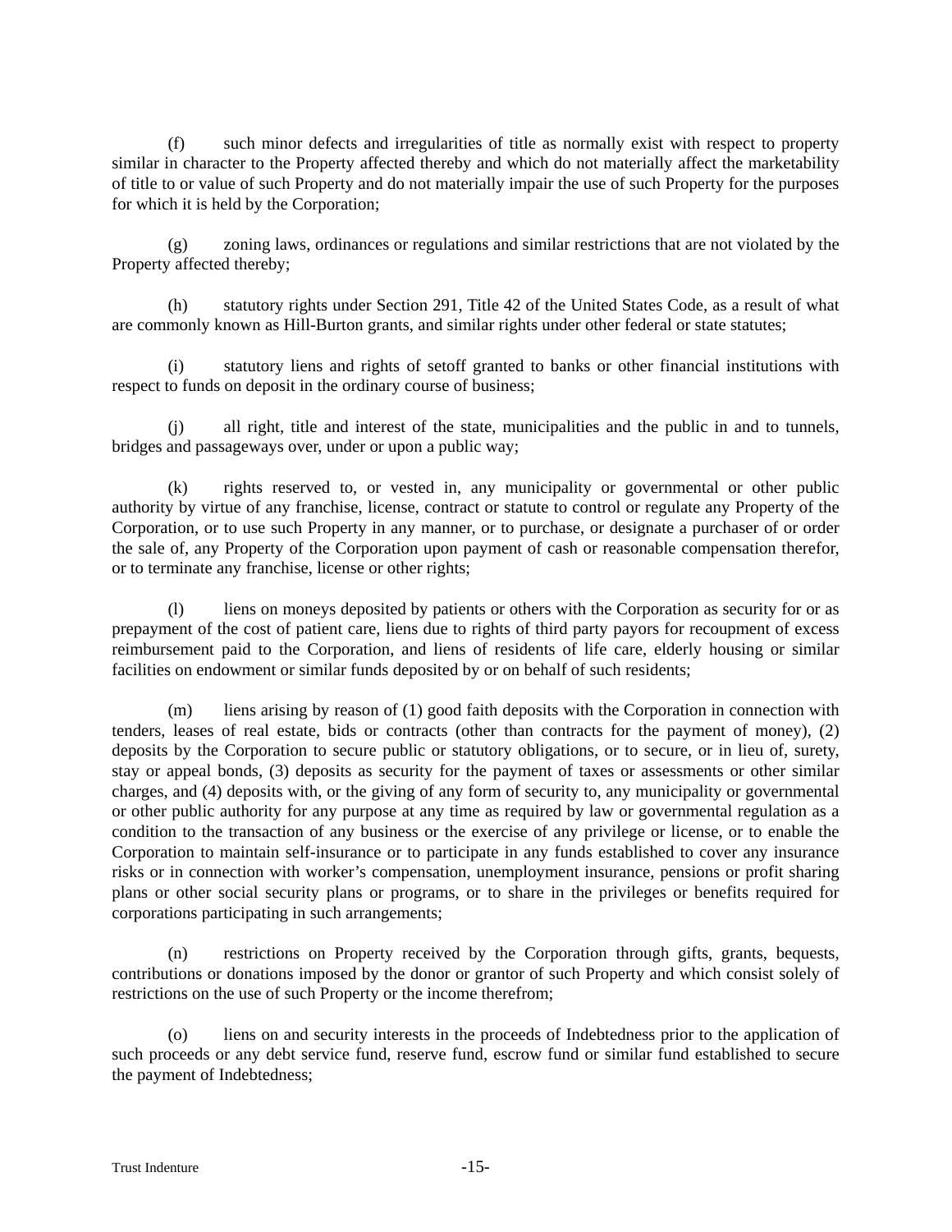(f) such minor defects and irregularities of title as normally exist with respect to property similar in character to the Property affected thereby and which do not materially affect the marketability of title to or value of such Property and do not materially impair the use of such Property for the purposes for which it is held by the Corporation;

(g) zoning laws, ordinances or regulations and similar restrictions that are not violated by the Property affected thereby;

(h) statutory rights under Section 291, Title 42 of the United States Code, as a result of what are commonly known as Hill-Burton grants, and similar rights under other federal or state statutes;

(i) statutory liens and rights of setoff granted to banks or other financial institutions with respect to funds on deposit in the ordinary course of business;

(j) all right, title and interest of the state, municipalities and the public in and to tunnels, bridges and passageways over, under or upon a public way;

(k) rights reserved to, or vested in, any municipality or governmental or other public authority by virtue of any franchise, license, contract or statute to control or regulate any Property of the Corporation, or to use such Property in any manner, or to purchase, or designate a purchaser of or order the sale of, any Property of the Corporation upon payment of cash or reasonable compensation therefor, or to terminate any franchise, license or other rights;

(l) liens on moneys deposited by patients or others with the Corporation as security for or as prepayment of the cost of patient care, liens due to rights of third party payors for recoupment of excess reimbursement paid to the Corporation, and liens of residents of life care, elderly housing or similar facilities on endowment or similar funds deposited by or on behalf of such residents;

(m) liens arising by reason of (1) good faith deposits with the Corporation in connection with tenders, leases of real estate, bids or contracts (other than contracts for the payment of money), (2) deposits by the Corporation to secure public or statutory obligations, or to secure, or in lieu of, surety, stay or appeal bonds, (3) deposits as security for the payment of taxes or assessments or other similar charges, and (4) deposits with, or the giving of any form of security to, any municipality or governmental or other public authority for any purpose at any time as required by law or governmental regulation as a condition to the transaction of any business or the exercise of any privilege or license, or to enable the Corporation to maintain self-insurance or to participate in any funds established to cover any insurance risks or in connection with worker's compensation, unemployment insurance, pensions or profit sharing plans or other social security plans or programs, or to share in the privileges or benefits required for corporations participating in such arrangements;

(n) restrictions on Property received by the Corporation through gifts, grants, bequests, contributions or donations imposed by the donor or grantor of such Property and which consist solely of restrictions on the use of such Property or the income therefrom;

(o) liens on and security interests in the proceeds of Indebtedness prior to the application of such proceeds or any debt service fund, reserve fund, escrow fund or similar fund established to secure the payment of Indebtedness;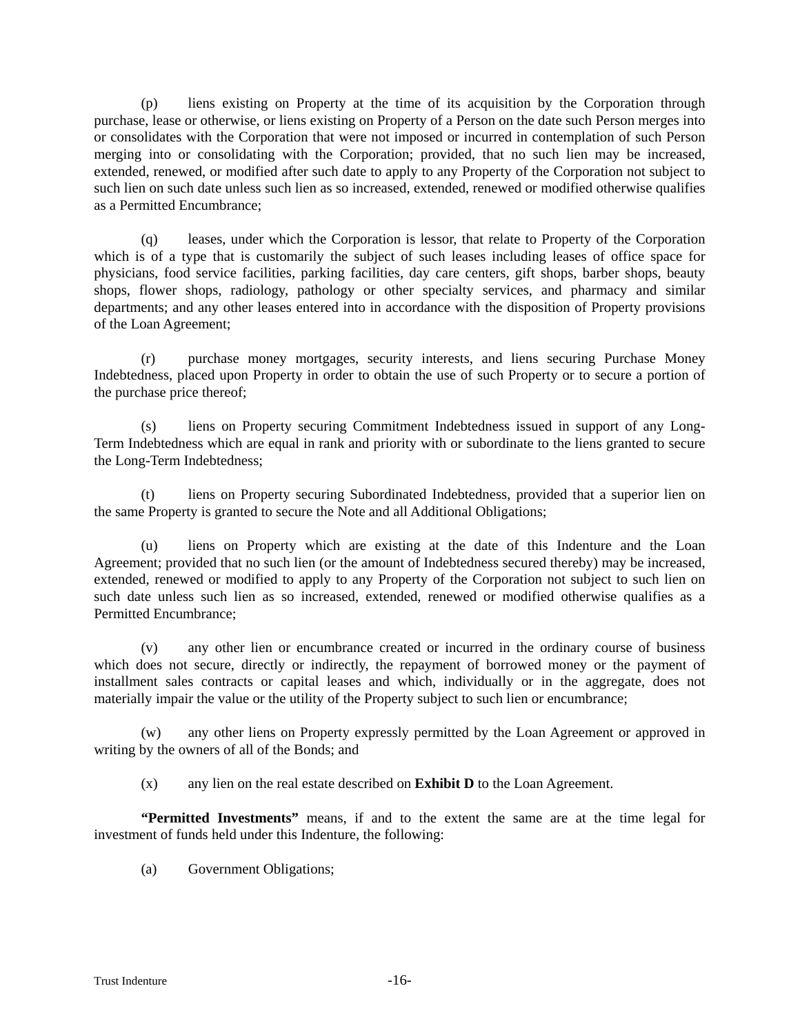(p) liens existing on Property at the time of its acquisition by the Corporation through purchase, lease or otherwise, or liens existing on Property of a Person on the date such Person merges into or consolidates with the Corporation that were not imposed or incurred in contemplation of such Person merging into or consolidating with the Corporation; provided, that no such lien may be increased, extended, renewed, or modified after such date to apply to any Property of the Corporation not subject to such lien on such date unless such lien as so increased, extended, renewed or modified otherwise qualifies as a Permitted Encumbrance;

(q) leases, under which the Corporation is lessor, that relate to Property of the Corporation which is of a type that is customarily the subject of such leases including leases of office space for physicians, food service facilities, parking facilities, day care centers, gift shops, barber shops, beauty shops, flower shops, radiology, pathology or other specialty services, and pharmacy and similar departments; and any other leases entered into in accordance with the disposition of Property provisions of the Loan Agreement;

(r) purchase money mortgages, security interests, and liens securing Purchase Money Indebtedness, placed upon Property in order to obtain the use of such Property or to secure a portion of the purchase price thereof;

(s) liens on Property securing Commitment Indebtedness issued in support of any Long-Term Indebtedness which are equal in rank and priority with or subordinate to the liens granted to secure the Long-Term Indebtedness;

(t) liens on Property securing Subordinated Indebtedness, provided that a superior lien on the same Property is granted to secure the Note and all Additional Obligations;

(u) liens on Property which are existing at the date of this Indenture and the Loan Agreement; provided that no such lien (or the amount of Indebtedness secured thereby) may be increased, extended, renewed or modified to apply to any Property of the Corporation not subject to such lien on such date unless such lien as so increased, extended, renewed or modified otherwise qualifies as a Permitted Encumbrance;

(v) any other lien or encumbrance created or incurred in the ordinary course of business which does not secure, directly or indirectly, the repayment of borrowed money or the payment of installment sales contracts or capital leases and which, individually or in the aggregate, does not materially impair the value or the utility of the Property subject to such lien or encumbrance;

(w) any other liens on Property expressly permitted by the Loan Agreement or approved in writing by the owners of all of the Bonds; and

(x) any lien on the real estate described on **Exhibit D** to the Loan Agreement.

**"Permitted Investments"** means, if and to the extent the same are at the time legal for investment of funds held under this Indenture, the following:

(a) Government Obligations;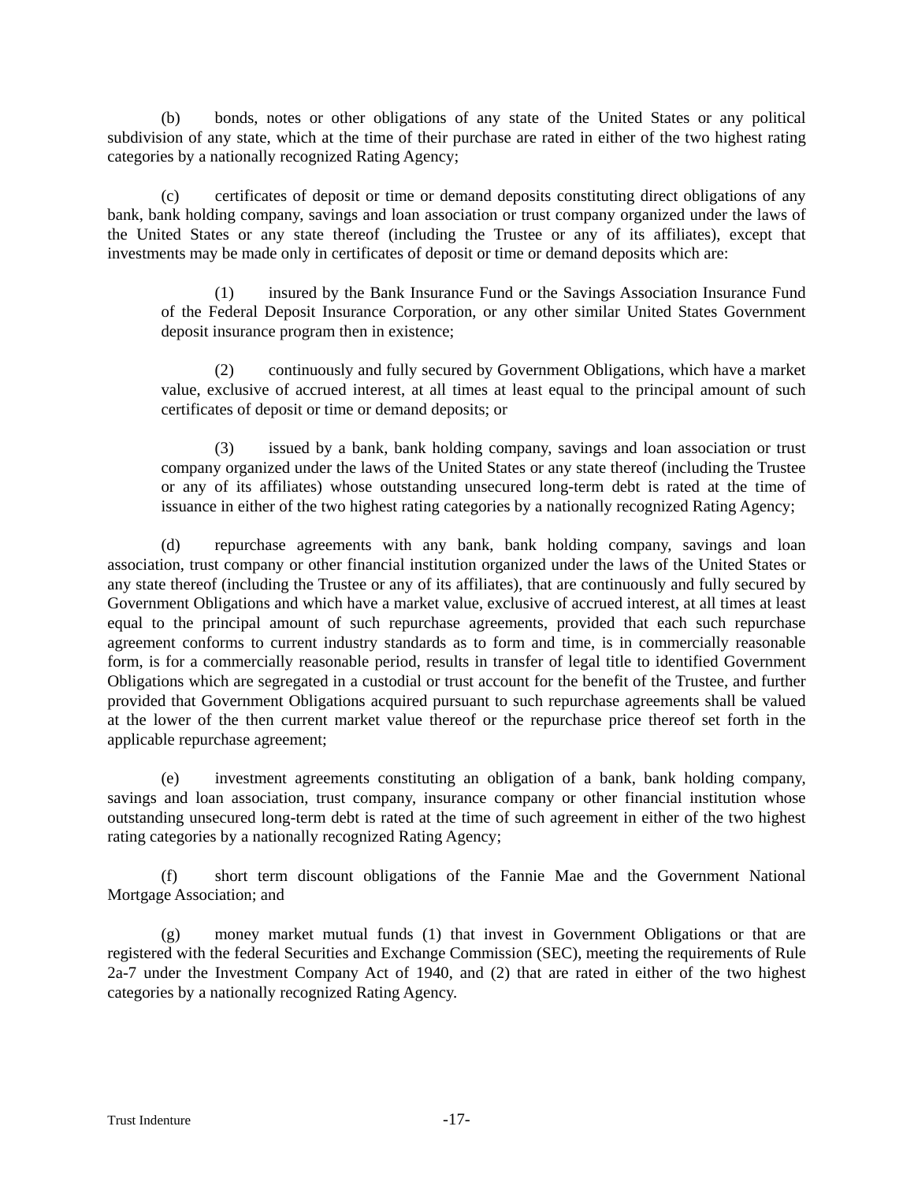(b) bonds, notes or other obligations of any state of the United States or any political subdivision of any state, which at the time of their purchase are rated in either of the two highest rating categories by a nationally recognized Rating Agency;

(c) certificates of deposit or time or demand deposits constituting direct obligations of any bank, bank holding company, savings and loan association or trust company organized under the laws of the United States or any state thereof (including the Trustee or any of its affiliates), except that investments may be made only in certificates of deposit or time or demand deposits which are:

> (1) insured by the Bank Insurance Fund or the Savings Association Insurance Fund of the Federal Deposit Insurance Corporation, or any other similar United States Government deposit insurance program then in existence;
>
> (2) continuously and fully secured by Government Obligations, which have a market value, exclusive of accrued interest, at all times at least equal to the principal amount of such certificates of deposit or time or demand deposits; or
>
> (3) issued by a bank, bank holding company, savings and loan association or trust company organized under the laws of the United States or any state thereof (including the Trustee or any of its affiliates) whose outstanding unsecured long-term debt is rated at the time of issuance in either of the two highest rating categories by a nationally recognized Rating Agency;

(d) repurchase agreements with any bank, bank holding company, savings and loan association, trust company or other financial institution organized under the laws of the United States or any state thereof (including the Trustee or any of its affiliates), that are continuously and fully secured by Government Obligations and which have a market value, exclusive of accrued interest, at all times at least equal to the principal amount of such repurchase agreements, provided that each such repurchase agreement conforms to current industry standards as to form and time, is in commercially reasonable form, is for a commercially reasonable period, results in transfer of legal title to identified Government Obligations which are segregated in a custodial or trust account for the benefit of the Trustee, and further provided that Government Obligations acquired pursuant to such repurchase agreements shall be valued at the lower of the then current market value thereof or the repurchase price thereof set forth in the applicable repurchase agreement;

(e) investment agreements constituting an obligation of a bank, bank holding company, savings and loan association, trust company, insurance company or other financial institution whose outstanding unsecured long-term debt is rated at the time of such agreement in either of the two highest rating categories by a nationally recognized Rating Agency;

(f) short term discount obligations of the Fannie Mae and the Government National Mortgage Association; and

(g) money market mutual funds (1) that invest in Government Obligations or that are registered with the federal Securities and Exchange Commission (SEC), meeting the requirements of Rule 2a-7 under the Investment Company Act of 1940, and (2) that are rated in either of the two highest categories by a nationally recognized Rating Agency.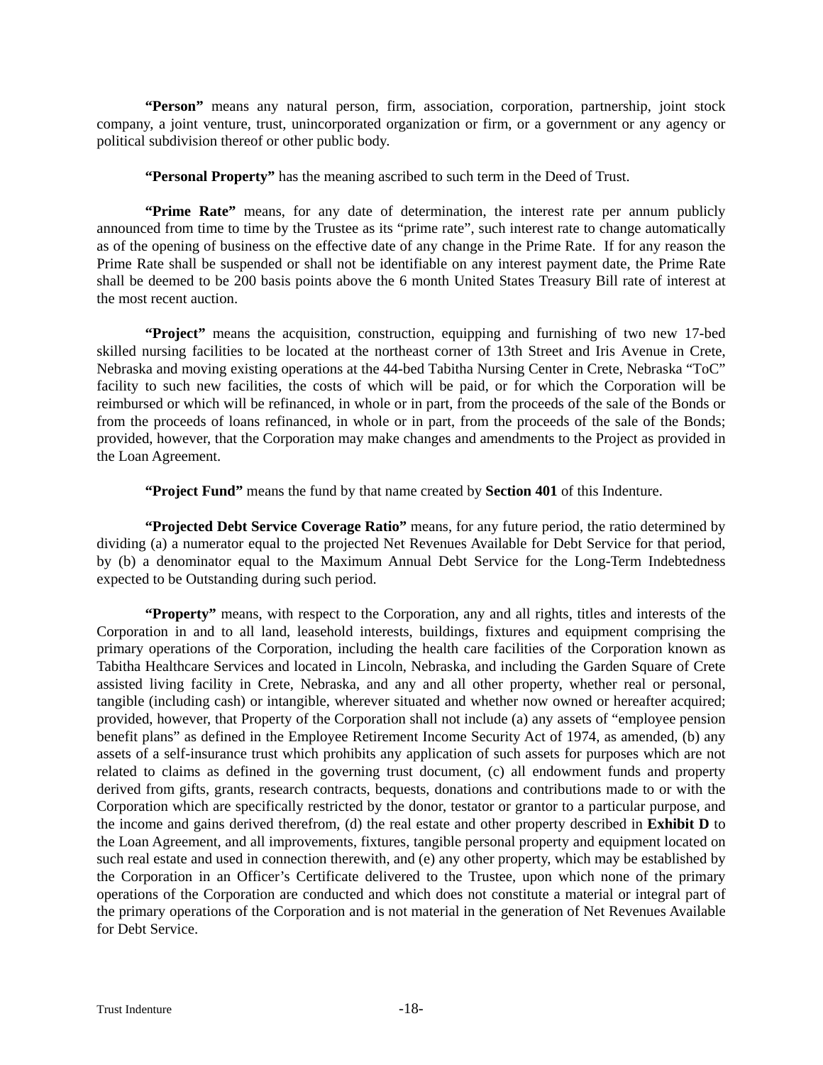**"Person"** means any natural person, firm, association, corporation, partnership, joint stock company, a joint venture, trust, unincorporated organization or firm, or a government or any agency or political subdivision thereof or other public body.

**"Personal Property"** has the meaning ascribed to such term in the Deed of Trust.

**"Prime Rate"** means, for any date of determination, the interest rate per annum publicly announced from time to time by the Trustee as its "prime rate", such interest rate to change automatically as of the opening of business on the effective date of any change in the Prime Rate. If for any reason the Prime Rate shall be suspended or shall not be identifiable on any interest payment date, the Prime Rate shall be deemed to be 200 basis points above the 6 month United States Treasury Bill rate of interest at the most recent auction.

**"Project"** means the acquisition, construction, equipping and furnishing of two new 17-bed skilled nursing facilities to be located at the northeast corner of 13th Street and Iris Avenue in Crete, Nebraska and moving existing operations at the 44-bed Tabitha Nursing Center in Crete, Nebraska "ToC" facility to such new facilities, the costs of which will be paid, or for which the Corporation will be reimbursed or which will be refinanced, in whole or in part, from the proceeds of the sale of the Bonds or from the proceeds of loans refinanced, in whole or in part, from the proceeds of the sale of the Bonds; provided, however, that the Corporation may make changes and amendments to the Project as provided in the Loan Agreement.

**"Project Fund"** means the fund by that name created by **Section 401** of this Indenture.

**"Projected Debt Service Coverage Ratio"** means, for any future period, the ratio determined by dividing (a) a numerator equal to the projected Net Revenues Available for Debt Service for that period, by (b) a denominator equal to the Maximum Annual Debt Service for the Long-Term Indebtedness expected to be Outstanding during such period.

**"Property"** means, with respect to the Corporation, any and all rights, titles and interests of the Corporation in and to all land, leasehold interests, buildings, fixtures and equipment comprising the primary operations of the Corporation, including the health care facilities of the Corporation known as Tabitha Healthcare Services and located in Lincoln, Nebraska, and including the Garden Square of Crete assisted living facility in Crete, Nebraska, and any and all other property, whether real or personal, tangible (including cash) or intangible, wherever situated and whether now owned or hereafter acquired; provided, however, that Property of the Corporation shall not include (a) any assets of "employee pension benefit plans" as defined in the Employee Retirement Income Security Act of 1974, as amended, (b) any assets of a self-insurance trust which prohibits any application of such assets for purposes which are not related to claims as defined in the governing trust document, (c) all endowment funds and property derived from gifts, grants, research contracts, bequests, donations and contributions made to or with the Corporation which are specifically restricted by the donor, testator or grantor to a particular purpose, and the income and gains derived therefrom, (d) the real estate and other property described in **Exhibit D** to the Loan Agreement, and all improvements, fixtures, tangible personal property and equipment located on such real estate and used in connection therewith, and (e) any other property, which may be established by the Corporation in an Officer's Certificate delivered to the Trustee, upon which none of the primary operations of the Corporation are conducted and which does not constitute a material or integral part of the primary operations of the Corporation and is not material in the generation of Net Revenues Available for Debt Service.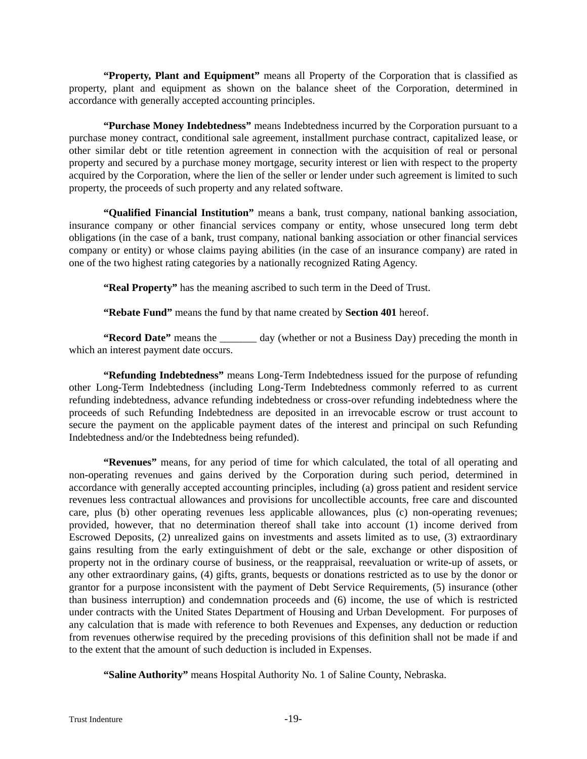**"Property, Plant and Equipment"** means all Property of the Corporation that is classified as property, plant and equipment as shown on the balance sheet of the Corporation, determined in accordance with generally accepted accounting principles.

**"Purchase Money Indebtedness"** means Indebtedness incurred by the Corporation pursuant to a purchase money contract, conditional sale agreement, installment purchase contract, capitalized lease, or other similar debt or title retention agreement in connection with the acquisition of real or personal property and secured by a purchase money mortgage, security interest or lien with respect to the property acquired by the Corporation, where the lien of the seller or lender under such agreement is limited to such property, the proceeds of such property and any related software.

**"Qualified Financial Institution"** means a bank, trust company, national banking association, insurance company or other financial services company or entity, whose unsecured long term debt obligations (in the case of a bank, trust company, national banking association or other financial services company or entity) or whose claims paying abilities (in the case of an insurance company) are rated in one of the two highest rating categories by a nationally recognized Rating Agency.

**"Real Property"** has the meaning ascribed to such term in the Deed of Trust.

**"Rebate Fund"** means the fund by that name created by **Section 401** hereof.

**"Record Date"** means the _______ day (whether or not a Business Day) preceding the month in which an interest payment date occurs.

**"Refunding Indebtedness"** means Long-Term Indebtedness issued for the purpose of refunding other Long-Term Indebtedness (including Long-Term Indebtedness commonly referred to as current refunding indebtedness, advance refunding indebtedness or cross-over refunding indebtedness where the proceeds of such Refunding Indebtedness are deposited in an irrevocable escrow or trust account to secure the payment on the applicable payment dates of the interest and principal on such Refunding Indebtedness and/or the Indebtedness being refunded).

**"Revenues"** means, for any period of time for which calculated, the total of all operating and non-operating revenues and gains derived by the Corporation during such period, determined in accordance with generally accepted accounting principles, including (a) gross patient and resident service revenues less contractual allowances and provisions for uncollectible accounts, free care and discounted care, plus (b) other operating revenues less applicable allowances, plus (c) non-operating revenues; provided, however, that no determination thereof shall take into account (1) income derived from Escrowed Deposits, (2) unrealized gains on investments and assets limited as to use, (3) extraordinary gains resulting from the early extinguishment of debt or the sale, exchange or other disposition of property not in the ordinary course of business, or the reappraisal, reevaluation or write-up of assets, or any other extraordinary gains, (4) gifts, grants, bequests or donations restricted as to use by the donor or grantor for a purpose inconsistent with the payment of Debt Service Requirements, (5) insurance (other than business interruption) and condemnation proceeds and (6) income, the use of which is restricted under contracts with the United States Department of Housing and Urban Development. For purposes of any calculation that is made with reference to both Revenues and Expenses, any deduction or reduction from revenues otherwise required by the preceding provisions of this definition shall not be made if and to the extent that the amount of such deduction is included in Expenses.

**"Saline Authority"** means Hospital Authority No. 1 of Saline County, Nebraska.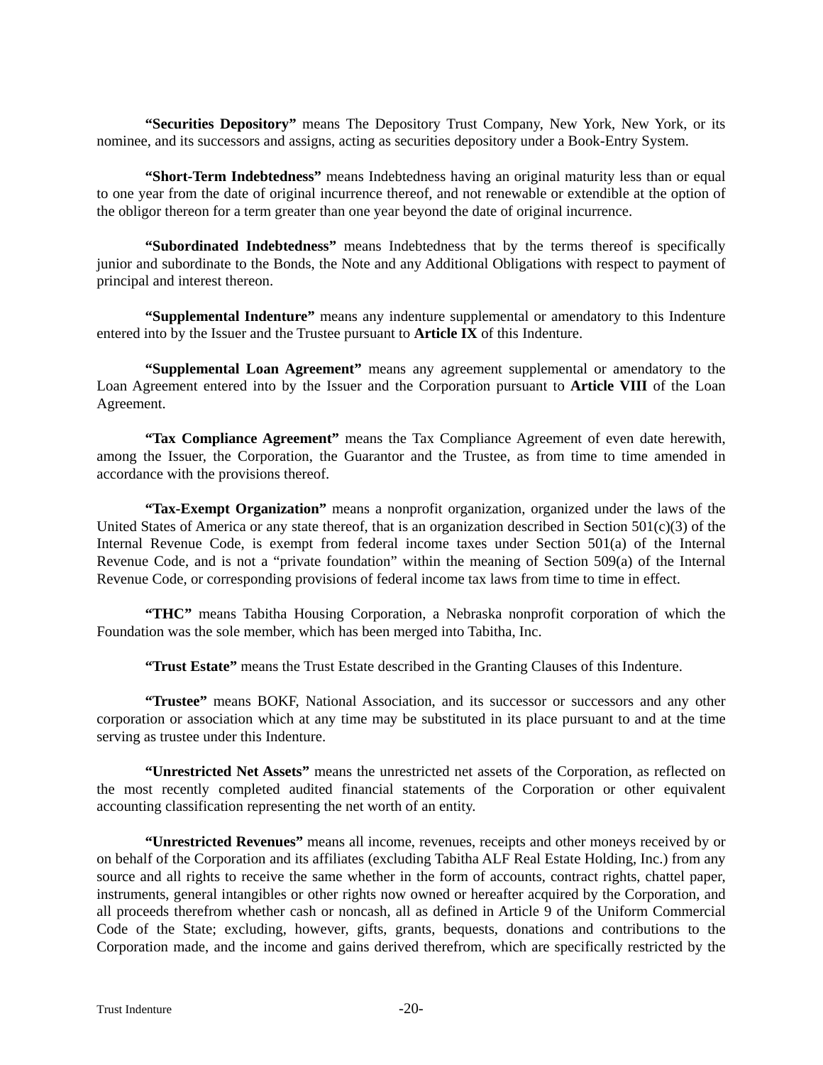**"Securities Depository"** means The Depository Trust Company, New York, New York, or its nominee, and its successors and assigns, acting as securities depository under a Book-Entry System.

**"Short-Term Indebtedness"** means Indebtedness having an original maturity less than or equal to one year from the date of original incurrence thereof, and not renewable or extendible at the option of the obligor thereon for a term greater than one year beyond the date of original incurrence.

**"Subordinated Indebtedness"** means Indebtedness that by the terms thereof is specifically junior and subordinate to the Bonds, the Note and any Additional Obligations with respect to payment of principal and interest thereon.

**"Supplemental Indenture"** means any indenture supplemental or amendatory to this Indenture entered into by the Issuer and the Trustee pursuant to **Article IX** of this Indenture.

**"Supplemental Loan Agreement"** means any agreement supplemental or amendatory to the Loan Agreement entered into by the Issuer and the Corporation pursuant to **Article VIII** of the Loan Agreement.

**"Tax Compliance Agreement"** means the Tax Compliance Agreement of even date herewith, among the Issuer, the Corporation, the Guarantor and the Trustee, as from time to time amended in accordance with the provisions thereof.

**"Tax-Exempt Organization"** means a nonprofit organization, organized under the laws of the United States of America or any state thereof, that is an organization described in Section 501(c)(3) of the Internal Revenue Code, is exempt from federal income taxes under Section 501(a) of the Internal Revenue Code, and is not a "private foundation" within the meaning of Section 509(a) of the Internal Revenue Code, or corresponding provisions of federal income tax laws from time to time in effect.

**"THC"** means Tabitha Housing Corporation, a Nebraska nonprofit corporation of which the Foundation was the sole member, which has been merged into Tabitha, Inc.

**"Trust Estate"** means the Trust Estate described in the Granting Clauses of this Indenture.

**"Trustee"** means BOKF, National Association, and its successor or successors and any other corporation or association which at any time may be substituted in its place pursuant to and at the time serving as trustee under this Indenture.

**"Unrestricted Net Assets"** means the unrestricted net assets of the Corporation, as reflected on the most recently completed audited financial statements of the Corporation or other equivalent accounting classification representing the net worth of an entity.

**"Unrestricted Revenues"** means all income, revenues, receipts and other moneys received by or on behalf of the Corporation and its affiliates (excluding Tabitha ALF Real Estate Holding, Inc.) from any source and all rights to receive the same whether in the form of accounts, contract rights, chattel paper, instruments, general intangibles or other rights now owned or hereafter acquired by the Corporation, and all proceeds therefrom whether cash or noncash, all as defined in Article 9 of the Uniform Commercial Code of the State; excluding, however, gifts, grants, bequests, donations and contributions to the Corporation made, and the income and gains derived therefrom, which are specifically restricted by the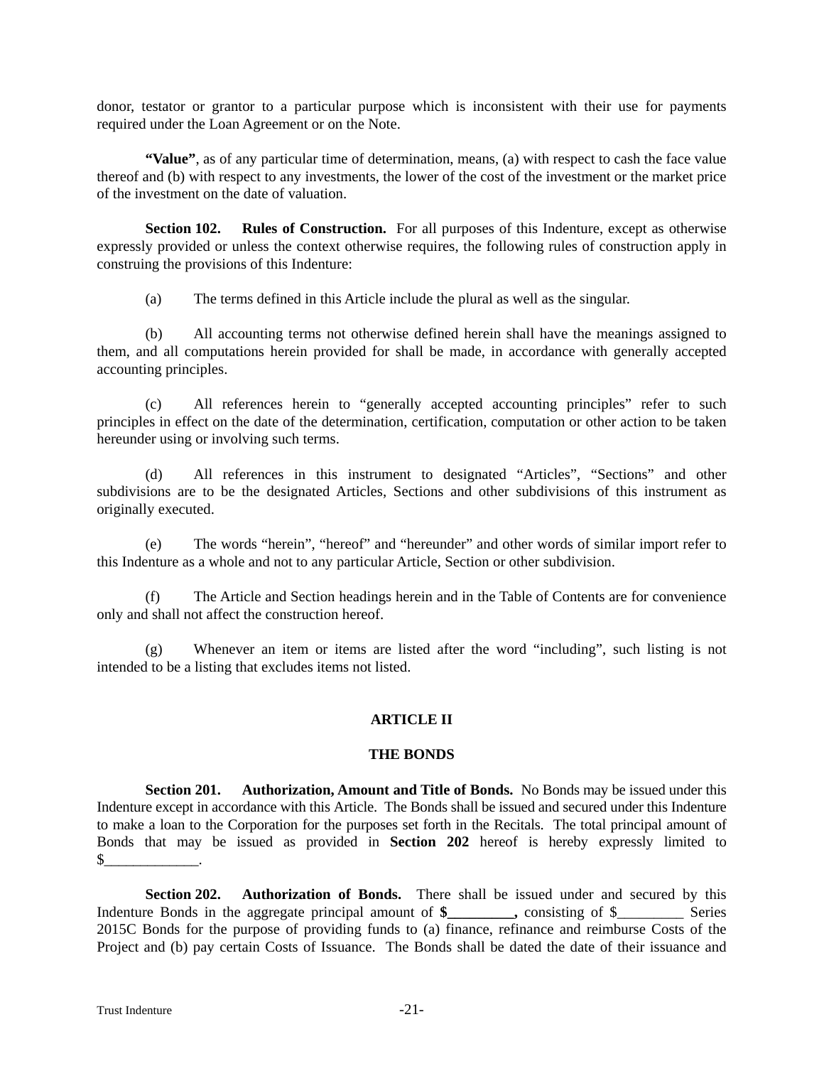donor, testator or grantor to a particular purpose which is inconsistent with their use for payments required under the Loan Agreement or on the Note.

**"Value"**, as of any particular time of determination, means, (a) with respect to cash the face value thereof and (b) with respect to any investments, the lower of the cost of the investment or the market price of the investment on the date of valuation.

**Section 102. Rules of Construction.** For all purposes of this Indenture, except as otherwise expressly provided or unless the context otherwise requires, the following rules of construction apply in construing the provisions of this Indenture:

(a) The terms defined in this Article include the plural as well as the singular.

(b) All accounting terms not otherwise defined herein shall have the meanings assigned to them, and all computations herein provided for shall be made, in accordance with generally accepted accounting principles.

(c) All references herein to "generally accepted accounting principles" refer to such principles in effect on the date of the determination, certification, computation or other action to be taken hereunder using or involving such terms.

(d) All references in this instrument to designated "Articles", "Sections" and other subdivisions are to be the designated Articles, Sections and other subdivisions of this instrument as originally executed.

(e) The words "herein", "hereof" and "hereunder" and other words of similar import refer to this Indenture as a whole and not to any particular Article, Section or other subdivision.

(f) The Article and Section headings herein and in the Table of Contents are for convenience only and shall not affect the construction hereof.

(g) Whenever an item or items are listed after the word "including", such listing is not intended to be a listing that excludes items not listed.

## ARTICLE II

## THE BONDS

**Section 201. Authorization, Amount and Title of Bonds.** No Bonds may be issued under this Indenture except in accordance with this Article. The Bonds shall be issued and secured under this Indenture to make a loan to the Corporation for the purposes set forth in the Recitals. The total principal amount of Bonds that may be issued as provided in **Section 202** hereof is hereby expressly limited to $_____________.

**Section 202. Authorization of Bonds.** There shall be issued under and secured by this Indenture Bonds in the aggregate principal amount of **$_________,** consisting of $_________ Series 2015C Bonds for the purpose of providing funds to (a) finance, refinance and reimburse Costs of the Project and (b) pay certain Costs of Issuance. The Bonds shall be dated the date of their issuance and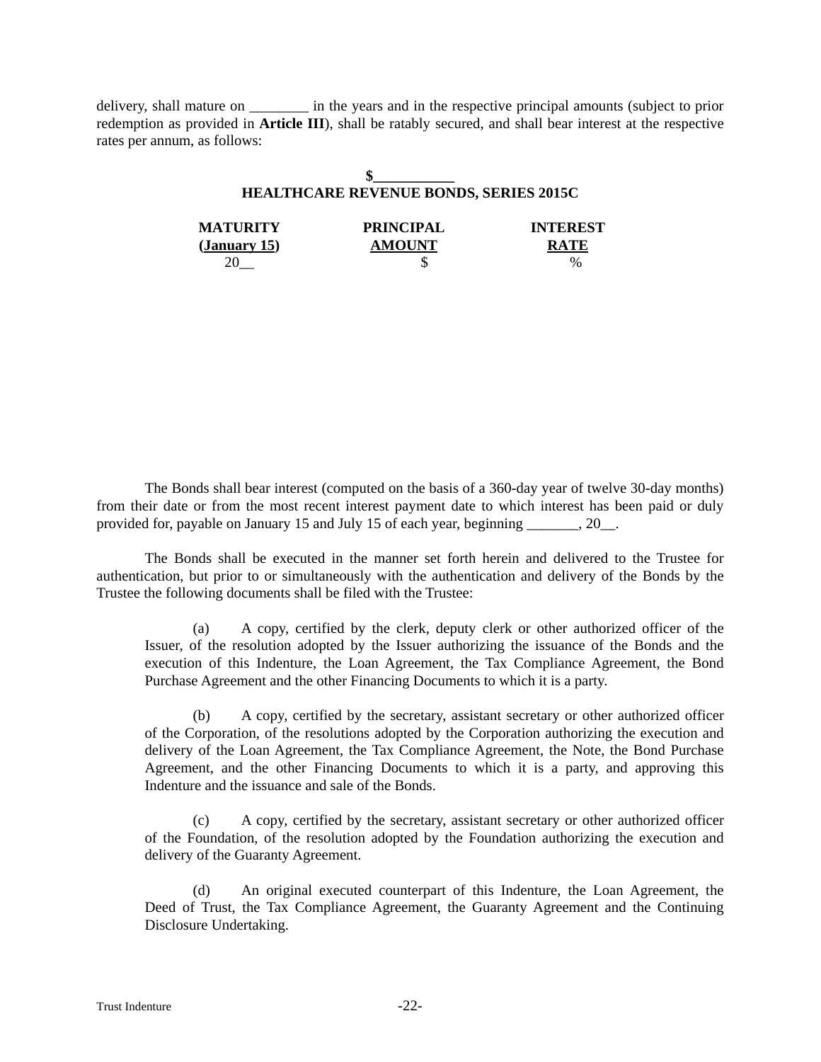delivery, shall mature on ________ in the years and in the respective principal amounts (subject to prior redemption as provided in **Article III**), shall be ratably secured, and shall bear interest at the respective rates per annum, as follows:

**$___________**
**HEALTHCARE REVENUE BONDS, SERIES 2015C**

| **MATURITY (January 15)** | **PRINCIPAL AMOUNT** | **INTEREST RATE** |
|---|---|---|
| 20__ | $ | % |

The Bonds shall bear interest (computed on the basis of a 360-day year of twelve 30-day months) from their date or from the most recent interest payment date to which interest has been paid or duly provided for, payable on January 15 and July 15 of each year, beginning _______, 20__.

The Bonds shall be executed in the manner set forth herein and delivered to the Trustee for authentication, but prior to or simultaneously with the authentication and delivery of the Bonds by the Trustee the following documents shall be filed with the Trustee:

(a) A copy, certified by the clerk, deputy clerk or other authorized officer of the Issuer, of the resolution adopted by the Issuer authorizing the issuance of the Bonds and the execution of this Indenture, the Loan Agreement, the Tax Compliance Agreement, the Bond Purchase Agreement and the other Financing Documents to which it is a party.

(b) A copy, certified by the secretary, assistant secretary or other authorized officer of the Corporation, of the resolutions adopted by the Corporation authorizing the execution and delivery of the Loan Agreement, the Tax Compliance Agreement, the Note, the Bond Purchase Agreement, and the other Financing Documents to which it is a party, and approving this Indenture and the issuance and sale of the Bonds.

(c) A copy, certified by the secretary, assistant secretary or other authorized officer of the Foundation, of the resolution adopted by the Foundation authorizing the execution and delivery of the Guaranty Agreement.

(d) An original executed counterpart of this Indenture, the Loan Agreement, the Deed of Trust, the Tax Compliance Agreement, the Guaranty Agreement and the Continuing Disclosure Undertaking.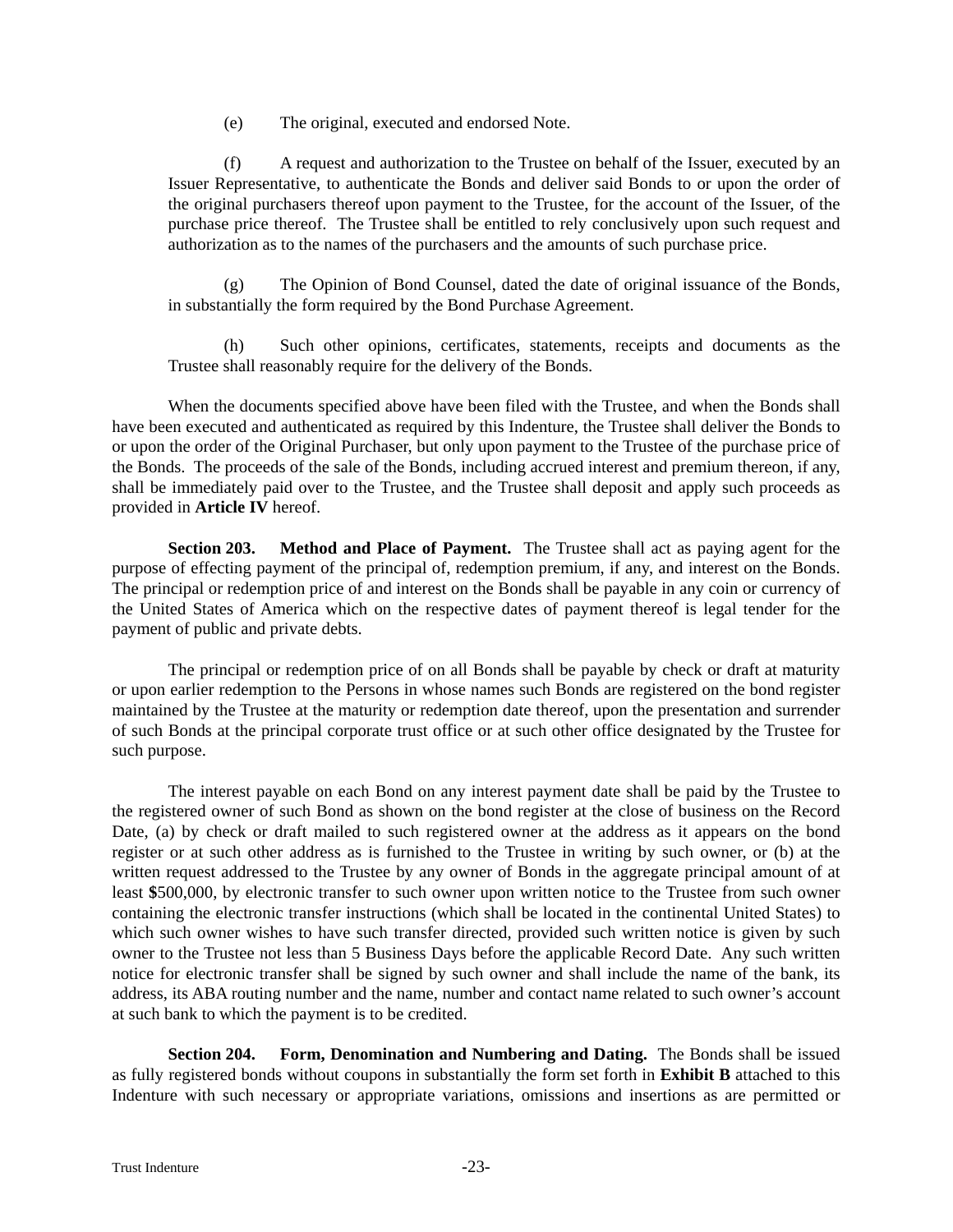(e) The original, executed and endorsed Note.

(f) A request and authorization to the Trustee on behalf of the Issuer, executed by an Issuer Representative, to authenticate the Bonds and deliver said Bonds to or upon the order of the original purchasers thereof upon payment to the Trustee, for the account of the Issuer, of the purchase price thereof. The Trustee shall be entitled to rely conclusively upon such request and authorization as to the names of the purchasers and the amounts of such purchase price.

(g) The Opinion of Bond Counsel, dated the date of original issuance of the Bonds, in substantially the form required by the Bond Purchase Agreement.

(h) Such other opinions, certificates, statements, receipts and documents as the Trustee shall reasonably require for the delivery of the Bonds.

When the documents specified above have been filed with the Trustee, and when the Bonds shall have been executed and authenticated as required by this Indenture, the Trustee shall deliver the Bonds to or upon the order of the Original Purchaser, but only upon payment to the Trustee of the purchase price of the Bonds. The proceeds of the sale of the Bonds, including accrued interest and premium thereon, if any, shall be immediately paid over to the Trustee, and the Trustee shall deposit and apply such proceeds as provided in **Article IV** hereof.

**Section 203. Method and Place of Payment.** The Trustee shall act as paying agent for the purpose of effecting payment of the principal of, redemption premium, if any, and interest on the Bonds. The principal or redemption price of and interest on the Bonds shall be payable in any coin or currency of the United States of America which on the respective dates of payment thereof is legal tender for the payment of public and private debts.

The principal or redemption price of on all Bonds shall be payable by check or draft at maturity or upon earlier redemption to the Persons in whose names such Bonds are registered on the bond register maintained by the Trustee at the maturity or redemption date thereof, upon the presentation and surrender of such Bonds at the principal corporate trust office or at such other office designated by the Trustee for such purpose.

The interest payable on each Bond on any interest payment date shall be paid by the Trustee to the registered owner of such Bond as shown on the bond register at the close of business on the Record Date, (a) by check or draft mailed to such registered owner at the address as it appears on the bond register or at such other address as is furnished to the Trustee in writing by such owner, or (b) at the written request addressed to the Trustee by any owner of Bonds in the aggregate principal amount of at least **$**500,000, by electronic transfer to such owner upon written notice to the Trustee from such owner containing the electronic transfer instructions (which shall be located in the continental United States) to which such owner wishes to have such transfer directed, provided such written notice is given by such owner to the Trustee not less than 5 Business Days before the applicable Record Date. Any such written notice for electronic transfer shall be signed by such owner and shall include the name of the bank, its address, its ABA routing number and the name, number and contact name related to such owner's account at such bank to which the payment is to be credited.

**Section 204. Form, Denomination and Numbering and Dating.** The Bonds shall be issued as fully registered bonds without coupons in substantially the form set forth in **Exhibit B** attached to this Indenture with such necessary or appropriate variations, omissions and insertions as are permitted or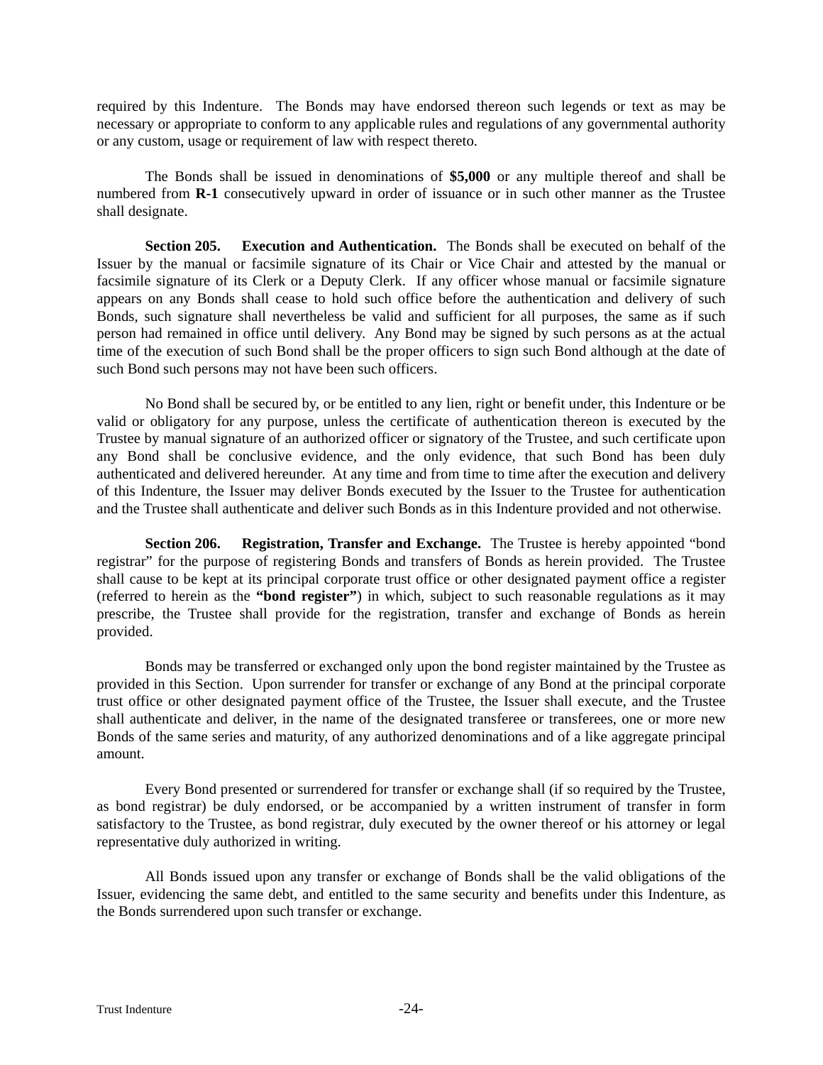required by this Indenture. The Bonds may have endorsed thereon such legends or text as may be necessary or appropriate to conform to any applicable rules and regulations of any governmental authority or any custom, usage or requirement of law with respect thereto.

The Bonds shall be issued in denominations of **$5,000** or any multiple thereof and shall be numbered from **R-1** consecutively upward in order of issuance or in such other manner as the Trustee shall designate.

**Section 205. Execution and Authentication.** The Bonds shall be executed on behalf of the Issuer by the manual or facsimile signature of its Chair or Vice Chair and attested by the manual or facsimile signature of its Clerk or a Deputy Clerk. If any officer whose manual or facsimile signature appears on any Bonds shall cease to hold such office before the authentication and delivery of such Bonds, such signature shall nevertheless be valid and sufficient for all purposes, the same as if such person had remained in office until delivery. Any Bond may be signed by such persons as at the actual time of the execution of such Bond shall be the proper officers to sign such Bond although at the date of such Bond such persons may not have been such officers.

No Bond shall be secured by, or be entitled to any lien, right or benefit under, this Indenture or be valid or obligatory for any purpose, unless the certificate of authentication thereon is executed by the Trustee by manual signature of an authorized officer or signatory of the Trustee, and such certificate upon any Bond shall be conclusive evidence, and the only evidence, that such Bond has been duly authenticated and delivered hereunder. At any time and from time to time after the execution and delivery of this Indenture, the Issuer may deliver Bonds executed by the Issuer to the Trustee for authentication and the Trustee shall authenticate and deliver such Bonds as in this Indenture provided and not otherwise.

**Section 206. Registration, Transfer and Exchange.** The Trustee is hereby appointed "bond registrar" for the purpose of registering Bonds and transfers of Bonds as herein provided. The Trustee shall cause to be kept at its principal corporate trust office or other designated payment office a register (referred to herein as the **"bond register"**) in which, subject to such reasonable regulations as it may prescribe, the Trustee shall provide for the registration, transfer and exchange of Bonds as herein provided.

Bonds may be transferred or exchanged only upon the bond register maintained by the Trustee as provided in this Section. Upon surrender for transfer or exchange of any Bond at the principal corporate trust office or other designated payment office of the Trustee, the Issuer shall execute, and the Trustee shall authenticate and deliver, in the name of the designated transferee or transferees, one or more new Bonds of the same series and maturity, of any authorized denominations and of a like aggregate principal amount.

Every Bond presented or surrendered for transfer or exchange shall (if so required by the Trustee, as bond registrar) be duly endorsed, or be accompanied by a written instrument of transfer in form satisfactory to the Trustee, as bond registrar, duly executed by the owner thereof or his attorney or legal representative duly authorized in writing.

All Bonds issued upon any transfer or exchange of Bonds shall be the valid obligations of the Issuer, evidencing the same debt, and entitled to the same security and benefits under this Indenture, as the Bonds surrendered upon such transfer or exchange.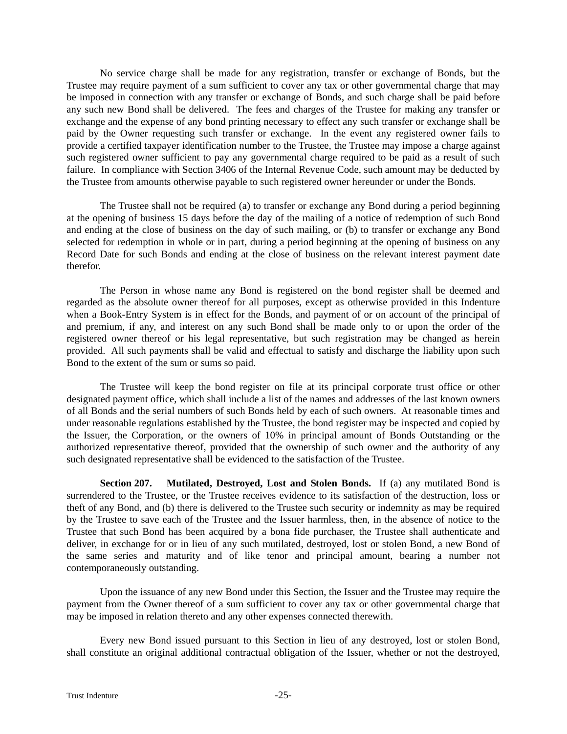No service charge shall be made for any registration, transfer or exchange of Bonds, but the Trustee may require payment of a sum sufficient to cover any tax or other governmental charge that may be imposed in connection with any transfer or exchange of Bonds, and such charge shall be paid before any such new Bond shall be delivered. The fees and charges of the Trustee for making any transfer or exchange and the expense of any bond printing necessary to effect any such transfer or exchange shall be paid by the Owner requesting such transfer or exchange. In the event any registered owner fails to provide a certified taxpayer identification number to the Trustee, the Trustee may impose a charge against such registered owner sufficient to pay any governmental charge required to be paid as a result of such failure. In compliance with Section 3406 of the Internal Revenue Code, such amount may be deducted by the Trustee from amounts otherwise payable to such registered owner hereunder or under the Bonds.

The Trustee shall not be required (a) to transfer or exchange any Bond during a period beginning at the opening of business 15 days before the day of the mailing of a notice of redemption of such Bond and ending at the close of business on the day of such mailing, or (b) to transfer or exchange any Bond selected for redemption in whole or in part, during a period beginning at the opening of business on any Record Date for such Bonds and ending at the close of business on the relevant interest payment date therefor.

The Person in whose name any Bond is registered on the bond register shall be deemed and regarded as the absolute owner thereof for all purposes, except as otherwise provided in this Indenture when a Book-Entry System is in effect for the Bonds, and payment of or on account of the principal of and premium, if any, and interest on any such Bond shall be made only to or upon the order of the registered owner thereof or his legal representative, but such registration may be changed as herein provided. All such payments shall be valid and effectual to satisfy and discharge the liability upon such Bond to the extent of the sum or sums so paid.

The Trustee will keep the bond register on file at its principal corporate trust office or other designated payment office, which shall include a list of the names and addresses of the last known owners of all Bonds and the serial numbers of such Bonds held by each of such owners. At reasonable times and under reasonable regulations established by the Trustee, the bond register may be inspected and copied by the Issuer, the Corporation, or the owners of 10% in principal amount of Bonds Outstanding or the authorized representative thereof, provided that the ownership of such owner and the authority of any such designated representative shall be evidenced to the satisfaction of the Trustee.

**Section 207. Mutilated, Destroyed, Lost and Stolen Bonds.** If (a) any mutilated Bond is surrendered to the Trustee, or the Trustee receives evidence to its satisfaction of the destruction, loss or theft of any Bond, and (b) there is delivered to the Trustee such security or indemnity as may be required by the Trustee to save each of the Trustee and the Issuer harmless, then, in the absence of notice to the Trustee that such Bond has been acquired by a bona fide purchaser, the Trustee shall authenticate and deliver, in exchange for or in lieu of any such mutilated, destroyed, lost or stolen Bond, a new Bond of the same series and maturity and of like tenor and principal amount, bearing a number not contemporaneously outstanding.

Upon the issuance of any new Bond under this Section, the Issuer and the Trustee may require the payment from the Owner thereof of a sum sufficient to cover any tax or other governmental charge that may be imposed in relation thereto and any other expenses connected therewith.

Every new Bond issued pursuant to this Section in lieu of any destroyed, lost or stolen Bond, shall constitute an original additional contractual obligation of the Issuer, whether or not the destroyed,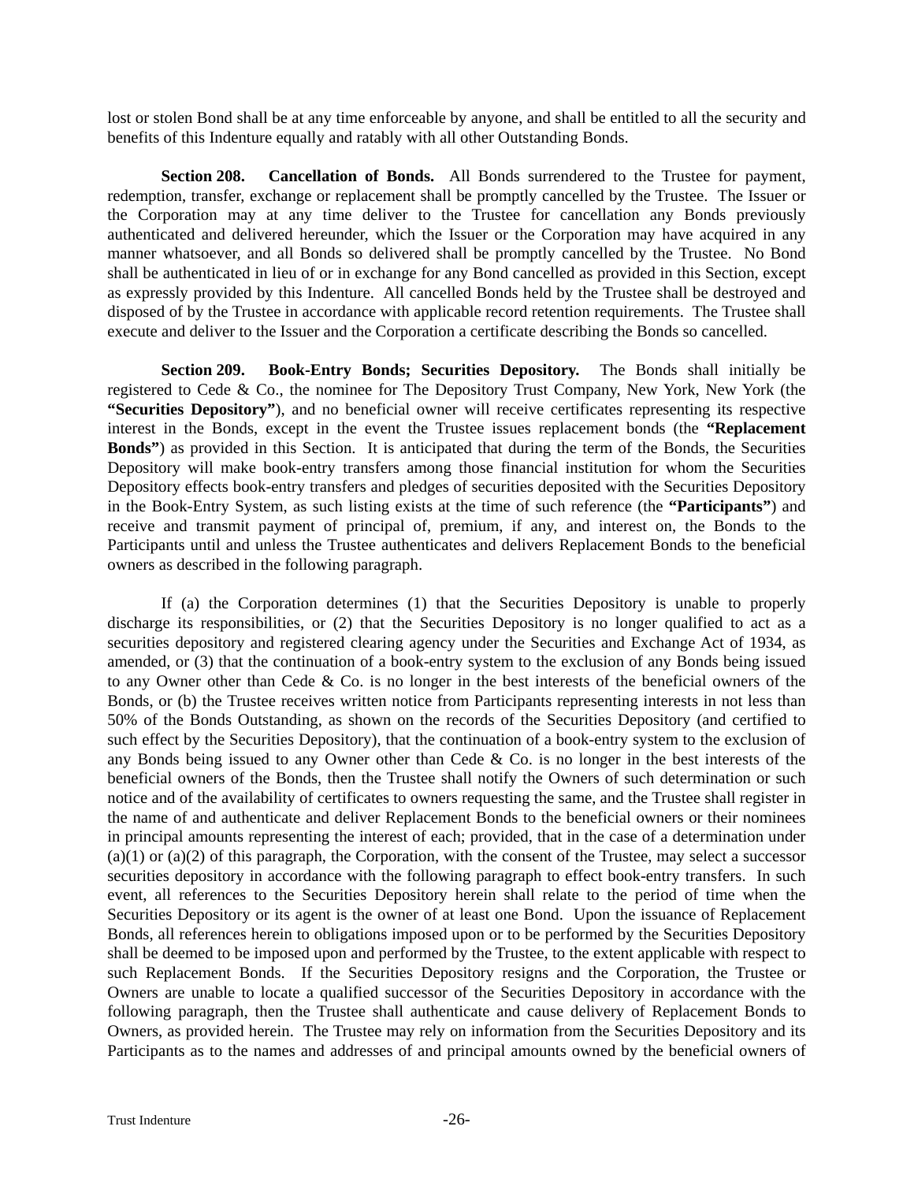lost or stolen Bond shall be at any time enforceable by anyone, and shall be entitled to all the security and benefits of this Indenture equally and ratably with all other Outstanding Bonds.

**Section 208. Cancellation of Bonds.** All Bonds surrendered to the Trustee for payment, redemption, transfer, exchange or replacement shall be promptly cancelled by the Trustee. The Issuer or the Corporation may at any time deliver to the Trustee for cancellation any Bonds previously authenticated and delivered hereunder, which the Issuer or the Corporation may have acquired in any manner whatsoever, and all Bonds so delivered shall be promptly cancelled by the Trustee. No Bond shall be authenticated in lieu of or in exchange for any Bond cancelled as provided in this Section, except as expressly provided by this Indenture. All cancelled Bonds held by the Trustee shall be destroyed and disposed of by the Trustee in accordance with applicable record retention requirements. The Trustee shall execute and deliver to the Issuer and the Corporation a certificate describing the Bonds so cancelled.

**Section 209. Book-Entry Bonds; Securities Depository.** The Bonds shall initially be registered to Cede & Co., the nominee for The Depository Trust Company, New York, New York (the **"Securities Depository"**), and no beneficial owner will receive certificates representing its respective interest in the Bonds, except in the event the Trustee issues replacement bonds (the **"Replacement Bonds"**) as provided in this Section. It is anticipated that during the term of the Bonds, the Securities Depository will make book-entry transfers among those financial institution for whom the Securities Depository effects book-entry transfers and pledges of securities deposited with the Securities Depository in the Book-Entry System, as such listing exists at the time of such reference (the **"Participants"**) and receive and transmit payment of principal of, premium, if any, and interest on, the Bonds to the Participants until and unless the Trustee authenticates and delivers Replacement Bonds to the beneficial owners as described in the following paragraph.

If (a) the Corporation determines (1) that the Securities Depository is unable to properly discharge its responsibilities, or (2) that the Securities Depository is no longer qualified to act as a securities depository and registered clearing agency under the Securities and Exchange Act of 1934, as amended, or (3) that the continuation of a book-entry system to the exclusion of any Bonds being issued to any Owner other than Cede & Co. is no longer in the best interests of the beneficial owners of the Bonds, or (b) the Trustee receives written notice from Participants representing interests in not less than 50% of the Bonds Outstanding, as shown on the records of the Securities Depository (and certified to such effect by the Securities Depository), that the continuation of a book-entry system to the exclusion of any Bonds being issued to any Owner other than Cede & Co. is no longer in the best interests of the beneficial owners of the Bonds, then the Trustee shall notify the Owners of such determination or such notice and of the availability of certificates to owners requesting the same, and the Trustee shall register in the name of and authenticate and deliver Replacement Bonds to the beneficial owners or their nominees in principal amounts representing the interest of each; provided, that in the case of a determination under (a)(1) or (a)(2) of this paragraph, the Corporation, with the consent of the Trustee, may select a successor securities depository in accordance with the following paragraph to effect book-entry transfers. In such event, all references to the Securities Depository herein shall relate to the period of time when the Securities Depository or its agent is the owner of at least one Bond. Upon the issuance of Replacement Bonds, all references herein to obligations imposed upon or to be performed by the Securities Depository shall be deemed to be imposed upon and performed by the Trustee, to the extent applicable with respect to such Replacement Bonds. If the Securities Depository resigns and the Corporation, the Trustee or Owners are unable to locate a qualified successor of the Securities Depository in accordance with the following paragraph, then the Trustee shall authenticate and cause delivery of Replacement Bonds to Owners, as provided herein. The Trustee may rely on information from the Securities Depository and its Participants as to the names and addresses of and principal amounts owned by the beneficial owners of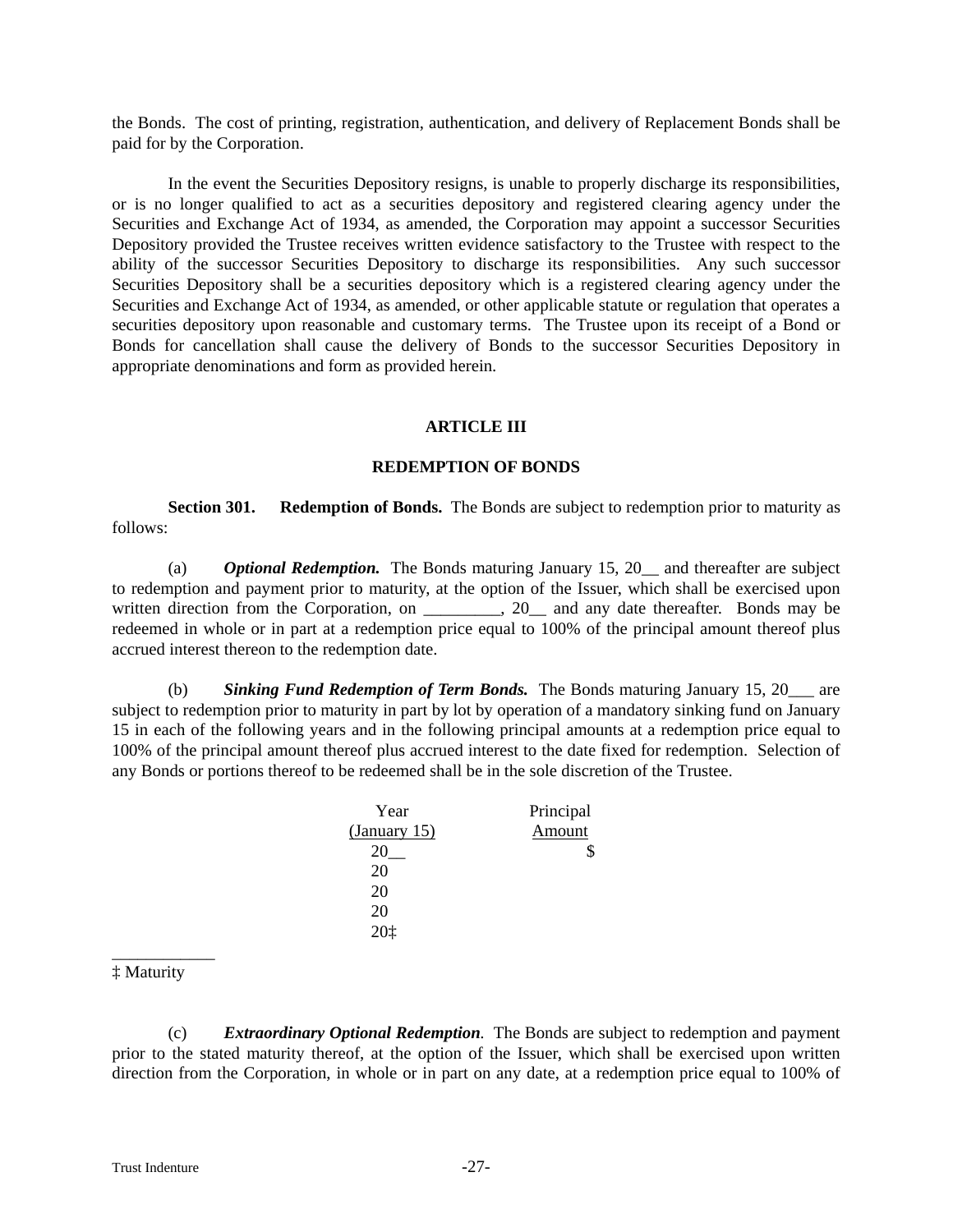the Bonds. The cost of printing, registration, authentication, and delivery of Replacement Bonds shall be paid for by the Corporation.

In the event the Securities Depository resigns, is unable to properly discharge its responsibilities, or is no longer qualified to act as a securities depository and registered clearing agency under the Securities and Exchange Act of 1934, as amended, the Corporation may appoint a successor Securities Depository provided the Trustee receives written evidence satisfactory to the Trustee with respect to the ability of the successor Securities Depository to discharge its responsibilities. Any such successor Securities Depository shall be a securities depository which is a registered clearing agency under the Securities and Exchange Act of 1934, as amended, or other applicable statute or regulation that operates a securities depository upon reasonable and customary terms. The Trustee upon its receipt of a Bond or Bonds for cancellation shall cause the delivery of Bonds to the successor Securities Depository in appropriate denominations and form as provided herein.

## ARTICLE III

## REDEMPTION OF BONDS

**Section 301. Redemption of Bonds.** The Bonds are subject to redemption prior to maturity as follows:

(a) ***Optional Redemption.*** The Bonds maturing January 15, 20__ and thereafter are subject to redemption and payment prior to maturity, at the option of the Issuer, which shall be exercised upon written direction from the Corporation, on _________, 20__ and any date thereafter. Bonds may be redeemed in whole or in part at a redemption price equal to 100% of the principal amount thereof plus accrued interest thereon to the redemption date.

(b) ***Sinking Fund Redemption of Term Bonds.*** The Bonds maturing January 15, 20___ are subject to redemption prior to maturity in part by lot by operation of a mandatory sinking fund on January 15 in each of the following years and in the following principal amounts at a redemption price equal to 100% of the principal amount thereof plus accrued interest to the date fixed for redemption. Selection of any Bonds or portions thereof to be redeemed shall be in the sole discretion of the Trustee.

| Year (January 15) | Principal Amount |
|---|---|
| 20__ | $ |
| 20 | |
| 20 | |
| 20 | |
| 20‡ | |

____________
‡ Maturity

(c) ***Extraordinary Optional Redemption*.** The Bonds are subject to redemption and payment prior to the stated maturity thereof, at the option of the Issuer, which shall be exercised upon written direction from the Corporation, in whole or in part on any date, at a redemption price equal to 100% of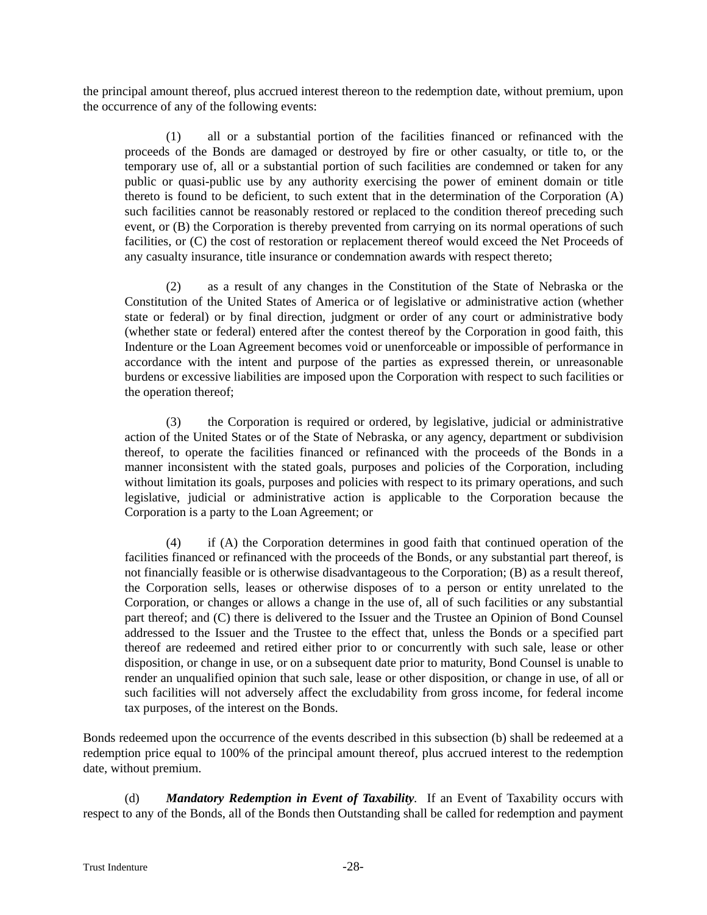the principal amount thereof, plus accrued interest thereon to the redemption date, without premium, upon the occurrence of any of the following events:

(1) all or a substantial portion of the facilities financed or refinanced with the proceeds of the Bonds are damaged or destroyed by fire or other casualty, or title to, or the temporary use of, all or a substantial portion of such facilities are condemned or taken for any public or quasi-public use by any authority exercising the power of eminent domain or title thereto is found to be deficient, to such extent that in the determination of the Corporation (A) such facilities cannot be reasonably restored or replaced to the condition thereof preceding such event, or (B) the Corporation is thereby prevented from carrying on its normal operations of such facilities, or (C) the cost of restoration or replacement thereof would exceed the Net Proceeds of any casualty insurance, title insurance or condemnation awards with respect thereto;

(2) as a result of any changes in the Constitution of the State of Nebraska or the Constitution of the United States of America or of legislative or administrative action (whether state or federal) or by final direction, judgment or order of any court or administrative body (whether state or federal) entered after the contest thereof by the Corporation in good faith, this Indenture or the Loan Agreement becomes void or unenforceable or impossible of performance in accordance with the intent and purpose of the parties as expressed therein, or unreasonable burdens or excessive liabilities are imposed upon the Corporation with respect to such facilities or the operation thereof;

(3) the Corporation is required or ordered, by legislative, judicial or administrative action of the United States or of the State of Nebraska, or any agency, department or subdivision thereof, to operate the facilities financed or refinanced with the proceeds of the Bonds in a manner inconsistent with the stated goals, purposes and policies of the Corporation, including without limitation its goals, purposes and policies with respect to its primary operations, and such legislative, judicial or administrative action is applicable to the Corporation because the Corporation is a party to the Loan Agreement; or

(4) if (A) the Corporation determines in good faith that continued operation of the facilities financed or refinanced with the proceeds of the Bonds, or any substantial part thereof, is not financially feasible or is otherwise disadvantageous to the Corporation; (B) as a result thereof, the Corporation sells, leases or otherwise disposes of to a person or entity unrelated to the Corporation, or changes or allows a change in the use of, all of such facilities or any substantial part thereof; and (C) there is delivered to the Issuer and the Trustee an Opinion of Bond Counsel addressed to the Issuer and the Trustee to the effect that, unless the Bonds or a specified part thereof are redeemed and retired either prior to or concurrently with such sale, lease or other disposition, or change in use, or on a subsequent date prior to maturity, Bond Counsel is unable to render an unqualified opinion that such sale, lease or other disposition, or change in use, of all or such facilities will not adversely affect the excludability from gross income, for federal income tax purposes, of the interest on the Bonds.

Bonds redeemed upon the occurrence of the events described in this subsection (b) shall be redeemed at a redemption price equal to 100% of the principal amount thereof, plus accrued interest to the redemption date, without premium.

(d) ***Mandatory Redemption in Event of Taxability***. If an Event of Taxability occurs with respect to any of the Bonds, all of the Bonds then Outstanding shall be called for redemption and payment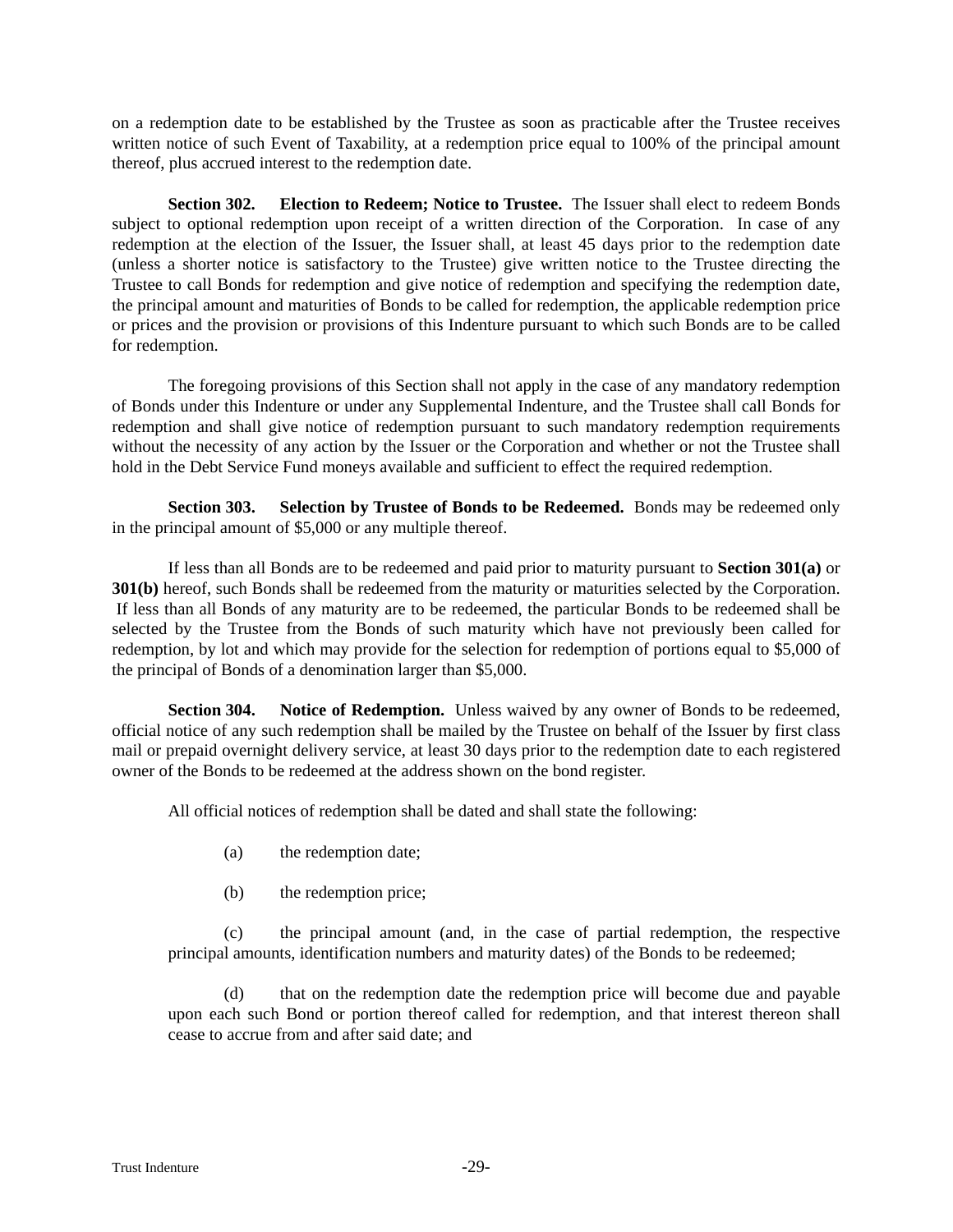on a redemption date to be established by the Trustee as soon as practicable after the Trustee receives written notice of such Event of Taxability, at a redemption price equal to 100% of the principal amount thereof, plus accrued interest to the redemption date.

**Section 302. Election to Redeem; Notice to Trustee.** The Issuer shall elect to redeem Bonds subject to optional redemption upon receipt of a written direction of the Corporation. In case of any redemption at the election of the Issuer, the Issuer shall, at least 45 days prior to the redemption date (unless a shorter notice is satisfactory to the Trustee) give written notice to the Trustee directing the Trustee to call Bonds for redemption and give notice of redemption and specifying the redemption date, the principal amount and maturities of Bonds to be called for redemption, the applicable redemption price or prices and the provision or provisions of this Indenture pursuant to which such Bonds are to be called for redemption.

The foregoing provisions of this Section shall not apply in the case of any mandatory redemption of Bonds under this Indenture or under any Supplemental Indenture, and the Trustee shall call Bonds for redemption and shall give notice of redemption pursuant to such mandatory redemption requirements without the necessity of any action by the Issuer or the Corporation and whether or not the Trustee shall hold in the Debt Service Fund moneys available and sufficient to effect the required redemption.

**Section 303. Selection by Trustee of Bonds to be Redeemed.** Bonds may be redeemed only in the principal amount of $5,000 or any multiple thereof.

If less than all Bonds are to be redeemed and paid prior to maturity pursuant to **Section 301(a)** or **301(b)** hereof, such Bonds shall be redeemed from the maturity or maturities selected by the Corporation. If less than all Bonds of any maturity are to be redeemed, the particular Bonds to be redeemed shall be selected by the Trustee from the Bonds of such maturity which have not previously been called for redemption, by lot and which may provide for the selection for redemption of portions equal to $5,000 of the principal of Bonds of a denomination larger than $5,000.

**Section 304. Notice of Redemption.** Unless waived by any owner of Bonds to be redeemed, official notice of any such redemption shall be mailed by the Trustee on behalf of the Issuer by first class mail or prepaid overnight delivery service, at least 30 days prior to the redemption date to each registered owner of the Bonds to be redeemed at the address shown on the bond register.

All official notices of redemption shall be dated and shall state the following:

(a) the redemption date;

(b) the redemption price;

(c) the principal amount (and, in the case of partial redemption, the respective principal amounts, identification numbers and maturity dates) of the Bonds to be redeemed;

(d) that on the redemption date the redemption price will become due and payable upon each such Bond or portion thereof called for redemption, and that interest thereon shall cease to accrue from and after said date; and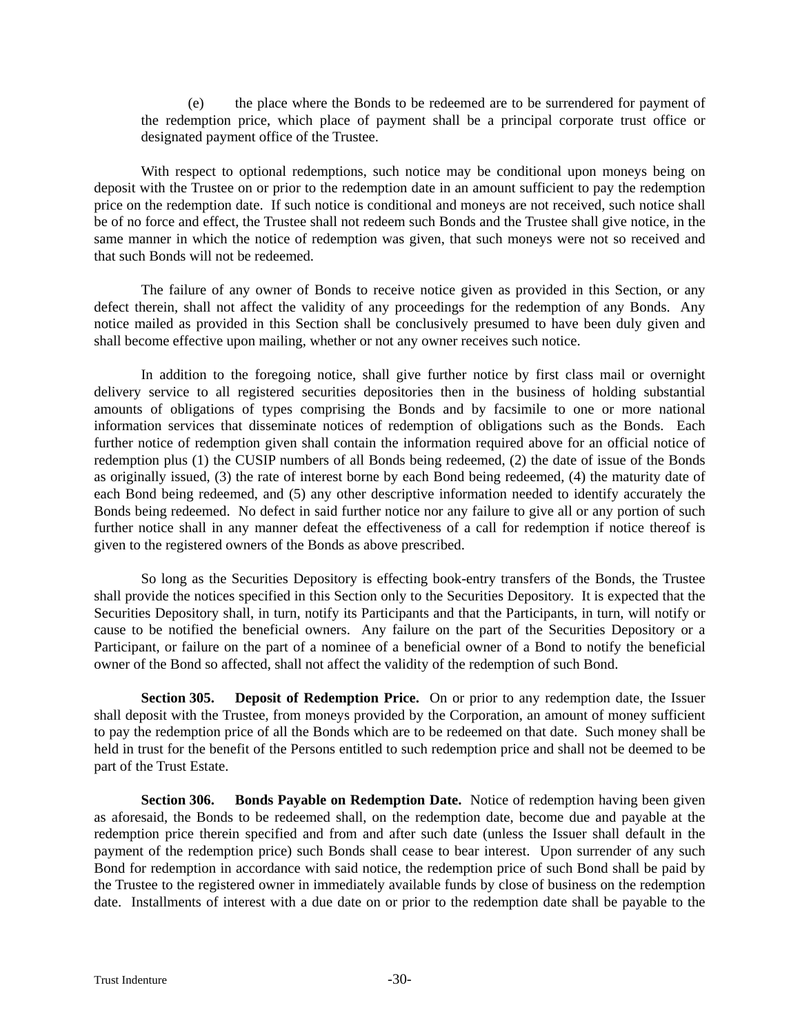(e) the place where the Bonds to be redeemed are to be surrendered for payment of the redemption price, which place of payment shall be a principal corporate trust office or designated payment office of the Trustee.

With respect to optional redemptions, such notice may be conditional upon moneys being on deposit with the Trustee on or prior to the redemption date in an amount sufficient to pay the redemption price on the redemption date. If such notice is conditional and moneys are not received, such notice shall be of no force and effect, the Trustee shall not redeem such Bonds and the Trustee shall give notice, in the same manner in which the notice of redemption was given, that such moneys were not so received and that such Bonds will not be redeemed.

The failure of any owner of Bonds to receive notice given as provided in this Section, or any defect therein, shall not affect the validity of any proceedings for the redemption of any Bonds. Any notice mailed as provided in this Section shall be conclusively presumed to have been duly given and shall become effective upon mailing, whether or not any owner receives such notice.

In addition to the foregoing notice, shall give further notice by first class mail or overnight delivery service to all registered securities depositories then in the business of holding substantial amounts of obligations of types comprising the Bonds and by facsimile to one or more national information services that disseminate notices of redemption of obligations such as the Bonds. Each further notice of redemption given shall contain the information required above for an official notice of redemption plus (1) the CUSIP numbers of all Bonds being redeemed, (2) the date of issue of the Bonds as originally issued, (3) the rate of interest borne by each Bond being redeemed, (4) the maturity date of each Bond being redeemed, and (5) any other descriptive information needed to identify accurately the Bonds being redeemed. No defect in said further notice nor any failure to give all or any portion of such further notice shall in any manner defeat the effectiveness of a call for redemption if notice thereof is given to the registered owners of the Bonds as above prescribed.

So long as the Securities Depository is effecting book-entry transfers of the Bonds, the Trustee shall provide the notices specified in this Section only to the Securities Depository. It is expected that the Securities Depository shall, in turn, notify its Participants and that the Participants, in turn, will notify or cause to be notified the beneficial owners. Any failure on the part of the Securities Depository or a Participant, or failure on the part of a nominee of a beneficial owner of a Bond to notify the beneficial owner of the Bond so affected, shall not affect the validity of the redemption of such Bond.

**Section 305. Deposit of Redemption Price.** On or prior to any redemption date, the Issuer shall deposit with the Trustee, from moneys provided by the Corporation, an amount of money sufficient to pay the redemption price of all the Bonds which are to be redeemed on that date. Such money shall be held in trust for the benefit of the Persons entitled to such redemption price and shall not be deemed to be part of the Trust Estate.

**Section 306. Bonds Payable on Redemption Date.** Notice of redemption having been given as aforesaid, the Bonds to be redeemed shall, on the redemption date, become due and payable at the redemption price therein specified and from and after such date (unless the Issuer shall default in the payment of the redemption price) such Bonds shall cease to bear interest. Upon surrender of any such Bond for redemption in accordance with said notice, the redemption price of such Bond shall be paid by the Trustee to the registered owner in immediately available funds by close of business on the redemption date. Installments of interest with a due date on or prior to the redemption date shall be payable to the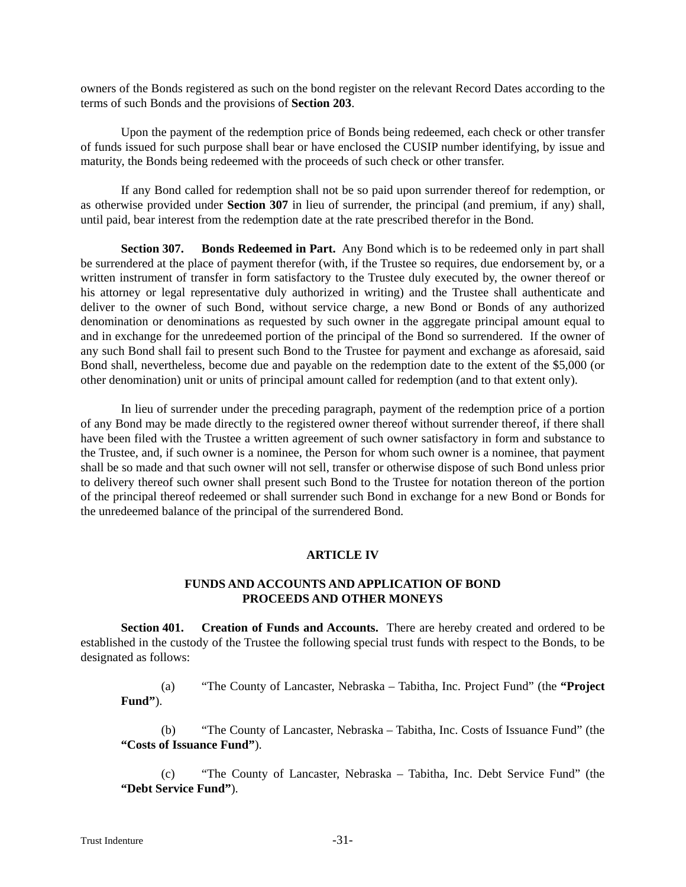owners of the Bonds registered as such on the bond register on the relevant Record Dates according to the terms of such Bonds and the provisions of **Section 203**.

Upon the payment of the redemption price of Bonds being redeemed, each check or other transfer of funds issued for such purpose shall bear or have enclosed the CUSIP number identifying, by issue and maturity, the Bonds being redeemed with the proceeds of such check or other transfer.

If any Bond called for redemption shall not be so paid upon surrender thereof for redemption, or as otherwise provided under **Section 307** in lieu of surrender, the principal (and premium, if any) shall, until paid, bear interest from the redemption date at the rate prescribed therefor in the Bond.

**Section 307. Bonds Redeemed in Part.** Any Bond which is to be redeemed only in part shall be surrendered at the place of payment therefor (with, if the Trustee so requires, due endorsement by, or a written instrument of transfer in form satisfactory to the Trustee duly executed by, the owner thereof or his attorney or legal representative duly authorized in writing) and the Trustee shall authenticate and deliver to the owner of such Bond, without service charge, a new Bond or Bonds of any authorized denomination or denominations as requested by such owner in the aggregate principal amount equal to and in exchange for the unredeemed portion of the principal of the Bond so surrendered. If the owner of any such Bond shall fail to present such Bond to the Trustee for payment and exchange as aforesaid, said Bond shall, nevertheless, become due and payable on the redemption date to the extent of the $5,000 (or other denomination) unit or units of principal amount called for redemption (and to that extent only).

In lieu of surrender under the preceding paragraph, payment of the redemption price of a portion of any Bond may be made directly to the registered owner thereof without surrender thereof, if there shall have been filed with the Trustee a written agreement of such owner satisfactory in form and substance to the Trustee, and, if such owner is a nominee, the Person for whom such owner is a nominee, that payment shall be so made and that such owner will not sell, transfer or otherwise dispose of such Bond unless prior to delivery thereof such owner shall present such Bond to the Trustee for notation thereon of the portion of the principal thereof redeemed or shall surrender such Bond in exchange for a new Bond or Bonds for the unredeemed balance of the principal of the surrendered Bond.

## ARTICLE IV

## FUNDS AND ACCOUNTS AND APPLICATION OF BOND PROCEEDS AND OTHER MONEYS

**Section 401. Creation of Funds and Accounts.** There are hereby created and ordered to be established in the custody of the Trustee the following special trust funds with respect to the Bonds, to be designated as follows:

(a) "The County of Lancaster, Nebraska – Tabitha, Inc. Project Fund" (the **"Project Fund"**).

(b) "The County of Lancaster, Nebraska – Tabitha, Inc. Costs of Issuance Fund" (the **"Costs of Issuance Fund"**).

(c) "The County of Lancaster, Nebraska – Tabitha, Inc. Debt Service Fund" (the **"Debt Service Fund"**).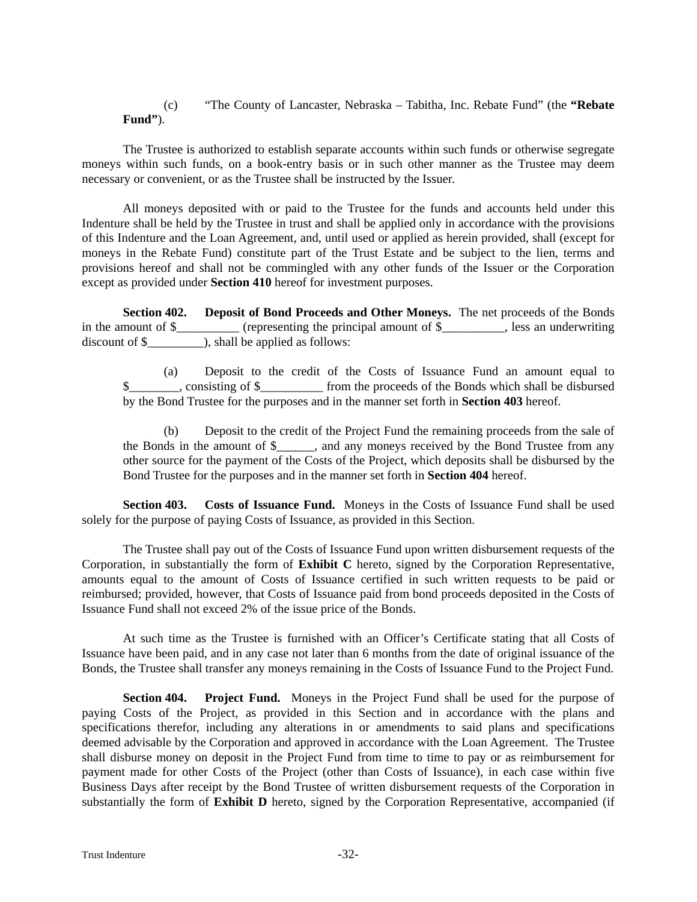(c) "The County of Lancaster, Nebraska – Tabitha, Inc. Rebate Fund" (the **"Rebate Fund"**).

The Trustee is authorized to establish separate accounts within such funds or otherwise segregate moneys within such funds, on a book-entry basis or in such other manner as the Trustee may deem necessary or convenient, or as the Trustee shall be instructed by the Issuer.

All moneys deposited with or paid to the Trustee for the funds and accounts held under this Indenture shall be held by the Trustee in trust and shall be applied only in accordance with the provisions of this Indenture and the Loan Agreement, and, until used or applied as herein provided, shall (except for moneys in the Rebate Fund) constitute part of the Trust Estate and be subject to the lien, terms and provisions hereof and shall not be commingled with any other funds of the Issuer or the Corporation except as provided under **Section 410** hereof for investment purposes.

**Section 402. Deposit of Bond Proceeds and Other Moneys.** The net proceeds of the Bonds in the amount of $__________ (representing the principal amount of $__________, less an underwriting discount of $_________), shall be applied as follows:

(a) Deposit to the credit of the Costs of Issuance Fund an amount equal to $________, consisting of $__________ from the proceeds of the Bonds which shall be disbursed by the Bond Trustee for the purposes and in the manner set forth in **Section 403** hereof.

(b) Deposit to the credit of the Project Fund the remaining proceeds from the sale of the Bonds in the amount of $______, and any moneys received by the Bond Trustee from any other source for the payment of the Costs of the Project, which deposits shall be disbursed by the Bond Trustee for the purposes and in the manner set forth in **Section 404** hereof.

**Section 403. Costs of Issuance Fund.** Moneys in the Costs of Issuance Fund shall be used solely for the purpose of paying Costs of Issuance, as provided in this Section.

The Trustee shall pay out of the Costs of Issuance Fund upon written disbursement requests of the Corporation, in substantially the form of **Exhibit C** hereto, signed by the Corporation Representative, amounts equal to the amount of Costs of Issuance certified in such written requests to be paid or reimbursed; provided, however, that Costs of Issuance paid from bond proceeds deposited in the Costs of Issuance Fund shall not exceed 2% of the issue price of the Bonds.

At such time as the Trustee is furnished with an Officer's Certificate stating that all Costs of Issuance have been paid, and in any case not later than 6 months from the date of original issuance of the Bonds, the Trustee shall transfer any moneys remaining in the Costs of Issuance Fund to the Project Fund.

**Section 404. Project Fund.** Moneys in the Project Fund shall be used for the purpose of paying Costs of the Project, as provided in this Section and in accordance with the plans and specifications therefor, including any alterations in or amendments to said plans and specifications deemed advisable by the Corporation and approved in accordance with the Loan Agreement. The Trustee shall disburse money on deposit in the Project Fund from time to time to pay or as reimbursement for payment made for other Costs of the Project (other than Costs of Issuance), in each case within five Business Days after receipt by the Bond Trustee of written disbursement requests of the Corporation in substantially the form of **Exhibit D** hereto, signed by the Corporation Representative, accompanied (if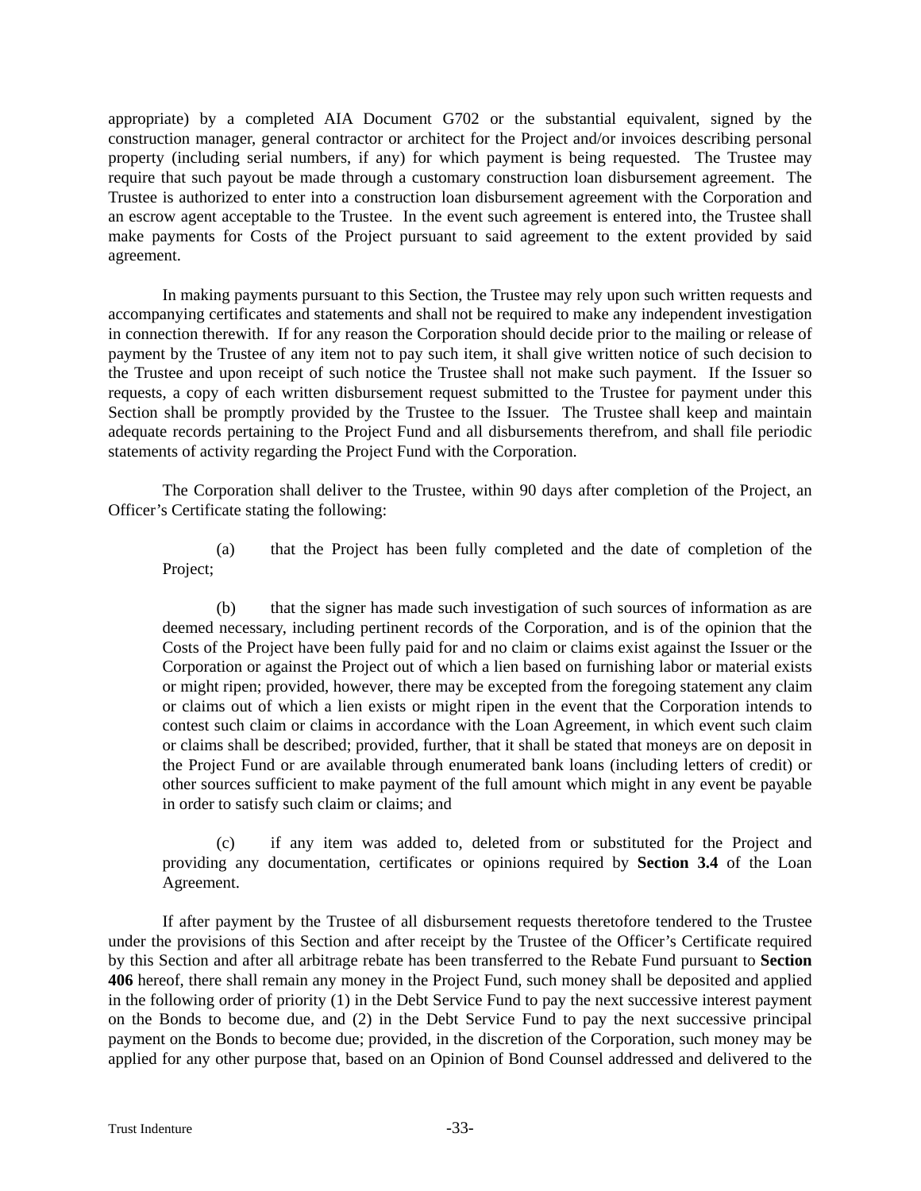appropriate) by a completed AIA Document G702 or the substantial equivalent, signed by the construction manager, general contractor or architect for the Project and/or invoices describing personal property (including serial numbers, if any) for which payment is being requested. The Trustee may require that such payout be made through a customary construction loan disbursement agreement. The Trustee is authorized to enter into a construction loan disbursement agreement with the Corporation and an escrow agent acceptable to the Trustee. In the event such agreement is entered into, the Trustee shall make payments for Costs of the Project pursuant to said agreement to the extent provided by said agreement.

In making payments pursuant to this Section, the Trustee may rely upon such written requests and accompanying certificates and statements and shall not be required to make any independent investigation in connection therewith. If for any reason the Corporation should decide prior to the mailing or release of payment by the Trustee of any item not to pay such item, it shall give written notice of such decision to the Trustee and upon receipt of such notice the Trustee shall not make such payment. If the Issuer so requests, a copy of each written disbursement request submitted to the Trustee for payment under this Section shall be promptly provided by the Trustee to the Issuer. The Trustee shall keep and maintain adequate records pertaining to the Project Fund and all disbursements therefrom, and shall file periodic statements of activity regarding the Project Fund with the Corporation.

The Corporation shall deliver to the Trustee, within 90 days after completion of the Project, an Officer's Certificate stating the following:

(a) that the Project has been fully completed and the date of completion of the Project;

(b) that the signer has made such investigation of such sources of information as are deemed necessary, including pertinent records of the Corporation, and is of the opinion that the Costs of the Project have been fully paid for and no claim or claims exist against the Issuer or the Corporation or against the Project out of which a lien based on furnishing labor or material exists or might ripen; provided, however, there may be excepted from the foregoing statement any claim or claims out of which a lien exists or might ripen in the event that the Corporation intends to contest such claim or claims in accordance with the Loan Agreement, in which event such claim or claims shall be described; provided, further, that it shall be stated that moneys are on deposit in the Project Fund or are available through enumerated bank loans (including letters of credit) or other sources sufficient to make payment of the full amount which might in any event be payable in order to satisfy such claim or claims; and

(c) if any item was added to, deleted from or substituted for the Project and providing any documentation, certificates or opinions required by **Section 3.4** of the Loan Agreement.

If after payment by the Trustee of all disbursement requests theretofore tendered to the Trustee under the provisions of this Section and after receipt by the Trustee of the Officer's Certificate required by this Section and after all arbitrage rebate has been transferred to the Rebate Fund pursuant to **Section 406** hereof, there shall remain any money in the Project Fund, such money shall be deposited and applied in the following order of priority (1) in the Debt Service Fund to pay the next successive interest payment on the Bonds to become due, and (2) in the Debt Service Fund to pay the next successive principal payment on the Bonds to become due; provided, in the discretion of the Corporation, such money may be applied for any other purpose that, based on an Opinion of Bond Counsel addressed and delivered to the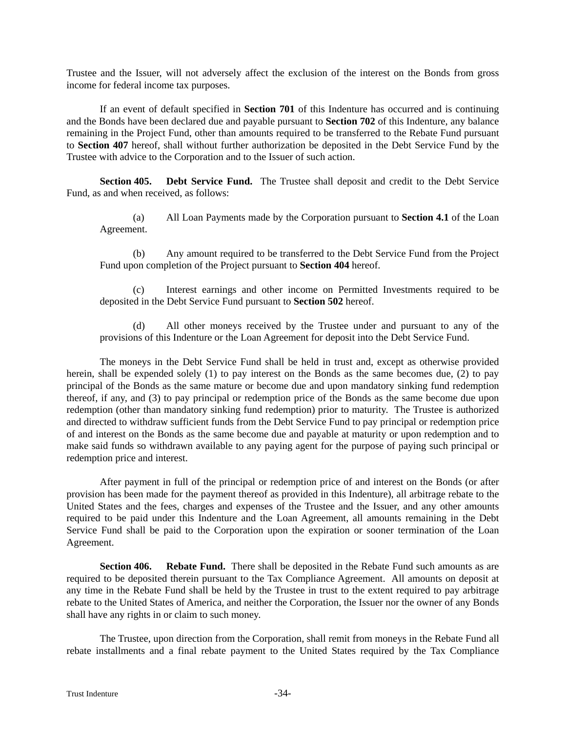Trustee and the Issuer, will not adversely affect the exclusion of the interest on the Bonds from gross income for federal income tax purposes.

If an event of default specified in **Section 701** of this Indenture has occurred and is continuing and the Bonds have been declared due and payable pursuant to **Section 702** of this Indenture, any balance remaining in the Project Fund, other than amounts required to be transferred to the Rebate Fund pursuant to **Section 407** hereof, shall without further authorization be deposited in the Debt Service Fund by the Trustee with advice to the Corporation and to the Issuer of such action.

**Section 405. Debt Service Fund.** The Trustee shall deposit and credit to the Debt Service Fund, as and when received, as follows:

(a) All Loan Payments made by the Corporation pursuant to **Section 4.1** of the Loan Agreement.

(b) Any amount required to be transferred to the Debt Service Fund from the Project Fund upon completion of the Project pursuant to **Section 404** hereof.

(c) Interest earnings and other income on Permitted Investments required to be deposited in the Debt Service Fund pursuant to **Section 502** hereof.

(d) All other moneys received by the Trustee under and pursuant to any of the provisions of this Indenture or the Loan Agreement for deposit into the Debt Service Fund.

The moneys in the Debt Service Fund shall be held in trust and, except as otherwise provided herein, shall be expended solely (1) to pay interest on the Bonds as the same becomes due, (2) to pay principal of the Bonds as the same mature or become due and upon mandatory sinking fund redemption thereof, if any, and (3) to pay principal or redemption price of the Bonds as the same become due upon redemption (other than mandatory sinking fund redemption) prior to maturity. The Trustee is authorized and directed to withdraw sufficient funds from the Debt Service Fund to pay principal or redemption price of and interest on the Bonds as the same become due and payable at maturity or upon redemption and to make said funds so withdrawn available to any paying agent for the purpose of paying such principal or redemption price and interest.

After payment in full of the principal or redemption price of and interest on the Bonds (or after provision has been made for the payment thereof as provided in this Indenture), all arbitrage rebate to the United States and the fees, charges and expenses of the Trustee and the Issuer, and any other amounts required to be paid under this Indenture and the Loan Agreement, all amounts remaining in the Debt Service Fund shall be paid to the Corporation upon the expiration or sooner termination of the Loan Agreement.

**Section 406. Rebate Fund.** There shall be deposited in the Rebate Fund such amounts as are required to be deposited therein pursuant to the Tax Compliance Agreement. All amounts on deposit at any time in the Rebate Fund shall be held by the Trustee in trust to the extent required to pay arbitrage rebate to the United States of America, and neither the Corporation, the Issuer nor the owner of any Bonds shall have any rights in or claim to such money.

The Trustee, upon direction from the Corporation, shall remit from moneys in the Rebate Fund all rebate installments and a final rebate payment to the United States required by the Tax Compliance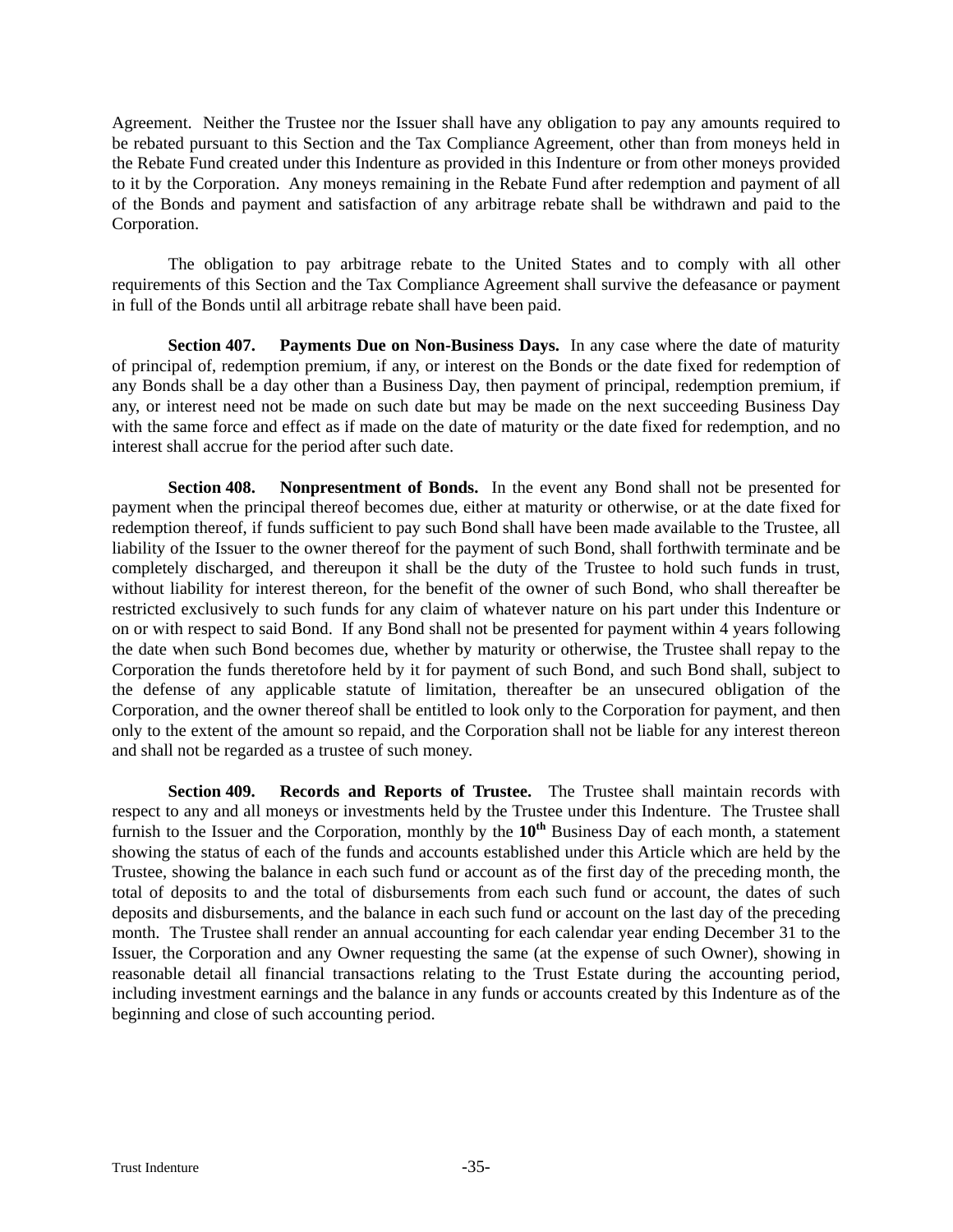Agreement. Neither the Trustee nor the Issuer shall have any obligation to pay any amounts required to be rebated pursuant to this Section and the Tax Compliance Agreement, other than from moneys held in the Rebate Fund created under this Indenture as provided in this Indenture or from other moneys provided to it by the Corporation. Any moneys remaining in the Rebate Fund after redemption and payment of all of the Bonds and payment and satisfaction of any arbitrage rebate shall be withdrawn and paid to the Corporation.

The obligation to pay arbitrage rebate to the United States and to comply with all other requirements of this Section and the Tax Compliance Agreement shall survive the defeasance or payment in full of the Bonds until all arbitrage rebate shall have been paid.

**Section 407. Payments Due on Non-Business Days.** In any case where the date of maturity of principal of, redemption premium, if any, or interest on the Bonds or the date fixed for redemption of any Bonds shall be a day other than a Business Day, then payment of principal, redemption premium, if any, or interest need not be made on such date but may be made on the next succeeding Business Day with the same force and effect as if made on the date of maturity or the date fixed for redemption, and no interest shall accrue for the period after such date.

**Section 408. Nonpresentment of Bonds.** In the event any Bond shall not be presented for payment when the principal thereof becomes due, either at maturity or otherwise, or at the date fixed for redemption thereof, if funds sufficient to pay such Bond shall have been made available to the Trustee, all liability of the Issuer to the owner thereof for the payment of such Bond, shall forthwith terminate and be completely discharged, and thereupon it shall be the duty of the Trustee to hold such funds in trust, without liability for interest thereon, for the benefit of the owner of such Bond, who shall thereafter be restricted exclusively to such funds for any claim of whatever nature on his part under this Indenture or on or with respect to said Bond. If any Bond shall not be presented for payment within 4 years following the date when such Bond becomes due, whether by maturity or otherwise, the Trustee shall repay to the Corporation the funds theretofore held by it for payment of such Bond, and such Bond shall, subject to the defense of any applicable statute of limitation, thereafter be an unsecured obligation of the Corporation, and the owner thereof shall be entitled to look only to the Corporation for payment, and then only to the extent of the amount so repaid, and the Corporation shall not be liable for any interest thereon and shall not be regarded as a trustee of such money.

**Section 409. Records and Reports of Trustee.** The Trustee shall maintain records with respect to any and all moneys or investments held by the Trustee under this Indenture. The Trustee shall furnish to the Issuer and the Corporation, monthly by the **10th** Business Day of each month, a statement showing the status of each of the funds and accounts established under this Article which are held by the Trustee, showing the balance in each such fund or account as of the first day of the preceding month, the total of deposits to and the total of disbursements from each such fund or account, the dates of such deposits and disbursements, and the balance in each such fund or account on the last day of the preceding month. The Trustee shall render an annual accounting for each calendar year ending December 31 to the Issuer, the Corporation and any Owner requesting the same (at the expense of such Owner), showing in reasonable detail all financial transactions relating to the Trust Estate during the accounting period, including investment earnings and the balance in any funds or accounts created by this Indenture as of the beginning and close of such accounting period.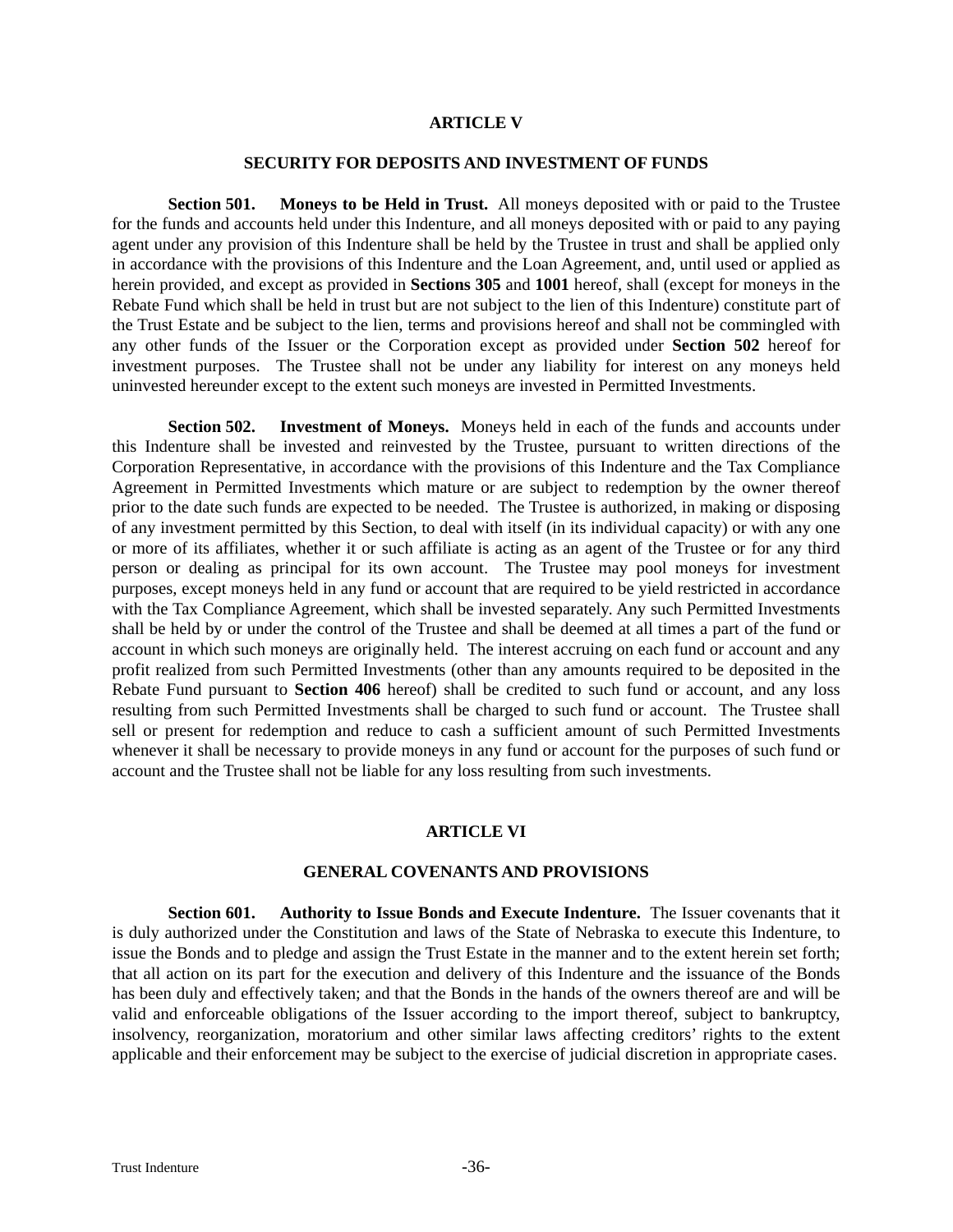## ARTICLE V

## SECURITY FOR DEPOSITS AND INVESTMENT OF FUNDS

**Section 501. Moneys to be Held in Trust.** All moneys deposited with or paid to the Trustee for the funds and accounts held under this Indenture, and all moneys deposited with or paid to any paying agent under any provision of this Indenture shall be held by the Trustee in trust and shall be applied only in accordance with the provisions of this Indenture and the Loan Agreement, and, until used or applied as herein provided, and except as provided in **Sections 305** and **1001** hereof, shall (except for moneys in the Rebate Fund which shall be held in trust but are not subject to the lien of this Indenture) constitute part of the Trust Estate and be subject to the lien, terms and provisions hereof and shall not be commingled with any other funds of the Issuer or the Corporation except as provided under **Section 502** hereof for investment purposes. The Trustee shall not be under any liability for interest on any moneys held uninvested hereunder except to the extent such moneys are invested in Permitted Investments.

**Section 502. Investment of Moneys.** Moneys held in each of the funds and accounts under this Indenture shall be invested and reinvested by the Trustee, pursuant to written directions of the Corporation Representative, in accordance with the provisions of this Indenture and the Tax Compliance Agreement in Permitted Investments which mature or are subject to redemption by the owner thereof prior to the date such funds are expected to be needed. The Trustee is authorized, in making or disposing of any investment permitted by this Section, to deal with itself (in its individual capacity) or with any one or more of its affiliates, whether it or such affiliate is acting as an agent of the Trustee or for any third person or dealing as principal for its own account. The Trustee may pool moneys for investment purposes, except moneys held in any fund or account that are required to be yield restricted in accordance with the Tax Compliance Agreement, which shall be invested separately. Any such Permitted Investments shall be held by or under the control of the Trustee and shall be deemed at all times a part of the fund or account in which such moneys are originally held. The interest accruing on each fund or account and any profit realized from such Permitted Investments (other than any amounts required to be deposited in the Rebate Fund pursuant to **Section 406** hereof) shall be credited to such fund or account, and any loss resulting from such Permitted Investments shall be charged to such fund or account. The Trustee shall sell or present for redemption and reduce to cash a sufficient amount of such Permitted Investments whenever it shall be necessary to provide moneys in any fund or account for the purposes of such fund or account and the Trustee shall not be liable for any loss resulting from such investments.

## ARTICLE VI

## GENERAL COVENANTS AND PROVISIONS

**Section 601. Authority to Issue Bonds and Execute Indenture.** The Issuer covenants that it is duly authorized under the Constitution and laws of the State of Nebraska to execute this Indenture, to issue the Bonds and to pledge and assign the Trust Estate in the manner and to the extent herein set forth; that all action on its part for the execution and delivery of this Indenture and the issuance of the Bonds has been duly and effectively taken; and that the Bonds in the hands of the owners thereof are and will be valid and enforceable obligations of the Issuer according to the import thereof, subject to bankruptcy, insolvency, reorganization, moratorium and other similar laws affecting creditors' rights to the extent applicable and their enforcement may be subject to the exercise of judicial discretion in appropriate cases.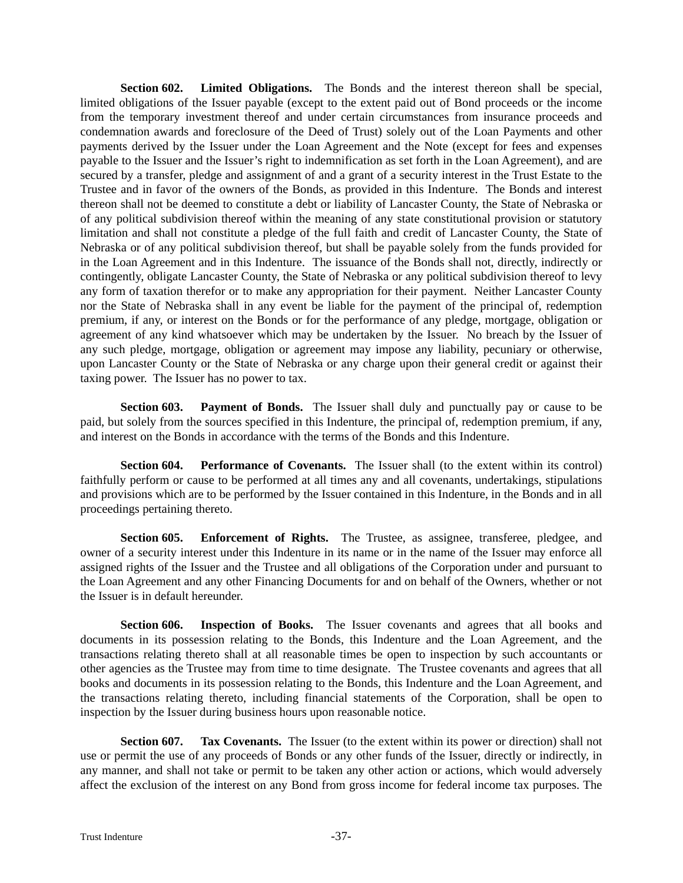**Section 602. Limited Obligations.** The Bonds and the interest thereon shall be special, limited obligations of the Issuer payable (except to the extent paid out of Bond proceeds or the income from the temporary investment thereof and under certain circumstances from insurance proceeds and condemnation awards and foreclosure of the Deed of Trust) solely out of the Loan Payments and other payments derived by the Issuer under the Loan Agreement and the Note (except for fees and expenses payable to the Issuer and the Issuer's right to indemnification as set forth in the Loan Agreement), and are secured by a transfer, pledge and assignment of and a grant of a security interest in the Trust Estate to the Trustee and in favor of the owners of the Bonds, as provided in this Indenture. The Bonds and interest thereon shall not be deemed to constitute a debt or liability of Lancaster County, the State of Nebraska or of any political subdivision thereof within the meaning of any state constitutional provision or statutory limitation and shall not constitute a pledge of the full faith and credit of Lancaster County, the State of Nebraska or of any political subdivision thereof, but shall be payable solely from the funds provided for in the Loan Agreement and in this Indenture. The issuance of the Bonds shall not, directly, indirectly or contingently, obligate Lancaster County, the State of Nebraska or any political subdivision thereof to levy any form of taxation therefor or to make any appropriation for their payment. Neither Lancaster County nor the State of Nebraska shall in any event be liable for the payment of the principal of, redemption premium, if any, or interest on the Bonds or for the performance of any pledge, mortgage, obligation or agreement of any kind whatsoever which may be undertaken by the Issuer. No breach by the Issuer of any such pledge, mortgage, obligation or agreement may impose any liability, pecuniary or otherwise, upon Lancaster County or the State of Nebraska or any charge upon their general credit or against their taxing power. The Issuer has no power to tax.

**Section 603. Payment of Bonds.** The Issuer shall duly and punctually pay or cause to be paid, but solely from the sources specified in this Indenture, the principal of, redemption premium, if any, and interest on the Bonds in accordance with the terms of the Bonds and this Indenture.

**Section 604. Performance of Covenants.** The Issuer shall (to the extent within its control) faithfully perform or cause to be performed at all times any and all covenants, undertakings, stipulations and provisions which are to be performed by the Issuer contained in this Indenture, in the Bonds and in all proceedings pertaining thereto.

**Section 605. Enforcement of Rights.** The Trustee, as assignee, transferee, pledgee, and owner of a security interest under this Indenture in its name or in the name of the Issuer may enforce all assigned rights of the Issuer and the Trustee and all obligations of the Corporation under and pursuant to the Loan Agreement and any other Financing Documents for and on behalf of the Owners, whether or not the Issuer is in default hereunder.

**Section 606. Inspection of Books.** The Issuer covenants and agrees that all books and documents in its possession relating to the Bonds, this Indenture and the Loan Agreement, and the transactions relating thereto shall at all reasonable times be open to inspection by such accountants or other agencies as the Trustee may from time to time designate. The Trustee covenants and agrees that all books and documents in its possession relating to the Bonds, this Indenture and the Loan Agreement, and the transactions relating thereto, including financial statements of the Corporation, shall be open to inspection by the Issuer during business hours upon reasonable notice.

**Section 607. Tax Covenants.** The Issuer (to the extent within its power or direction) shall not use or permit the use of any proceeds of Bonds or any other funds of the Issuer, directly or indirectly, in any manner, and shall not take or permit to be taken any other action or actions, which would adversely affect the exclusion of the interest on any Bond from gross income for federal income tax purposes. The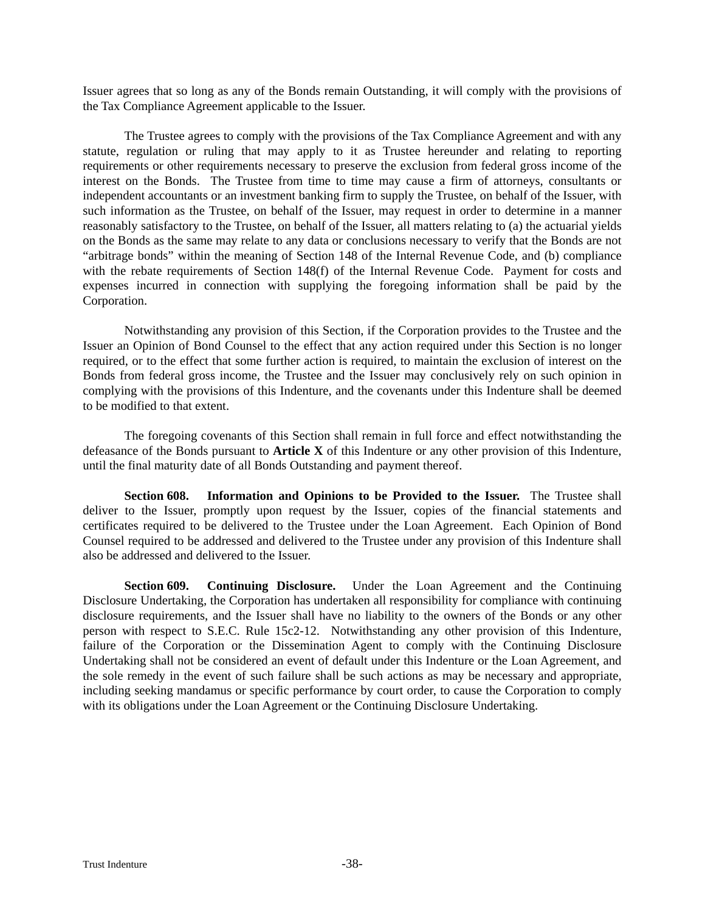Issuer agrees that so long as any of the Bonds remain Outstanding, it will comply with the provisions of the Tax Compliance Agreement applicable to the Issuer.

The Trustee agrees to comply with the provisions of the Tax Compliance Agreement and with any statute, regulation or ruling that may apply to it as Trustee hereunder and relating to reporting requirements or other requirements necessary to preserve the exclusion from federal gross income of the interest on the Bonds. The Trustee from time to time may cause a firm of attorneys, consultants or independent accountants or an investment banking firm to supply the Trustee, on behalf of the Issuer, with such information as the Trustee, on behalf of the Issuer, may request in order to determine in a manner reasonably satisfactory to the Trustee, on behalf of the Issuer, all matters relating to (a) the actuarial yields on the Bonds as the same may relate to any data or conclusions necessary to verify that the Bonds are not "arbitrage bonds" within the meaning of Section 148 of the Internal Revenue Code, and (b) compliance with the rebate requirements of Section 148(f) of the Internal Revenue Code. Payment for costs and expenses incurred in connection with supplying the foregoing information shall be paid by the Corporation.

Notwithstanding any provision of this Section, if the Corporation provides to the Trustee and the Issuer an Opinion of Bond Counsel to the effect that any action required under this Section is no longer required, or to the effect that some further action is required, to maintain the exclusion of interest on the Bonds from federal gross income, the Trustee and the Issuer may conclusively rely on such opinion in complying with the provisions of this Indenture, and the covenants under this Indenture shall be deemed to be modified to that extent.

The foregoing covenants of this Section shall remain in full force and effect notwithstanding the defeasance of the Bonds pursuant to **Article X** of this Indenture or any other provision of this Indenture, until the final maturity date of all Bonds Outstanding and payment thereof.

**Section 608. Information and Opinions to be Provided to the Issuer.** The Trustee shall deliver to the Issuer, promptly upon request by the Issuer, copies of the financial statements and certificates required to be delivered to the Trustee under the Loan Agreement. Each Opinion of Bond Counsel required to be addressed and delivered to the Trustee under any provision of this Indenture shall also be addressed and delivered to the Issuer.

**Section 609. Continuing Disclosure.** Under the Loan Agreement and the Continuing Disclosure Undertaking, the Corporation has undertaken all responsibility for compliance with continuing disclosure requirements, and the Issuer shall have no liability to the owners of the Bonds or any other person with respect to S.E.C. Rule 15c2-12. Notwithstanding any other provision of this Indenture, failure of the Corporation or the Dissemination Agent to comply with the Continuing Disclosure Undertaking shall not be considered an event of default under this Indenture or the Loan Agreement, and the sole remedy in the event of such failure shall be such actions as may be necessary and appropriate, including seeking mandamus or specific performance by court order, to cause the Corporation to comply with its obligations under the Loan Agreement or the Continuing Disclosure Undertaking.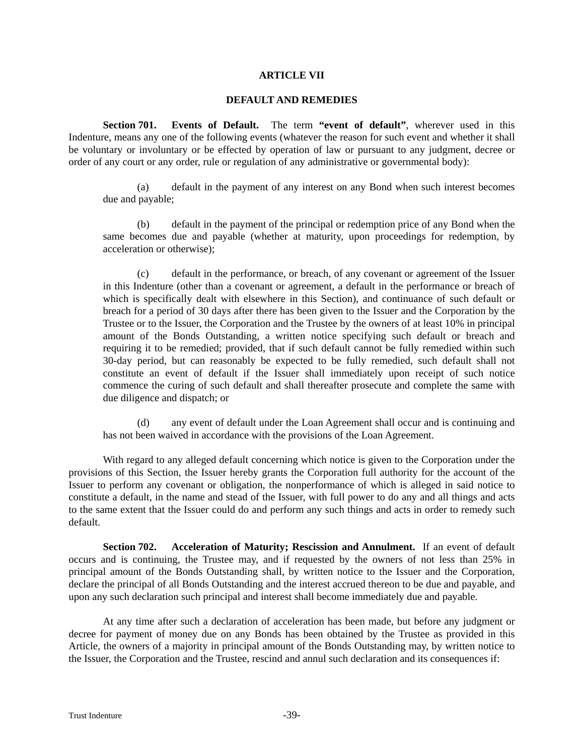## ARTICLE VII

## DEFAULT AND REMEDIES

**Section 701. Events of Default.** The term **"event of default"**, wherever used in this Indenture, means any one of the following events (whatever the reason for such event and whether it shall be voluntary or involuntary or be effected by operation of law or pursuant to any judgment, decree or order of any court or any order, rule or regulation of any administrative or governmental body):

(a) default in the payment of any interest on any Bond when such interest becomes due and payable;

(b) default in the payment of the principal or redemption price of any Bond when the same becomes due and payable (whether at maturity, upon proceedings for redemption, by acceleration or otherwise);

(c) default in the performance, or breach, of any covenant or agreement of the Issuer in this Indenture (other than a covenant or agreement, a default in the performance or breach of which is specifically dealt with elsewhere in this Section), and continuance of such default or breach for a period of 30 days after there has been given to the Issuer and the Corporation by the Trustee or to the Issuer, the Corporation and the Trustee by the owners of at least 10% in principal amount of the Bonds Outstanding, a written notice specifying such default or breach and requiring it to be remedied; provided, that if such default cannot be fully remedied within such 30-day period, but can reasonably be expected to be fully remedied, such default shall not constitute an event of default if the Issuer shall immediately upon receipt of such notice commence the curing of such default and shall thereafter prosecute and complete the same with due diligence and dispatch; or

(d) any event of default under the Loan Agreement shall occur and is continuing and has not been waived in accordance with the provisions of the Loan Agreement.

With regard to any alleged default concerning which notice is given to the Corporation under the provisions of this Section, the Issuer hereby grants the Corporation full authority for the account of the Issuer to perform any covenant or obligation, the nonperformance of which is alleged in said notice to constitute a default, in the name and stead of the Issuer, with full power to do any and all things and acts to the same extent that the Issuer could do and perform any such things and acts in order to remedy such default.

**Section 702. Acceleration of Maturity; Rescission and Annulment.** If an event of default occurs and is continuing, the Trustee may, and if requested by the owners of not less than 25% in principal amount of the Bonds Outstanding shall, by written notice to the Issuer and the Corporation, declare the principal of all Bonds Outstanding and the interest accrued thereon to be due and payable, and upon any such declaration such principal and interest shall become immediately due and payable.

At any time after such a declaration of acceleration has been made, but before any judgment or decree for payment of money due on any Bonds has been obtained by the Trustee as provided in this Article, the owners of a majority in principal amount of the Bonds Outstanding may, by written notice to the Issuer, the Corporation and the Trustee, rescind and annul such declaration and its consequences if: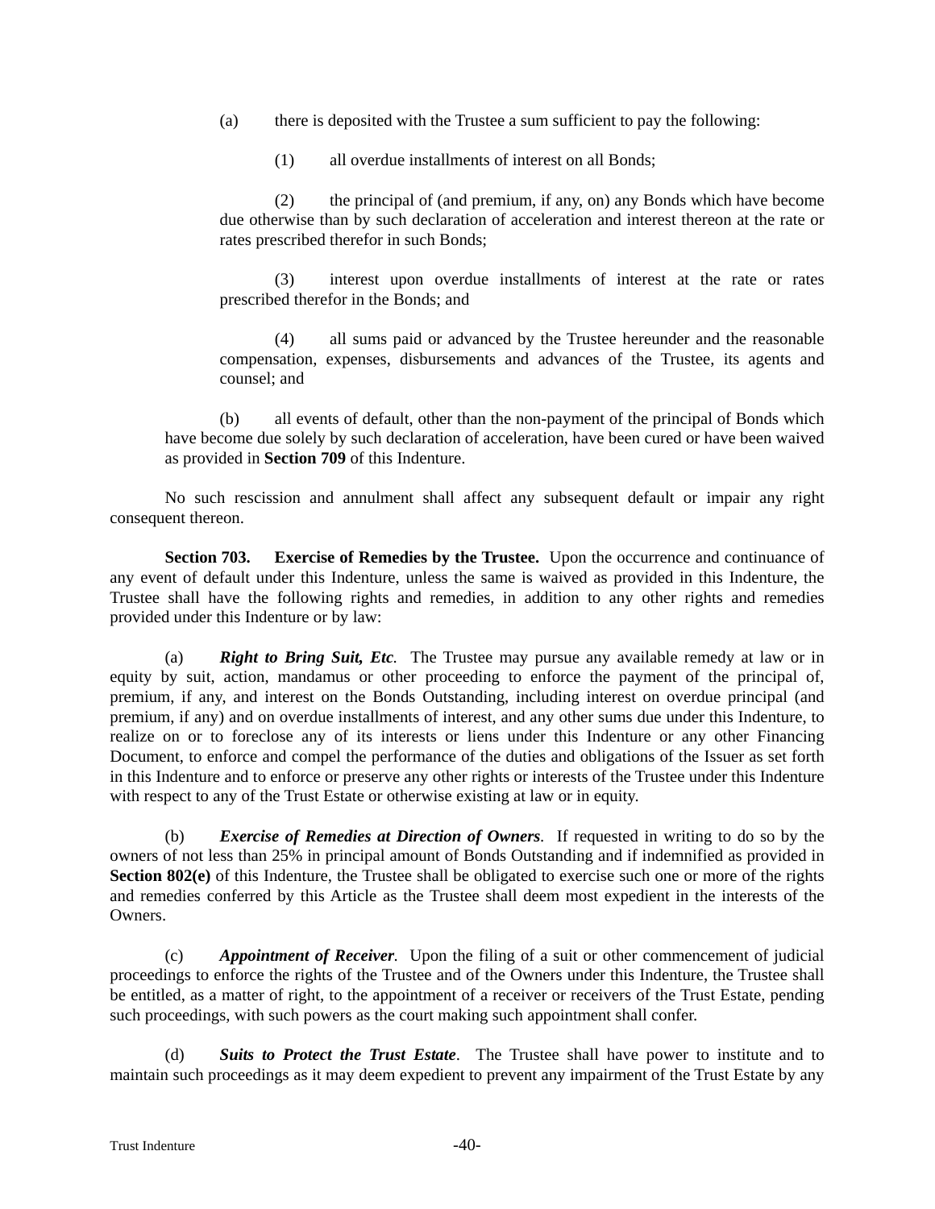(a) there is deposited with the Trustee a sum sufficient to pay the following:

(1) all overdue installments of interest on all Bonds;

(2) the principal of (and premium, if any, on) any Bonds which have become due otherwise than by such declaration of acceleration and interest thereon at the rate or rates prescribed therefor in such Bonds;

(3) interest upon overdue installments of interest at the rate or rates prescribed therefor in the Bonds; and

(4) all sums paid or advanced by the Trustee hereunder and the reasonable compensation, expenses, disbursements and advances of the Trustee, its agents and counsel; and

(b) all events of default, other than the non-payment of the principal of Bonds which have become due solely by such declaration of acceleration, have been cured or have been waived as provided in **Section 709** of this Indenture.

No such rescission and annulment shall affect any subsequent default or impair any right consequent thereon.

**Section 703. Exercise of Remedies by the Trustee.** Upon the occurrence and continuance of any event of default under this Indenture, unless the same is waived as provided in this Indenture, the Trustee shall have the following rights and remedies, in addition to any other rights and remedies provided under this Indenture or by law:

(a) ***Right to Bring Suit, Etc.*** The Trustee may pursue any available remedy at law or in equity by suit, action, mandamus or other proceeding to enforce the payment of the principal of, premium, if any, and interest on the Bonds Outstanding, including interest on overdue principal (and premium, if any) and on overdue installments of interest, and any other sums due under this Indenture, to realize on or to foreclose any of its interests or liens under this Indenture or any other Financing Document, to enforce and compel the performance of the duties and obligations of the Issuer as set forth in this Indenture and to enforce or preserve any other rights or interests of the Trustee under this Indenture with respect to any of the Trust Estate or otherwise existing at law or in equity.

(b) ***Exercise of Remedies at Direction of Owners.*** If requested in writing to do so by the owners of not less than 25% in principal amount of Bonds Outstanding and if indemnified as provided in **Section 802(e)** of this Indenture, the Trustee shall be obligated to exercise such one or more of the rights and remedies conferred by this Article as the Trustee shall deem most expedient in the interests of the Owners.

(c) ***Appointment of Receiver.*** Upon the filing of a suit or other commencement of judicial proceedings to enforce the rights of the Trustee and of the Owners under this Indenture, the Trustee shall be entitled, as a matter of right, to the appointment of a receiver or receivers of the Trust Estate, pending such proceedings, with such powers as the court making such appointment shall confer.

(d) ***Suits to Protect the Trust Estate.*** The Trustee shall have power to institute and to maintain such proceedings as it may deem expedient to prevent any impairment of the Trust Estate by any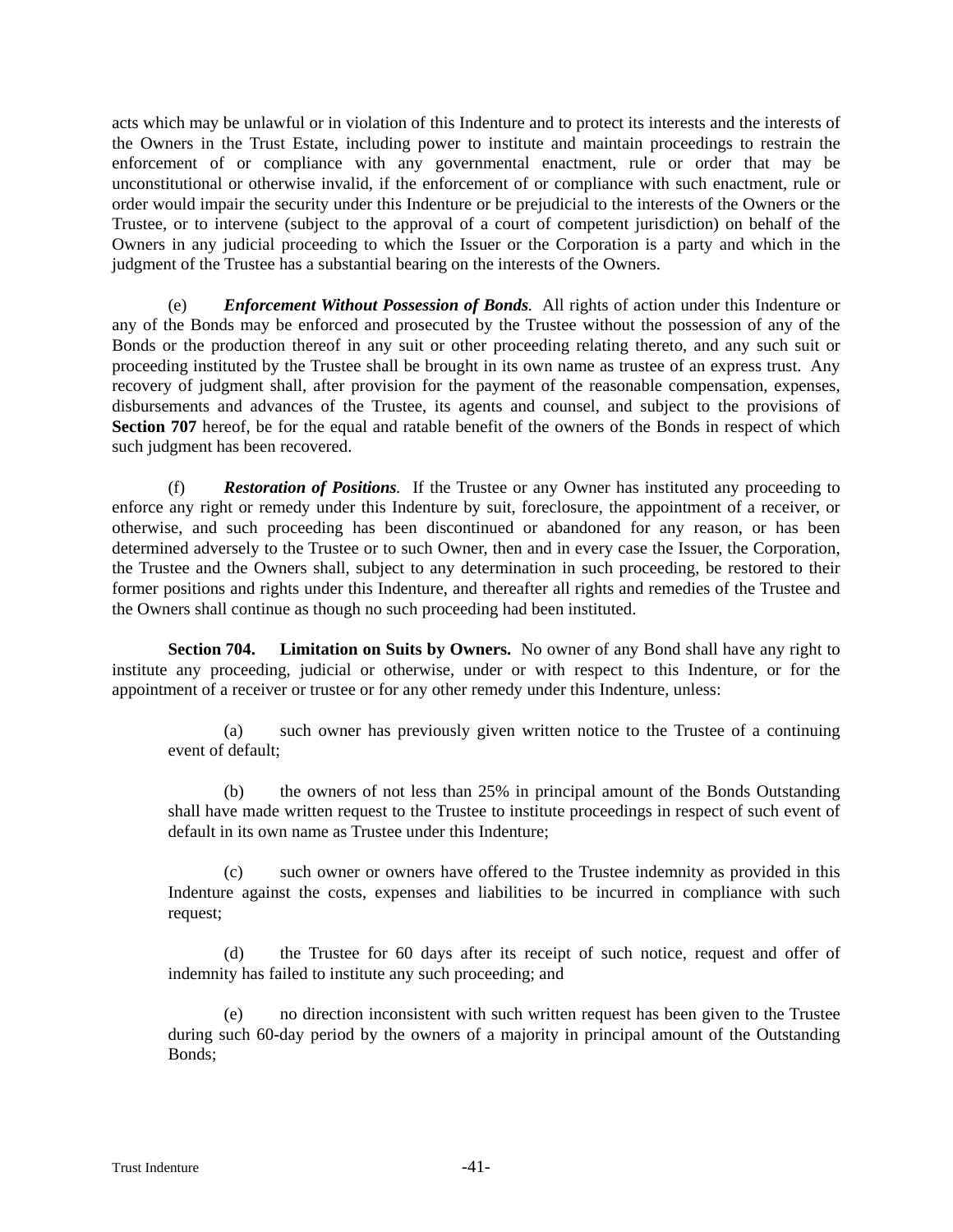acts which may be unlawful or in violation of this Indenture and to protect its interests and the interests of the Owners in the Trust Estate, including power to institute and maintain proceedings to restrain the enforcement of or compliance with any governmental enactment, rule or order that may be unconstitutional or otherwise invalid, if the enforcement of or compliance with such enactment, rule or order would impair the security under this Indenture or be prejudicial to the interests of the Owners or the Trustee, or to intervene (subject to the approval of a court of competent jurisdiction) on behalf of the Owners in any judicial proceeding to which the Issuer or the Corporation is a party and which in the judgment of the Trustee has a substantial bearing on the interests of the Owners.

(e) ***Enforcement Without Possession of Bonds.*** All rights of action under this Indenture or any of the Bonds may be enforced and prosecuted by the Trustee without the possession of any of the Bonds or the production thereof in any suit or other proceeding relating thereto, and any such suit or proceeding instituted by the Trustee shall be brought in its own name as trustee of an express trust. Any recovery of judgment shall, after provision for the payment of the reasonable compensation, expenses, disbursements and advances of the Trustee, its agents and counsel, and subject to the provisions of **Section 707** hereof, be for the equal and ratable benefit of the owners of the Bonds in respect of which such judgment has been recovered.

(f) ***Restoration of Positions.*** If the Trustee or any Owner has instituted any proceeding to enforce any right or remedy under this Indenture by suit, foreclosure, the appointment of a receiver, or otherwise, and such proceeding has been discontinued or abandoned for any reason, or has been determined adversely to the Trustee or to such Owner, then and in every case the Issuer, the Corporation, the Trustee and the Owners shall, subject to any determination in such proceeding, be restored to their former positions and rights under this Indenture, and thereafter all rights and remedies of the Trustee and the Owners shall continue as though no such proceeding had been instituted.

**Section 704. Limitation on Suits by Owners.** No owner of any Bond shall have any right to institute any proceeding, judicial or otherwise, under or with respect to this Indenture, or for the appointment of a receiver or trustee or for any other remedy under this Indenture, unless:

> (a) such owner has previously given written notice to the Trustee of a continuing event of default;
>
> (b) the owners of not less than 25% in principal amount of the Bonds Outstanding shall have made written request to the Trustee to institute proceedings in respect of such event of default in its own name as Trustee under this Indenture;
>
> (c) such owner or owners have offered to the Trustee indemnity as provided in this Indenture against the costs, expenses and liabilities to be incurred in compliance with such request;
>
> (d) the Trustee for 60 days after its receipt of such notice, request and offer of indemnity has failed to institute any such proceeding; and
>
> (e) no direction inconsistent with such written request has been given to the Trustee during such 60-day period by the owners of a majority in principal amount of the Outstanding Bonds;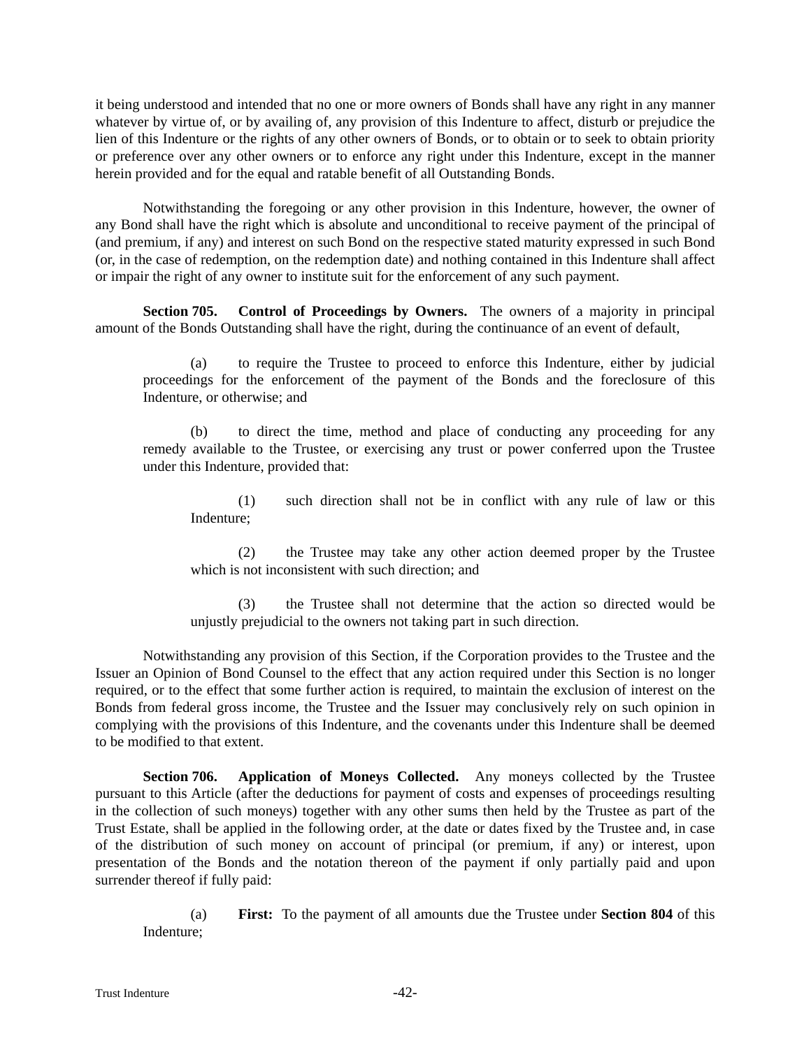it being understood and intended that no one or more owners of Bonds shall have any right in any manner whatever by virtue of, or by availing of, any provision of this Indenture to affect, disturb or prejudice the lien of this Indenture or the rights of any other owners of Bonds, or to obtain or to seek to obtain priority or preference over any other owners or to enforce any right under this Indenture, except in the manner herein provided and for the equal and ratable benefit of all Outstanding Bonds.

Notwithstanding the foregoing or any other provision in this Indenture, however, the owner of any Bond shall have the right which is absolute and unconditional to receive payment of the principal of (and premium, if any) and interest on such Bond on the respective stated maturity expressed in such Bond (or, in the case of redemption, on the redemption date) and nothing contained in this Indenture shall affect or impair the right of any owner to institute suit for the enforcement of any such payment.

**Section 705. Control of Proceedings by Owners.** The owners of a majority in principal amount of the Bonds Outstanding shall have the right, during the continuance of an event of default,

(a) to require the Trustee to proceed to enforce this Indenture, either by judicial proceedings for the enforcement of the payment of the Bonds and the foreclosure of this Indenture, or otherwise; and

(b) to direct the time, method and place of conducting any proceeding for any remedy available to the Trustee, or exercising any trust or power conferred upon the Trustee under this Indenture, provided that:

(1) such direction shall not be in conflict with any rule of law or this Indenture;

(2) the Trustee may take any other action deemed proper by the Trustee which is not inconsistent with such direction; and

(3) the Trustee shall not determine that the action so directed would be unjustly prejudicial to the owners not taking part in such direction.

Notwithstanding any provision of this Section, if the Corporation provides to the Trustee and the Issuer an Opinion of Bond Counsel to the effect that any action required under this Section is no longer required, or to the effect that some further action is required, to maintain the exclusion of interest on the Bonds from federal gross income, the Trustee and the Issuer may conclusively rely on such opinion in complying with the provisions of this Indenture, and the covenants under this Indenture shall be deemed to be modified to that extent.

**Section 706. Application of Moneys Collected.** Any moneys collected by the Trustee pursuant to this Article (after the deductions for payment of costs and expenses of proceedings resulting in the collection of such moneys) together with any other sums then held by the Trustee as part of the Trust Estate, shall be applied in the following order, at the date or dates fixed by the Trustee and, in case of the distribution of such money on account of principal (or premium, if any) or interest, upon presentation of the Bonds and the notation thereon of the payment if only partially paid and upon surrender thereof if fully paid:

(a) **First:** To the payment of all amounts due the Trustee under **Section 804** of this Indenture;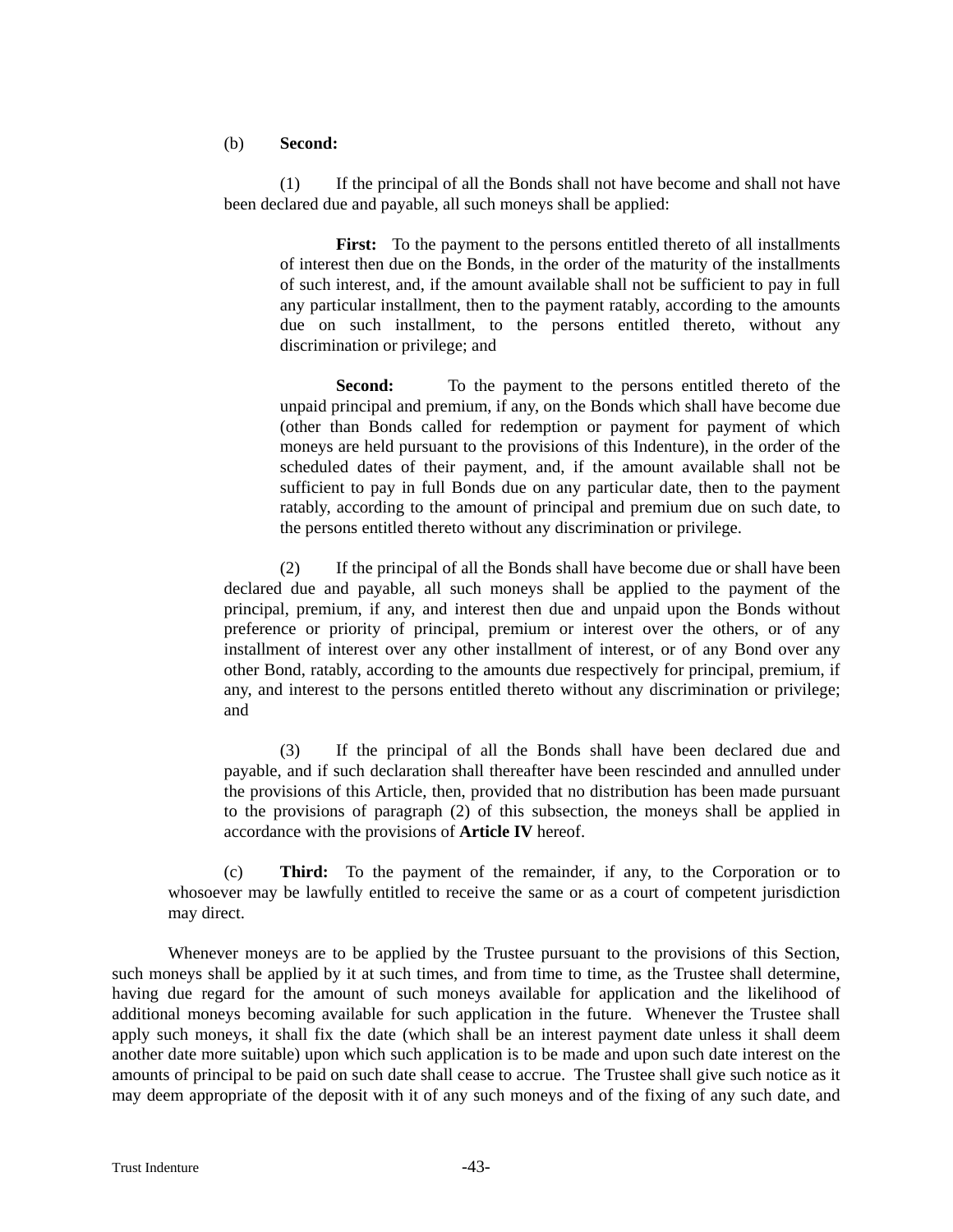(b) **Second:**

(1) If the principal of all the Bonds shall not have become and shall not have been declared due and payable, all such moneys shall be applied:

**First:** To the payment to the persons entitled thereto of all installments of interest then due on the Bonds, in the order of the maturity of the installments of such interest, and, if the amount available shall not be sufficient to pay in full any particular installment, then to the payment ratably, according to the amounts due on such installment, to the persons entitled thereto, without any discrimination or privilege; and

**Second:** To the payment to the persons entitled thereto of the unpaid principal and premium, if any, on the Bonds which shall have become due (other than Bonds called for redemption or payment for payment of which moneys are held pursuant to the provisions of this Indenture), in the order of the scheduled dates of their payment, and, if the amount available shall not be sufficient to pay in full Bonds due on any particular date, then to the payment ratably, according to the amount of principal and premium due on such date, to the persons entitled thereto without any discrimination or privilege.

(2) If the principal of all the Bonds shall have become due or shall have been declared due and payable, all such moneys shall be applied to the payment of the principal, premium, if any, and interest then due and unpaid upon the Bonds without preference or priority of principal, premium or interest over the others, or of any installment of interest over any other installment of interest, or of any Bond over any other Bond, ratably, according to the amounts due respectively for principal, premium, if any, and interest to the persons entitled thereto without any discrimination or privilege; and

(3) If the principal of all the Bonds shall have been declared due and payable, and if such declaration shall thereafter have been rescinded and annulled under the provisions of this Article, then, provided that no distribution has been made pursuant to the provisions of paragraph (2) of this subsection, the moneys shall be applied in accordance with the provisions of **Article IV** hereof.

(c) **Third:** To the payment of the remainder, if any, to the Corporation or to whosoever may be lawfully entitled to receive the same or as a court of competent jurisdiction may direct.

Whenever moneys are to be applied by the Trustee pursuant to the provisions of this Section, such moneys shall be applied by it at such times, and from time to time, as the Trustee shall determine, having due regard for the amount of such moneys available for application and the likelihood of additional moneys becoming available for such application in the future. Whenever the Trustee shall apply such moneys, it shall fix the date (which shall be an interest payment date unless it shall deem another date more suitable) upon which such application is to be made and upon such date interest on the amounts of principal to be paid on such date shall cease to accrue. The Trustee shall give such notice as it may deem appropriate of the deposit with it of any such moneys and of the fixing of any such date, and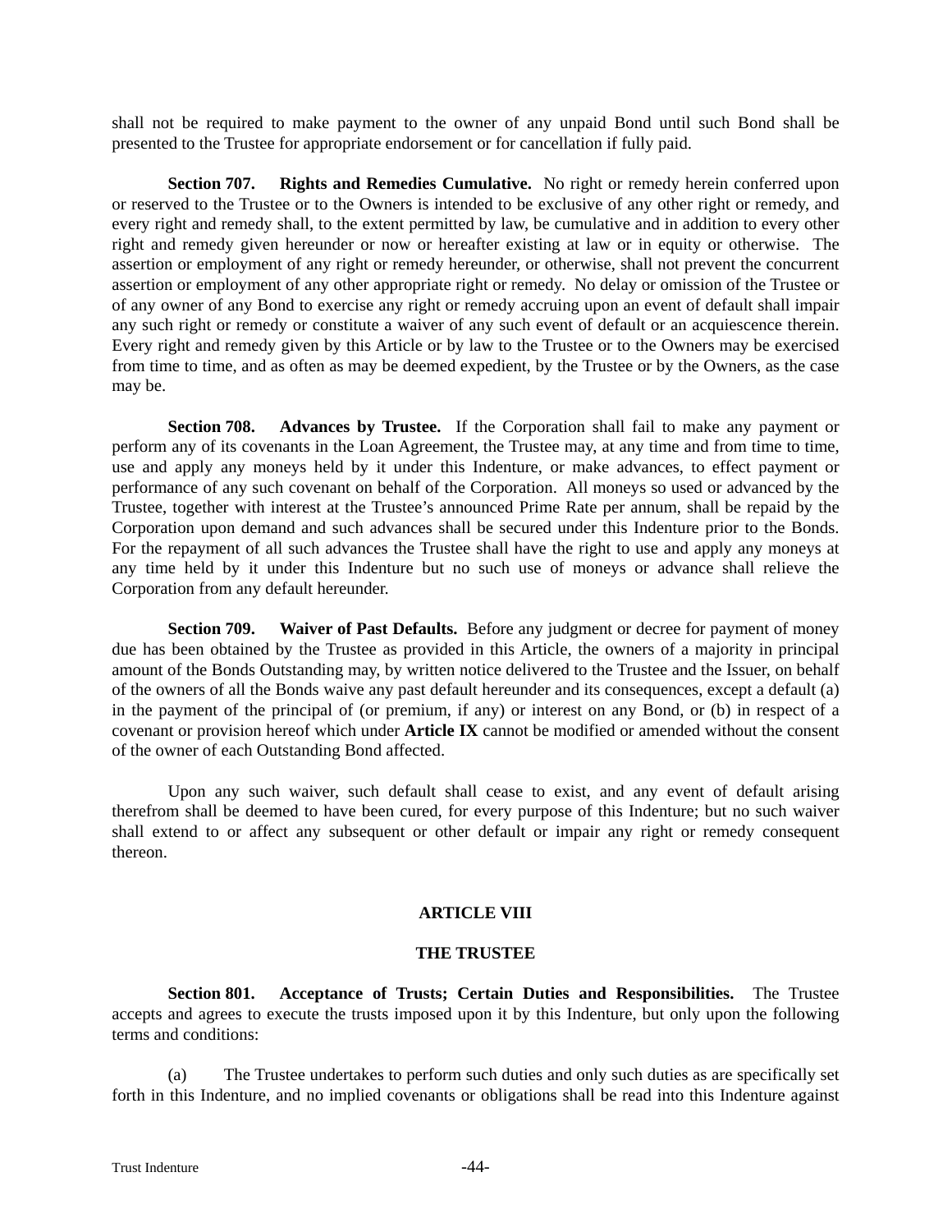shall not be required to make payment to the owner of any unpaid Bond until such Bond shall be presented to the Trustee for appropriate endorsement or for cancellation if fully paid.

**Section 707. Rights and Remedies Cumulative.** No right or remedy herein conferred upon or reserved to the Trustee or to the Owners is intended to be exclusive of any other right or remedy, and every right and remedy shall, to the extent permitted by law, be cumulative and in addition to every other right and remedy given hereunder or now or hereafter existing at law or in equity or otherwise. The assertion or employment of any right or remedy hereunder, or otherwise, shall not prevent the concurrent assertion or employment of any other appropriate right or remedy. No delay or omission of the Trustee or of any owner of any Bond to exercise any right or remedy accruing upon an event of default shall impair any such right or remedy or constitute a waiver of any such event of default or an acquiescence therein. Every right and remedy given by this Article or by law to the Trustee or to the Owners may be exercised from time to time, and as often as may be deemed expedient, by the Trustee or by the Owners, as the case may be.

**Section 708. Advances by Trustee.** If the Corporation shall fail to make any payment or perform any of its covenants in the Loan Agreement, the Trustee may, at any time and from time to time, use and apply any moneys held by it under this Indenture, or make advances, to effect payment or performance of any such covenant on behalf of the Corporation. All moneys so used or advanced by the Trustee, together with interest at the Trustee's announced Prime Rate per annum, shall be repaid by the Corporation upon demand and such advances shall be secured under this Indenture prior to the Bonds. For the repayment of all such advances the Trustee shall have the right to use and apply any moneys at any time held by it under this Indenture but no such use of moneys or advance shall relieve the Corporation from any default hereunder.

**Section 709. Waiver of Past Defaults.** Before any judgment or decree for payment of money due has been obtained by the Trustee as provided in this Article, the owners of a majority in principal amount of the Bonds Outstanding may, by written notice delivered to the Trustee and the Issuer, on behalf of the owners of all the Bonds waive any past default hereunder and its consequences, except a default (a) in the payment of the principal of (or premium, if any) or interest on any Bond, or (b) in respect of a covenant or provision hereof which under **Article IX** cannot be modified or amended without the consent of the owner of each Outstanding Bond affected.

Upon any such waiver, such default shall cease to exist, and any event of default arising therefrom shall be deemed to have been cured, for every purpose of this Indenture; but no such waiver shall extend to or affect any subsequent or other default or impair any right or remedy consequent thereon.

## ARTICLE VIII

## THE TRUSTEE

**Section 801. Acceptance of Trusts; Certain Duties and Responsibilities.** The Trustee accepts and agrees to execute the trusts imposed upon it by this Indenture, but only upon the following terms and conditions:

(a) The Trustee undertakes to perform such duties and only such duties as are specifically set forth in this Indenture, and no implied covenants or obligations shall be read into this Indenture against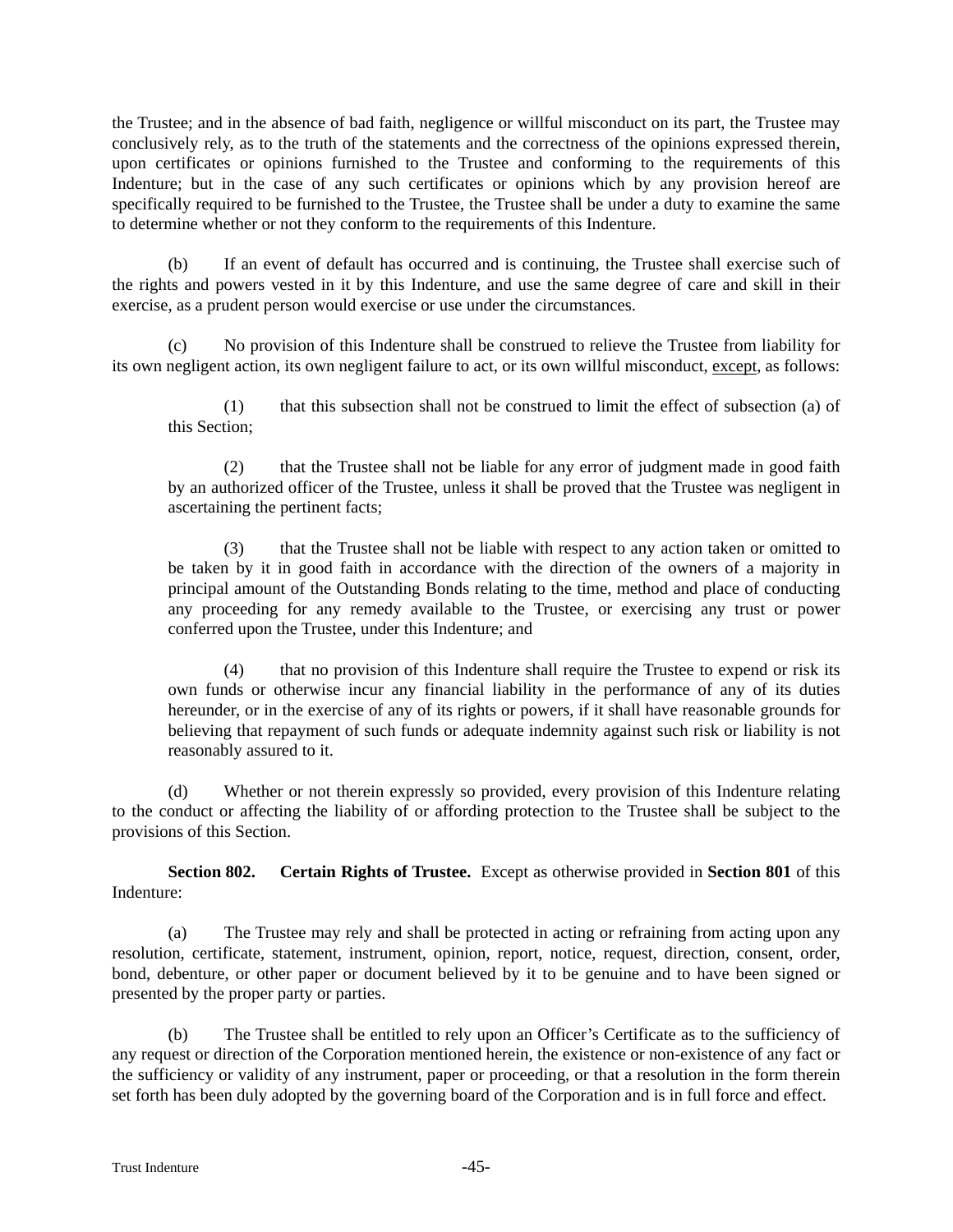the Trustee; and in the absence of bad faith, negligence or willful misconduct on its part, the Trustee may conclusively rely, as to the truth of the statements and the correctness of the opinions expressed therein, upon certificates or opinions furnished to the Trustee and conforming to the requirements of this Indenture; but in the case of any such certificates or opinions which by any provision hereof are specifically required to be furnished to the Trustee, the Trustee shall be under a duty to examine the same to determine whether or not they conform to the requirements of this Indenture.

(b) If an event of default has occurred and is continuing, the Trustee shall exercise such of the rights and powers vested in it by this Indenture, and use the same degree of care and skill in their exercise, as a prudent person would exercise or use under the circumstances.

(c) No provision of this Indenture shall be construed to relieve the Trustee from liability for its own negligent action, its own negligent failure to act, or its own willful misconduct, except, as follows:

(1) that this subsection shall not be construed to limit the effect of subsection (a) of this Section;

(2) that the Trustee shall not be liable for any error of judgment made in good faith by an authorized officer of the Trustee, unless it shall be proved that the Trustee was negligent in ascertaining the pertinent facts;

(3) that the Trustee shall not be liable with respect to any action taken or omitted to be taken by it in good faith in accordance with the direction of the owners of a majority in principal amount of the Outstanding Bonds relating to the time, method and place of conducting any proceeding for any remedy available to the Trustee, or exercising any trust or power conferred upon the Trustee, under this Indenture; and

(4) that no provision of this Indenture shall require the Trustee to expend or risk its own funds or otherwise incur any financial liability in the performance of any of its duties hereunder, or in the exercise of any of its rights or powers, if it shall have reasonable grounds for believing that repayment of such funds or adequate indemnity against such risk or liability is not reasonably assured to it.

(d) Whether or not therein expressly so provided, every provision of this Indenture relating to the conduct or affecting the liability of or affording protection to the Trustee shall be subject to the provisions of this Section.

**Section 802. Certain Rights of Trustee.** Except as otherwise provided in **Section 801** of this Indenture:

(a) The Trustee may rely and shall be protected in acting or refraining from acting upon any resolution, certificate, statement, instrument, opinion, report, notice, request, direction, consent, order, bond, debenture, or other paper or document believed by it to be genuine and to have been signed or presented by the proper party or parties.

(b) The Trustee shall be entitled to rely upon an Officer's Certificate as to the sufficiency of any request or direction of the Corporation mentioned herein, the existence or non-existence of any fact or the sufficiency or validity of any instrument, paper or proceeding, or that a resolution in the form therein set forth has been duly adopted by the governing board of the Corporation and is in full force and effect.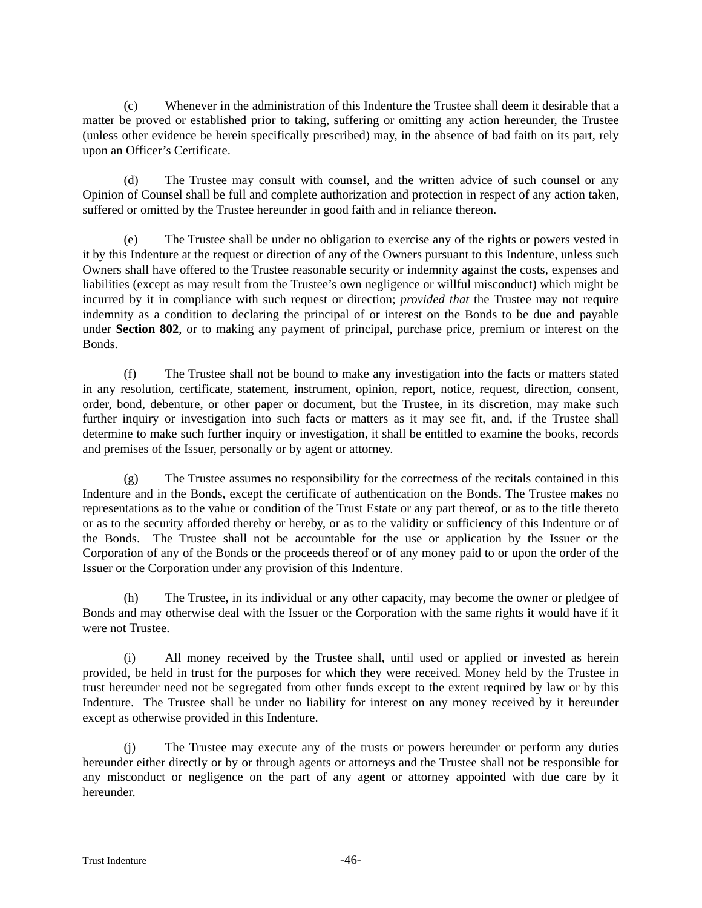(c) Whenever in the administration of this Indenture the Trustee shall deem it desirable that a matter be proved or established prior to taking, suffering or omitting any action hereunder, the Trustee (unless other evidence be herein specifically prescribed) may, in the absence of bad faith on its part, rely upon an Officer's Certificate.

(d) The Trustee may consult with counsel, and the written advice of such counsel or any Opinion of Counsel shall be full and complete authorization and protection in respect of any action taken, suffered or omitted by the Trustee hereunder in good faith and in reliance thereon.

(e) The Trustee shall be under no obligation to exercise any of the rights or powers vested in it by this Indenture at the request or direction of any of the Owners pursuant to this Indenture, unless such Owners shall have offered to the Trustee reasonable security or indemnity against the costs, expenses and liabilities (except as may result from the Trustee's own negligence or willful misconduct) which might be incurred by it in compliance with such request or direction; *provided that* the Trustee may not require indemnity as a condition to declaring the principal of or interest on the Bonds to be due and payable under **Section 802**, or to making any payment of principal, purchase price, premium or interest on the Bonds.

(f) The Trustee shall not be bound to make any investigation into the facts or matters stated in any resolution, certificate, statement, instrument, opinion, report, notice, request, direction, consent, order, bond, debenture, or other paper or document, but the Trustee, in its discretion, may make such further inquiry or investigation into such facts or matters as it may see fit, and, if the Trustee shall determine to make such further inquiry or investigation, it shall be entitled to examine the books, records and premises of the Issuer, personally or by agent or attorney.

(g) The Trustee assumes no responsibility for the correctness of the recitals contained in this Indenture and in the Bonds, except the certificate of authentication on the Bonds. The Trustee makes no representations as to the value or condition of the Trust Estate or any part thereof, or as to the title thereto or as to the security afforded thereby or hereby, or as to the validity or sufficiency of this Indenture or of the Bonds. The Trustee shall not be accountable for the use or application by the Issuer or the Corporation of any of the Bonds or the proceeds thereof or of any money paid to or upon the order of the Issuer or the Corporation under any provision of this Indenture.

(h) The Trustee, in its individual or any other capacity, may become the owner or pledgee of Bonds and may otherwise deal with the Issuer or the Corporation with the same rights it would have if it were not Trustee.

(i) All money received by the Trustee shall, until used or applied or invested as herein provided, be held in trust for the purposes for which they were received. Money held by the Trustee in trust hereunder need not be segregated from other funds except to the extent required by law or by this Indenture. The Trustee shall be under no liability for interest on any money received by it hereunder except as otherwise provided in this Indenture.

(j) The Trustee may execute any of the trusts or powers hereunder or perform any duties hereunder either directly or by or through agents or attorneys and the Trustee shall not be responsible for any misconduct or negligence on the part of any agent or attorney appointed with due care by it hereunder.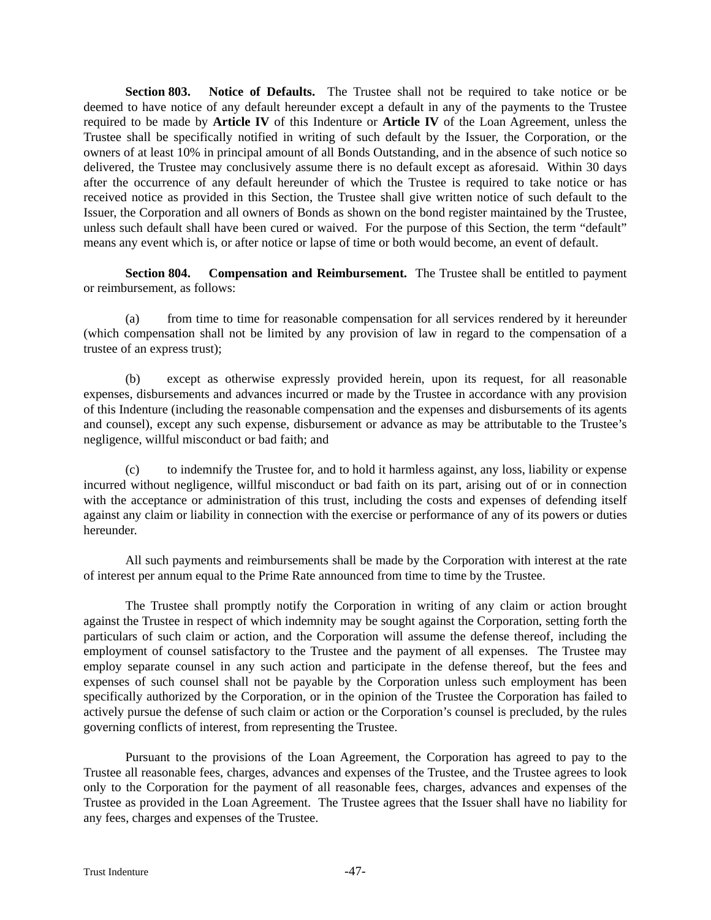**Section 803. Notice of Defaults.** The Trustee shall not be required to take notice or be deemed to have notice of any default hereunder except a default in any of the payments to the Trustee required to be made by **Article IV** of this Indenture or **Article IV** of the Loan Agreement, unless the Trustee shall be specifically notified in writing of such default by the Issuer, the Corporation, or the owners of at least 10% in principal amount of all Bonds Outstanding, and in the absence of such notice so delivered, the Trustee may conclusively assume there is no default except as aforesaid. Within 30 days after the occurrence of any default hereunder of which the Trustee is required to take notice or has received notice as provided in this Section, the Trustee shall give written notice of such default to the Issuer, the Corporation and all owners of Bonds as shown on the bond register maintained by the Trustee, unless such default shall have been cured or waived. For the purpose of this Section, the term "default" means any event which is, or after notice or lapse of time or both would become, an event of default.

**Section 804. Compensation and Reimbursement.** The Trustee shall be entitled to payment or reimbursement, as follows:

(a) from time to time for reasonable compensation for all services rendered by it hereunder (which compensation shall not be limited by any provision of law in regard to the compensation of a trustee of an express trust);

(b) except as otherwise expressly provided herein, upon its request, for all reasonable expenses, disbursements and advances incurred or made by the Trustee in accordance with any provision of this Indenture (including the reasonable compensation and the expenses and disbursements of its agents and counsel), except any such expense, disbursement or advance as may be attributable to the Trustee's negligence, willful misconduct or bad faith; and

(c) to indemnify the Trustee for, and to hold it harmless against, any loss, liability or expense incurred without negligence, willful misconduct or bad faith on its part, arising out of or in connection with the acceptance or administration of this trust, including the costs and expenses of defending itself against any claim or liability in connection with the exercise or performance of any of its powers or duties hereunder.

All such payments and reimbursements shall be made by the Corporation with interest at the rate of interest per annum equal to the Prime Rate announced from time to time by the Trustee.

The Trustee shall promptly notify the Corporation in writing of any claim or action brought against the Trustee in respect of which indemnity may be sought against the Corporation, setting forth the particulars of such claim or action, and the Corporation will assume the defense thereof, including the employment of counsel satisfactory to the Trustee and the payment of all expenses. The Trustee may employ separate counsel in any such action and participate in the defense thereof, but the fees and expenses of such counsel shall not be payable by the Corporation unless such employment has been specifically authorized by the Corporation, or in the opinion of the Trustee the Corporation has failed to actively pursue the defense of such claim or action or the Corporation's counsel is precluded, by the rules governing conflicts of interest, from representing the Trustee.

Pursuant to the provisions of the Loan Agreement, the Corporation has agreed to pay to the Trustee all reasonable fees, charges, advances and expenses of the Trustee, and the Trustee agrees to look only to the Corporation for the payment of all reasonable fees, charges, advances and expenses of the Trustee as provided in the Loan Agreement. The Trustee agrees that the Issuer shall have no liability for any fees, charges and expenses of the Trustee.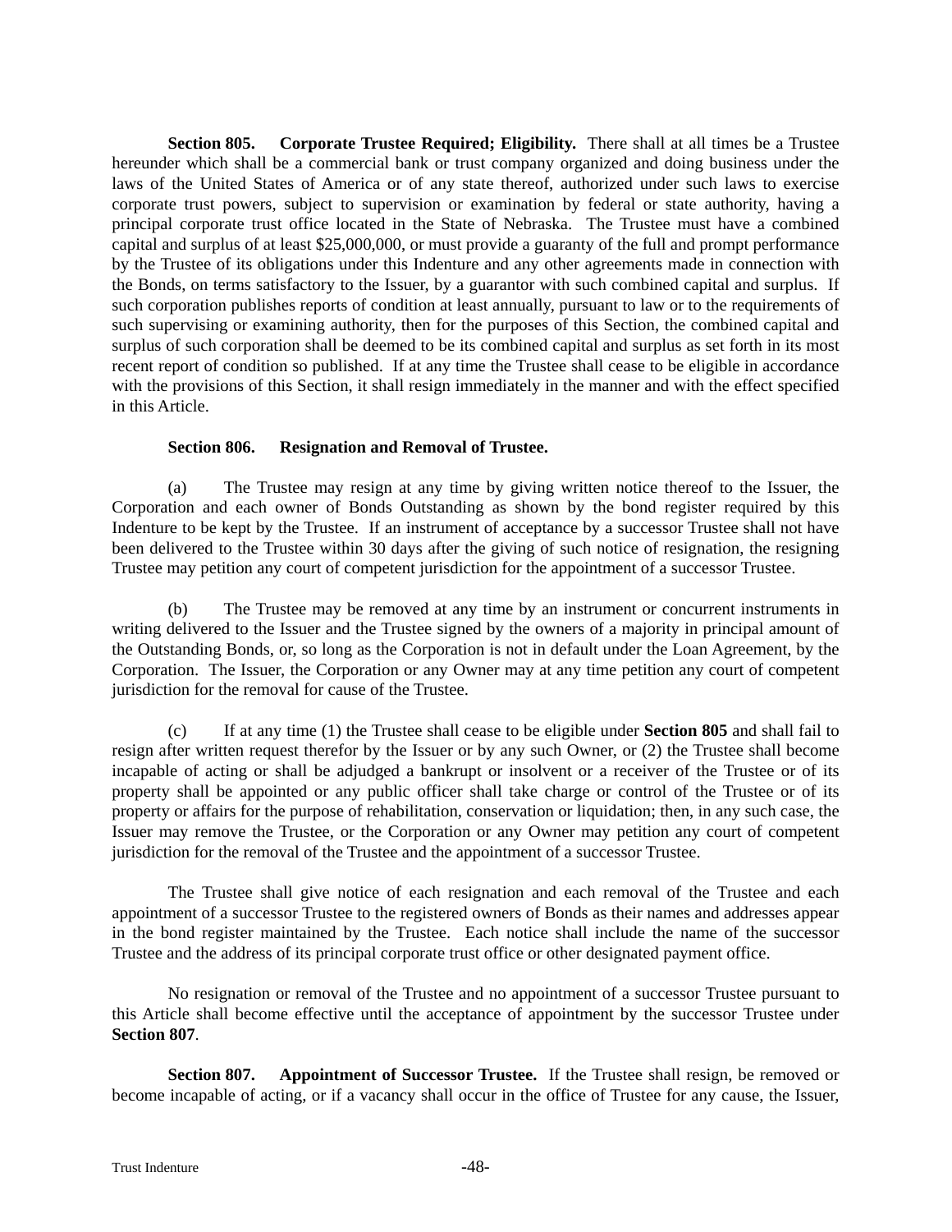**Section 805. Corporate Trustee Required; Eligibility.** There shall at all times be a Trustee hereunder which shall be a commercial bank or trust company organized and doing business under the laws of the United States of America or of any state thereof, authorized under such laws to exercise corporate trust powers, subject to supervision or examination by federal or state authority, having a principal corporate trust office located in the State of Nebraska. The Trustee must have a combined capital and surplus of at least $25,000,000, or must provide a guaranty of the full and prompt performance by the Trustee of its obligations under this Indenture and any other agreements made in connection with the Bonds, on terms satisfactory to the Issuer, by a guarantor with such combined capital and surplus. If such corporation publishes reports of condition at least annually, pursuant to law or to the requirements of such supervising or examining authority, then for the purposes of this Section, the combined capital and surplus of such corporation shall be deemed to be its combined capital and surplus as set forth in its most recent report of condition so published. If at any time the Trustee shall cease to be eligible in accordance with the provisions of this Section, it shall resign immediately in the manner and with the effect specified in this Article.

**Section 806. Resignation and Removal of Trustee.**

(a) The Trustee may resign at any time by giving written notice thereof to the Issuer, the Corporation and each owner of Bonds Outstanding as shown by the bond register required by this Indenture to be kept by the Trustee. If an instrument of acceptance by a successor Trustee shall not have been delivered to the Trustee within 30 days after the giving of such notice of resignation, the resigning Trustee may petition any court of competent jurisdiction for the appointment of a successor Trustee.

(b) The Trustee may be removed at any time by an instrument or concurrent instruments in writing delivered to the Issuer and the Trustee signed by the owners of a majority in principal amount of the Outstanding Bonds, or, so long as the Corporation is not in default under the Loan Agreement, by the Corporation. The Issuer, the Corporation or any Owner may at any time petition any court of competent jurisdiction for the removal for cause of the Trustee.

(c) If at any time (1) the Trustee shall cease to be eligible under **Section 805** and shall fail to resign after written request therefor by the Issuer or by any such Owner, or (2) the Trustee shall become incapable of acting or shall be adjudged a bankrupt or insolvent or a receiver of the Trustee or of its property shall be appointed or any public officer shall take charge or control of the Trustee or of its property or affairs for the purpose of rehabilitation, conservation or liquidation; then, in any such case, the Issuer may remove the Trustee, or the Corporation or any Owner may petition any court of competent jurisdiction for the removal of the Trustee and the appointment of a successor Trustee.

The Trustee shall give notice of each resignation and each removal of the Trustee and each appointment of a successor Trustee to the registered owners of Bonds as their names and addresses appear in the bond register maintained by the Trustee. Each notice shall include the name of the successor Trustee and the address of its principal corporate trust office or other designated payment office.

No resignation or removal of the Trustee and no appointment of a successor Trustee pursuant to this Article shall become effective until the acceptance of appointment by the successor Trustee under **Section 807**.

**Section 807. Appointment of Successor Trustee.** If the Trustee shall resign, be removed or become incapable of acting, or if a vacancy shall occur in the office of Trustee for any cause, the Issuer,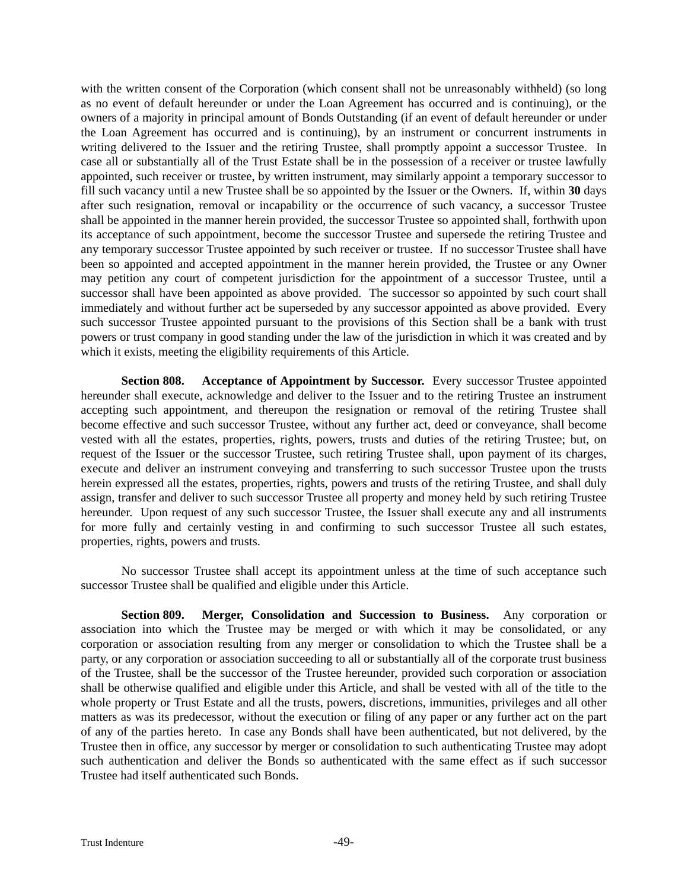with the written consent of the Corporation (which consent shall not be unreasonably withheld) (so long as no event of default hereunder or under the Loan Agreement has occurred and is continuing), or the owners of a majority in principal amount of Bonds Outstanding (if an event of default hereunder or under the Loan Agreement has occurred and is continuing), by an instrument or concurrent instruments in writing delivered to the Issuer and the retiring Trustee, shall promptly appoint a successor Trustee. In case all or substantially all of the Trust Estate shall be in the possession of a receiver or trustee lawfully appointed, such receiver or trustee, by written instrument, may similarly appoint a temporary successor to fill such vacancy until a new Trustee shall be so appointed by the Issuer or the Owners. If, within **30** days after such resignation, removal or incapability or the occurrence of such vacancy, a successor Trustee shall be appointed in the manner herein provided, the successor Trustee so appointed shall, forthwith upon its acceptance of such appointment, become the successor Trustee and supersede the retiring Trustee and any temporary successor Trustee appointed by such receiver or trustee. If no successor Trustee shall have been so appointed and accepted appointment in the manner herein provided, the Trustee or any Owner may petition any court of competent jurisdiction for the appointment of a successor Trustee, until a successor shall have been appointed as above provided. The successor so appointed by such court shall immediately and without further act be superseded by any successor appointed as above provided. Every such successor Trustee appointed pursuant to the provisions of this Section shall be a bank with trust powers or trust company in good standing under the law of the jurisdiction in which it was created and by which it exists, meeting the eligibility requirements of this Article.

**Section 808. Acceptance of Appointment by Successor.** Every successor Trustee appointed hereunder shall execute, acknowledge and deliver to the Issuer and to the retiring Trustee an instrument accepting such appointment, and thereupon the resignation or removal of the retiring Trustee shall become effective and such successor Trustee, without any further act, deed or conveyance, shall become vested with all the estates, properties, rights, powers, trusts and duties of the retiring Trustee; but, on request of the Issuer or the successor Trustee, such retiring Trustee shall, upon payment of its charges, execute and deliver an instrument conveying and transferring to such successor Trustee upon the trusts herein expressed all the estates, properties, rights, powers and trusts of the retiring Trustee, and shall duly assign, transfer and deliver to such successor Trustee all property and money held by such retiring Trustee hereunder. Upon request of any such successor Trustee, the Issuer shall execute any and all instruments for more fully and certainly vesting in and confirming to such successor Trustee all such estates, properties, rights, powers and trusts.

No successor Trustee shall accept its appointment unless at the time of such acceptance such successor Trustee shall be qualified and eligible under this Article.

**Section 809. Merger, Consolidation and Succession to Business.** Any corporation or association into which the Trustee may be merged or with which it may be consolidated, or any corporation or association resulting from any merger or consolidation to which the Trustee shall be a party, or any corporation or association succeeding to all or substantially all of the corporate trust business of the Trustee, shall be the successor of the Trustee hereunder, provided such corporation or association shall be otherwise qualified and eligible under this Article, and shall be vested with all of the title to the whole property or Trust Estate and all the trusts, powers, discretions, immunities, privileges and all other matters as was its predecessor, without the execution or filing of any paper or any further act on the part of any of the parties hereto. In case any Bonds shall have been authenticated, but not delivered, by the Trustee then in office, any successor by merger or consolidation to such authenticating Trustee may adopt such authentication and deliver the Bonds so authenticated with the same effect as if such successor Trustee had itself authenticated such Bonds.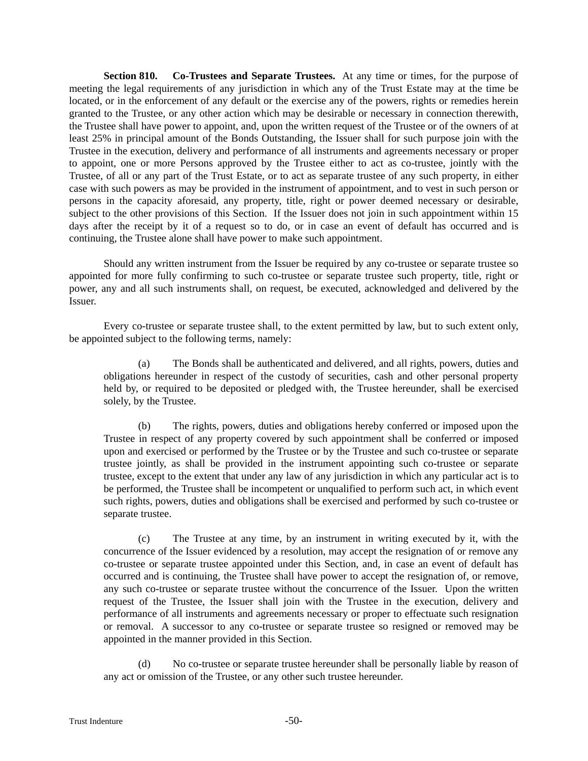**Section 810. Co-Trustees and Separate Trustees.** At any time or times, for the purpose of meeting the legal requirements of any jurisdiction in which any of the Trust Estate may at the time be located, or in the enforcement of any default or the exercise any of the powers, rights or remedies herein granted to the Trustee, or any other action which may be desirable or necessary in connection therewith, the Trustee shall have power to appoint, and, upon the written request of the Trustee or of the owners of at least 25% in principal amount of the Bonds Outstanding, the Issuer shall for such purpose join with the Trustee in the execution, delivery and performance of all instruments and agreements necessary or proper to appoint, one or more Persons approved by the Trustee either to act as co-trustee, jointly with the Trustee, of all or any part of the Trust Estate, or to act as separate trustee of any such property, in either case with such powers as may be provided in the instrument of appointment, and to vest in such person or persons in the capacity aforesaid, any property, title, right or power deemed necessary or desirable, subject to the other provisions of this Section. If the Issuer does not join in such appointment within 15 days after the receipt by it of a request so to do, or in case an event of default has occurred and is continuing, the Trustee alone shall have power to make such appointment.

Should any written instrument from the Issuer be required by any co-trustee or separate trustee so appointed for more fully confirming to such co-trustee or separate trustee such property, title, right or power, any and all such instruments shall, on request, be executed, acknowledged and delivered by the Issuer.

Every co-trustee or separate trustee shall, to the extent permitted by law, but to such extent only, be appointed subject to the following terms, namely:

(a) The Bonds shall be authenticated and delivered, and all rights, powers, duties and obligations hereunder in respect of the custody of securities, cash and other personal property held by, or required to be deposited or pledged with, the Trustee hereunder, shall be exercised solely, by the Trustee.

(b) The rights, powers, duties and obligations hereby conferred or imposed upon the Trustee in respect of any property covered by such appointment shall be conferred or imposed upon and exercised or performed by the Trustee or by the Trustee and such co-trustee or separate trustee jointly, as shall be provided in the instrument appointing such co-trustee or separate trustee, except to the extent that under any law of any jurisdiction in which any particular act is to be performed, the Trustee shall be incompetent or unqualified to perform such act, in which event such rights, powers, duties and obligations shall be exercised and performed by such co-trustee or separate trustee.

(c) The Trustee at any time, by an instrument in writing executed by it, with the concurrence of the Issuer evidenced by a resolution, may accept the resignation of or remove any co-trustee or separate trustee appointed under this Section, and, in case an event of default has occurred and is continuing, the Trustee shall have power to accept the resignation of, or remove, any such co-trustee or separate trustee without the concurrence of the Issuer. Upon the written request of the Trustee, the Issuer shall join with the Trustee in the execution, delivery and performance of all instruments and agreements necessary or proper to effectuate such resignation or removal. A successor to any co-trustee or separate trustee so resigned or removed may be appointed in the manner provided in this Section.

(d) No co-trustee or separate trustee hereunder shall be personally liable by reason of any act or omission of the Trustee, or any other such trustee hereunder.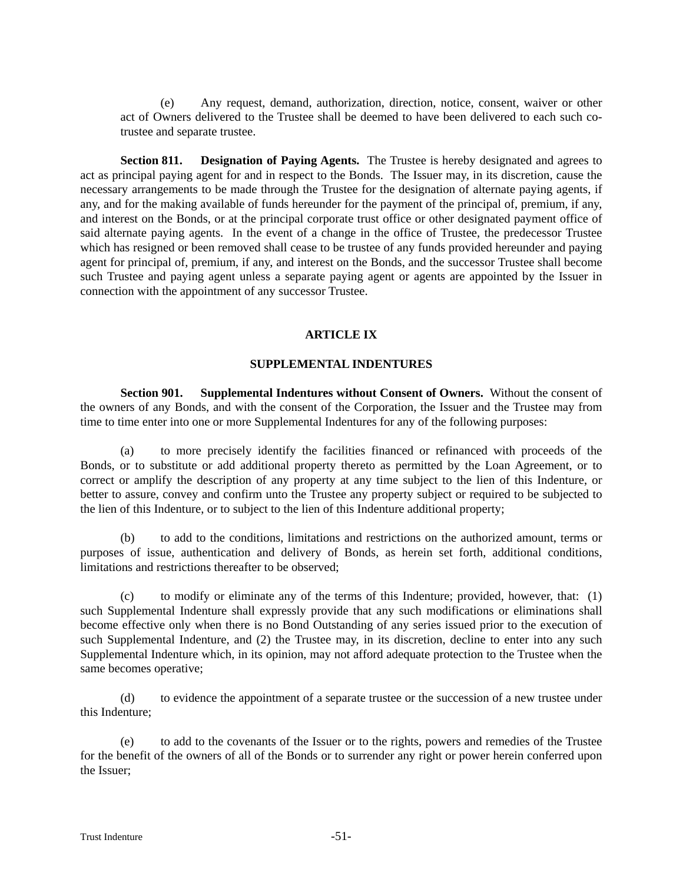(e) Any request, demand, authorization, direction, notice, consent, waiver or other act of Owners delivered to the Trustee shall be deemed to have been delivered to each such co-trustee and separate trustee.

**Section 811. Designation of Paying Agents.** The Trustee is hereby designated and agrees to act as principal paying agent for and in respect to the Bonds. The Issuer may, in its discretion, cause the necessary arrangements to be made through the Trustee for the designation of alternate paying agents, if any, and for the making available of funds hereunder for the payment of the principal of, premium, if any, and interest on the Bonds, or at the principal corporate trust office or other designated payment office of said alternate paying agents. In the event of a change in the office of Trustee, the predecessor Trustee which has resigned or been removed shall cease to be trustee of any funds provided hereunder and paying agent for principal of, premium, if any, and interest on the Bonds, and the successor Trustee shall become such Trustee and paying agent unless a separate paying agent or agents are appointed by the Issuer in connection with the appointment of any successor Trustee.

## ARTICLE IX

## SUPPLEMENTAL INDENTURES

**Section 901. Supplemental Indentures without Consent of Owners.** Without the consent of the owners of any Bonds, and with the consent of the Corporation, the Issuer and the Trustee may from time to time enter into one or more Supplemental Indentures for any of the following purposes:

(a) to more precisely identify the facilities financed or refinanced with proceeds of the Bonds, or to substitute or add additional property thereto as permitted by the Loan Agreement, or to correct or amplify the description of any property at any time subject to the lien of this Indenture, or better to assure, convey and confirm unto the Trustee any property subject or required to be subjected to the lien of this Indenture, or to subject to the lien of this Indenture additional property;

(b) to add to the conditions, limitations and restrictions on the authorized amount, terms or purposes of issue, authentication and delivery of Bonds, as herein set forth, additional conditions, limitations and restrictions thereafter to be observed;

(c) to modify or eliminate any of the terms of this Indenture; provided, however, that: (1) such Supplemental Indenture shall expressly provide that any such modifications or eliminations shall become effective only when there is no Bond Outstanding of any series issued prior to the execution of such Supplemental Indenture, and (2) the Trustee may, in its discretion, decline to enter into any such Supplemental Indenture which, in its opinion, may not afford adequate protection to the Trustee when the same becomes operative;

(d) to evidence the appointment of a separate trustee or the succession of a new trustee under this Indenture;

(e) to add to the covenants of the Issuer or to the rights, powers and remedies of the Trustee for the benefit of the owners of all of the Bonds or to surrender any right or power herein conferred upon the Issuer;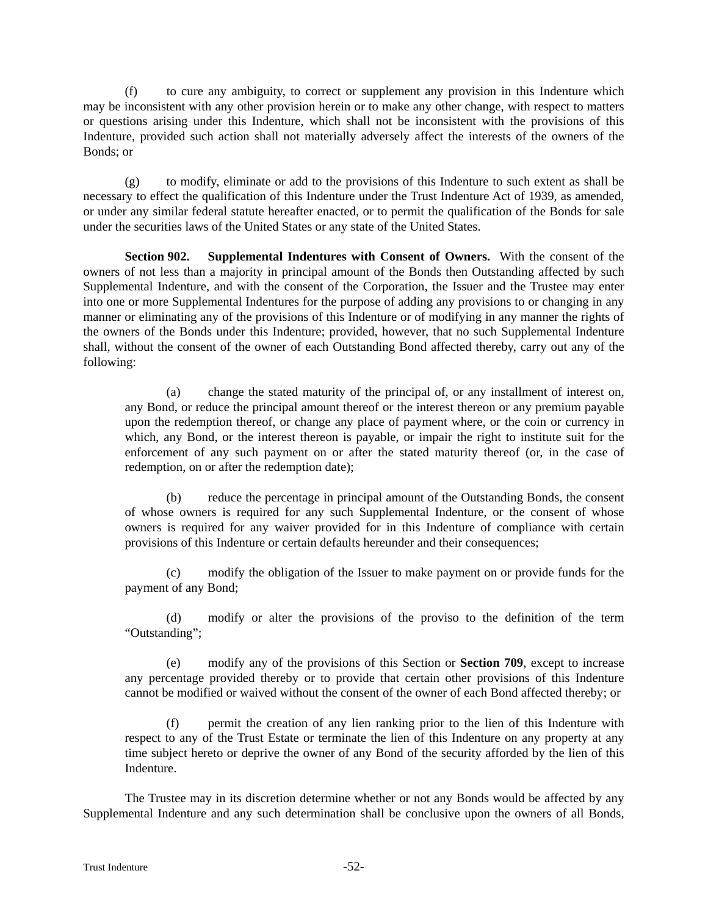(f) to cure any ambiguity, to correct or supplement any provision in this Indenture which may be inconsistent with any other provision herein or to make any other change, with respect to matters or questions arising under this Indenture, which shall not be inconsistent with the provisions of this Indenture, provided such action shall not materially adversely affect the interests of the owners of the Bonds; or

(g) to modify, eliminate or add to the provisions of this Indenture to such extent as shall be necessary to effect the qualification of this Indenture under the Trust Indenture Act of 1939, as amended, or under any similar federal statute hereafter enacted, or to permit the qualification of the Bonds for sale under the securities laws of the United States or any state of the United States.

**Section 902. Supplemental Indentures with Consent of Owners.** With the consent of the owners of not less than a majority in principal amount of the Bonds then Outstanding affected by such Supplemental Indenture, and with the consent of the Corporation, the Issuer and the Trustee may enter into one or more Supplemental Indentures for the purpose of adding any provisions to or changing in any manner or eliminating any of the provisions of this Indenture or of modifying in any manner the rights of the owners of the Bonds under this Indenture; provided, however, that no such Supplemental Indenture shall, without the consent of the owner of each Outstanding Bond affected thereby, carry out any of the following:

> (a) change the stated maturity of the principal of, or any installment of interest on, any Bond, or reduce the principal amount thereof or the interest thereon or any premium payable upon the redemption thereof, or change any place of payment where, or the coin or currency in which, any Bond, or the interest thereon is payable, or impair the right to institute suit for the enforcement of any such payment on or after the stated maturity thereof (or, in the case of redemption, on or after the redemption date);
>
> (b) reduce the percentage in principal amount of the Outstanding Bonds, the consent of whose owners is required for any such Supplemental Indenture, or the consent of whose owners is required for any waiver provided for in this Indenture of compliance with certain provisions of this Indenture or certain defaults hereunder and their consequences;
>
> (c) modify the obligation of the Issuer to make payment on or provide funds for the payment of any Bond;
>
> (d) modify or alter the provisions of the proviso to the definition of the term "Outstanding";
>
> (e) modify any of the provisions of this Section or **Section 709**, except to increase any percentage provided thereby or to provide that certain other provisions of this Indenture cannot be modified or waived without the consent of the owner of each Bond affected thereby; or
>
> (f) permit the creation of any lien ranking prior to the lien of this Indenture with respect to any of the Trust Estate or terminate the lien of this Indenture on any property at any time subject hereto or deprive the owner of any Bond of the security afforded by the lien of this Indenture.

The Trustee may in its discretion determine whether or not any Bonds would be affected by any Supplemental Indenture and any such determination shall be conclusive upon the owners of all Bonds,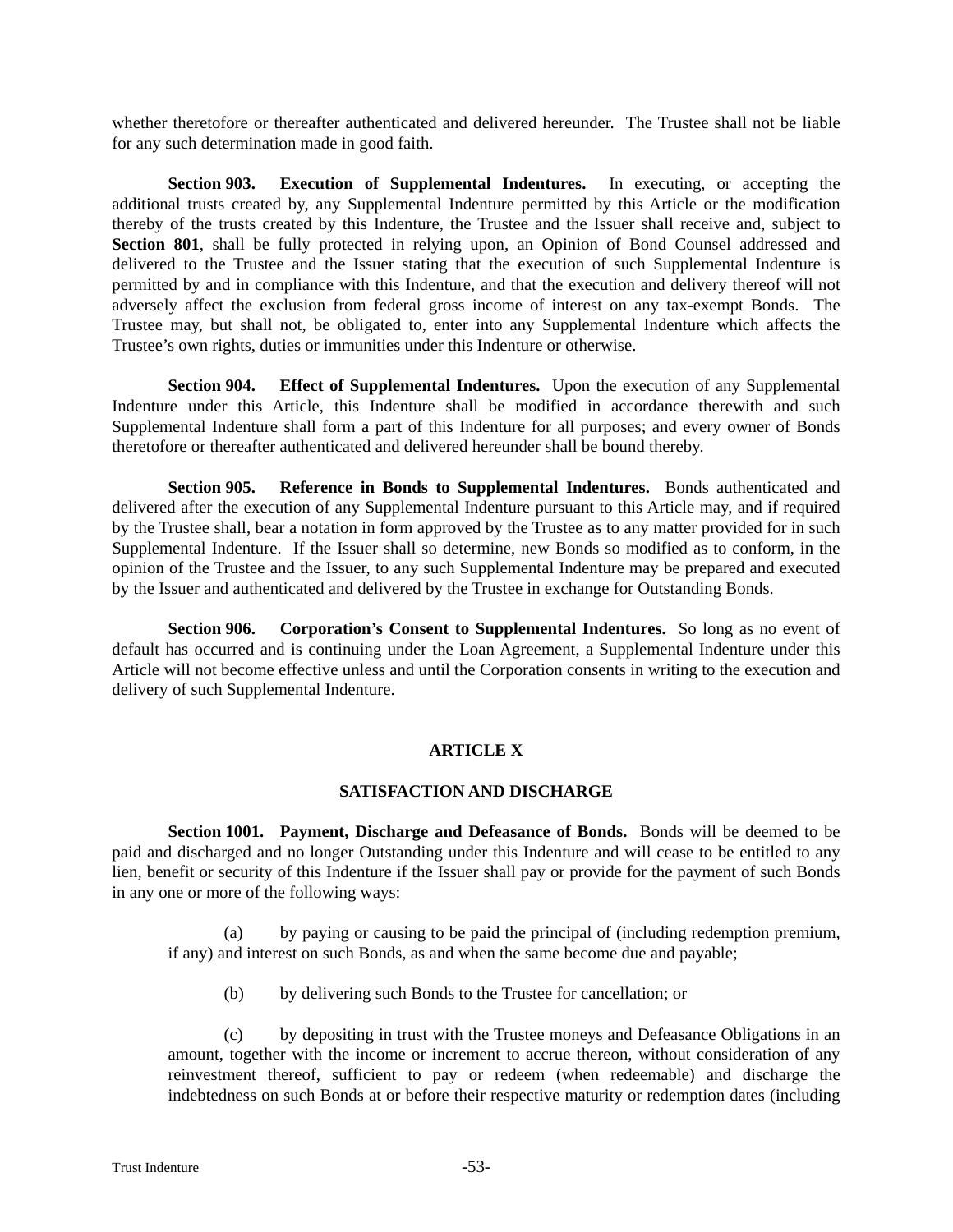whether theretofore or thereafter authenticated and delivered hereunder. The Trustee shall not be liable for any such determination made in good faith.

**Section 903. Execution of Supplemental Indentures.** In executing, or accepting the additional trusts created by, any Supplemental Indenture permitted by this Article or the modification thereby of the trusts created by this Indenture, the Trustee and the Issuer shall receive and, subject to **Section 801**, shall be fully protected in relying upon, an Opinion of Bond Counsel addressed and delivered to the Trustee and the Issuer stating that the execution of such Supplemental Indenture is permitted by and in compliance with this Indenture, and that the execution and delivery thereof will not adversely affect the exclusion from federal gross income of interest on any tax-exempt Bonds. The Trustee may, but shall not, be obligated to, enter into any Supplemental Indenture which affects the Trustee's own rights, duties or immunities under this Indenture or otherwise.

**Section 904. Effect of Supplemental Indentures.** Upon the execution of any Supplemental Indenture under this Article, this Indenture shall be modified in accordance therewith and such Supplemental Indenture shall form a part of this Indenture for all purposes; and every owner of Bonds theretofore or thereafter authenticated and delivered hereunder shall be bound thereby.

**Section 905. Reference in Bonds to Supplemental Indentures.** Bonds authenticated and delivered after the execution of any Supplemental Indenture pursuant to this Article may, and if required by the Trustee shall, bear a notation in form approved by the Trustee as to any matter provided for in such Supplemental Indenture. If the Issuer shall so determine, new Bonds so modified as to conform, in the opinion of the Trustee and the Issuer, to any such Supplemental Indenture may be prepared and executed by the Issuer and authenticated and delivered by the Trustee in exchange for Outstanding Bonds.

**Section 906. Corporation's Consent to Supplemental Indentures.** So long as no event of default has occurred and is continuing under the Loan Agreement, a Supplemental Indenture under this Article will not become effective unless and until the Corporation consents in writing to the execution and delivery of such Supplemental Indenture.

## ARTICLE X

## SATISFACTION AND DISCHARGE

**Section 1001. Payment, Discharge and Defeasance of Bonds.** Bonds will be deemed to be paid and discharged and no longer Outstanding under this Indenture and will cease to be entitled to any lien, benefit or security of this Indenture if the Issuer shall pay or provide for the payment of such Bonds in any one or more of the following ways:

(a) by paying or causing to be paid the principal of (including redemption premium, if any) and interest on such Bonds, as and when the same become due and payable;

(b) by delivering such Bonds to the Trustee for cancellation; or

(c) by depositing in trust with the Trustee moneys and Defeasance Obligations in an amount, together with the income or increment to accrue thereon, without consideration of any reinvestment thereof, sufficient to pay or redeem (when redeemable) and discharge the indebtedness on such Bonds at or before their respective maturity or redemption dates (including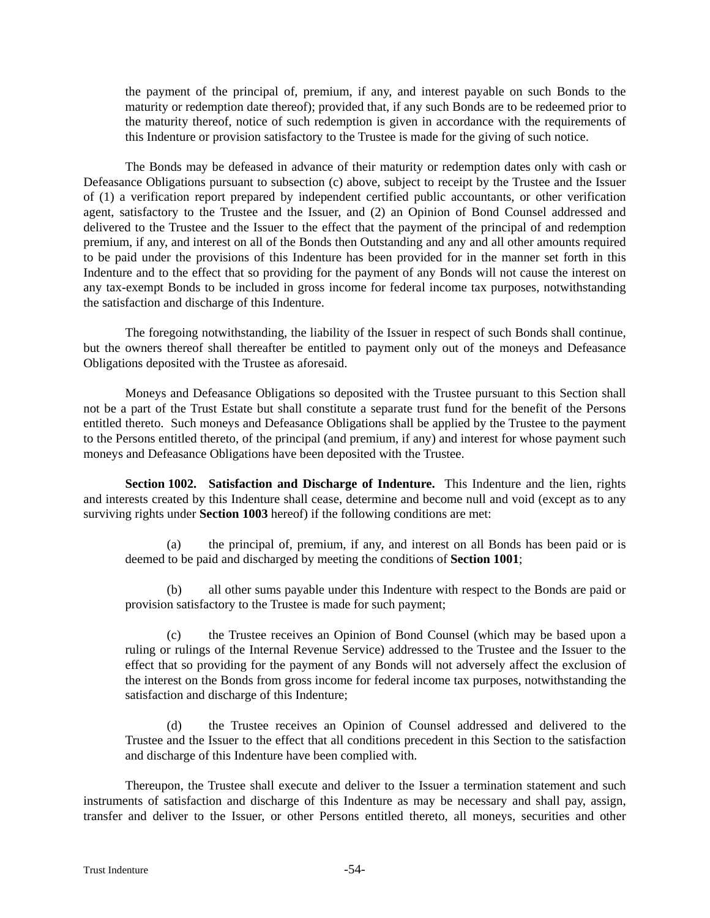the payment of the principal of, premium, if any, and interest payable on such Bonds to the maturity or redemption date thereof); provided that, if any such Bonds are to be redeemed prior to the maturity thereof, notice of such redemption is given in accordance with the requirements of this Indenture or provision satisfactory to the Trustee is made for the giving of such notice.

The Bonds may be defeased in advance of their maturity or redemption dates only with cash or Defeasance Obligations pursuant to subsection (c) above, subject to receipt by the Trustee and the Issuer of (1) a verification report prepared by independent certified public accountants, or other verification agent, satisfactory to the Trustee and the Issuer, and (2) an Opinion of Bond Counsel addressed and delivered to the Trustee and the Issuer to the effect that the payment of the principal of and redemption premium, if any, and interest on all of the Bonds then Outstanding and any and all other amounts required to be paid under the provisions of this Indenture has been provided for in the manner set forth in this Indenture and to the effect that so providing for the payment of any Bonds will not cause the interest on any tax-exempt Bonds to be included in gross income for federal income tax purposes, notwithstanding the satisfaction and discharge of this Indenture.

The foregoing notwithstanding, the liability of the Issuer in respect of such Bonds shall continue, but the owners thereof shall thereafter be entitled to payment only out of the moneys and Defeasance Obligations deposited with the Trustee as aforesaid.

Moneys and Defeasance Obligations so deposited with the Trustee pursuant to this Section shall not be a part of the Trust Estate but shall constitute a separate trust fund for the benefit of the Persons entitled thereto. Such moneys and Defeasance Obligations shall be applied by the Trustee to the payment to the Persons entitled thereto, of the principal (and premium, if any) and interest for whose payment such moneys and Defeasance Obligations have been deposited with the Trustee.

**Section 1002. Satisfaction and Discharge of Indenture.** This Indenture and the lien, rights and interests created by this Indenture shall cease, determine and become null and void (except as to any surviving rights under **Section 1003** hereof) if the following conditions are met:

(a) the principal of, premium, if any, and interest on all Bonds has been paid or is deemed to be paid and discharged by meeting the conditions of **Section 1001**;

(b) all other sums payable under this Indenture with respect to the Bonds are paid or provision satisfactory to the Trustee is made for such payment;

(c) the Trustee receives an Opinion of Bond Counsel (which may be based upon a ruling or rulings of the Internal Revenue Service) addressed to the Trustee and the Issuer to the effect that so providing for the payment of any Bonds will not adversely affect the exclusion of the interest on the Bonds from gross income for federal income tax purposes, notwithstanding the satisfaction and discharge of this Indenture;

(d) the Trustee receives an Opinion of Counsel addressed and delivered to the Trustee and the Issuer to the effect that all conditions precedent in this Section to the satisfaction and discharge of this Indenture have been complied with.

Thereupon, the Trustee shall execute and deliver to the Issuer a termination statement and such instruments of satisfaction and discharge of this Indenture as may be necessary and shall pay, assign, transfer and deliver to the Issuer, or other Persons entitled thereto, all moneys, securities and other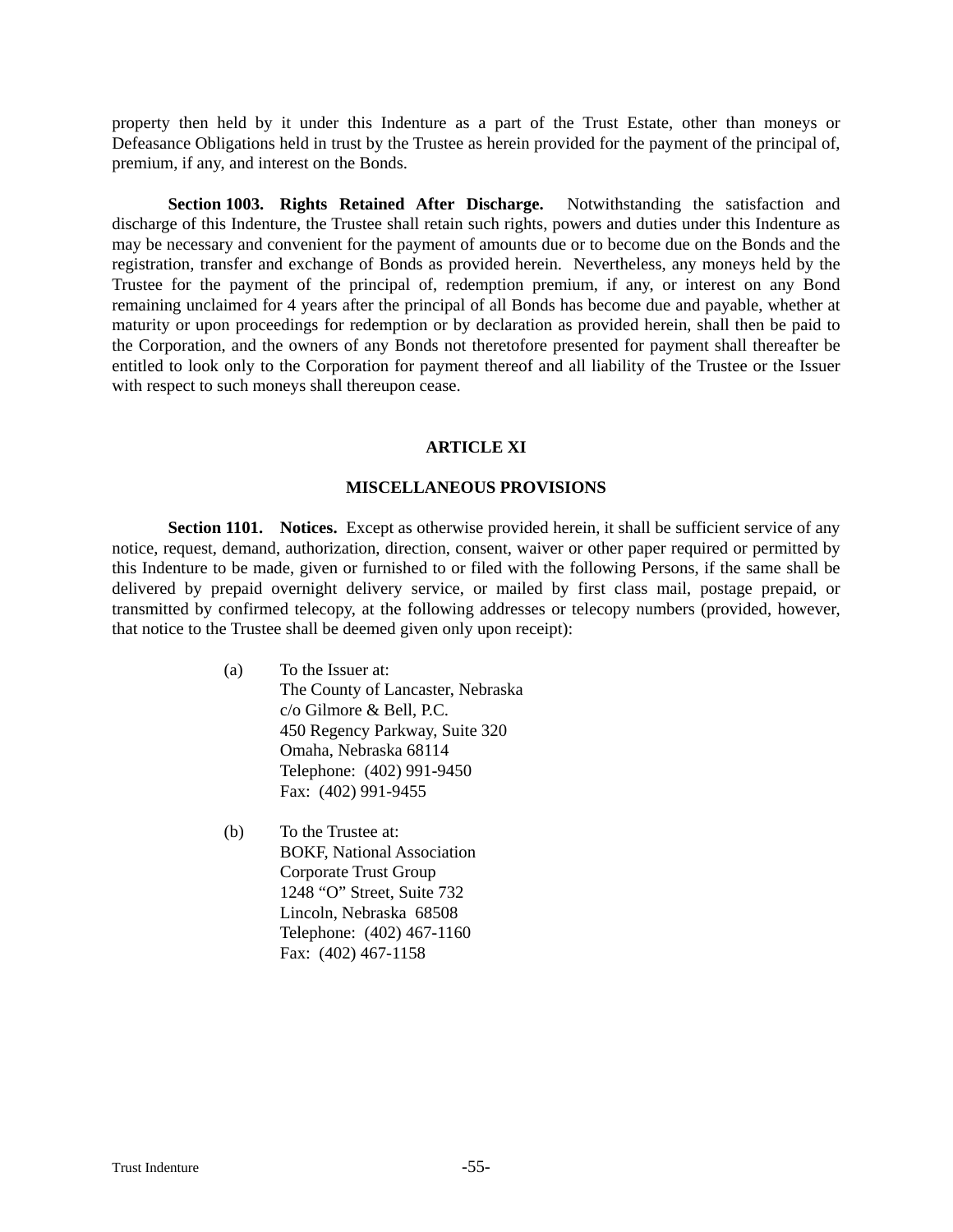property then held by it under this Indenture as a part of the Trust Estate, other than moneys or Defeasance Obligations held in trust by the Trustee as herein provided for the payment of the principal of, premium, if any, and interest on the Bonds.

**Section 1003. Rights Retained After Discharge.** Notwithstanding the satisfaction and discharge of this Indenture, the Trustee shall retain such rights, powers and duties under this Indenture as may be necessary and convenient for the payment of amounts due or to become due on the Bonds and the registration, transfer and exchange of Bonds as provided herein. Nevertheless, any moneys held by the Trustee for the payment of the principal of, redemption premium, if any, or interest on any Bond remaining unclaimed for 4 years after the principal of all Bonds has become due and payable, whether at maturity or upon proceedings for redemption or by declaration as provided herein, shall then be paid to the Corporation, and the owners of any Bonds not theretofore presented for payment shall thereafter be entitled to look only to the Corporation for payment thereof and all liability of the Trustee or the Issuer with respect to such moneys shall thereupon cease.

## ARTICLE XI

## MISCELLANEOUS PROVISIONS

**Section 1101. Notices.** Except as otherwise provided herein, it shall be sufficient service of any notice, request, demand, authorization, direction, consent, waiver or other paper required or permitted by this Indenture to be made, given or furnished to or filed with the following Persons, if the same shall be delivered by prepaid overnight delivery service, or mailed by first class mail, postage prepaid, or transmitted by confirmed telecopy, at the following addresses or telecopy numbers (provided, however, that notice to the Trustee shall be deemed given only upon receipt):

(a) To the Issuer at:
The County of Lancaster, Nebraska
c/o Gilmore & Bell, P.C.
450 Regency Parkway, Suite 320
Omaha, Nebraska 68114
Telephone: (402) 991-9450
Fax: (402) 991-9455

(b) To the Trustee at:
BOKF, National Association
Corporate Trust Group
1248 "O" Street, Suite 732
Lincoln, Nebraska 68508
Telephone: (402) 467-1160
Fax: (402) 467-1158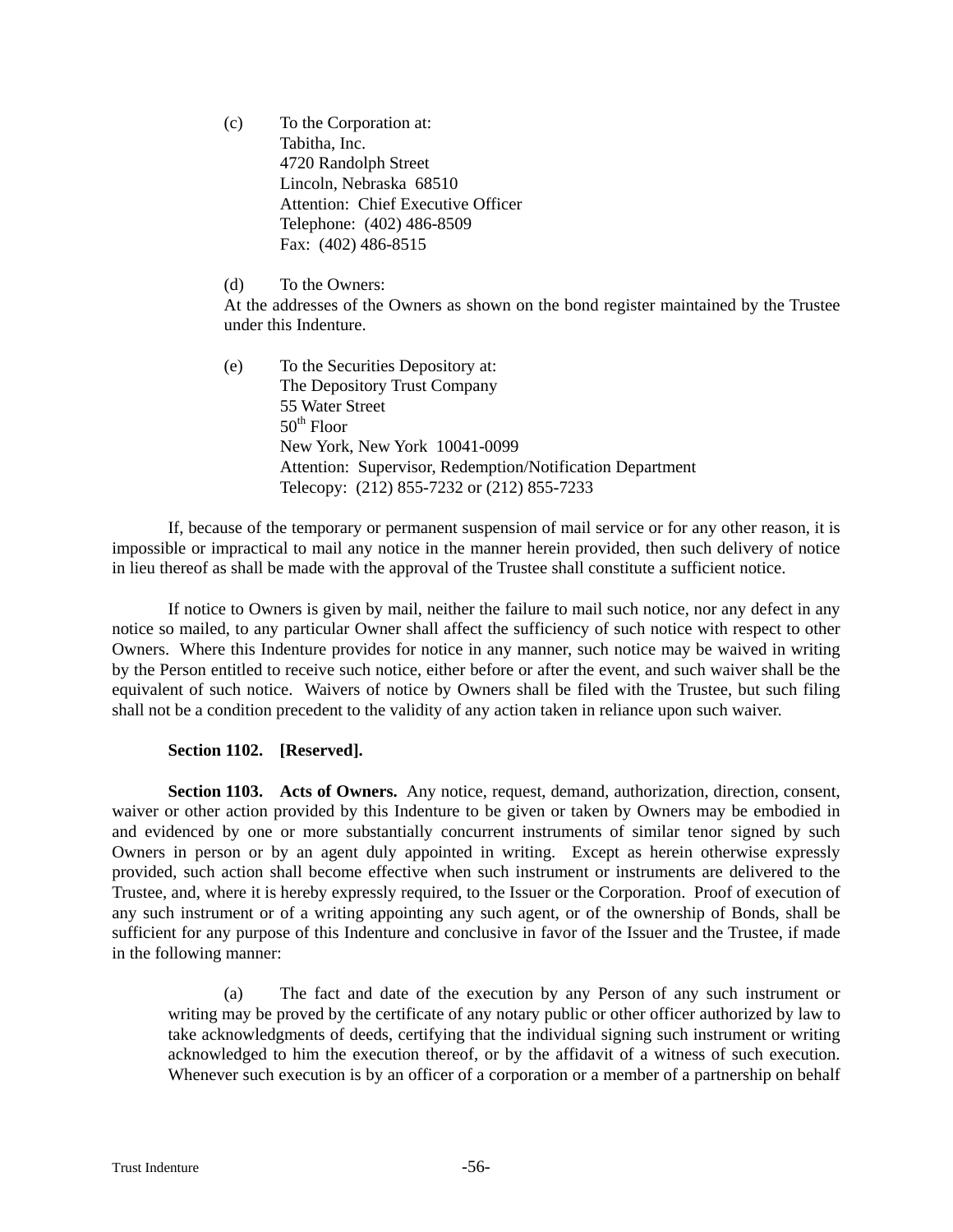(c) To the Corporation at:
Tabitha, Inc.
4720 Randolph Street
Lincoln, Nebraska 68510
Attention: Chief Executive Officer
Telephone: (402) 486-8509
Fax: (402) 486-8515

(d) To the Owners:
At the addresses of the Owners as shown on the bond register maintained by the Trustee under this Indenture.

(e) To the Securities Depository at:
The Depository Trust Company
55 Water Street
50th Floor
New York, New York 10041-0099
Attention: Supervisor, Redemption/Notification Department
Telecopy: (212) 855-7232 or (212) 855-7233

If, because of the temporary or permanent suspension of mail service or for any other reason, it is impossible or impractical to mail any notice in the manner herein provided, then such delivery of notice in lieu thereof as shall be made with the approval of the Trustee shall constitute a sufficient notice.

If notice to Owners is given by mail, neither the failure to mail such notice, nor any defect in any notice so mailed, to any particular Owner shall affect the sufficiency of such notice with respect to other Owners. Where this Indenture provides for notice in any manner, such notice may be waived in writing by the Person entitled to receive such notice, either before or after the event, and such waiver shall be the equivalent of such notice. Waivers of notice by Owners shall be filed with the Trustee, but such filing shall not be a condition precedent to the validity of any action taken in reliance upon such waiver.

**Section 1102. [Reserved].**

**Section 1103. Acts of Owners.** Any notice, request, demand, authorization, direction, consent, waiver or other action provided by this Indenture to be given or taken by Owners may be embodied in and evidenced by one or more substantially concurrent instruments of similar tenor signed by such Owners in person or by an agent duly appointed in writing. Except as herein otherwise expressly provided, such action shall become effective when such instrument or instruments are delivered to the Trustee, and, where it is hereby expressly required, to the Issuer or the Corporation. Proof of execution of any such instrument or of a writing appointing any such agent, or of the ownership of Bonds, shall be sufficient for any purpose of this Indenture and conclusive in favor of the Issuer and the Trustee, if made in the following manner:

(a) The fact and date of the execution by any Person of any such instrument or writing may be proved by the certificate of any notary public or other officer authorized by law to take acknowledgments of deeds, certifying that the individual signing such instrument or writing acknowledged to him the execution thereof, or by the affidavit of a witness of such execution. Whenever such execution is by an officer of a corporation or a member of a partnership on behalf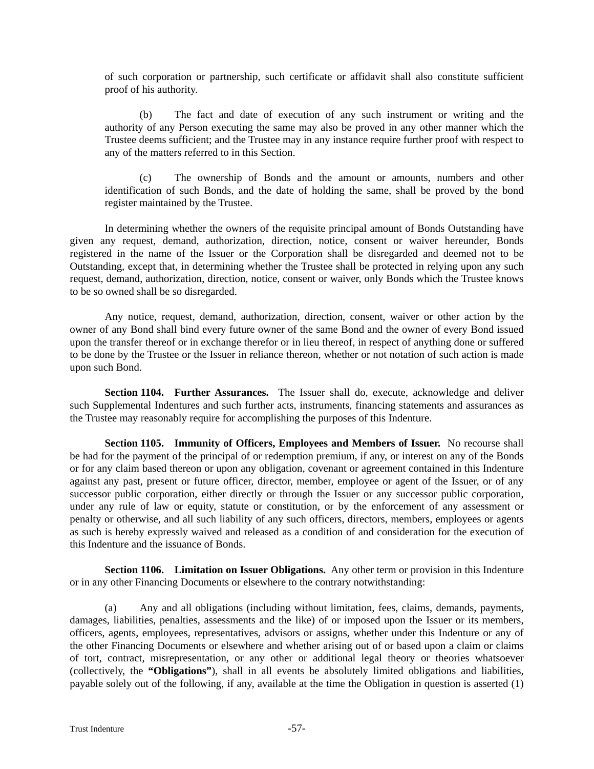of such corporation or partnership, such certificate or affidavit shall also constitute sufficient proof of his authority.

(b) The fact and date of execution of any such instrument or writing and the authority of any Person executing the same may also be proved in any other manner which the Trustee deems sufficient; and the Trustee may in any instance require further proof with respect to any of the matters referred to in this Section.

(c) The ownership of Bonds and the amount or amounts, numbers and other identification of such Bonds, and the date of holding the same, shall be proved by the bond register maintained by the Trustee.

In determining whether the owners of the requisite principal amount of Bonds Outstanding have given any request, demand, authorization, direction, notice, consent or waiver hereunder, Bonds registered in the name of the Issuer or the Corporation shall be disregarded and deemed not to be Outstanding, except that, in determining whether the Trustee shall be protected in relying upon any such request, demand, authorization, direction, notice, consent or waiver, only Bonds which the Trustee knows to be so owned shall be so disregarded.

Any notice, request, demand, authorization, direction, consent, waiver or other action by the owner of any Bond shall bind every future owner of the same Bond and the owner of every Bond issued upon the transfer thereof or in exchange therefor or in lieu thereof, in respect of anything done or suffered to be done by the Trustee or the Issuer in reliance thereon, whether or not notation of such action is made upon such Bond.

**Section 1104. Further Assurances.** The Issuer shall do, execute, acknowledge and deliver such Supplemental Indentures and such further acts, instruments, financing statements and assurances as the Trustee may reasonably require for accomplishing the purposes of this Indenture.

**Section 1105. Immunity of Officers, Employees and Members of Issuer.** No recourse shall be had for the payment of the principal of or redemption premium, if any, or interest on any of the Bonds or for any claim based thereon or upon any obligation, covenant or agreement contained in this Indenture against any past, present or future officer, director, member, employee or agent of the Issuer, or of any successor public corporation, either directly or through the Issuer or any successor public corporation, under any rule of law or equity, statute or constitution, or by the enforcement of any assessment or penalty or otherwise, and all such liability of any such officers, directors, members, employees or agents as such is hereby expressly waived and released as a condition of and consideration for the execution of this Indenture and the issuance of Bonds.

**Section 1106. Limitation on Issuer Obligations.** Any other term or provision in this Indenture or in any other Financing Documents or elsewhere to the contrary notwithstanding:

(a) Any and all obligations (including without limitation, fees, claims, demands, payments, damages, liabilities, penalties, assessments and the like) of or imposed upon the Issuer or its members, officers, agents, employees, representatives, advisors or assigns, whether under this Indenture or any of the other Financing Documents or elsewhere and whether arising out of or based upon a claim or claims of tort, contract, misrepresentation, or any other or additional legal theory or theories whatsoever (collectively, the **"Obligations"**), shall in all events be absolutely limited obligations and liabilities, payable solely out of the following, if any, available at the time the Obligation in question is asserted (1)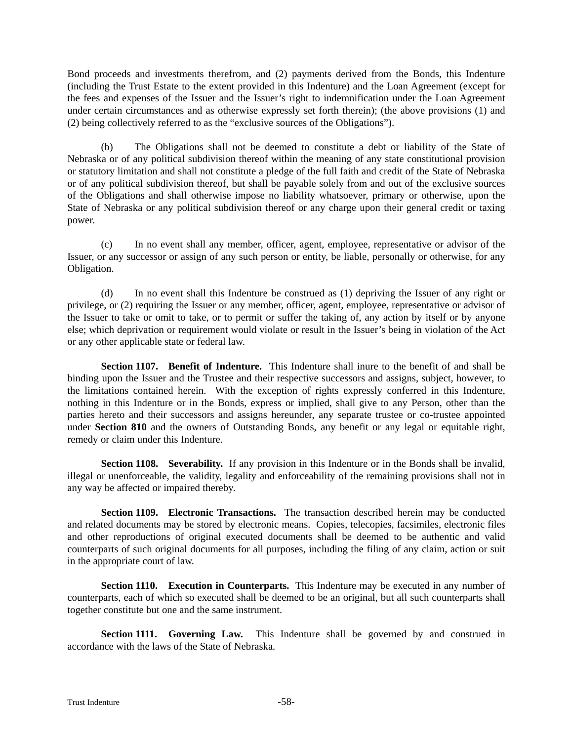Bond proceeds and investments therefrom, and (2) payments derived from the Bonds, this Indenture (including the Trust Estate to the extent provided in this Indenture) and the Loan Agreement (except for the fees and expenses of the Issuer and the Issuer's right to indemnification under the Loan Agreement under certain circumstances and as otherwise expressly set forth therein); (the above provisions (1) and (2) being collectively referred to as the "exclusive sources of the Obligations").

(b) The Obligations shall not be deemed to constitute a debt or liability of the State of Nebraska or of any political subdivision thereof within the meaning of any state constitutional provision or statutory limitation and shall not constitute a pledge of the full faith and credit of the State of Nebraska or of any political subdivision thereof, but shall be payable solely from and out of the exclusive sources of the Obligations and shall otherwise impose no liability whatsoever, primary or otherwise, upon the State of Nebraska or any political subdivision thereof or any charge upon their general credit or taxing power.

(c) In no event shall any member, officer, agent, employee, representative or advisor of the Issuer, or any successor or assign of any such person or entity, be liable, personally or otherwise, for any Obligation.

(d) In no event shall this Indenture be construed as (1) depriving the Issuer of any right or privilege, or (2) requiring the Issuer or any member, officer, agent, employee, representative or advisor of the Issuer to take or omit to take, or to permit or suffer the taking of, any action by itself or by anyone else; which deprivation or requirement would violate or result in the Issuer's being in violation of the Act or any other applicable state or federal law.

**Section 1107. Benefit of Indenture.** This Indenture shall inure to the benefit of and shall be binding upon the Issuer and the Trustee and their respective successors and assigns, subject, however, to the limitations contained herein. With the exception of rights expressly conferred in this Indenture, nothing in this Indenture or in the Bonds, express or implied, shall give to any Person, other than the parties hereto and their successors and assigns hereunder, any separate trustee or co-trustee appointed under **Section 810** and the owners of Outstanding Bonds, any benefit or any legal or equitable right, remedy or claim under this Indenture.

**Section 1108. Severability.** If any provision in this Indenture or in the Bonds shall be invalid, illegal or unenforceable, the validity, legality and enforceability of the remaining provisions shall not in any way be affected or impaired thereby.

**Section 1109. Electronic Transactions.** The transaction described herein may be conducted and related documents may be stored by electronic means. Copies, telecopies, facsimiles, electronic files and other reproductions of original executed documents shall be deemed to be authentic and valid counterparts of such original documents for all purposes, including the filing of any claim, action or suit in the appropriate court of law.

**Section 1110. Execution in Counterparts.** This Indenture may be executed in any number of counterparts, each of which so executed shall be deemed to be an original, but all such counterparts shall together constitute but one and the same instrument.

**Section 1111. Governing Law.** This Indenture shall be governed by and construed in accordance with the laws of the State of Nebraska.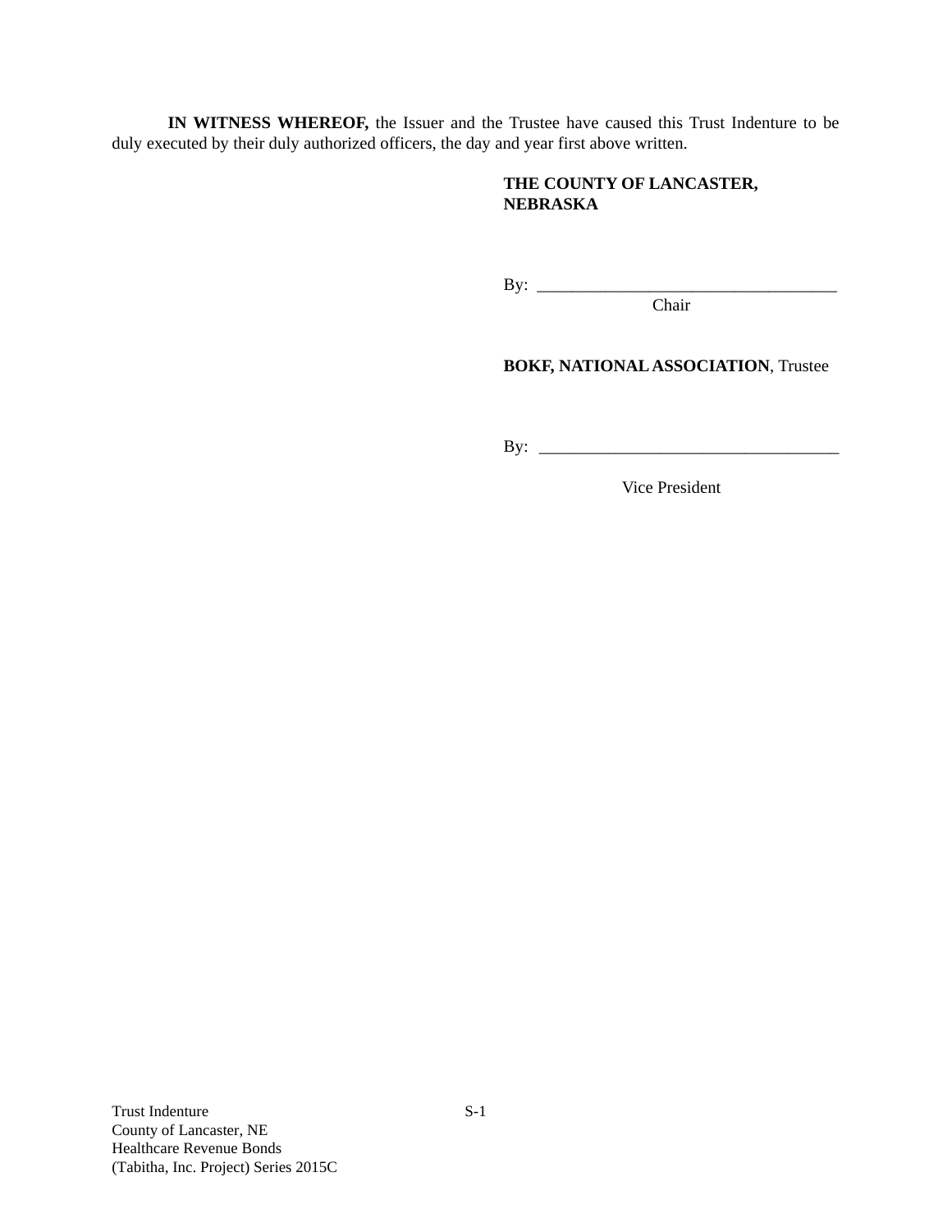**IN WITNESS WHEREOF,** the Issuer and the Trustee have caused this Trust Indenture to be duly executed by their duly authorized officers, the day and year first above written.

**THE COUNTY OF LANCASTER, NEBRASKA**

By: ___________________________________
Chair

**BOKF, NATIONAL ASSOCIATION**, Trustee

By: ___________________________________

Vice President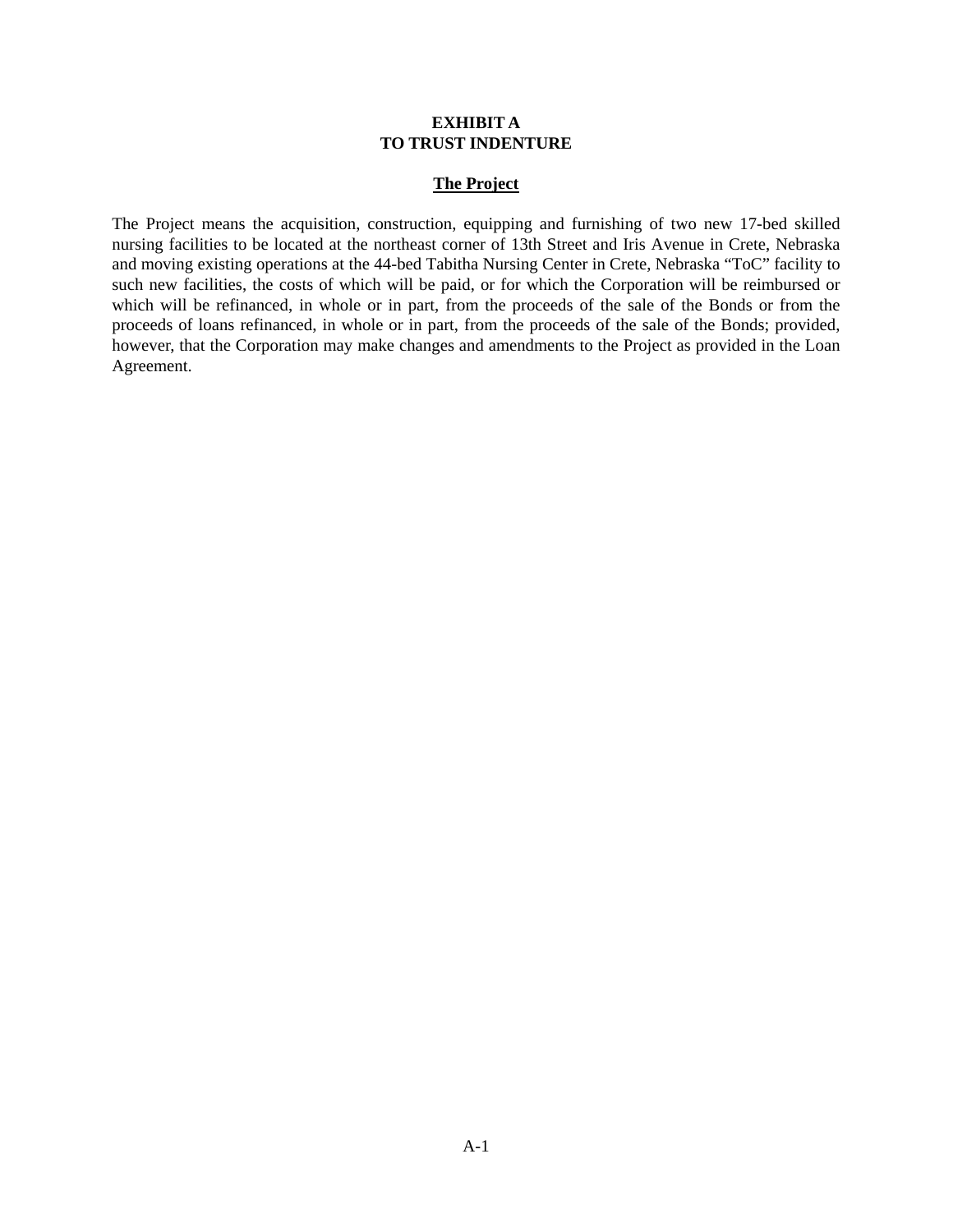**EXHIBIT A**
**TO TRUST INDENTURE**

**The Project**

The Project means the acquisition, construction, equipping and furnishing of two new 17-bed skilled nursing facilities to be located at the northeast corner of 13th Street and Iris Avenue in Crete, Nebraska and moving existing operations at the 44-bed Tabitha Nursing Center in Crete, Nebraska "ToC" facility to such new facilities, the costs of which will be paid, or for which the Corporation will be reimbursed or which will be refinanced, in whole or in part, from the proceeds of the sale of the Bonds or from the proceeds of loans refinanced, in whole or in part, from the proceeds of the sale of the Bonds; provided, however, that the Corporation may make changes and amendments to the Project as provided in the Loan Agreement.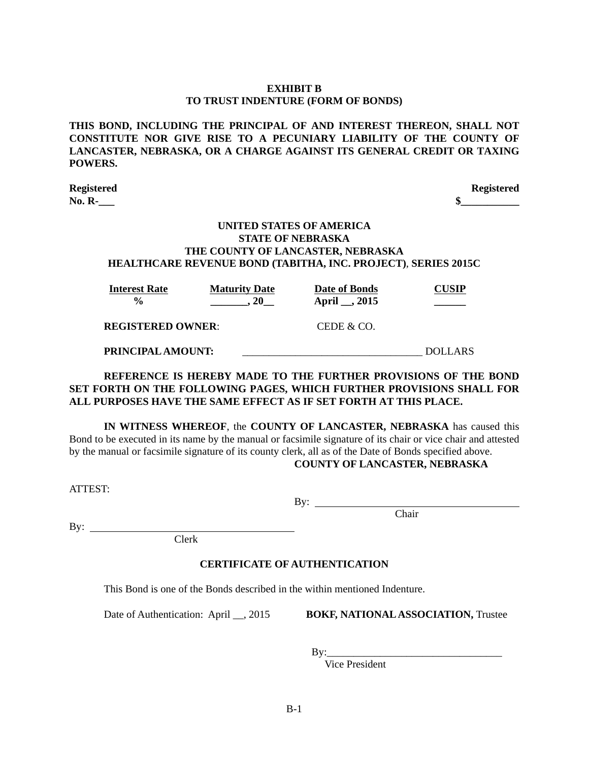**EXHIBIT B**
**TO TRUST INDENTURE (FORM OF BONDS)**

**THIS BOND, INCLUDING THE PRINCIPAL OF AND INTEREST THEREON, SHALL NOT CONSTITUTE NOR GIVE RISE TO A PECUNIARY LIABILITY OF THE COUNTY OF LANCASTER, NEBRASKA, OR A CHARGE AGAINST ITS GENERAL CREDIT OR TAXING POWERS.**

**Registered** **Registered**
**No. R-___** **$___________**

**UNITED STATES OF AMERICA**
**STATE OF NEBRASKA**
**THE COUNTY OF LANCASTER, NEBRASKA**
**HEALTHCARE REVENUE BOND (TABITHA, INC. PROJECT), SERIES 2015C**

| Interest Rate | Maturity Date | Date of Bonds | CUSIP |
|---|---|---|---|
| % | _______, 20__ | April __, 2015 | ______ |

**REGISTERED OWNER**: CEDE & CO.

**PRINCIPAL AMOUNT:** __________________________________ DOLLARS

**REFERENCE IS HEREBY MADE TO THE FURTHER PROVISIONS OF THE BOND SET FORTH ON THE FOLLOWING PAGES, WHICH FURTHER PROVISIONS SHALL FOR ALL PURPOSES HAVE THE SAME EFFECT AS IF SET FORTH AT THIS PLACE.**

**IN WITNESS WHEREOF**, the **COUNTY OF LANCASTER, NEBRASKA** has caused this Bond to be executed in its name by the manual or facsimile signature of its chair or vice chair and attested by the manual or facsimile signature of its county clerk, all as of the Date of Bonds specified above.

**COUNTY OF LANCASTER, NEBRASKA**

ATTEST:

By: ________________________________________
Chair

By: ________________________________________
Clerk

**CERTIFICATE OF AUTHENTICATION**

This Bond is one of the Bonds described in the within mentioned Indenture.

Date of Authentication: April __, 2015 **BOKF, NATIONAL ASSOCIATION,** Trustee

By:_________________________________
Vice President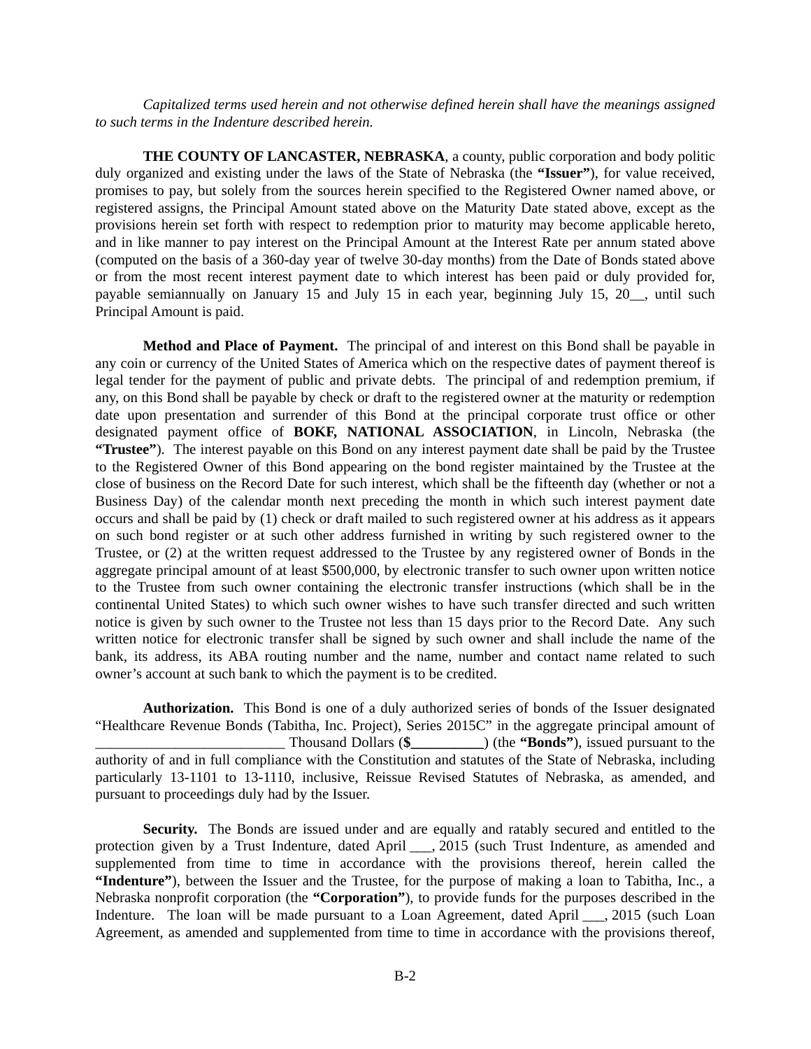*Capitalized terms used herein and not otherwise defined herein shall have the meanings assigned to such terms in the Indenture described herein.*

**THE COUNTY OF LANCASTER, NEBRASKA**, a county, public corporation and body politic duly organized and existing under the laws of the State of Nebraska (the **"Issuer"**), for value received, promises to pay, but solely from the sources herein specified to the Registered Owner named above, or registered assigns, the Principal Amount stated above on the Maturity Date stated above, except as the provisions herein set forth with respect to redemption prior to maturity may become applicable hereto, and in like manner to pay interest on the Principal Amount at the Interest Rate per annum stated above (computed on the basis of a 360-day year of twelve 30-day months) from the Date of Bonds stated above or from the most recent interest payment date to which interest has been paid or duly provided for, payable semiannually on January 15 and July 15 in each year, beginning July 15, 20__, until such Principal Amount is paid.

**Method and Place of Payment.** The principal of and interest on this Bond shall be payable in any coin or currency of the United States of America which on the respective dates of payment thereof is legal tender for the payment of public and private debts. The principal of and redemption premium, if any, on this Bond shall be payable by check or draft to the registered owner at the maturity or redemption date upon presentation and surrender of this Bond at the principal corporate trust office or other designated payment office of **BOKF, NATIONAL ASSOCIATION**, in Lincoln, Nebraska (the **"Trustee"**). The interest payable on this Bond on any interest payment date shall be paid by the Trustee to the Registered Owner of this Bond appearing on the bond register maintained by the Trustee at the close of business on the Record Date for such interest, which shall be the fifteenth day (whether or not a Business Day) of the calendar month next preceding the month in which such interest payment date occurs and shall be paid by (1) check or draft mailed to such registered owner at his address as it appears on such bond register or at such other address furnished in writing by such registered owner to the Trustee, or (2) at the written request addressed to the Trustee by any registered owner of Bonds in the aggregate principal amount of at least $500,000, by electronic transfer to such owner upon written notice to the Trustee from such owner containing the electronic transfer instructions (which shall be in the continental United States) to which such owner wishes to have such transfer directed and such written notice is given by such owner to the Trustee not less than 15 days prior to the Record Date. Any such written notice for electronic transfer shall be signed by such owner and shall include the name of the bank, its address, its ABA routing number and the name, number and contact name related to such owner's account at such bank to which the payment is to be credited.

**Authorization.** This Bond is one of a duly authorized series of bonds of the Issuer designated "Healthcare Revenue Bonds (Tabitha, Inc. Project), Series 2015C" in the aggregate principal amount of __________________________ Thousand Dollars (**$__________**) (the **"Bonds"**), issued pursuant to the authority of and in full compliance with the Constitution and statutes of the State of Nebraska, including particularly 13-1101 to 13-1110, inclusive, Reissue Revised Statutes of Nebraska, as amended, and pursuant to proceedings duly had by the Issuer.

**Security.** The Bonds are issued under and are equally and ratably secured and entitled to the protection given by a Trust Indenture, dated April ___, 2015 (such Trust Indenture, as amended and supplemented from time to time in accordance with the provisions thereof, herein called the **"Indenture"**), between the Issuer and the Trustee, for the purpose of making a loan to Tabitha, Inc., a Nebraska nonprofit corporation (the **"Corporation"**), to provide funds for the purposes described in the Indenture. The loan will be made pursuant to a Loan Agreement, dated April ___, 2015 (such Loan Agreement, as amended and supplemented from time to time in accordance with the provisions thereof,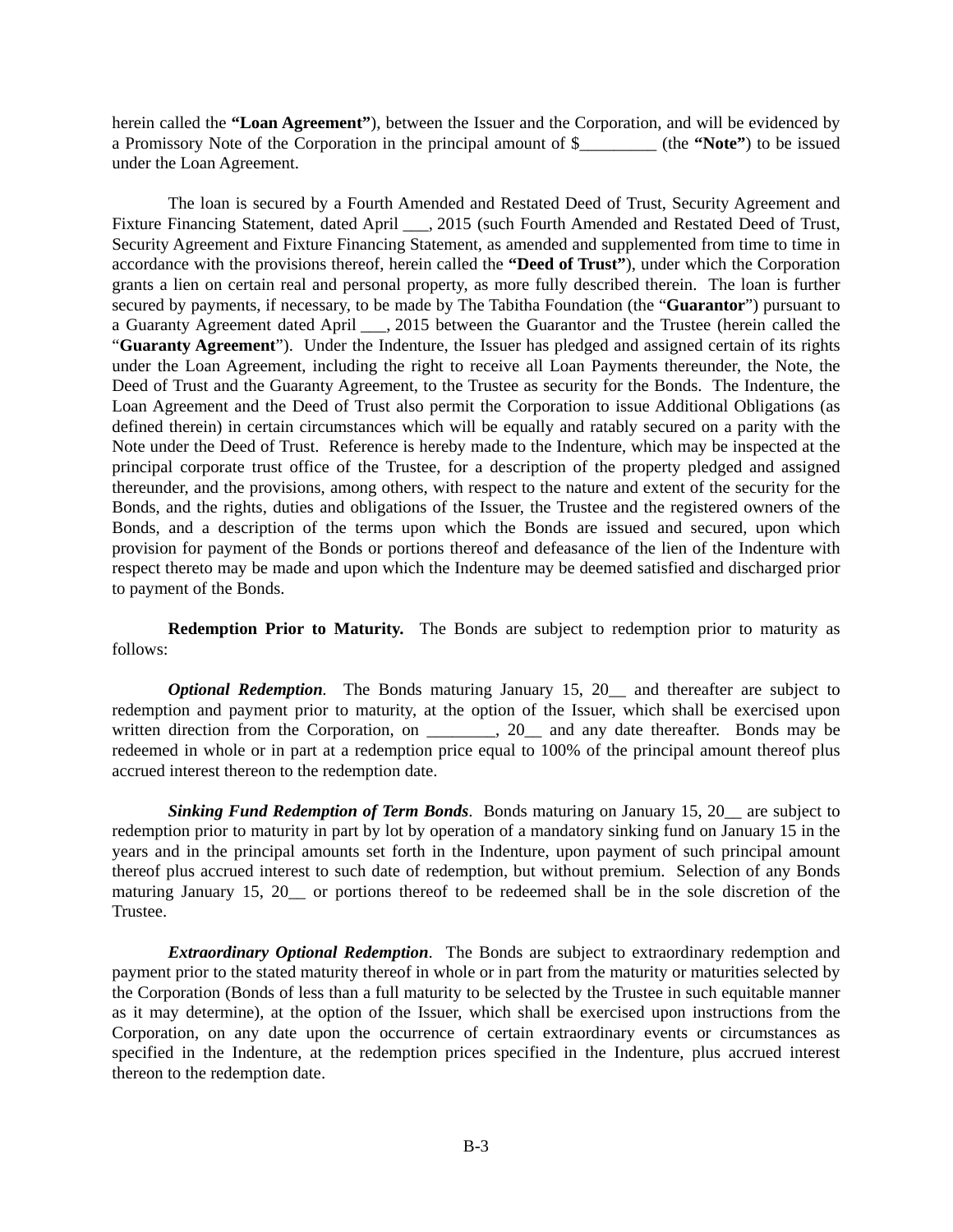herein called the **"Loan Agreement"**), between the Issuer and the Corporation, and will be evidenced by a Promissory Note of the Corporation in the principal amount of $_________ (the **"Note"**) to be issued under the Loan Agreement.

The loan is secured by a Fourth Amended and Restated Deed of Trust, Security Agreement and Fixture Financing Statement, dated April ___, 2015 (such Fourth Amended and Restated Deed of Trust, Security Agreement and Fixture Financing Statement, as amended and supplemented from time to time in accordance with the provisions thereof, herein called the **"Deed of Trust"**), under which the Corporation grants a lien on certain real and personal property, as more fully described therein. The loan is further secured by payments, if necessary, to be made by The Tabitha Foundation (the "**Guarantor**") pursuant to a Guaranty Agreement dated April ___, 2015 between the Guarantor and the Trustee (herein called the "**Guaranty Agreement**"). Under the Indenture, the Issuer has pledged and assigned certain of its rights under the Loan Agreement, including the right to receive all Loan Payments thereunder, the Note, the Deed of Trust and the Guaranty Agreement, to the Trustee as security for the Bonds. The Indenture, the Loan Agreement and the Deed of Trust also permit the Corporation to issue Additional Obligations (as defined therein) in certain circumstances which will be equally and ratably secured on a parity with the Note under the Deed of Trust. Reference is hereby made to the Indenture, which may be inspected at the principal corporate trust office of the Trustee, for a description of the property pledged and assigned thereunder, and the provisions, among others, with respect to the nature and extent of the security for the Bonds, and the rights, duties and obligations of the Issuer, the Trustee and the registered owners of the Bonds, and a description of the terms upon which the Bonds are issued and secured, upon which provision for payment of the Bonds or portions thereof and defeasance of the lien of the Indenture with respect thereto may be made and upon which the Indenture may be deemed satisfied and discharged prior to payment of the Bonds.

**Redemption Prior to Maturity.** The Bonds are subject to redemption prior to maturity as follows:

***Optional Redemption***. The Bonds maturing January 15, 20__ and thereafter are subject to redemption and payment prior to maturity, at the option of the Issuer, which shall be exercised upon written direction from the Corporation, on ________, 20__ and any date thereafter. Bonds may be redeemed in whole or in part at a redemption price equal to 100% of the principal amount thereof plus accrued interest thereon to the redemption date.

***Sinking Fund Redemption of Term Bonds***. Bonds maturing on January 15, 20__ are subject to redemption prior to maturity in part by lot by operation of a mandatory sinking fund on January 15 in the years and in the principal amounts set forth in the Indenture, upon payment of such principal amount thereof plus accrued interest to such date of redemption, but without premium. Selection of any Bonds maturing January 15, 20__ or portions thereof to be redeemed shall be in the sole discretion of the Trustee.

***Extraordinary Optional Redemption***. The Bonds are subject to extraordinary redemption and payment prior to the stated maturity thereof in whole or in part from the maturity or maturities selected by the Corporation (Bonds of less than a full maturity to be selected by the Trustee in such equitable manner as it may determine), at the option of the Issuer, which shall be exercised upon instructions from the Corporation, on any date upon the occurrence of certain extraordinary events or circumstances as specified in the Indenture, at the redemption prices specified in the Indenture, plus accrued interest thereon to the redemption date.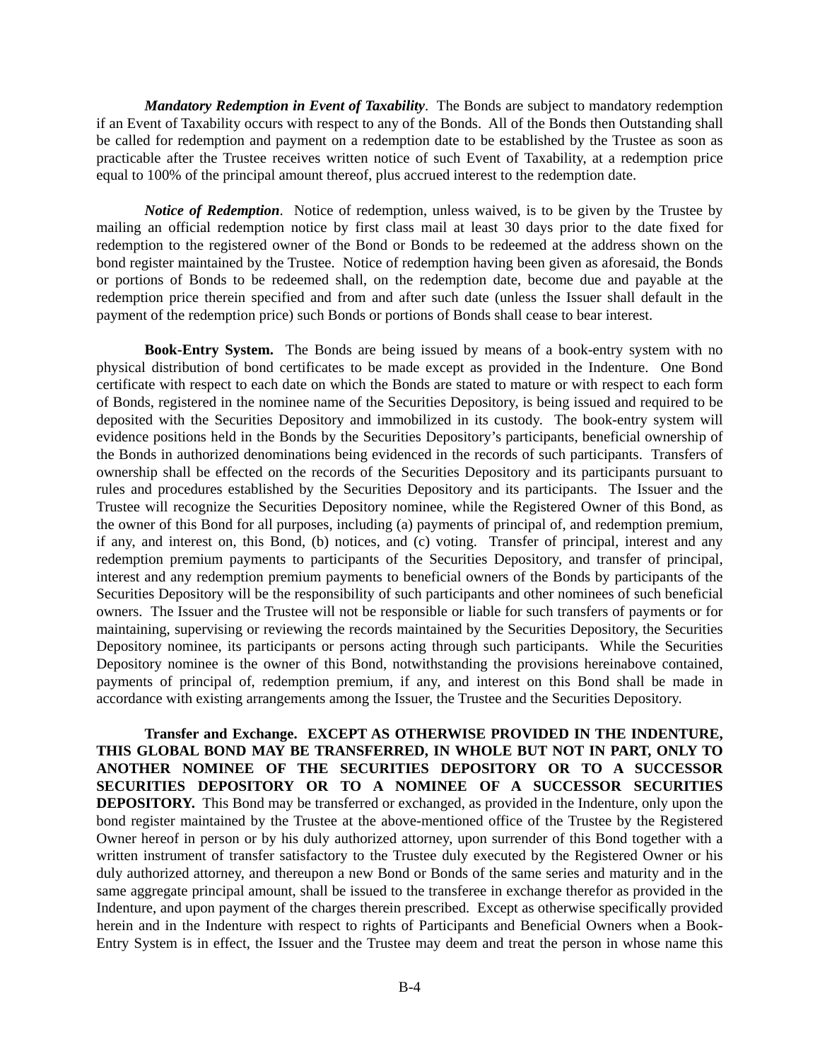***Mandatory Redemption in Event of Taxability***. The Bonds are subject to mandatory redemption if an Event of Taxability occurs with respect to any of the Bonds. All of the Bonds then Outstanding shall be called for redemption and payment on a redemption date to be established by the Trustee as soon as practicable after the Trustee receives written notice of such Event of Taxability, at a redemption price equal to 100% of the principal amount thereof, plus accrued interest to the redemption date.

***Notice of Redemption***. Notice of redemption, unless waived, is to be given by the Trustee by mailing an official redemption notice by first class mail at least 30 days prior to the date fixed for redemption to the registered owner of the Bond or Bonds to be redeemed at the address shown on the bond register maintained by the Trustee. Notice of redemption having been given as aforesaid, the Bonds or portions of Bonds to be redeemed shall, on the redemption date, become due and payable at the redemption price therein specified and from and after such date (unless the Issuer shall default in the payment of the redemption price) such Bonds or portions of Bonds shall cease to bear interest.

**Book-Entry System.** The Bonds are being issued by means of a book-entry system with no physical distribution of bond certificates to be made except as provided in the Indenture. One Bond certificate with respect to each date on which the Bonds are stated to mature or with respect to each form of Bonds, registered in the nominee name of the Securities Depository, is being issued and required to be deposited with the Securities Depository and immobilized in its custody. The book-entry system will evidence positions held in the Bonds by the Securities Depository's participants, beneficial ownership of the Bonds in authorized denominations being evidenced in the records of such participants. Transfers of ownership shall be effected on the records of the Securities Depository and its participants pursuant to rules and procedures established by the Securities Depository and its participants. The Issuer and the Trustee will recognize the Securities Depository nominee, while the Registered Owner of this Bond, as the owner of this Bond for all purposes, including (a) payments of principal of, and redemption premium, if any, and interest on, this Bond, (b) notices, and (c) voting. Transfer of principal, interest and any redemption premium payments to participants of the Securities Depository, and transfer of principal, interest and any redemption premium payments to beneficial owners of the Bonds by participants of the Securities Depository will be the responsibility of such participants and other nominees of such beneficial owners. The Issuer and the Trustee will not be responsible or liable for such transfers of payments or for maintaining, supervising or reviewing the records maintained by the Securities Depository, the Securities Depository nominee, its participants or persons acting through such participants. While the Securities Depository nominee is the owner of this Bond, notwithstanding the provisions hereinabove contained, payments of principal of, redemption premium, if any, and interest on this Bond shall be made in accordance with existing arrangements among the Issuer, the Trustee and the Securities Depository.

**Transfer and Exchange. EXCEPT AS OTHERWISE PROVIDED IN THE INDENTURE, THIS GLOBAL BOND MAY BE TRANSFERRED, IN WHOLE BUT NOT IN PART, ONLY TO ANOTHER NOMINEE OF THE SECURITIES DEPOSITORY OR TO A SUCCESSOR SECURITIES DEPOSITORY OR TO A NOMINEE OF A SUCCESSOR SECURITIES DEPOSITORY.** This Bond may be transferred or exchanged, as provided in the Indenture, only upon the bond register maintained by the Trustee at the above-mentioned office of the Trustee by the Registered Owner hereof in person or by his duly authorized attorney, upon surrender of this Bond together with a written instrument of transfer satisfactory to the Trustee duly executed by the Registered Owner or his duly authorized attorney, and thereupon a new Bond or Bonds of the same series and maturity and in the same aggregate principal amount, shall be issued to the transferee in exchange therefor as provided in the Indenture, and upon payment of the charges therein prescribed. Except as otherwise specifically provided herein and in the Indenture with respect to rights of Participants and Beneficial Owners when a Book-Entry System is in effect, the Issuer and the Trustee may deem and treat the person in whose name this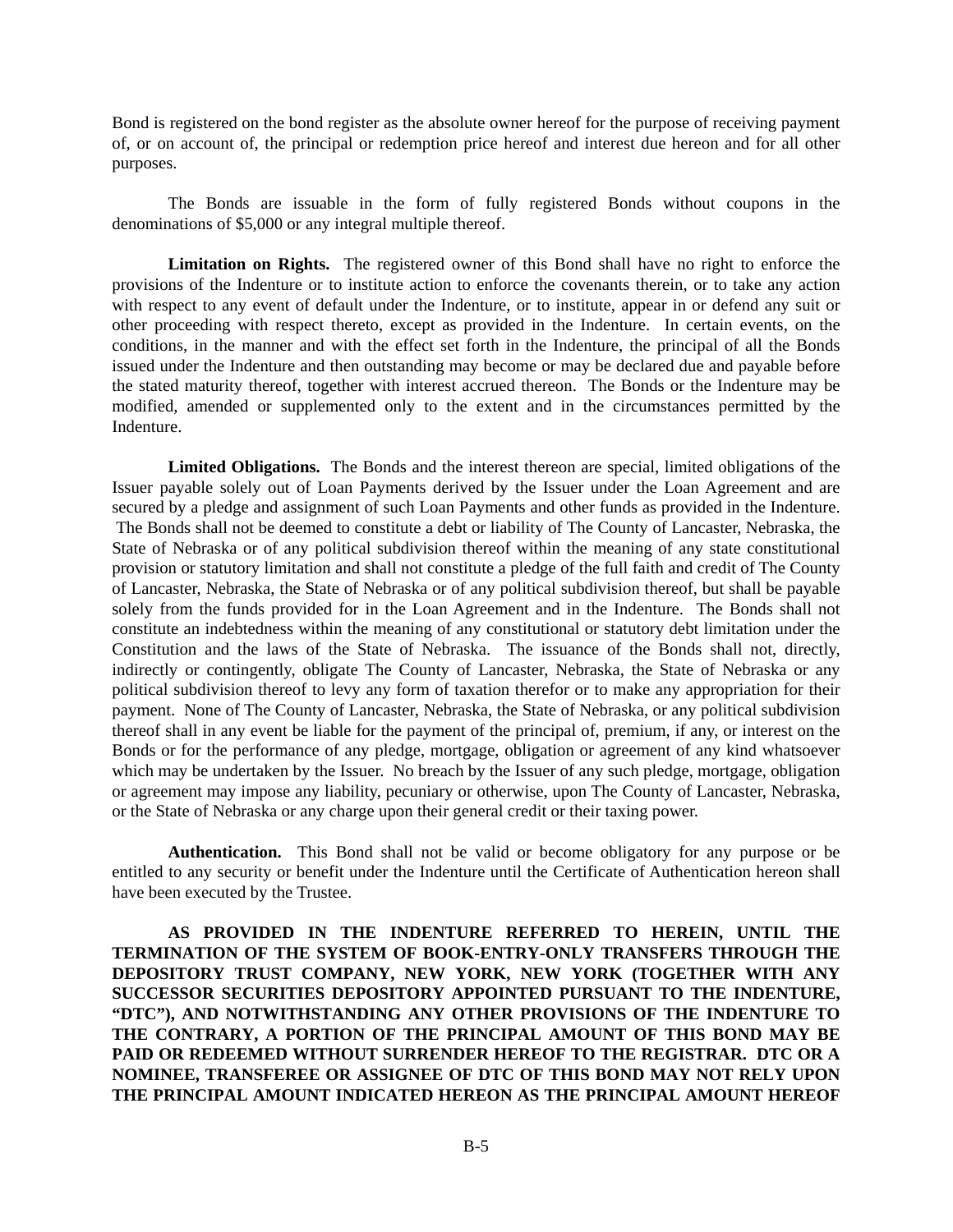Bond is registered on the bond register as the absolute owner hereof for the purpose of receiving payment of, or on account of, the principal or redemption price hereof and interest due hereon and for all other purposes.

The Bonds are issuable in the form of fully registered Bonds without coupons in the denominations of $5,000 or any integral multiple thereof.

**Limitation on Rights.** The registered owner of this Bond shall have no right to enforce the provisions of the Indenture or to institute action to enforce the covenants therein, or to take any action with respect to any event of default under the Indenture, or to institute, appear in or defend any suit or other proceeding with respect thereto, except as provided in the Indenture. In certain events, on the conditions, in the manner and with the effect set forth in the Indenture, the principal of all the Bonds issued under the Indenture and then outstanding may become or may be declared due and payable before the stated maturity thereof, together with interest accrued thereon. The Bonds or the Indenture may be modified, amended or supplemented only to the extent and in the circumstances permitted by the Indenture.

**Limited Obligations.** The Bonds and the interest thereon are special, limited obligations of the Issuer payable solely out of Loan Payments derived by the Issuer under the Loan Agreement and are secured by a pledge and assignment of such Loan Payments and other funds as provided in the Indenture. The Bonds shall not be deemed to constitute a debt or liability of The County of Lancaster, Nebraska, the State of Nebraska or of any political subdivision thereof within the meaning of any state constitutional provision or statutory limitation and shall not constitute a pledge of the full faith and credit of The County of Lancaster, Nebraska, the State of Nebraska or of any political subdivision thereof, but shall be payable solely from the funds provided for in the Loan Agreement and in the Indenture. The Bonds shall not constitute an indebtedness within the meaning of any constitutional or statutory debt limitation under the Constitution and the laws of the State of Nebraska. The issuance of the Bonds shall not, directly, indirectly or contingently, obligate The County of Lancaster, Nebraska, the State of Nebraska or any political subdivision thereof to levy any form of taxation therefor or to make any appropriation for their payment. None of The County of Lancaster, Nebraska, the State of Nebraska, or any political subdivision thereof shall in any event be liable for the payment of the principal of, premium, if any, or interest on the Bonds or for the performance of any pledge, mortgage, obligation or agreement of any kind whatsoever which may be undertaken by the Issuer. No breach by the Issuer of any such pledge, mortgage, obligation or agreement may impose any liability, pecuniary or otherwise, upon The County of Lancaster, Nebraska, or the State of Nebraska or any charge upon their general credit or their taxing power.

**Authentication.** This Bond shall not be valid or become obligatory for any purpose or be entitled to any security or benefit under the Indenture until the Certificate of Authentication hereon shall have been executed by the Trustee.

**AS PROVIDED IN THE INDENTURE REFERRED TO HEREIN, UNTIL THE TERMINATION OF THE SYSTEM OF BOOK-ENTRY-ONLY TRANSFERS THROUGH THE DEPOSITORY TRUST COMPANY, NEW YORK, NEW YORK (TOGETHER WITH ANY SUCCESSOR SECURITIES DEPOSITORY APPOINTED PURSUANT TO THE INDENTURE, "DTC"), AND NOTWITHSTANDING ANY OTHER PROVISIONS OF THE INDENTURE TO THE CONTRARY, A PORTION OF THE PRINCIPAL AMOUNT OF THIS BOND MAY BE PAID OR REDEEMED WITHOUT SURRENDER HEREOF TO THE REGISTRAR. DTC OR A NOMINEE, TRANSFEREE OR ASSIGNEE OF DTC OF THIS BOND MAY NOT RELY UPON THE PRINCIPAL AMOUNT INDICATED HEREON AS THE PRINCIPAL AMOUNT HEREOF**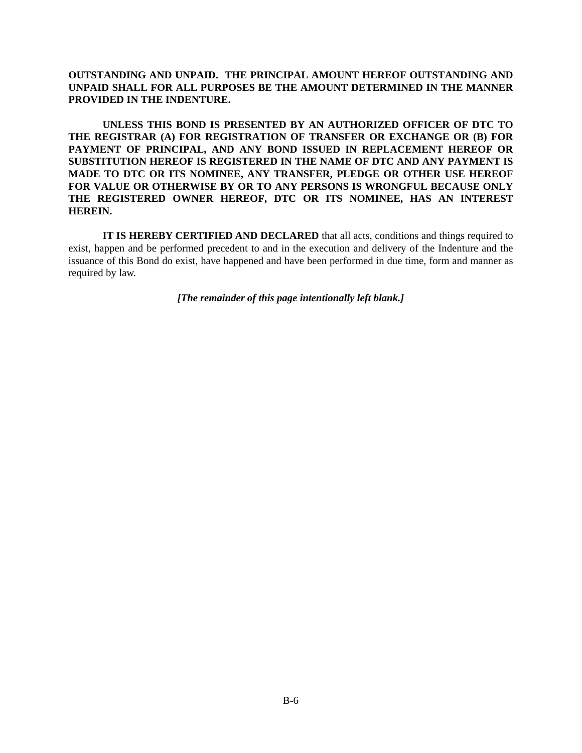**OUTSTANDING AND UNPAID. THE PRINCIPAL AMOUNT HEREOF OUTSTANDING AND UNPAID SHALL FOR ALL PURPOSES BE THE AMOUNT DETERMINED IN THE MANNER PROVIDED IN THE INDENTURE.**

**UNLESS THIS BOND IS PRESENTED BY AN AUTHORIZED OFFICER OF DTC TO THE REGISTRAR (A) FOR REGISTRATION OF TRANSFER OR EXCHANGE OR (B) FOR PAYMENT OF PRINCIPAL, AND ANY BOND ISSUED IN REPLACEMENT HEREOF OR SUBSTITUTION HEREOF IS REGISTERED IN THE NAME OF DTC AND ANY PAYMENT IS MADE TO DTC OR ITS NOMINEE, ANY TRANSFER, PLEDGE OR OTHER USE HEREOF FOR VALUE OR OTHERWISE BY OR TO ANY PERSONS IS WRONGFUL BECAUSE ONLY THE REGISTERED OWNER HEREOF, DTC OR ITS NOMINEE, HAS AN INTEREST HEREIN.**

**IT IS HEREBY CERTIFIED AND DECLARED** that all acts, conditions and things required to exist, happen and be performed precedent to and in the execution and delivery of the Indenture and the issuance of this Bond do exist, have happened and have been performed in due time, form and manner as required by law.

***[The remainder of this page intentionally left blank.]***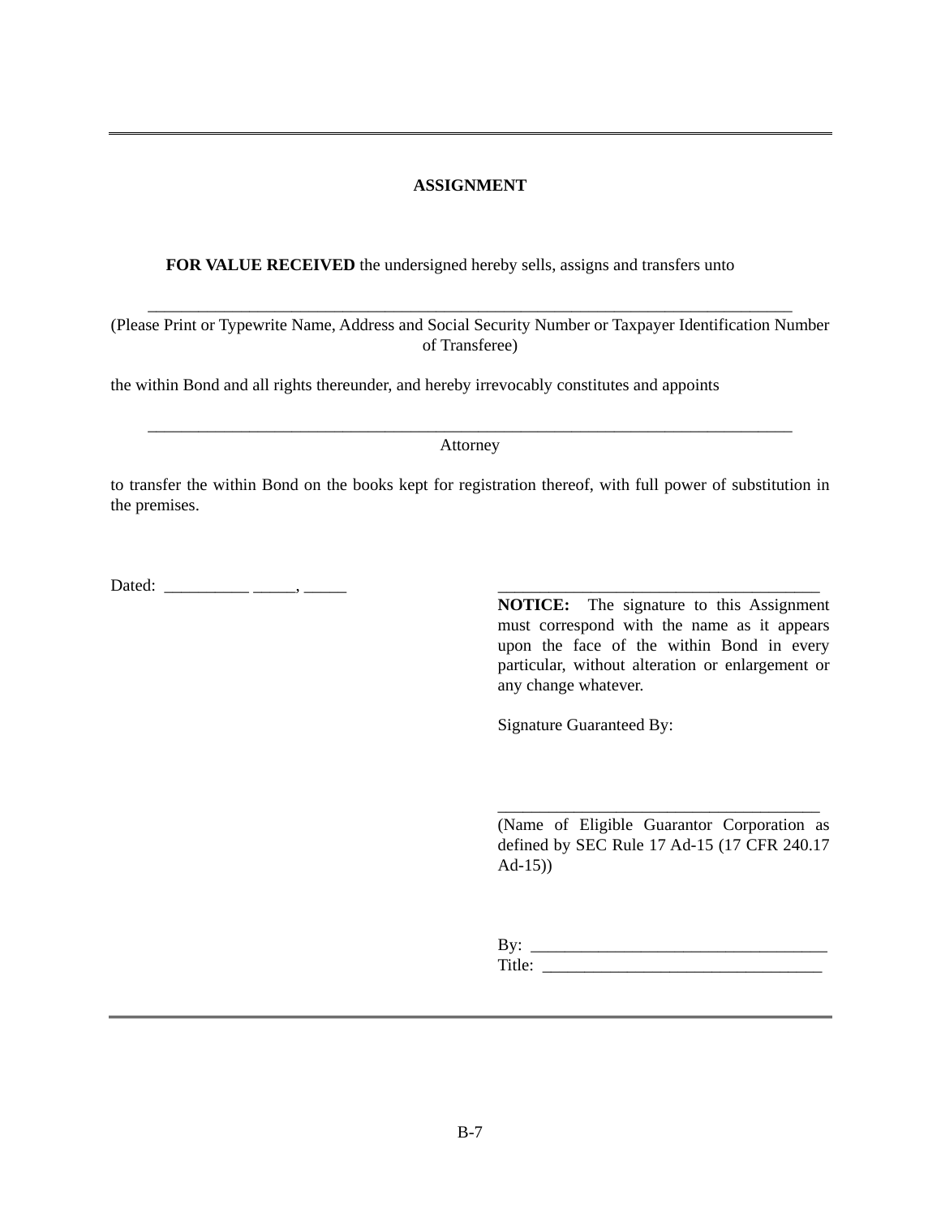## ASSIGNMENT

**FOR VALUE RECEIVED** the undersigned hereby sells, assigns and transfers unto

______________________________________________________________________________

(Please Print or Typewrite Name, Address and Social Security Number or Taxpayer Identification Number of Transferee)

the within Bond and all rights thereunder, and hereby irrevocably constitutes and appoints

______________________________________________________________________________

Attorney

to transfer the within Bond on the books kept for registration thereof, with full power of substitution in the premises.

Dated: __________ _____, _____

______________________________________

**NOTICE:** The signature to this Assignment must correspond with the name as it appears upon the face of the within Bond in every particular, without alteration or enlargement or any change whatever.

Signature Guaranteed By:

______________________________________

(Name of Eligible Guarantor Corporation as defined by SEC Rule 17 Ad-15 (17 CFR 240.17 Ad-15))

By: __________________________________

Title: ________________________________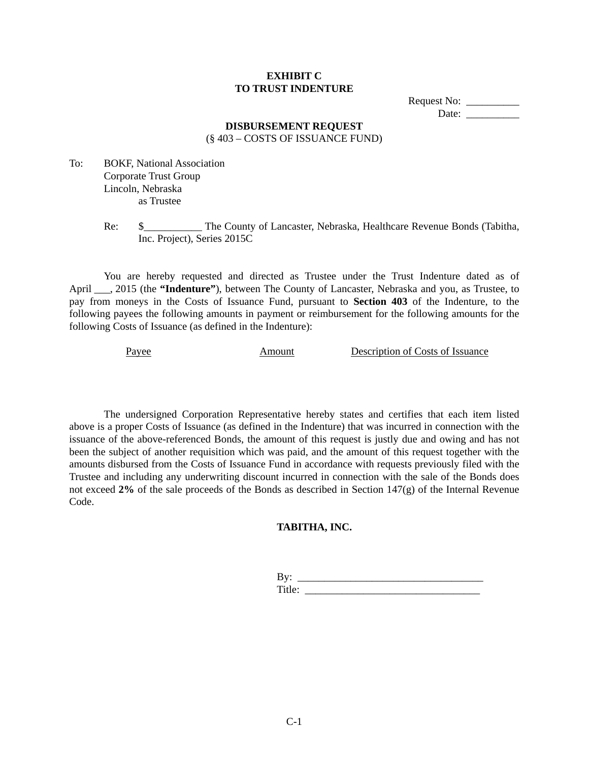**EXHIBIT C**
**TO TRUST INDENTURE**

Request No: __________
Date: __________

**DISBURSEMENT REQUEST**
(§ 403 – COSTS OF ISSUANCE FUND)

To: BOKF, National Association
Corporate Trust Group
Lincoln, Nebraska
as Trustee

Re: $___________ The County of Lancaster, Nebraska, Healthcare Revenue Bonds (Tabitha, Inc. Project), Series 2015C

You are hereby requested and directed as Trustee under the Trust Indenture dated as of April ___, 2015 (the **"Indenture"**), between The County of Lancaster, Nebraska and you, as Trustee, to pay from moneys in the Costs of Issuance Fund, pursuant to **Section 403** of the Indenture, to the following payees the following amounts in payment or reimbursement for the following amounts for the following Costs of Issuance (as defined in the Indenture):

| Payee | Amount | Description of Costs of Issuance |
|---|---|---|
| | | |

The undersigned Corporation Representative hereby states and certifies that each item listed above is a proper Costs of Issuance (as defined in the Indenture) that was incurred in connection with the issuance of the above-referenced Bonds, the amount of this request is justly due and owing and has not been the subject of another requisition which was paid, and the amount of this request together with the amounts disbursed from the Costs of Issuance Fund in accordance with requests previously filed with the Trustee and including any underwriting discount incurred in connection with the sale of the Bonds does not exceed **2%** of the sale proceeds of the Bonds as described in Section 147(g) of the Internal Revenue Code.

**TABITHA, INC.**

By: ___________________________________
Title: _________________________________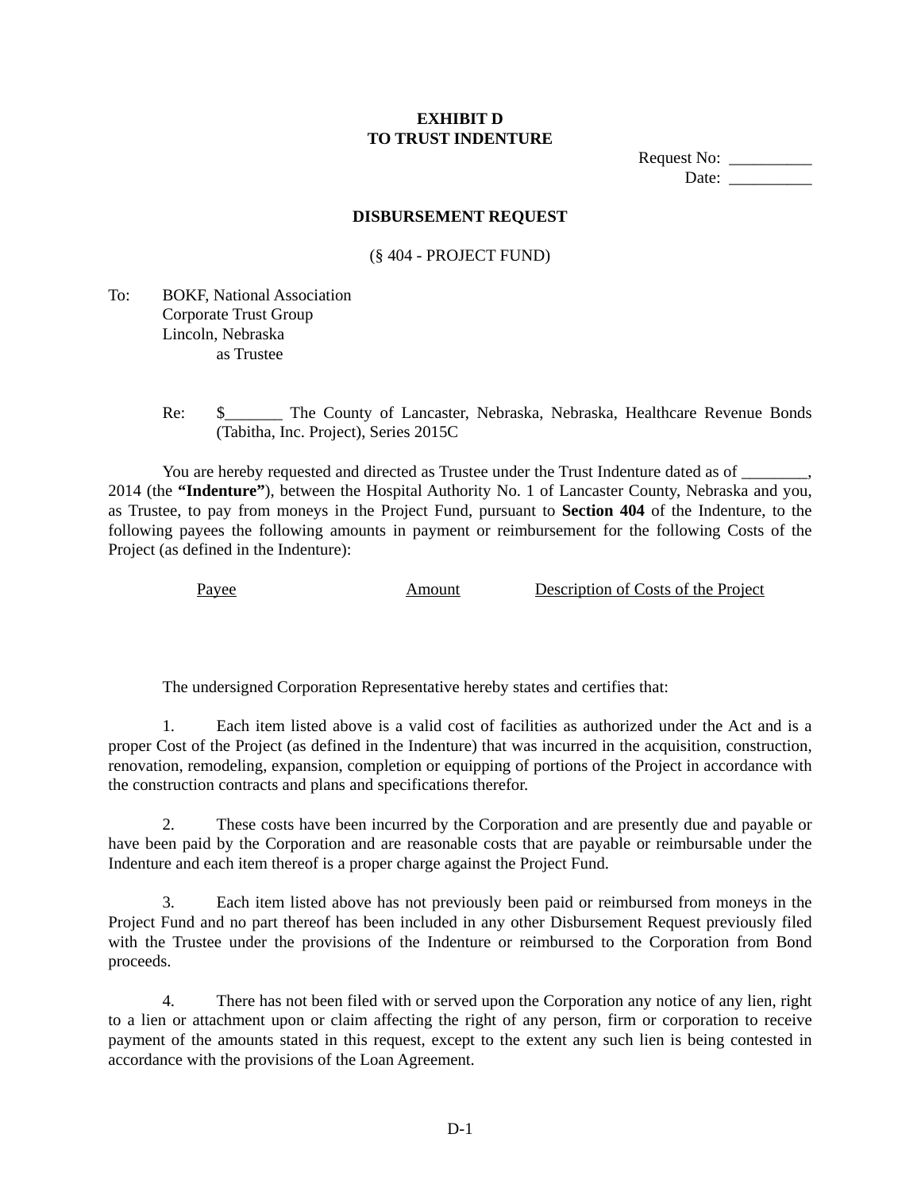**EXHIBIT D**
**TO TRUST INDENTURE**

Request No: __________
Date: __________

**DISBURSEMENT REQUEST**

(§ 404 - PROJECT FUND)

To: BOKF, National Association
Corporate Trust Group
Lincoln, Nebraska
as Trustee

Re: $_______ The County of Lancaster, Nebraska, Nebraska, Healthcare Revenue Bonds (Tabitha, Inc. Project), Series 2015C

You are hereby requested and directed as Trustee under the Trust Indenture dated as of ________, 2014 (the **"Indenture"**), between the Hospital Authority No. 1 of Lancaster County, Nebraska and you, as Trustee, to pay from moneys in the Project Fund, pursuant to **Section 404** of the Indenture, to the following payees the following amounts in payment or reimbursement for the following Costs of the Project (as defined in the Indenture):

| Payee | Amount | Description of Costs of the Project |
| --- | --- | --- |
| | | |

The undersigned Corporation Representative hereby states and certifies that:

1. Each item listed above is a valid cost of facilities as authorized under the Act and is a proper Cost of the Project (as defined in the Indenture) that was incurred in the acquisition, construction, renovation, remodeling, expansion, completion or equipping of portions of the Project in accordance with the construction contracts and plans and specifications therefor.

2. These costs have been incurred by the Corporation and are presently due and payable or have been paid by the Corporation and are reasonable costs that are payable or reimbursable under the Indenture and each item thereof is a proper charge against the Project Fund.

3. Each item listed above has not previously been paid or reimbursed from moneys in the Project Fund and no part thereof has been included in any other Disbursement Request previously filed with the Trustee under the provisions of the Indenture or reimbursed to the Corporation from Bond proceeds.

4. There has not been filed with or served upon the Corporation any notice of any lien, right to a lien or attachment upon or claim affecting the right of any person, firm or corporation to receive payment of the amounts stated in this request, except to the extent any such lien is being contested in accordance with the provisions of the Loan Agreement.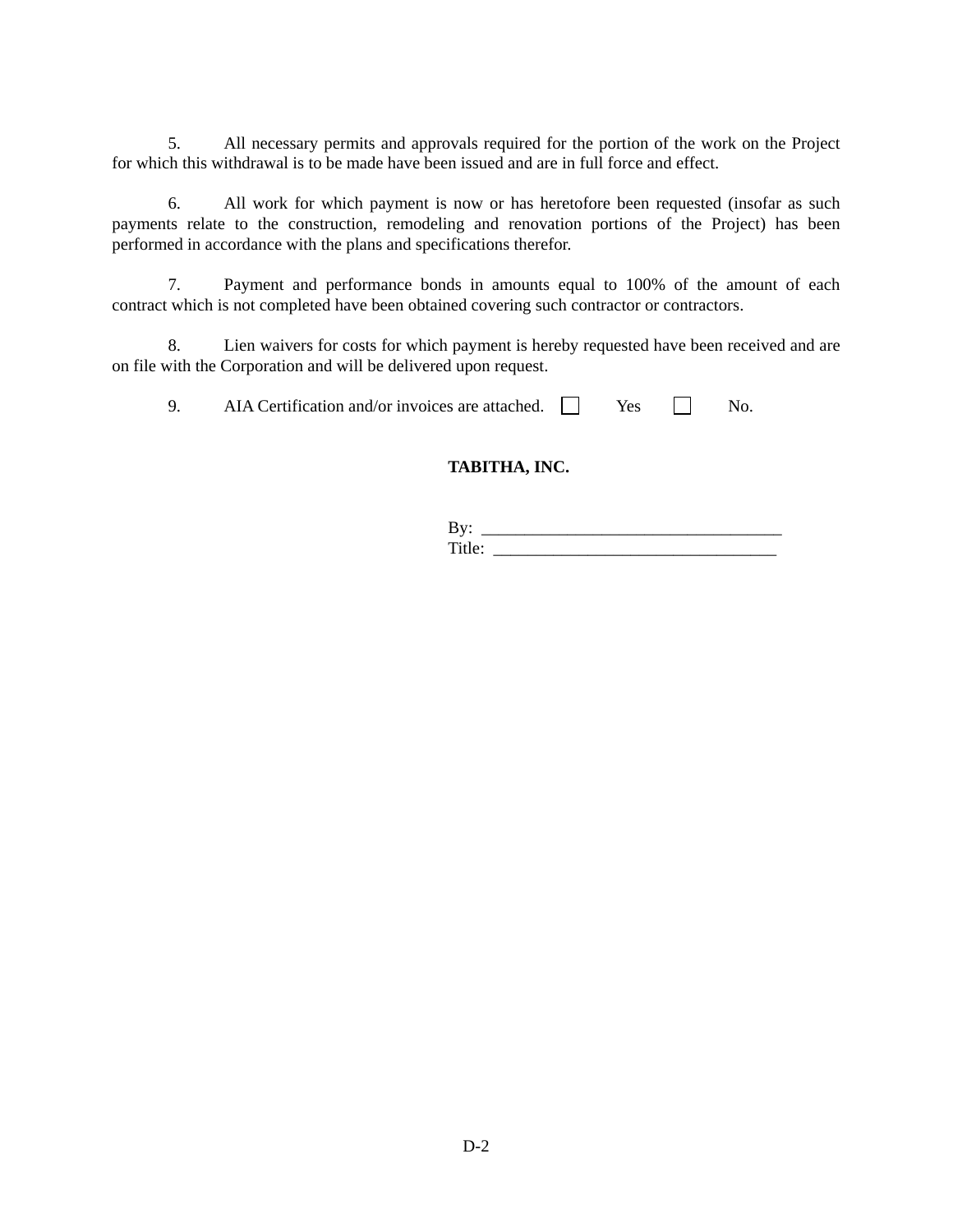5. All necessary permits and approvals required for the portion of the work on the Project for which this withdrawal is to be made have been issued and are in full force and effect.

6. All work for which payment is now or has heretofore been requested (insofar as such payments relate to the construction, remodeling and renovation portions of the Project) has been performed in accordance with the plans and specifications therefor.

7. Payment and performance bonds in amounts equal to 100% of the amount of each contract which is not completed have been obtained covering such contractor or contractors.

8. Lien waivers for costs for which payment is hereby requested have been received and are on file with the Corporation and will be delivered upon request.

9. AIA Certification and/or invoices are attached. ☐ Yes ☐ No.

**TABITHA, INC.**

By: ___________________________________
Title: _________________________________